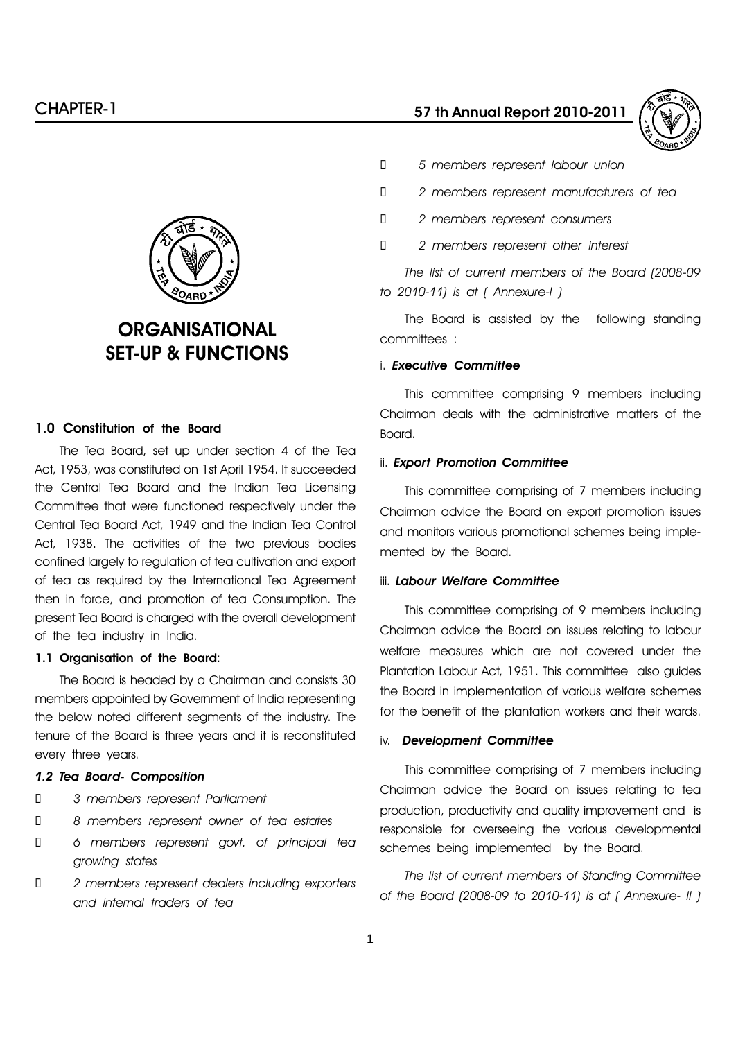# ORGANISATIONAL SET-UP & FUNCTIONS

## 1.0 Constitution of the Board

The Tea Board, set up under section 4 of the Tea Act, 1953, was constituted on 1st April 1954. It succeeded the Central Tea Board and the Indian Tea Licensing Committee that were functioned respectively under the Central Tea Board Act, 1949 and the Indian Tea Control Act, 1938. The activities of the two previous bodies confined largely to regulation of tea cultivation and export of tea as required by the International Tea Agreement then in force, and promotion of tea Consumption. The present Tea Board is charged with the overall development of the tea industry in India.

### 1.1 Organisation of the Board:

The Board is headed by a Chairman and consists 30 members appointed by Government of India representing the below noted different segments of the industry. The tenure of the Board is three years and it is reconstituted every three years.

### *1.2 Tea Board- Composition*

- *3 members represent Parliament*
- *8 members represent owner of tea estates*
- *6 members represent govt. of principal tea growing states*
- *2 members represent dealers including exporters and internal traders of tea*
- *5 members represent labour union*
- *2 members represent manufacturers of tea*
- *2 members represent consumers*
- *2 members represent other interest*

*The list of current members of the Board (2008-09 to 2010-11) is at ( Annexure-I )*

The Board is assisted by the following standing committees :

#### i. *Executive Committee*

This committee comprising 9 members including Chairman deals with the administrative matters of the Board.

#### ii. *Export Promotion Committee*

This committee comprising of 7 members including Chairman advice the Board on export promotion issues and monitors various promotional schemes being implemented by the Board.

#### iii. *Labour Welfare Committee*

This committee comprising of 9 members including Chairman advice the Board on issues relating to labour welfare measures which are not covered under the Plantation Labour Act, 1951. This committee also guides the Board in implementation of various welfare schemes for the benefit of the plantation workers and their wards.

#### iv. *Development Committee*

This committee comprising of 7 members including Chairman advice the Board on issues relating to tea production, productivity and quality improvement and is responsible for overseeing the various developmental schemes being implemented by the Board.

*The list of current members of Standing Committee of the Board (2008-09 to 2010-11) is at ( Annexure- II )*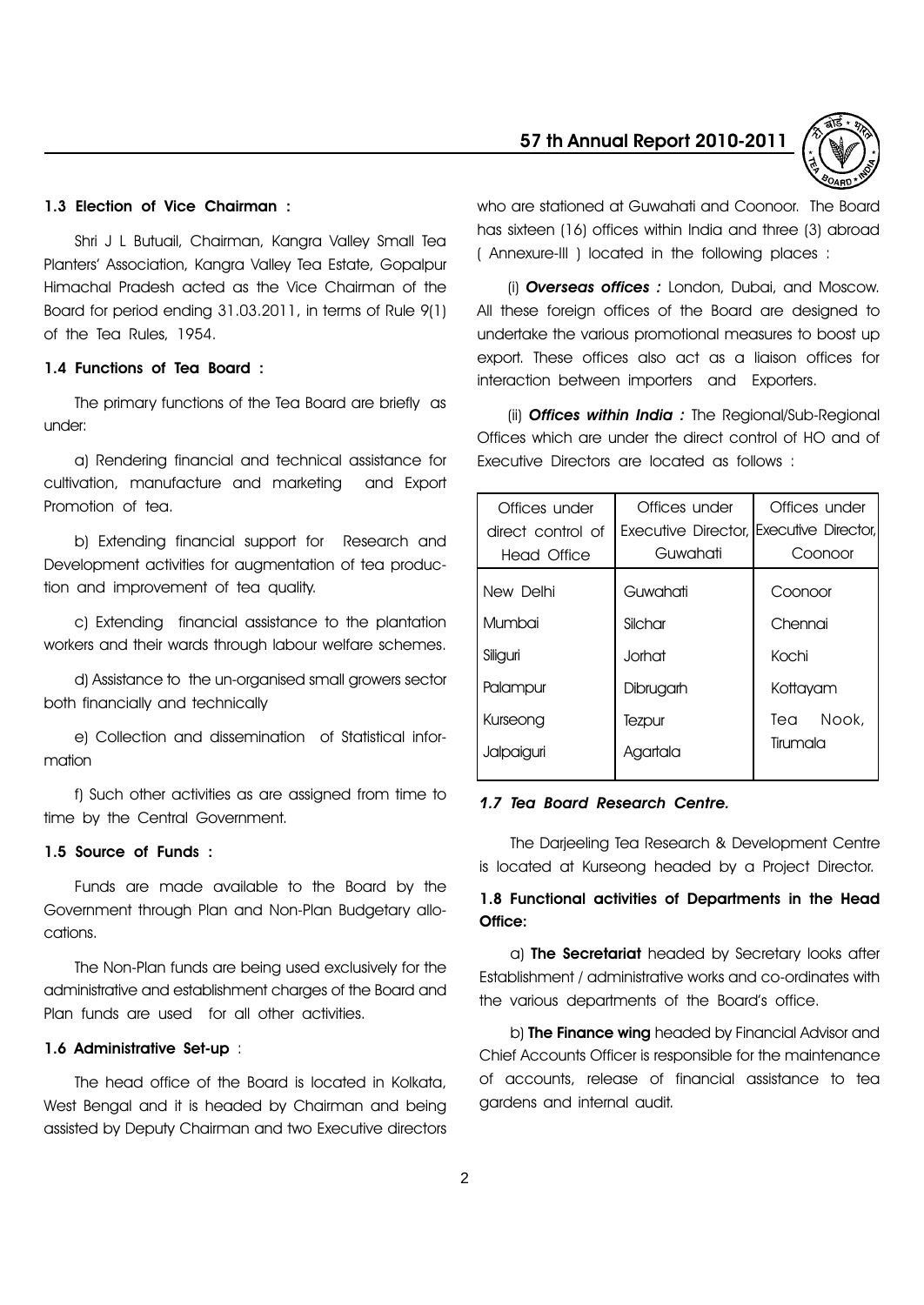### 1.3 Election of Vice Chairman :

Shri J L Butuail, Chairman, Kangra Valley Small Tea Planters' Association, Kangra Valley Tea Estate, Gopalpur Himachal Pradesh acted as the Vice Chairman of the Board for period ending 31.03.2011, in terms of Rule 9(1) of the Tea Rules, 1954.

### 1.4 Functions of Tea Board :

The primary functions of the Tea Board are briefly as under:

a) Rendering financial and technical assistance for cultivation, manufacture and marketing and Export Promotion of tea.

b) Extending financial support for Research and Development activities for augmentation of tea production and improvement of tea quality.

c) Extending financial assistance to the plantation workers and their wards through labour welfare schemes.

d) Assistance to the un-organised small growers sector both financially and technically

e) Collection and dissemination of Statistical information

f) Such other activities as are assigned from time to time by the Central Government.

### 1.5 Source of Funds :

Funds are made available to the Board by the Government through Plan and Non-Plan Budgetary allocations.

The Non-Plan funds are being used exclusively for the administrative and establishment charges of the Board and Plan funds are used for all other activities.

### 1.6 Administrative Set-up :

The head office of the Board is located in Kolkata, West Bengal and it is headed by Chairman and being assisted by Deputy Chairman and two Executive directors who are stationed at Guwahati and Coonoor. The Board has sixteen (16) offices within India and three (3) abroad ( Annexure-III ) located in the following places :

(i) ***Overseas offices :*** London, Dubai, and Moscow. All these foreign offices of the Board are designed to undertake the various promotional measures to boost up export. These offices also act as a liaison offices for interaction between importers and Exporters.

(ii) ***Offices within India :*** The Regional/Sub-Regional Offices which are under the direct control of HO and of Executive Directors are located as follows :

| Offices under direct control of Head Office | Offices under Executive Director, Guwahati | Offices under Executive Director, Coonoor |
|---|---|---|
| New Delhi | Guwahati | Coonoor |
| Mumbai | Silchar | Chennai |
| Siliguri | Jorhat | Kochi |
| Palampur | Dibrugarh | Kottayam |
| Kurseong | Tezpur | Tea Nook, Tirumala |
| Jalpaiguri | Agartala | |

### *1.7 Tea Board Research Centre.*

The Darjeeling Tea Research & Development Centre is located at Kurseong headed by a Project Director.

### 1.8 Functional activities of Departments in the Head Office:

a) **The Secretariat** headed by Secretary looks after Establishment / administrative works and co-ordinates with the various departments of the Board's office.

b) **The Finance wing** headed by Financial Advisor and Chief Accounts Officer is responsible for the maintenance of accounts, release of financial assistance to tea gardens and internal audit.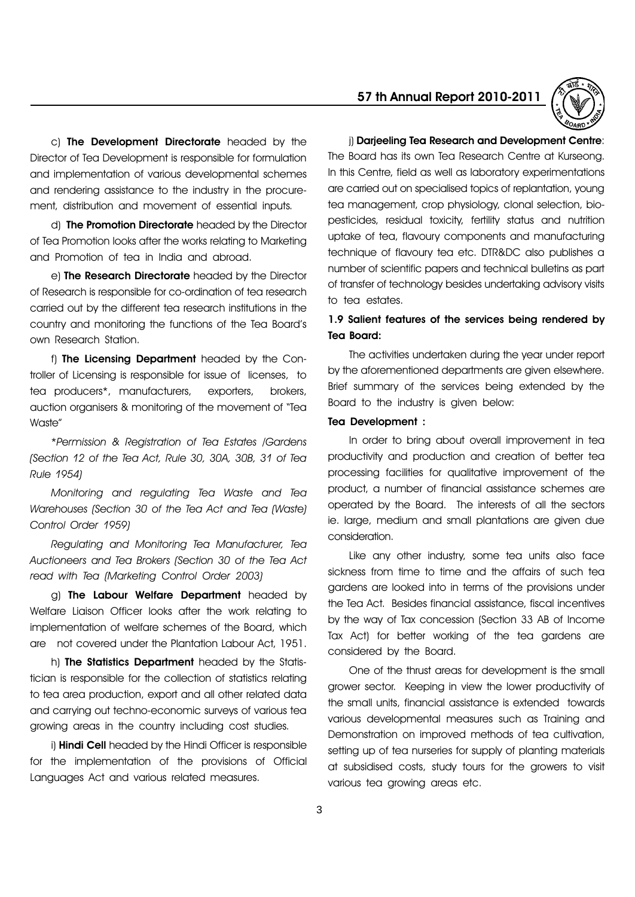c) **The Development Directorate** headed by the Director of Tea Development is responsible for formulation and implementation of various developmental schemes and rendering assistance to the industry in the procurement, distribution and movement of essential inputs.

d) **The Promotion Directorate** headed by the Director of Tea Promotion looks after the works relating to Marketing and Promotion of tea in India and abroad.

e) **The Research Directorate** headed by the Director of Research is responsible for co-ordination of tea research carried out by the different tea research institutions in the country and monitoring the functions of the Tea Board's own Research Station.

f) **The Licensing Department** headed by the Controller of Licensing is responsible for issue of licenses, to tea producers*, manufacturers, exporters, brokers, auction organisers & monitoring of the movement of "Tea Waste"

*\*Permission & Registration of Tea Estates /Gardens (Section 12 of the Tea Act, Rule 30, 30A, 30B, 31 of Tea Rule 1954)*

*Monitoring and regulating Tea Waste and Tea Warehouses (Section 30 of the Tea Act and Tea (Waste) Control Order 1959)*

*Regulating and Monitoring Tea Manufacturer, Tea Auctioneers and Tea Brokers (Section 30 of the Tea Act read with Tea (Marketing Control Order 2003)*

g) **The Labour Welfare Department** headed by Welfare Liaison Officer looks after the work relating to implementation of welfare schemes of the Board, which are not covered under the Plantation Labour Act, 1951.

h) **The Statistics Department** headed by the Statistician is responsible for the collection of statistics relating to tea area production, export and all other related data and carrying out techno-economic surveys of various tea growing areas in the country including cost studies.

i) **Hindi Cell** headed by the Hindi Officer is responsible for the implementation of the provisions of Official Languages Act and various related measures.

j) **Darjeeling Tea Research and Development Centre**: The Board has its own Tea Research Centre at Kurseong. In this Centre, field as well as laboratory experimentations are carried out on specialised topics of replantation, young tea management, crop physiology, clonal selection, bio-pesticides, residual toxicity, fertility status and nutrition uptake of tea, flavoury components and manufacturing technique of flavoury tea etc. DTR&DC also publishes a number of scientific papers and technical bulletins as part of transfer of technology besides undertaking advisory visits to tea estates.

## 1.9 Salient features of the services being rendered by Tea Board:

The activities undertaken during the year under report by the aforementioned departments are given elsewhere. Brief summary of the services being extended by the Board to the industry is given below:

### Tea Development :

In order to bring about overall improvement in tea productivity and production and creation of better tea processing facilities for qualitative improvement of the product, a number of financial assistance schemes are operated by the Board. The interests of all the sectors ie. large, medium and small plantations are given due consideration.

Like any other industry, some tea units also face sickness from time to time and the affairs of such tea gardens are looked into in terms of the provisions under the Tea Act. Besides financial assistance, fiscal incentives by the way of Tax concession (Section 33 AB of Income Tax Act) for better working of the tea gardens are considered by the Board.

One of the thrust areas for development is the small grower sector. Keeping in view the lower productivity of the small units, financial assistance is extended towards various developmental measures such as Training and Demonstration on improved methods of tea cultivation, setting up of tea nurseries for supply of planting materials at subsidised costs, study tours for the growers to visit various tea growing areas etc.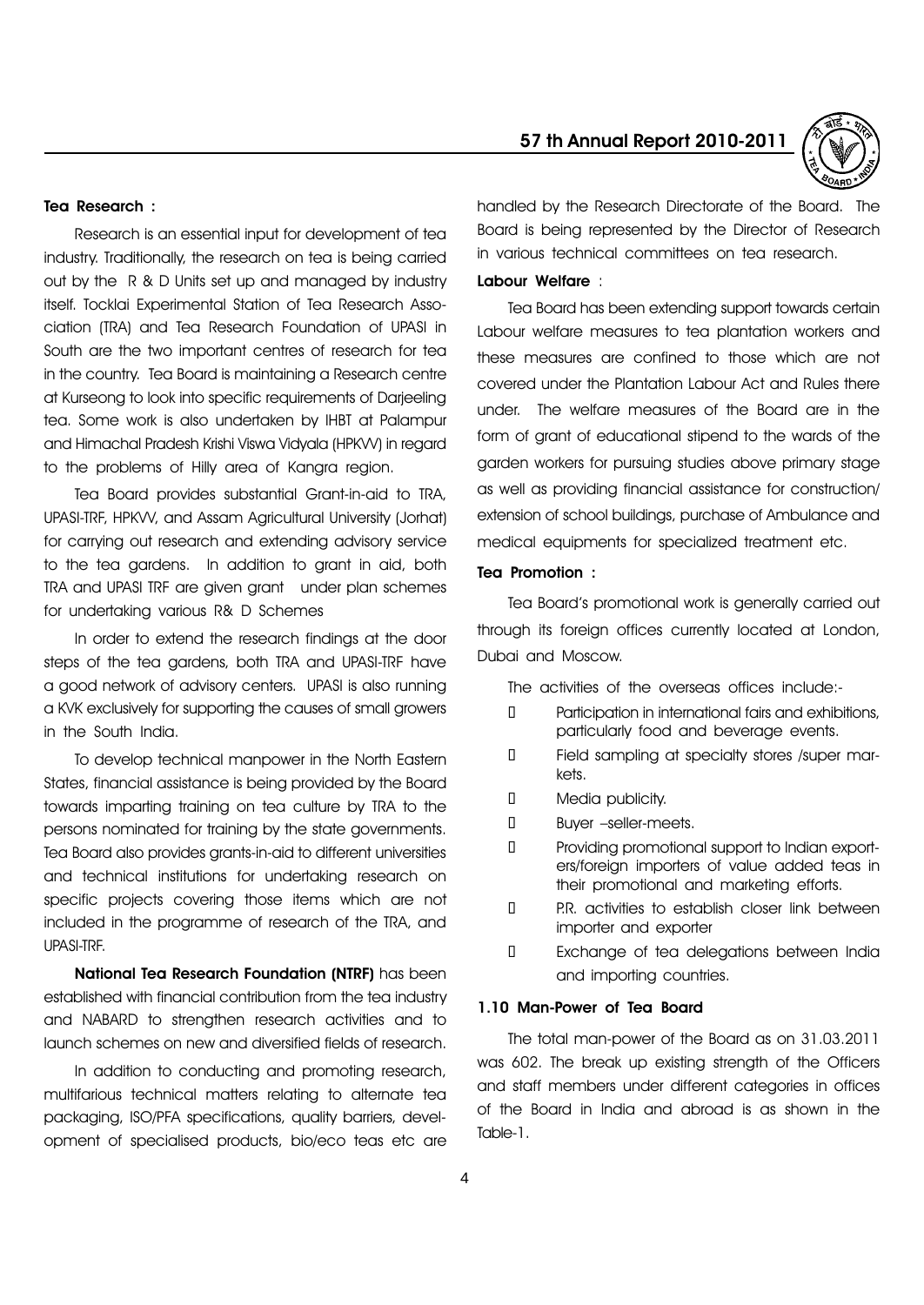**Tea Research :**

Research is an essential input for development of tea industry. Traditionally, the research on tea is being carried out by the R & D Units set up and managed by industry itself. Tocklai Experimental Station of Tea Research Association (TRA) and Tea Research Foundation of UPASI in South are the two important centres of research for tea in the country. Tea Board is maintaining a Research centre at Kurseong to look into specific requirements of Darjeeling tea. Some work is also undertaken by IHBT at Palampur and Himachal Pradesh Krishi Viswa Vidyala (HPKVV) in regard to the problems of Hilly area of Kangra region.

Tea Board provides substantial Grant-in-aid to TRA, UPASI-TRF, HPKVV, and Assam Agricultural University (Jorhat) for carrying out research and extending advisory service to the tea gardens. In addition to grant in aid, both TRA and UPASI TRF are given grant under plan schemes for undertaking various R& D Schemes

In order to extend the research findings at the door steps of the tea gardens, both TRA and UPASI-TRF have a good network of advisory centers. UPASI is also running a KVK exclusively for supporting the causes of small growers in the South India.

To develop technical manpower in the North Eastern States, financial assistance is being provided by the Board towards imparting training on tea culture by TRA to the persons nominated for training by the state governments. Tea Board also provides grants-in-aid to different universities and technical institutions for undertaking research on specific projects covering those items which are not included in the programme of research of the TRA, and UPASI-TRF.

**National Tea Research Foundation (NTRF)** has been established with financial contribution from the tea industry and NABARD to strengthen research activities and to launch schemes on new and diversified fields of research.

In addition to conducting and promoting research, multifarious technical matters relating to alternate tea packaging, ISO/PFA specifications, quality barriers, development of specialised products, bio/eco teas etc are handled by the Research Directorate of the Board. The Board is being represented by the Director of Research in various technical committees on tea research.

**Labour Welfare :**

Tea Board has been extending support towards certain Labour welfare measures to tea plantation workers and these measures are confined to those which are not covered under the Plantation Labour Act and Rules there under. The welfare measures of the Board are in the form of grant of educational stipend to the wards of the garden workers for pursuing studies above primary stage as well as providing financial assistance for construction/ extension of school buildings, purchase of Ambulance and medical equipments for specialized treatment etc.

**Tea Promotion :**

Tea Board's promotional work is generally carried out through its foreign offices currently located at London, Dubai and Moscow.

The activities of the overseas offices include:-

- Participation in international fairs and exhibitions, particularly food and beverage events.
- Field sampling at specialty stores /super markets.
- Media publicity.
- Buyer –seller-meets.
- Providing promotional support to Indian exporters/foreign importers of value added teas in their promotional and marketing efforts.
- P.R. activities to establish closer link between importer and exporter
- Exchange of tea delegations between India and importing countries.

**1.10 Man-Power of Tea Board**

The total man-power of the Board as on 31.03.2011 was 602. The break up existing strength of the Officers and staff members under different categories in offices of the Board in India and abroad is as shown in the Table-1.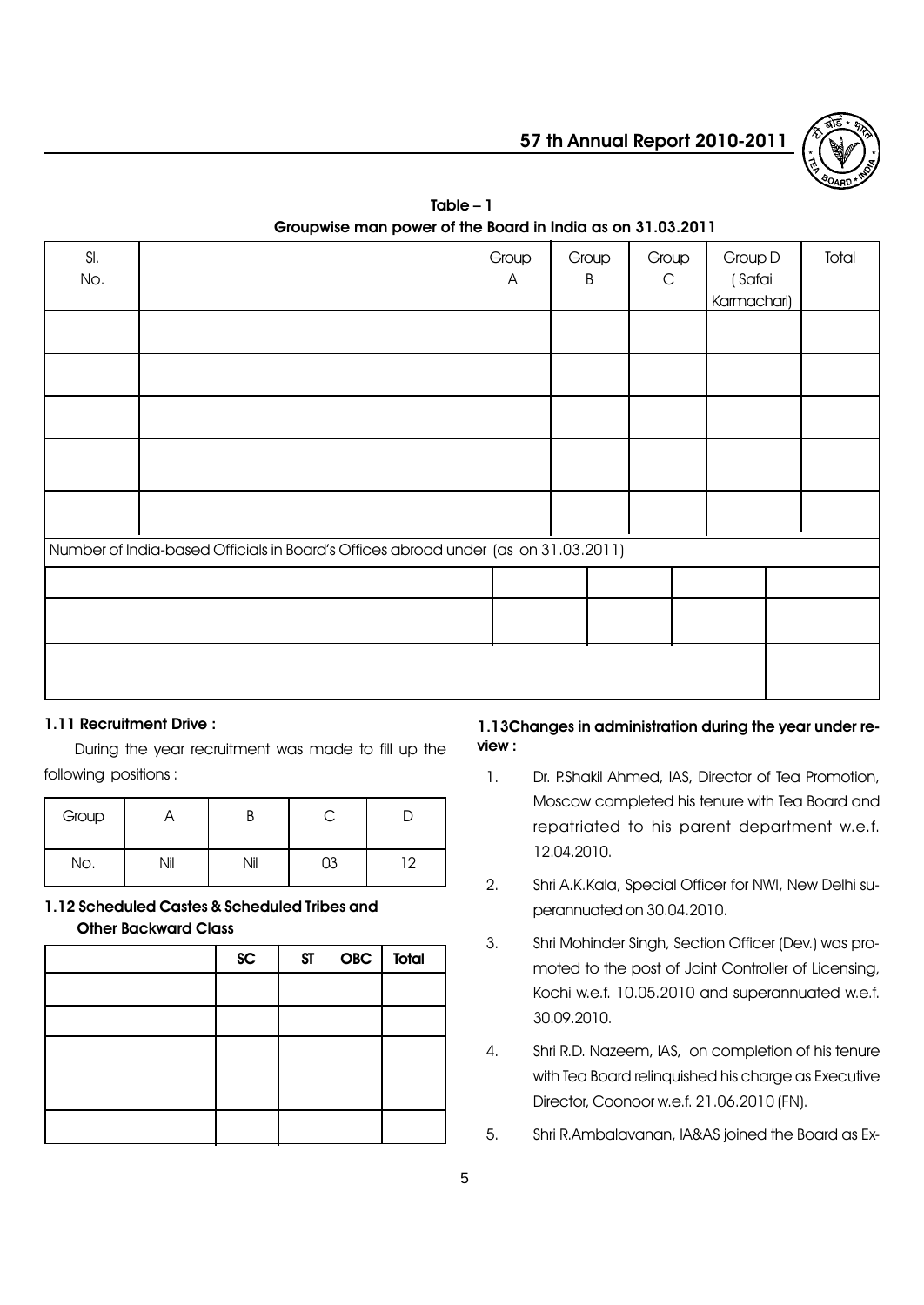**Table – 1**

**Groupwise man power of the Board in India as on 31.03.2011**

| Sl. No. | | Group A | Group B | Group C | Group D (Safai Karmachari) | Total |
|---|---|---|---|---|---|---|
| | | | | | | |
| | | | | | | |
| | | | | | | |
| | | | | | | |
| | | | | | | |
| Number of India-based Officials in Board's Offices abroad under (as on 31.03.2011) | | | | | | |
| | | | | | | |
| | | | | | | |
| | | | | | | |

**1.11 Recruitment Drive :**

During the year recruitment was made to fill up the following positions :

| Group | A | B | C | D |
|---|---|---|---|---|
| No. | Nil | Nil | 03 | 12 |

**1.12 Scheduled Castes & Scheduled Tribes and Other Backward Class**

| | SC | ST | OBC | Total |
|---|---|---|---|---|
| | | | | |
| | | | | |
| | | | | |
| | | | | |
| | | | | |

**1.13 Changes in administration during the year under review :**

1. Dr. P.Shakil Ahmed, IAS, Director of Tea Promotion, Moscow completed his tenure with Tea Board and repatriated to his parent department w.e.f. 12.04.2010.
2. Shri A.K.Kala, Special Officer for NWI, New Delhi superannuated on 30.04.2010.
3. Shri Mohinder Singh, Section Officer (Dev.) was promoted to the post of Joint Controller of Licensing, Kochi w.e.f. 10.05.2010 and superannuated w.e.f. 30.09.2010.
4. Shri R.D. Nazeem, IAS, on completion of his tenure with Tea Board relinquished his charge as Executive Director, Coonoor w.e.f. 21.06.2010 (FN).
5. Shri R.Ambalavanan, IA&AS joined the Board as Ex-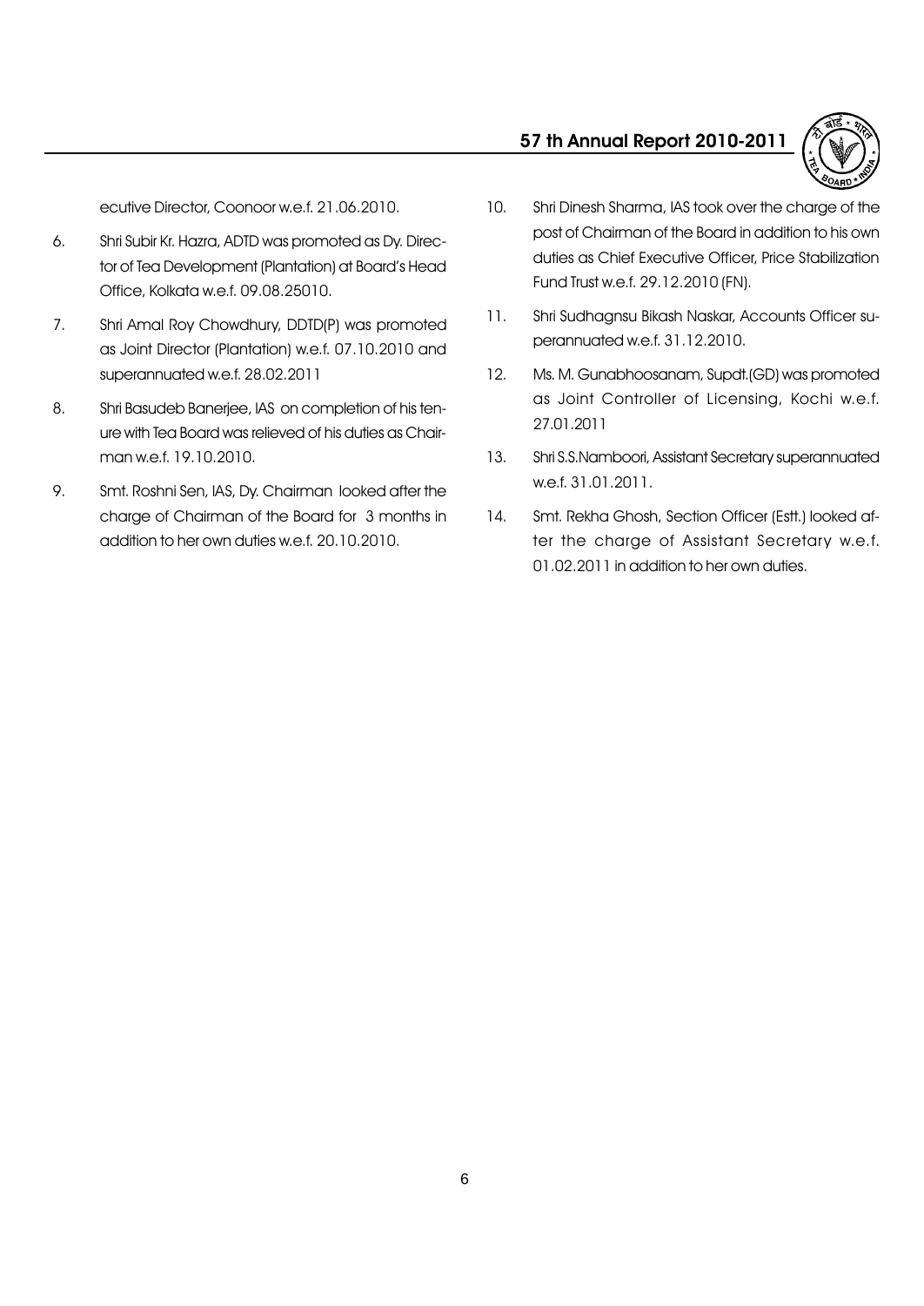ecutive Director, Coonoor w.e.f. 21.06.2010.

6. Shri Subir Kr. Hazra, ADTD was promoted as Dy. Director of Tea Development (Plantation) at Board's Head Office, Kolkata w.e.f. 09.08.25010.

7. Shri Amal Roy Chowdhury, DDTD(P) was promoted as Joint Director (Plantation) w.e.f. 07.10.2010 and superannuated w.e.f. 28.02.2011

8. Shri Basudeb Banerjee, IAS on completion of his tenure with Tea Board was relieved of his duties as Chairman w.e.f. 19.10.2010.

9. Smt. Roshni Sen, IAS, Dy. Chairman looked after the charge of Chairman of the Board for 3 months in addition to her own duties w.e.f. 20.10.2010.

10. Shri Dinesh Sharma, IAS took over the charge of the post of Chairman of the Board in addition to his own duties as Chief Executive Officer, Price Stabilization Fund Trust w.e.f. 29.12.2010 (FN).

11. Shri Sudhagnsu Bikash Naskar, Accounts Officer superannuated w.e.f. 31.12.2010.

12. Ms. M. Gunabhoosanam, Supdt.(GD) was promoted as Joint Controller of Licensing, Kochi w.e.f. 27.01.2011

13. Shri S.S.Namboori, Assistant Secretary superannuated w.e.f. 31.01.2011.

14. Smt. Rekha Ghosh, Section Officer (Estt.) looked after the charge of Assistant Secretary w.e.f. 01.02.2011 in addition to her own duties.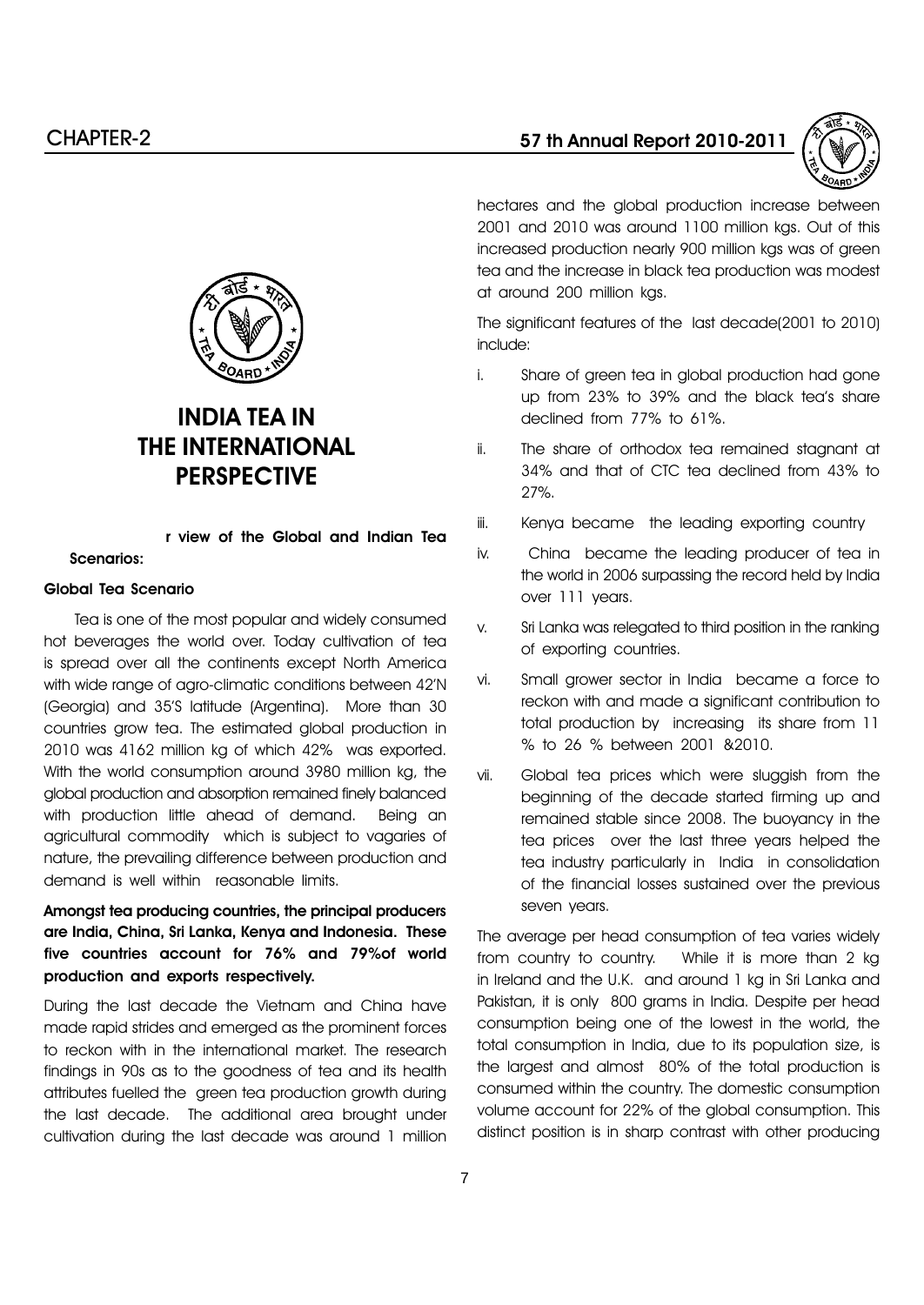# INDIA TEA IN THE INTERNATIONAL PERSPECTIVE

**r view of the Global and Indian Tea Scenarios:**

### Global Tea Scenario

Tea is one of the most popular and widely consumed hot beverages the world over. Today cultivation of tea is spread over all the continents except North America with wide range of agro-climatic conditions between 42'N (Georgia) and 35'S latitude (Argentina). More than 30 countries grow tea. The estimated global production in 2010 was 4162 million kg of which 42% was exported. With the world consumption around 3980 million kg, the global production and absorption remained finely balanced with production little ahead of demand. Being an agricultural commodity which is subject to vagaries of nature, the prevailing difference between production and demand is well within reasonable limits.

**Amongst tea producing countries, the principal producers are India, China, Sri Lanka, Kenya and Indonesia. These five countries account for 76% and 79%of world production and exports respectively.**

During the last decade the Vietnam and China have made rapid strides and emerged as the prominent forces to reckon with in the international market. The research findings in 90s as to the goodness of tea and its health attributes fuelled the green tea production growth during the last decade. The additional area brought under cultivation during the last decade was around 1 million hectares and the global production increase between 2001 and 2010 was around 1100 million kgs. Out of this increased production nearly 900 million kgs was of green tea and the increase in black tea production was modest at around 200 million kgs.

The significant features of the last decade(2001 to 2010) include:

i. Share of green tea in global production had gone up from 23% to 39% and the black tea's share declined from 77% to 61%.

ii. The share of orthodox tea remained stagnant at 34% and that of CTC tea declined from 43% to 27%.

iii. Kenya became the leading exporting country

iv. China became the leading producer of tea in the world in 2006 surpassing the record held by India over 111 years.

v. Sri Lanka was relegated to third position in the ranking of exporting countries.

vi. Small grower sector in India became a force to reckon with and made a significant contribution to total production by increasing its share from 11 % to 26 % between 2001 &2010.

vii. Global tea prices which were sluggish from the beginning of the decade started firming up and remained stable since 2008. The buoyancy in the tea prices over the last three years helped the tea industry particularly in India in consolidation of the financial losses sustained over the previous seven years.

The average per head consumption of tea varies widely from country to country. While it is more than 2 kg in Ireland and the U.K. and around 1 kg in Sri Lanka and Pakistan, it is only 800 grams in India. Despite per head consumption being one of the lowest in the world, the total consumption in India, due to its population size, is the largest and almost 80% of the total production is consumed within the country. The domestic consumption volume account for 22% of the global consumption. This distinct position is in sharp contrast with other producing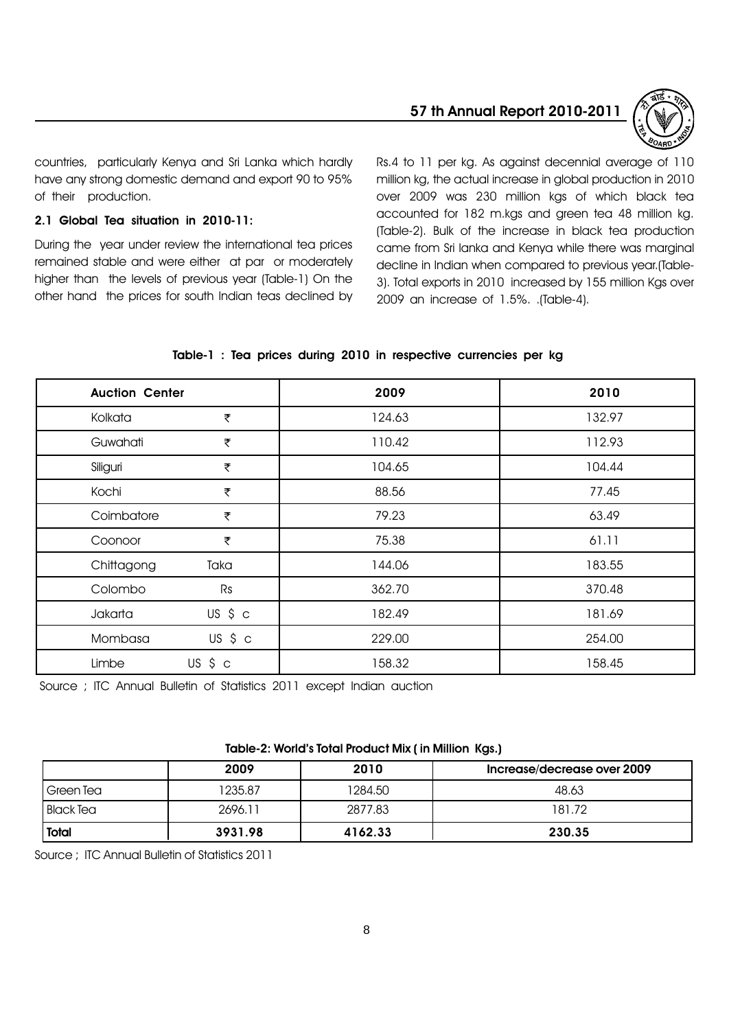countries, particularly Kenya and Sri Lanka which hardly have any strong domestic demand and export 90 to 95% of their production.

### 2.1 Global Tea situation in 2010-11:

During the year under review the international tea prices remained stable and were either at par or moderately higher than the levels of previous year (Table-1) On the other hand the prices for south Indian teas declined by Rs.4 to 11 per kg. As against decennial average of 110 million kg, the actual increase in global production in 2010 over 2009 was 230 million kgs of which black tea accounted for 182 m.kgs and green tea 48 million kg. (Table-2). Bulk of the increase in black tea production came from Sri lanka and Kenya while there was marginal decline in Indian when compared to previous year.(Table-3). Total exports in 2010 increased by 155 million Kgs over 2009 an increase of 1.5%. .(Table-4).

**Table-1 : Tea prices during 2010 in respective currencies per kg**

| Auction Center | | 2009 | 2010 |
|---|---|---|---|
| Kolkata | ₹ | 124.63 | 132.97 |
| Guwahati | ₹ | 110.42 | 112.93 |
| Siliguri | ₹ | 104.65 | 104.44 |
| Kochi | ₹ | 88.56 | 77.45 |
| Coimbatore | ₹ | 79.23 | 63.49 |
| Coonoor | ₹ | 75.38 | 61.11 |
| Chittagong | Taka | 144.06 | 183.55 |
| Colombo | Rs | 362.70 | 370.48 |
| Jakarta | US $ c | 182.49 | 181.69 |
| Mombasa | US $ c | 229.00 | 254.00 |
| Limbe | US $ c | 158.32 | 158.45 |

Source ; ITC Annual Bulletin of Statistics 2011 except Indian auction

**Table-2: World's Total Product Mix ( in Million Kgs.)**

| | 2009 | 2010 | Increase/decrease over 2009 |
|---|---|---|---|
| Green Tea | 1235.87 | 1284.50 | 48.63 |
| Black Tea | 2696.11 | 2877.83 | 181.72 |
| **Total** | **3931.98** | **4162.33** | **230.35** |

Source ; ITC Annual Bulletin of Statistics 2011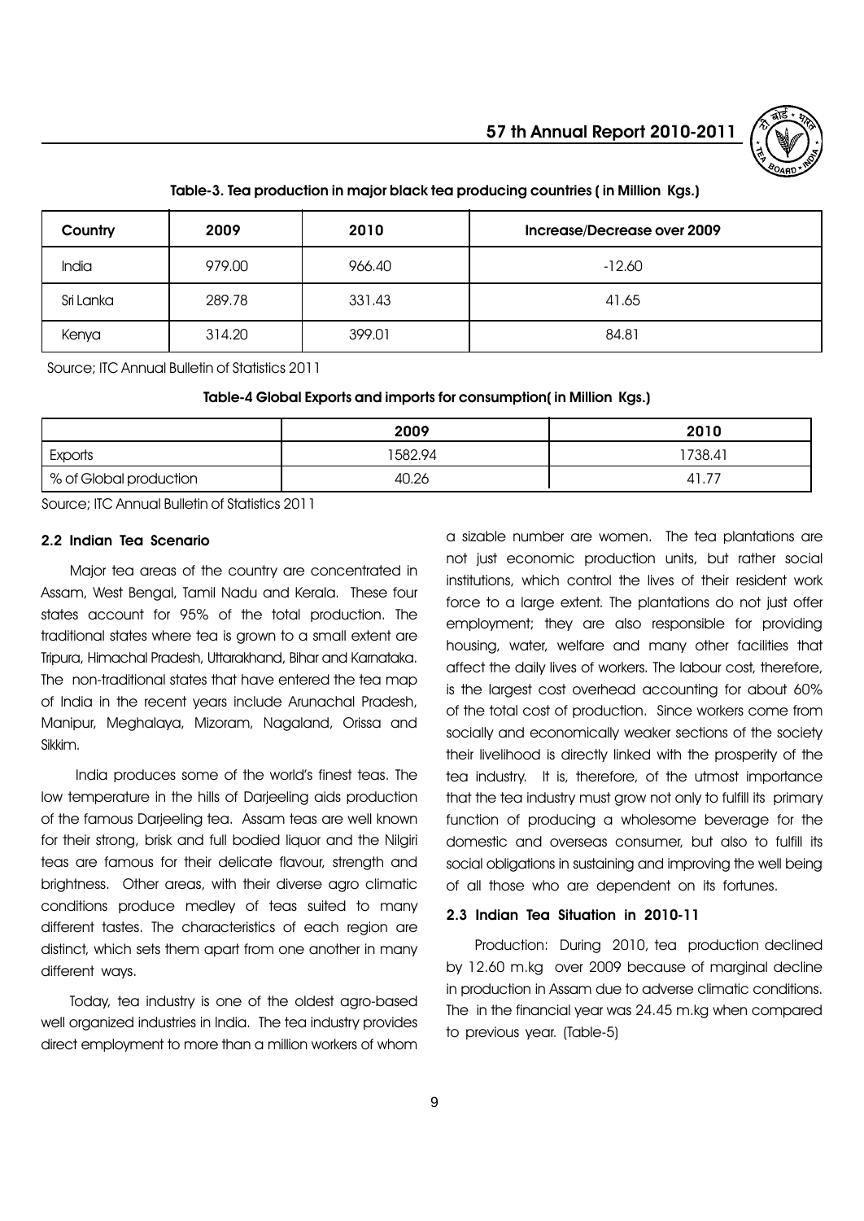**Table-3. Tea production in major black tea producing countries ( in Million Kgs.)**

| Country | 2009 | 2010 | Increase/Decrease over 2009 |
|---|---|---|---|
| India | 979.00 | 966.40 | -12.60 |
| Sri Lanka | 289.78 | 331.43 | 41.65 |
| Kenya | 314.20 | 399.01 | 84.81 |

Source; ITC Annual Bulletin of Statistics 2011

**Table-4 Global Exports and imports for consumption( in Million Kgs.)**

| | 2009 | 2010 |
|---|---|---|
| Exports | 1582.94 | 1738.41 |
| % of Global production | 40.26 | 41.77 |

Source; ITC Annual Bulletin of Statistics 2011

### 2.2 Indian Tea Scenario

Major tea areas of the country are concentrated in Assam, West Bengal, Tamil Nadu and Kerala. These four states account for 95% of the total production. The traditional states where tea is grown to a small extent are Tripura, Himachal Pradesh, Uttarakhand, Bihar and Karnataka. The non-traditional states that have entered the tea map of India in the recent years include Arunachal Pradesh, Manipur, Meghalaya, Mizoram, Nagaland, Orissa and Sikkim.

India produces some of the world's finest teas. The low temperature in the hills of Darjeeling aids production of the famous Darjeeling tea. Assam teas are well known for their strong, brisk and full bodied liquor and the Nilgiri teas are famous for their delicate flavour, strength and brightness. Other areas, with their diverse agro climatic conditions produce medley of teas suited to many different tastes. The characteristics of each region are distinct, which sets them apart from one another in many different ways.

Today, tea industry is one of the oldest agro-based well organized industries in India. The tea industry provides direct employment to more than a million workers of whom a sizable number are women. The tea plantations are not just economic production units, but rather social institutions, which control the lives of their resident work force to a large extent. The plantations do not just offer employment; they are also responsible for providing housing, water, welfare and many other facilities that affect the daily lives of workers. The labour cost, therefore, is the largest cost overhead accounting for about 60% of the total cost of production. Since workers come from socially and economically weaker sections of the society their livelihood is directly linked with the prosperity of the tea industry. It is, therefore, of the utmost importance that the tea industry must grow not only to fulfill its primary function of producing a wholesome beverage for the domestic and overseas consumer, but also to fulfill its social obligations in sustaining and improving the well being of all those who are dependent on its fortunes.

### 2.3 Indian Tea Situation in 2010-11

Production: During 2010, tea production declined by 12.60 m.kg over 2009 because of marginal decline in production in Assam due to adverse climatic conditions. The in the financial year was 24.45 m.kg when compared to previous year. (Table-5)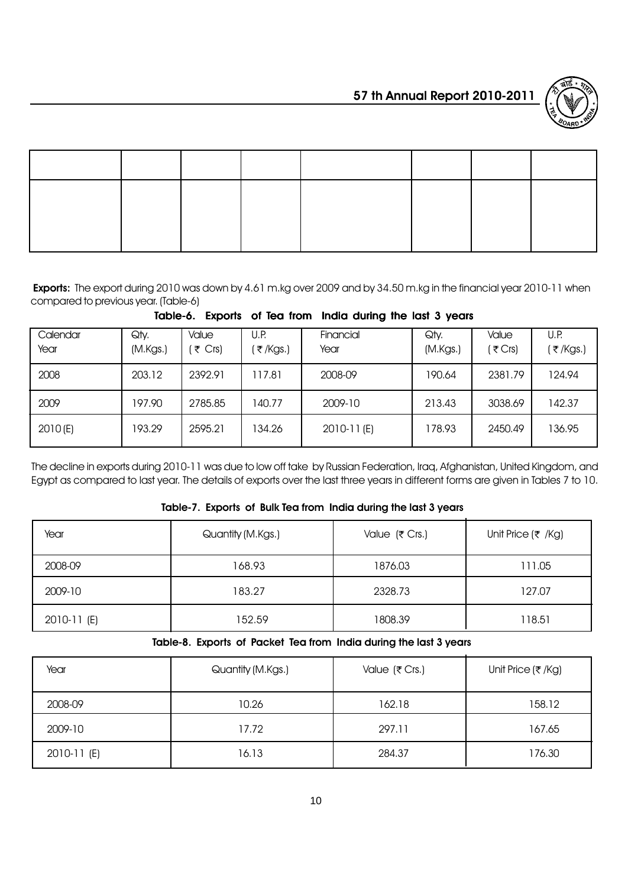**Exports:** The export during 2010 was down by 4.61 m.kg over 2009 and by 34.50 m.kg in the financial year 2010-11 when compared to previous year. (Table-6)

**Table-6. Exports of Tea from India during the last 3 years**

| Calendar Year | Qty. (M.Kgs.) | Value (₹ Crs) | U.P. (₹/Kgs.) | Financial Year | Qty. (M.Kgs.) | Value (₹ Crs) | U.P. (₹/Kgs.) |
|---|---|---|---|---|---|---|---|
| 2008 | 203.12 | 2392.91 | 117.81 | 2008-09 | 190.64 | 2381.79 | 124.94 |
| 2009 | 197.90 | 2785.85 | 140.77 | 2009-10 | 213.43 | 3038.69 | 142.37 |
| 2010 (E) | 193.29 | 2595.21 | 134.26 | 2010-11 (E) | 178.93 | 2450.49 | 136.95 |

The decline in exports during 2010-11 was due to low off take by Russian Federation, Iraq, Afghanistan, United Kingdom, and Egypt as compared to last year. The details of exports over the last three years in different forms are given in Tables 7 to 10.

**Table-7. Exports of Bulk Tea from India during the last 3 years**

| Year | Quantity (M.Kgs.) | Value (₹ Crs.) | Unit Price (₹ /Kg) |
|---|---|---|---|
| 2008-09 | 168.93 | 1876.03 | 111.05 |
| 2009-10 | 183.27 | 2328.73 | 127.07 |
| 2010-11 (E) | 152.59 | 1808.39 | 118.51 |

**Table-8. Exports of Packet Tea from India during the last 3 years**

| Year | Quantity (M.Kgs.) | Value (₹ Crs.) | Unit Price (₹ /Kg) |
|---|---|---|---|
| 2008-09 | 10.26 | 162.18 | 158.12 |
| 2009-10 | 17.72 | 297.11 | 167.65 |
| 2010-11 (E) | 16.13 | 284.37 | 176.30 |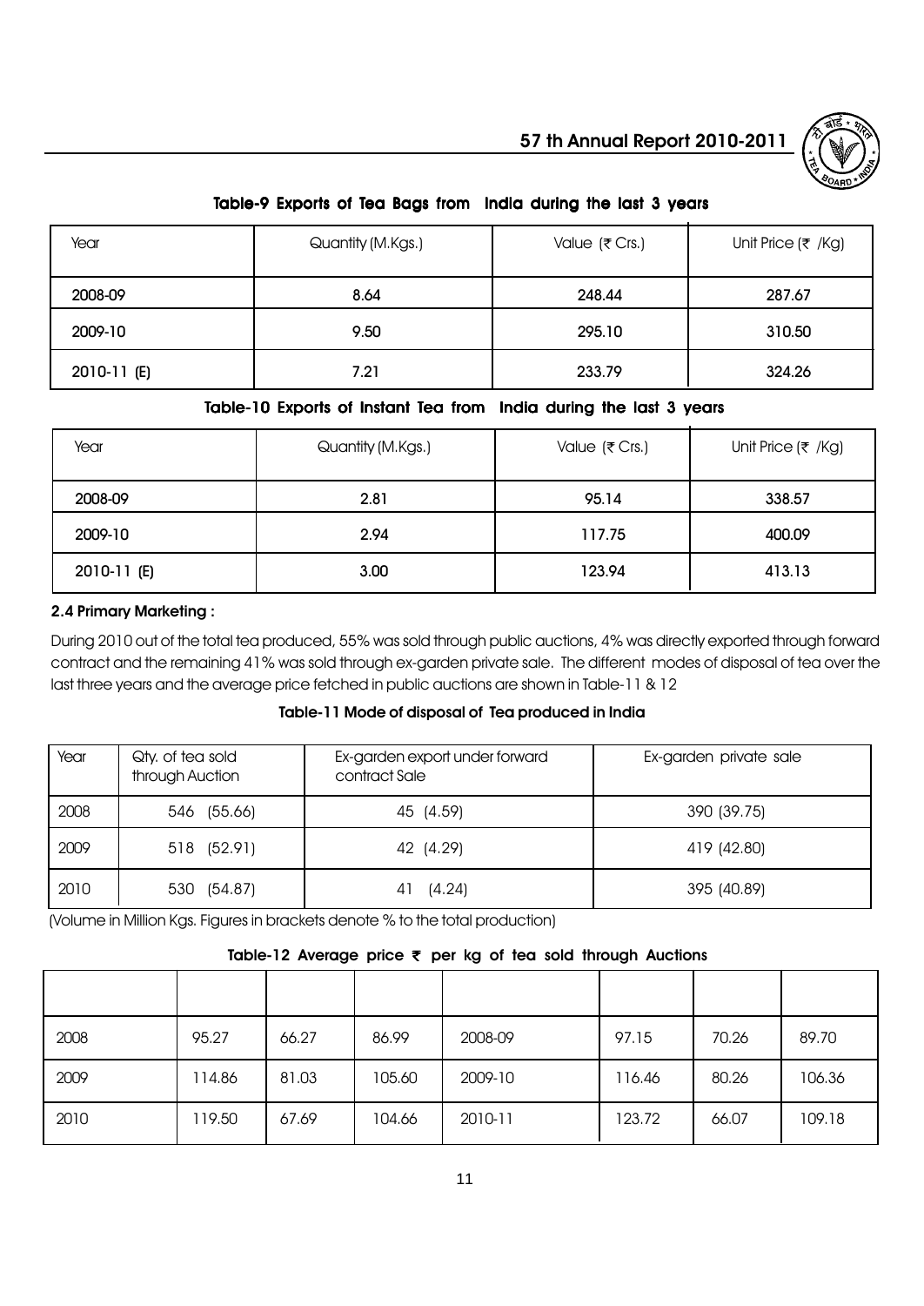### Table-9 Exports of Tea Bags from India during the last 3 years

| Year | Quantity (M.Kgs.) | Value (₹ Crs.) | Unit Price (₹ /Kg) |
|---|---|---|---|
| 2008-09 | 8.64 | 248.44 | 287.67 |
| 2009-10 | 9.50 | 295.10 | 310.50 |
| 2010-11 (E) | 7.21 | 233.79 | 324.26 |

### Table-10 Exports of Instant Tea from India during the last 3 years

| Year | Quantity (M.Kgs.) | Value (₹ Crs.) | Unit Price (₹ /Kg) |
|---|---|---|---|
| 2008-09 | 2.81 | 95.14 | 338.57 |
| 2009-10 | 2.94 | 117.75 | 400.09 |
| 2010-11 (E) | 3.00 | 123.94 | 413.13 |

**2.4 Primary Marketing :**

During 2010 out of the total tea produced, 55% was sold through public auctions, 4% was directly exported through forward contract and the remaining 41% was sold through ex-garden private sale. The different modes of disposal of tea over the last three years and the average price fetched in public auctions are shown in Table-11 & 12

### Table-11 Mode of disposal of Tea produced in India

| Year | Qty. of tea sold through Auction | Ex-garden export under forward contract Sale | Ex-garden private sale |
|---|---|---|---|
| 2008 | 546 (55.66) | 45 (4.59) | 390 (39.75) |
| 2009 | 518 (52.91) | 42 (4.29) | 419 (42.80) |
| 2010 | 530 (54.87) | 41 (4.24) | 395 (40.89) |

(Volume in Million Kgs. Figures in brackets denote % to the total production)

### Table-12 Average price ₹ per kg of tea sold through Auctions

| | | | | | | | |
|---|---|---|---|---|---|---|---|
| 2008 | 95.27 | 66.27 | 86.99 | 2008-09 | 97.15 | 70.26 | 89.70 |
| 2009 | 114.86 | 81.03 | 105.60 | 2009-10 | 116.46 | 80.26 | 106.36 |
| 2010 | 119.50 | 67.69 | 104.66 | 2010-11 | 123.72 | 66.07 | 109.18 |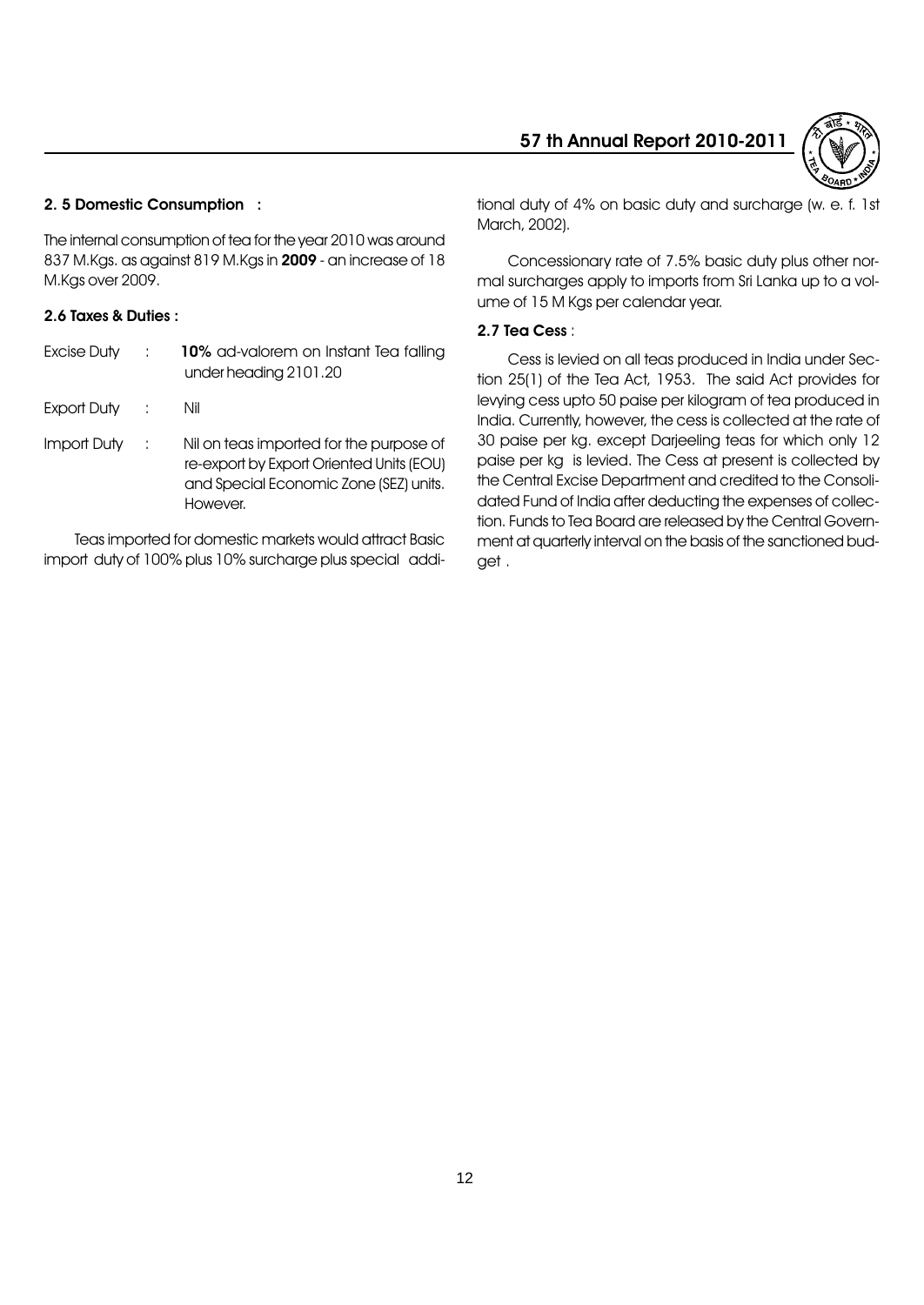## 2. 5 Domestic Consumption :

The internal consumption of tea for the year 2010 was around 837 M.Kgs. as against 819 M.Kgs in **2009** - an increase of 18 M.Kgs over 2009.

## 2.6 Taxes & Duties :

| | | |
|---|---|---|
| Excise Duty | : | **10%** ad-valorem on Instant Tea falling under heading 2101.20 |
| Export Duty | : | Nil |
| Import Duty | : | Nil on teas imported for the purpose of re-export by Export Oriented Units (EOU) and Special Economic Zone (SEZ) units. However. |

Teas imported for domestic markets would attract Basic import duty of 100% plus 10% surcharge plus special additional duty of 4% on basic duty and surcharge (w. e. f. 1st March, 2002).

Concessionary rate of 7.5% basic duty plus other normal surcharges apply to imports from Sri Lanka up to a volume of 15 M Kgs per calendar year.

## 2.7 Tea Cess :

Cess is levied on all teas produced in India under Section 25(1) of the Tea Act, 1953. The said Act provides for levying cess upto 50 paise per kilogram of tea produced in India. Currently, however, the cess is collected at the rate of 30 paise per kg. except Darjeeling teas for which only 12 paise per kg is levied. The Cess at present is collected by the Central Excise Department and credited to the Consolidated Fund of India after deducting the expenses of collection. Funds to Tea Board are released by the Central Government at quarterly interval on the basis of the sanctioned budget .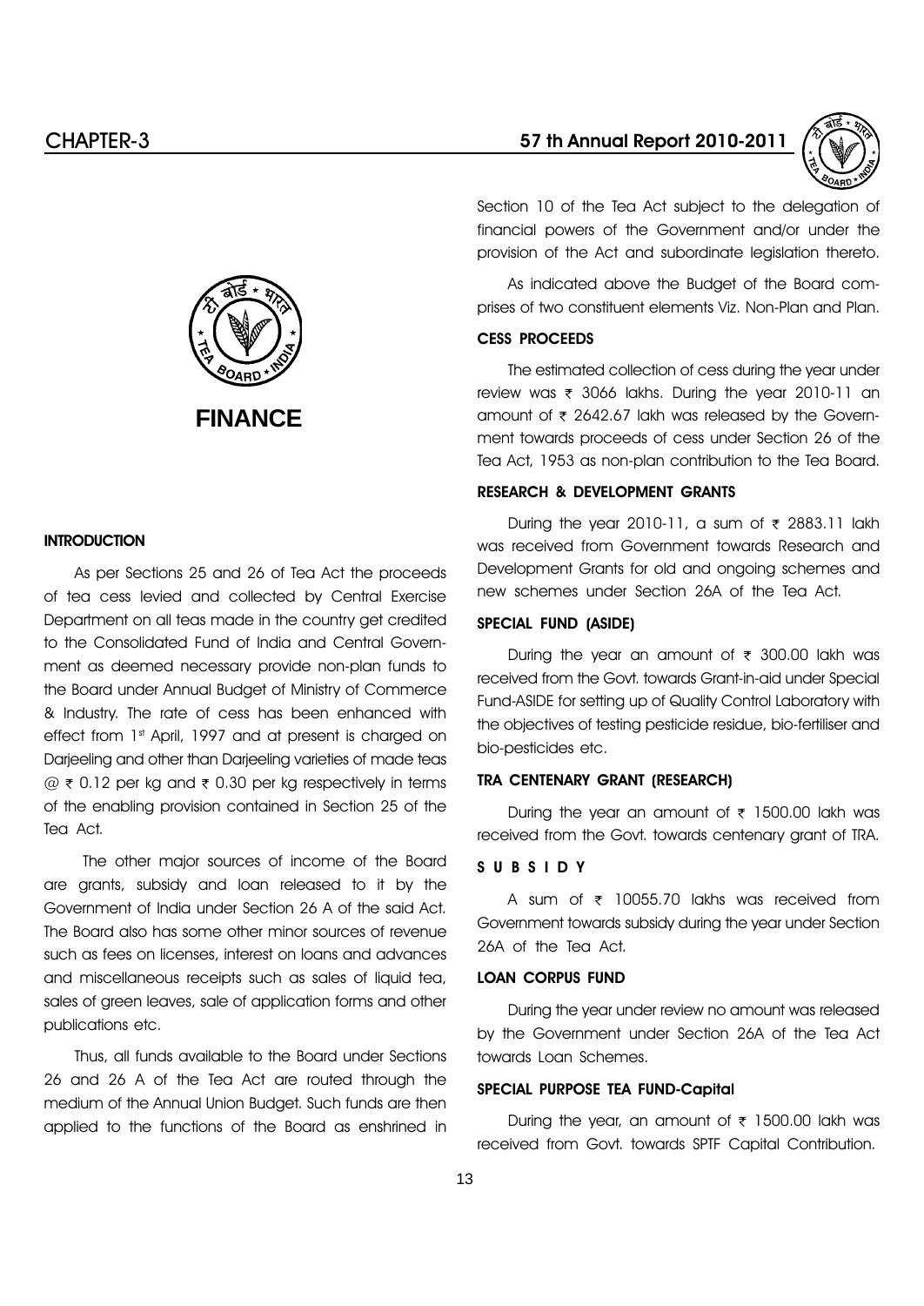# FINANCE

## INTRODUCTION

As per Sections 25 and 26 of Tea Act the proceeds of tea cess levied and collected by Central Exercise Department on all teas made in the country get credited to the Consolidated Fund of India and Central Government as deemed necessary provide non-plan funds to the Board under Annual Budget of Ministry of Commerce & Industry. The rate of cess has been enhanced with effect from 1st April, 1997 and at present is charged on Darjeeling and other than Darjeeling varieties of made teas @ ₹ 0.12 per kg and ₹ 0.30 per kg respectively in terms of the enabling provision contained in Section 25 of the Tea Act.

The other major sources of income of the Board are grants, subsidy and loan released to it by the Government of India under Section 26 A of the said Act. The Board also has some other minor sources of revenue such as fees on licenses, interest on loans and advances and miscellaneous receipts such as sales of liquid tea, sales of green leaves, sale of application forms and other publications etc.

Thus, all funds available to the Board under Sections 26 and 26 A of the Tea Act are routed through the medium of the Annual Union Budget. Such funds are then applied to the functions of the Board as enshrined in Section 10 of the Tea Act subject to the delegation of financial powers of the Government and/or under the provision of the Act and subordinate legislation thereto.

As indicated above the Budget of the Board comprises of two constituent elements Viz. Non-Plan and Plan.

### CESS PROCEEDS

The estimated collection of cess during the year under review was ₹ 3066 lakhs. During the year 2010-11 an amount of ₹ 2642.67 lakh was released by the Government towards proceeds of cess under Section 26 of the Tea Act, 1953 as non-plan contribution to the Tea Board.

### RESEARCH & DEVELOPMENT GRANTS

During the year 2010-11, a sum of ₹ 2883.11 lakh was received from Government towards Research and Development Grants for old and ongoing schemes and new schemes under Section 26A of the Tea Act.

### SPECIAL FUND (ASIDE)

During the year an amount of ₹ 300.00 lakh was received from the Govt. towards Grant-in-aid under Special Fund-ASIDE for setting up of Quality Control Laboratory with the objectives of testing pesticide residue, bio-fertiliser and bio-pesticides etc.

### TRA CENTENARY GRANT (RESEARCH)

During the year an amount of ₹ 1500.00 lakh was received from the Govt. towards centenary grant of TRA.

### SUBSIDY

A sum of ₹ 10055.70 lakhs was received from Government towards subsidy during the year under Section 26A of the Tea Act.

### LOAN CORPUS FUND

During the year under review no amount was released by the Government under Section 26A of the Tea Act towards Loan Schemes.

### SPECIAL PURPOSE TEA FUND-Capital

During the year, an amount of ₹ 1500.00 lakh was received from Govt. towards SPTF Capital Contribution.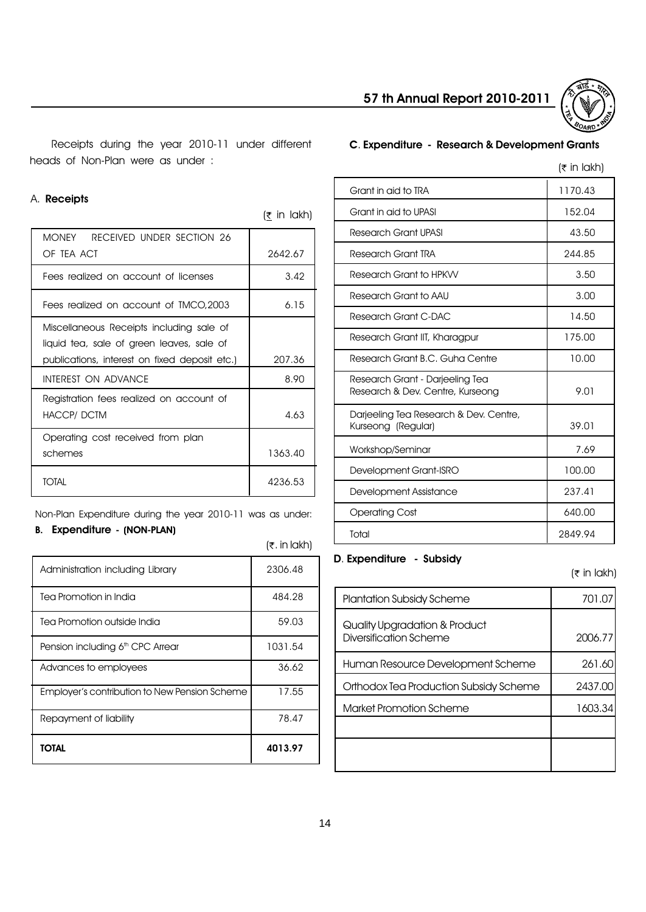Receipts during the year 2010-11 under different heads of Non-Plan were as under :

A. **Receipts**

(₹ in lakh)

| | |
|---|---|
| MONEY RECEIVED UNDER SECTION 26 OF TEA ACT | 2642.67 |
| Fees realized on account of licenses | 3.42 |
| Fees realized on account of TMCO,2003 | 6.15 |
| Miscellaneous Receipts including sale of liquid tea, sale of green leaves, sale of publications, interest on fixed deposit etc.) | 207.36 |
| INTEREST ON ADVANCE | 8.90 |
| Registration fees realized on account of HACCP/ DCTM | 4.63 |
| Operating cost received from plan schemes | 1363.40 |
| TOTAL | 4236.53 |

Non-Plan Expenditure during the year 2010-11 was as under:

**B. Expenditure - (NON-PLAN)**

(₹. in lakh)

| | |
|---|---|
| Administration including Library | 2306.48 |
| Tea Promotion in India | 484.28 |
| Tea Promotion outside India | 59.03 |
| Pension including 6th CPC Arrear | 1031.54 |
| Advances to employees | 36.62 |
| Employer's contribution to New Pension Scheme | 17.55 |
| Repayment of liability | 78.47 |
| **TOTAL** | **4013.97** |

**C. Expenditure - Research & Development Grants**

(₹ in lakh)

| | |
|---|---|
| Grant in aid to TRA | 1170.43 |
| Grant in aid to UPASI | 152.04 |
| Research Grant UPASI | 43.50 |
| Research Grant TRA | 244.85 |
| Research Grant to HPKVV | 3.50 |
| Research Grant to AAU | 3.00 |
| Research Grant C-DAC | 14.50 |
| Research Grant IIT, Kharagpur | 175.00 |
| Research Grant B.C. Guha Centre | 10.00 |
| Research Grant - Darjeeling Tea Research & Dev. Centre, Kurseong | 9.01 |
| Darjeeling Tea Research & Dev. Centre, Kurseong (Regular) | 39.01 |
| Workshop/Seminar | 7.69 |
| Development Grant-ISRO | 100.00 |
| Development Assistance | 237.41 |
| Operating Cost | 640.00 |
| Total | 2849.94 |

**D. Expenditure - Subsidy**

(₹ in lakh)

| | |
|---|---|
| Plantation Subsidy Scheme | 701.07 |
| Quality Upgradation & Product Diversification Scheme | 2006.77 |
| Human Resource Development Scheme | 261.60 |
| Orthodox Tea Production Subsidy Scheme | 2437.00 |
| Market Promotion Scheme | 1603.34 |
| | |
| | |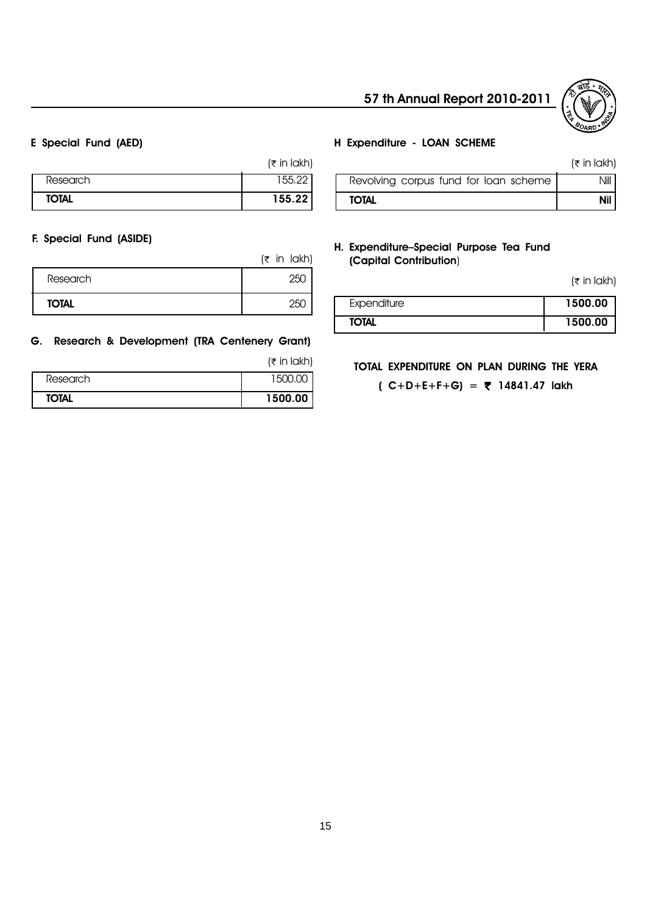### E Special Fund (AED)

(₹ in lakh)

| Research | 155.22 |
|---|---|
| **TOTAL** | **155.22** |

### F. Special Fund (ASIDE)

(₹ in lakh)

| Research | 250 |
|---|---|
| **TOTAL** | 250 |

### G. Research & Development (TRA Centenery Grant)

(₹ in lakh)

| Research | 1500.00 |
|---|---|
| **TOTAL** | **1500.00** |

### H Expenditure - LOAN SCHEME

(₹ in lakh)

| Revolving corpus fund for loan scheme | Nill |
|---|---|
| **TOTAL** | **Nil** |

### H. Expenditure–Special Purpose Tea Fund (Capital Contribution)

(₹ in lakh)

| Expenditure | **1500.00** |
|---|---|
| **TOTAL** | **1500.00** |

**TOTAL EXPENDITURE ON PLAN DURING THE YERA**

**( C+D+E+F+G) = ₹ 14841.47 lakh**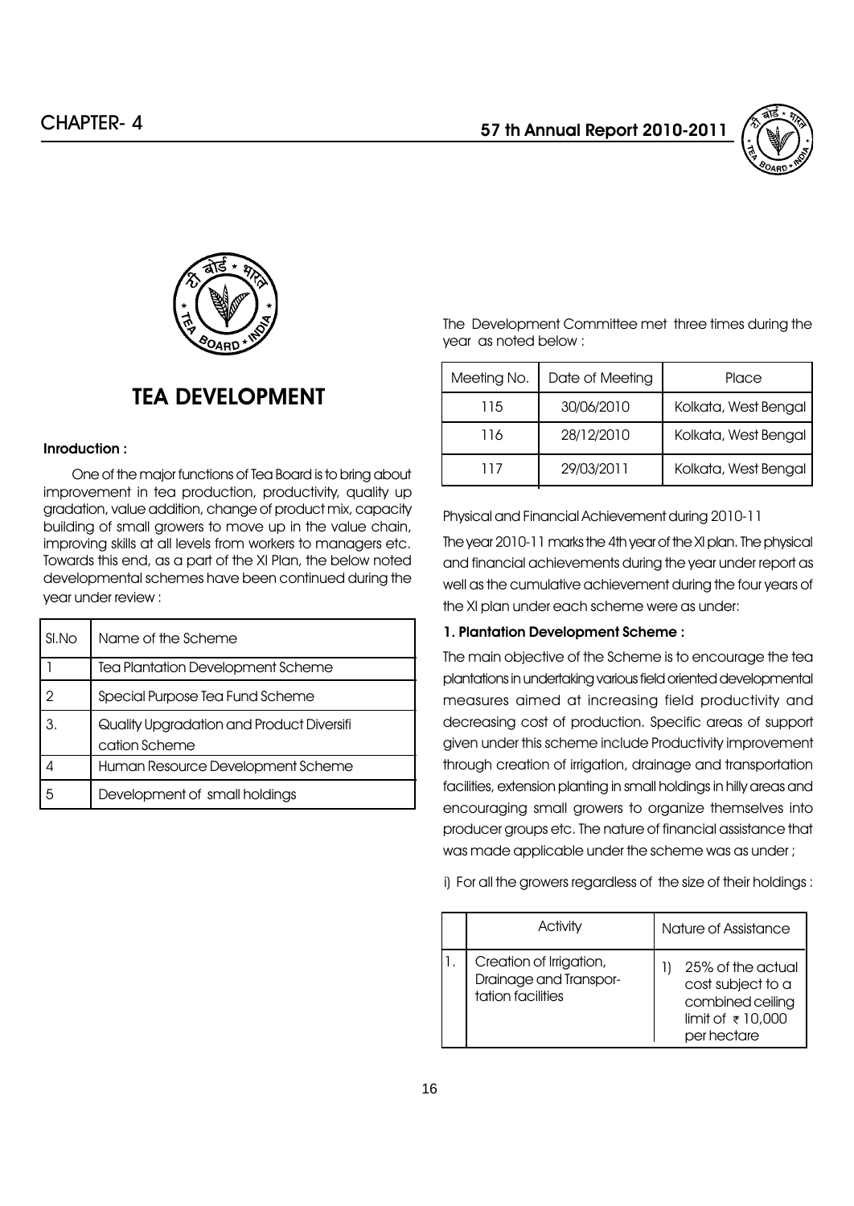# TEA DEVELOPMENT

**Inroduction :**

One of the major functions of Tea Board is to bring about improvement in tea production, productivity, quality up gradation, value addition, change of product mix, capacity building of small growers to move up in the value chain, improving skills at all levels from workers to managers etc. Towards this end, as a part of the XI Plan, the below noted developmental schemes have been continued during the year under review :

| Sl.No | Name of the Scheme |
|---|---|
| 1 | Tea Plantation Development Scheme |
| 2 | Special Purpose Tea Fund Scheme |
| 3. | Quality Upgradation and Product Diversifi cation Scheme |
| 4 | Human Resource Development Scheme |
| 5 | Development of small holdings |

The Development Committee met three times during the year as noted below :

| Meeting No. | Date of Meeting | Place |
|---|---|---|
| 115 | 30/06/2010 | Kolkata, West Bengal |
| 116 | 28/12/2010 | Kolkata, West Bengal |
| 117 | 29/03/2011 | Kolkata, West Bengal |

Physical and Financial Achievement during 2010-11

The year 2010-11 marks the 4th year of the XI plan. The physical and financial achievements during the year under report as well as the cumulative achievement during the four years of the XI plan under each scheme were as under:

**1. Plantation Development Scheme :**

The main objective of the Scheme is to encourage the tea plantations in undertaking various field oriented developmental measures aimed at increasing field productivity and decreasing cost of production. Specific areas of support given under this scheme include Productivity improvement through creation of irrigation, drainage and transportation facilities, extension planting in small holdings in hilly areas and encouraging small growers to organize themselves into producer groups etc. The nature of financial assistance that was made applicable under the scheme was as under ;

i) For all the growers regardless of the size of their holdings :

| | Activity | Nature of Assistance |
|---|---|---|
| 1. | Creation of Irrigation, Drainage and Transpor-tation facilities | 1) 25% of the actual cost subject to a combined ceiling limit of ₹ 10,000 per hectare |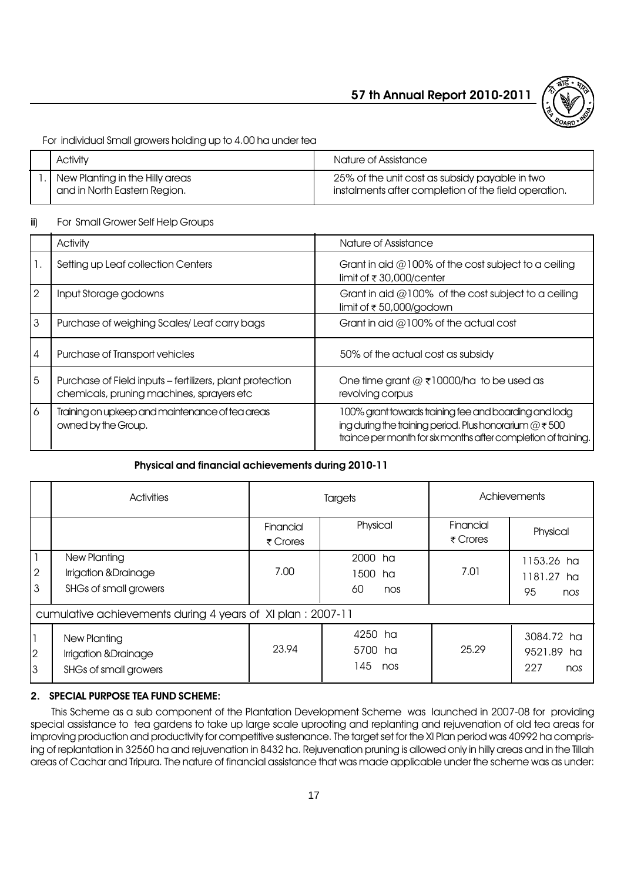For individual Small growers holding up to 4.00 ha under tea

| | Activity | Nature of Assistance |
|---|---|---|
| 1. | New Planting in the Hilly areas and in North Eastern Region. | 25% of the unit cost as subsidy payable in two instalments after completion of the field operation. |

iii) For Small Grower Self Help Groups

| | Activity | Nature of Assistance |
|---|---|---|
| 1. | Setting up Leaf collection Centers | Grant in aid @100% of the cost subject to a ceiling limit of ₹ 30,000/center |
| 2 | Input Storage godowns | Grant in aid @100% of the cost subject to a ceiling limit of ₹ 50,000/godown |
| 3 | Purchase of weighing Scales/ Leaf carry bags | Grant in aid @100% of the actual cost |
| 4 | Purchase of Transport vehicles | 50% of the actual cost as subsidy |
| 5 | Purchase of Field inputs – fertilizers, plant protection chemicals, pruning machines, sprayers etc | One time grant @ ₹10000/ha to be used as revolving corpus |
| 6 | Training on upkeep and maintenance of tea areas owned by the Group. | 100% grant towards training fee and boarding and lodging during the training period. Plus honorarium @ ₹ 500 trainee per month for six months after completion of training. |

**Physical and financial achievements during 2010-11**

| | Activities | Targets | | Achievements | |
|---|---|---|---|---|---|
| | | Financial ₹ Crores | Physical | Financial ₹ Crores | Physical |
| 1 | New Planting | 7.00 | 2000 ha | 7.01 | 1153.26 ha |
| 2 | Irrigation &Drainage | | 1500 ha | | 1181.27 ha |
| 3 | SHGs of small growers | | 60 nos | | 95 nos |
| cumulative achievements during 4 years of XI plan : 2007-11 | | | | | |
| 1 | New Planting | 23.94 | 4250 ha | 25.29 | 3084.72 ha |
| 2 | Irrigation &Drainage | | 5700 ha | | 9521.89 ha |
| 3 | SHGs of small growers | | 145 nos | | 227 nos |

## 2. SPECIAL PURPOSE TEA FUND SCHEME:

This Scheme as a sub component of the Plantation Development Scheme was launched in 2007-08 for providing special assistance to tea gardens to take up large scale uprooting and replanting and rejuvenation of old tea areas for improving production and productivity for competitive sustenance. The target set for the XI Plan period was 40992 ha comprising of replantation in 32560 ha and rejuvenation in 8432 ha. Rejuvenation pruning is allowed only in hilly areas and in the Tillah areas of Cachar and Tripura. The nature of financial assistance that was made applicable under the scheme was as under: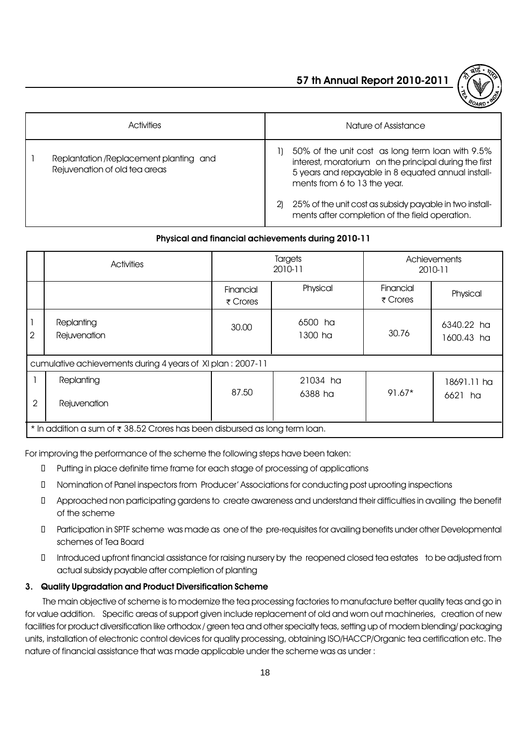| | Activities | Nature of Assistance |
|---|---|---|
| 1 | Replantation /Replacement planting and Rejuvenation of old tea areas | 1) 50% of the unit cost as long term loan with 9.5% interest, moratorium on the principal during the first 5 years and repayable in 8 equated annual installments from 6 to 13 the year.<br><br>2) 25% of the unit cost as subsidy payable in two installments after completion of the field operation. |

**Physical and financial achievements during 2010-11**

| | Activities | Targets 2010-11 | | Achievements 2010-11 | |
|---|---|---|---|---|---|
| | | Financial ₹ Crores | Physical | Financial ₹ Crores | Physical |
| 1<br>2 | Replanting<br>Rejuvenation | 30.00 | 6500 ha<br>1300 ha | 30.76 | 6340.22 ha<br>1600.43 ha |
| cumulative achievements during 4 years of XI plan : 2007-11 | | | | | |
| 1<br>2 | Replanting<br>Rejuvenation | 87.50 | 21034 ha<br>6388 ha | 91.67* | 18691.11 ha<br>6621 ha |
| * In addition a sum of ₹ 38.52 Crores has been disbursed as long term loan. | | | | | |

For improving the performance of the scheme the following steps have been taken:

- Putting in place definite time frame for each stage of processing of applications
- Nomination of Panel inspectors from Producer' Associations for conducting post uprooting inspections
- Approached non participating gardens to create awareness and understand their difficulties in availing the benefit of the scheme
- Participation in SPTF scheme was made as one of the pre-requisites for availing benefits under other Developmental schemes of Tea Board
- Introduced upfront financial assistance for raising nursery by the reopened closed tea estates to be adjusted from actual subsidy payable after completion of planting

### 3. Quality Upgradation and Product Diversification Scheme

The main objective of scheme is to modernize the tea processing factories to manufacture better quality teas and go in for value addition. Specific areas of support given include replacement of old and worn out machineries, creation of new facilities for product diversification like orthodox / green tea and other specialty teas, setting up of modern blending/ packaging units, installation of electronic control devices for quality processing, obtaining ISO/HACCP/Organic tea certification etc. The nature of financial assistance that was made applicable under the scheme was as under :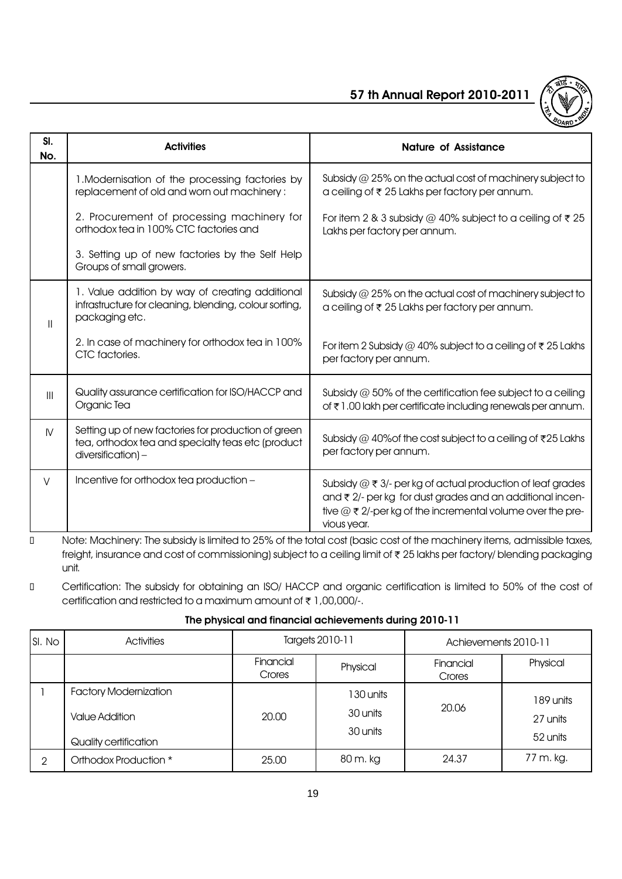| Sl. No. | Activities | Nature of Assistance |
|---|---|---|
| | 1.Modernisation of the processing factories by replacement of old and worn out machinery : | Subsidy @ 25% on the actual cost of machinery subject to a ceiling of ₹ 25 Lakhs per factory per annum. |
| | 2. Procurement of processing machinery for orthodox tea in 100% CTC factories and | For item 2 & 3 subsidy @ 40% subject to a ceiling of ₹ 25 Lakhs per factory per annum. |
| | 3. Setting up of new factories by the Self Help Groups of small growers. | |
| II | 1. Value addition by way of creating additional infrastructure for cleaning, blending, colour sorting, packaging etc. | Subsidy @ 25% on the actual cost of machinery subject to a ceiling of ₹ 25 Lakhs per factory per annum. |
| | 2. In case of machinery for orthodox tea in 100% CTC factories. | For item 2 Subsidy @ 40% subject to a ceiling of ₹ 25 Lakhs per factory per annum. |
| III | Quality assurance certification for ISO/HACCP and Organic Tea | Subsidy @ 50% of the certification fee subject to a ceiling of ₹ 1.00 lakh per certificate including renewals per annum. |
| IV | Setting up of new factories for production of green tea, orthodox tea and specialty teas etc (product diversification) – | Subsidy @ 40%of the cost subject to a ceiling of ₹25 Lakhs per factory per annum. |
| V | Incentive for orthodox tea production – | Subsidy @ ₹ 3/- per kg of actual production of leaf grades and ₹ 2/- per kg for dust grades and an additional incentive @ ₹ 2/-per kg of the incremental volume over the previous year. |

- Note: Machinery: The subsidy is limited to 25% of the total cost (basic cost of the machinery items, admissible taxes, freight, insurance and cost of commissioning) subject to a ceiling limit of ₹ 25 lakhs per factory/ blending packaging unit.
- Certification: The subsidy for obtaining an ISO/ HACCP and organic certification is limited to 50% of the cost of certification and restricted to a maximum amount of ₹ 1,00,000/-.

### The physical and financial achievements during 2010-11

| Sl. No | Activities | Targets 2010-11 | | Achievements 2010-11 | |
|---|---|---|---|---|---|
| | | Financial Crores | Physical | Financial Crores | Physical |
| 1 | Factory Modernization<br>Value Addition<br>Quality certification | 20.00 | 130 units<br>30 units<br>30 units | 20.06 | 189 units<br>27 units<br>52 units |
| 2 | Orthodox Production * | 25.00 | 80 m. kg | 24.37 | 77 m. kg. |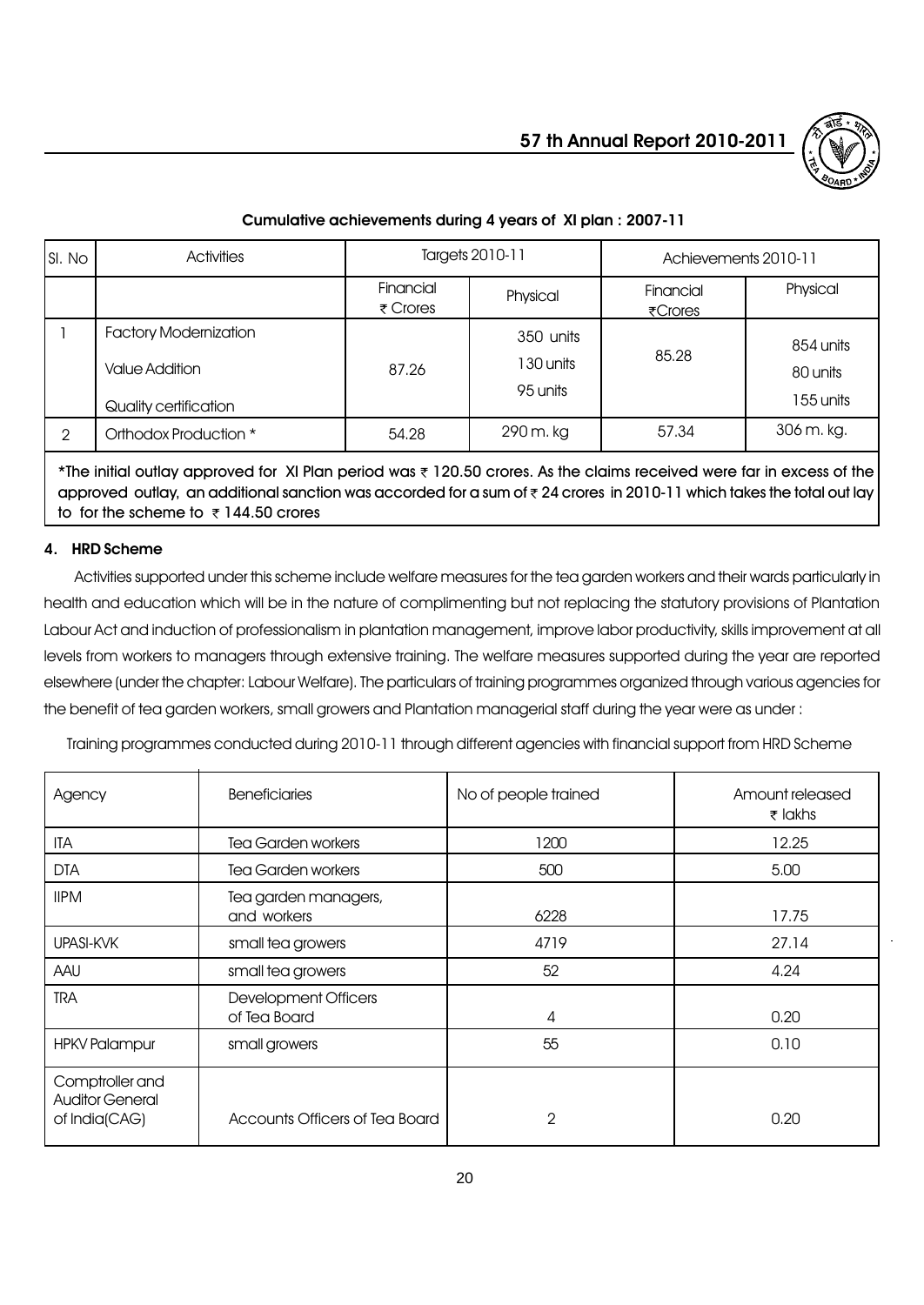### Cumulative achievements during 4 years of XI plan : 2007-11

| Sl. No | Activities | Targets 2010-11 | | Achievements 2010-11 | |
|---|---|---|---|---|---|
| | | Financial ₹ Crores | Physical | Financial ₹Crores | Physical |
| 1 | Factory Modernization<br>Value Addition<br>Quality certification | 87.26 | 350 units<br>130 units<br>95 units | 85.28 | 854 units<br>80 units<br>155 units |
| 2 | Orthodox Production * | 54.28 | 290 m. kg | 57.34 | 306 m. kg. |

*The initial outlay approved for XI Plan period was ₹ 120.50 crores. As the claims received were far in excess of the approved outlay, an additional sanction was accorded for a sum of ₹ 24 crores in 2010-11 which takes the total out lay to for the scheme to ₹ 144.50 crores

### 4. HRD Scheme

Activities supported under this scheme include welfare measures for the tea garden workers and their wards particularly in health and education which will be in the nature of complimenting but not replacing the statutory provisions of Plantation Labour Act and induction of professionalism in plantation management, improve labor productivity, skills improvement at all levels from workers to managers through extensive training. The welfare measures supported during the year are reported elsewhere (under the chapter: Labour Welfare). The particulars of training programmes organized through various agencies for the benefit of tea garden workers, small growers and Plantation managerial staff during the year were as under :

Training programmes conducted during 2010-11 through different agencies with financial support from HRD Scheme

| Agency | Beneficiaries | No of people trained | Amount released ₹ lakhs |
|---|---|---|---|
| ITA | Tea Garden workers | 1200 | 12.25 |
| DTA | Tea Garden workers | 500 | 5.00 |
| IIPM | Tea garden managers, and workers | 6228 | 17.75 |
| UPASI-KVK | small tea growers | 4719 | 27.14 |
| AAU | small tea growers | 52 | 4.24 |
| TRA | Development Officers of Tea Board | 4 | 0.20 |
| HPKV Palampur | small growers | 55 | 0.10 |
| Comptroller and Auditor General of India(CAG) | Accounts Officers of Tea Board | 2 | 0.20 |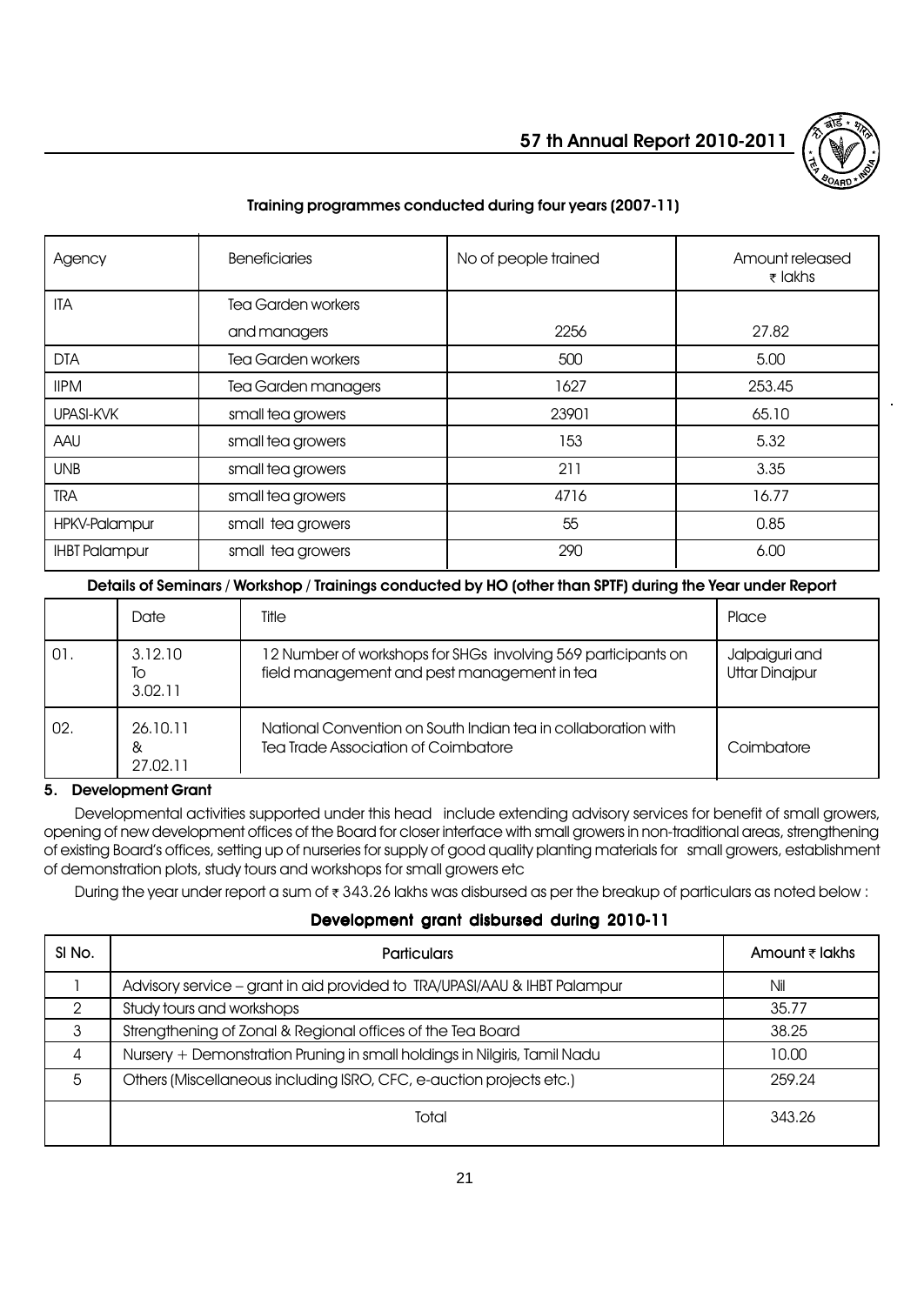### Training programmes conducted during four years (2007-11)

| Agency | Beneficiaries | No of people trained | Amount released ₹ lakhs |
|---|---|---|---|
| ITA | Tea Garden workers and managers | 2256 | 27.82 |
| DTA | Tea Garden workers | 500 | 5.00 |
| IIPM | Tea Garden managers | 1627 | 253.45 |
| UPASI-KVK | small tea growers | 23901 | 65.10 |
| AAU | small tea growers | 153 | 5.32 |
| UNB | small tea growers | 211 | 3.35 |
| TRA | small tea growers | 4716 | 16.77 |
| HPKV-Palampur | small tea growers | 55 | 0.85 |
| IHBT Palampur | small tea growers | 290 | 6.00 |

### Details of Seminars / Workshop / Trainings conducted by HO (other than SPTF) during the Year under Report

| | Date | Title | Place |
|---|---|---|---|
| 01. | 3.12.10 To 3.02.11 | 12 Number of workshops for SHGs involving 569 participants on field management and pest management in tea | Jalpaiguri and Uttar Dinajpur |
| 02. | 26.10.11 & 27.02.11 | National Convention on South Indian tea in collaboration with Tea Trade Association of Coimbatore | Coimbatore |

### 5. Development Grant

Developmental activities supported under this head include extending advisory services for benefit of small growers, opening of new development offices of the Board for closer interface with small growers in non-traditional areas, strengthening of existing Board's offices, setting up of nurseries for supply of good quality planting materials for small growers, establishment of demonstration plots, study tours and workshops for small growers etc

During the year under report a sum of ₹ 343.26 lakhs was disbursed as per the breakup of particulars as noted below :

### Development grant disbursed during 2010-11

| Sl No. | Particulars | Amount ₹ lakhs |
|---|---|---|
| 1 | Advisory service – grant in aid provided to TRA/UPASI/AAU & IHBT Palampur | Nil |
| 2 | Study tours and workshops | 35.77 |
| 3 | Strengthening of Zonal & Regional offices of the Tea Board | 38.25 |
| 4 | Nursery + Demonstration Pruning in small holdings in Nilgiris, Tamil Nadu | 10.00 |
| 5 | Others (Miscellaneous including ISRO, CFC, e-auction projects etc.) | 259.24 |
| | Total | 343.26 |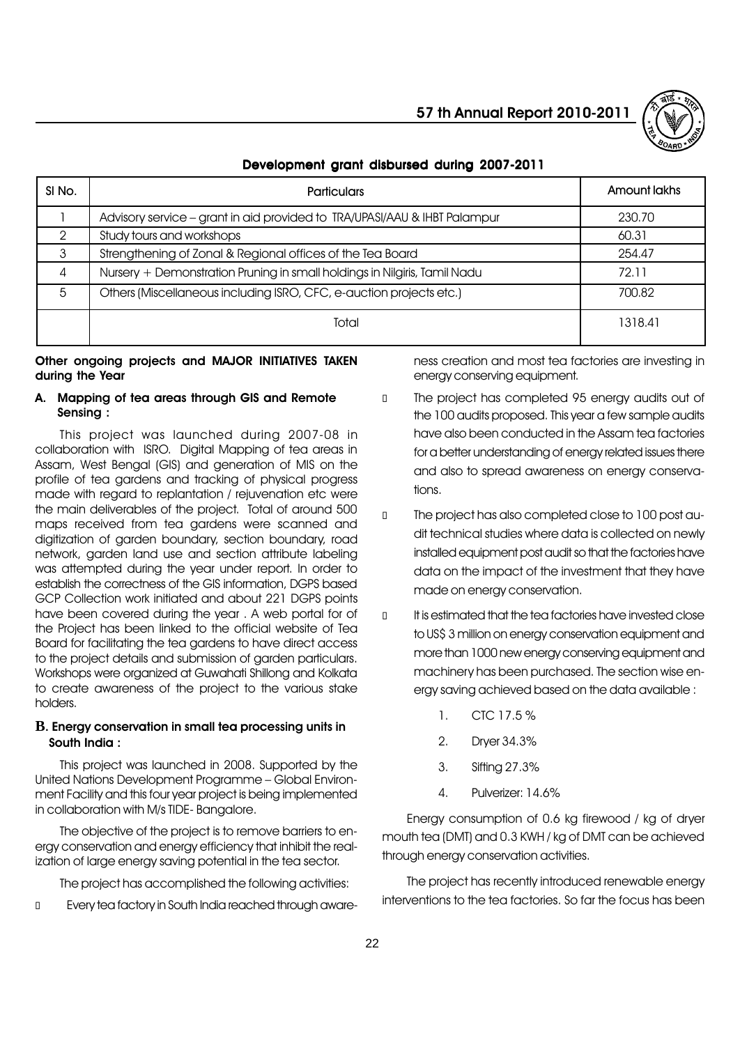## Development grant disbursed during 2007-2011

| Sl No. | Particulars | Amount lakhs |
|---|---|---|
| 1 | Advisory service – grant in aid provided to TRA/UPASI/AAU & IHBT Palampur | 230.70 |
| 2 | Study tours and workshops | 60.31 |
| 3 | Strengthening of Zonal & Regional offices of the Tea Board | 254.47 |
| 4 | Nursery + Demonstration Pruning in small holdings in Nilgiris, Tamil Nadu | 72.11 |
| 5 | Others (Miscellaneous including ISRO, CFC, e-auction projects etc.) | 700.82 |
| | Total | 1318.41 |

**Other ongoing projects and MAJOR INITIATIVES TAKEN during the Year**

### A. Mapping of tea areas through GIS and Remote Sensing :

This project was launched during 2007-08 in collaboration with ISRO. Digital Mapping of tea areas in Assam, West Bengal (GIS) and generation of MIS on the profile of tea gardens and tracking of physical progress made with regard to replantation / rejuvenation etc were the main deliverables of the project. Total of around 500 maps received from tea gardens were scanned and digitization of garden boundary, section boundary, road network, garden land use and section attribute labeling was attempted during the year under report. In order to establish the correctness of the GIS information, DGPS based GCP Collection work initiated and about 221 DGPS points have been covered during the year . A web portal for of the Project has been linked to the official website of Tea Board for facilitating the tea gardens to have direct access to the project details and submission of garden particulars. Workshops were organized at Guwahati Shillong and Kolkata to create awareness of the project to the various stake holders.

### B. Energy conservation in small tea processing units in South India :

This project was launched in 2008. Supported by the United Nations Development Programme – Global Environment Facility and this four year project is being implemented in collaboration with M/s TIDE- Bangalore.

The objective of the project is to remove barriers to energy conservation and energy efficiency that inhibit the realization of large energy saving potential in the tea sector.

The project has accomplished the following activities:

- Every tea factory in South India reached through awareness creation and most tea factories are investing in energy conserving equipment.
- The project has completed 95 energy audits out of the 100 audits proposed. This year a few sample audits have also been conducted in the Assam tea factories for a better understanding of energy related issues there and also to spread awareness on energy conservations.
- The project has also completed close to 100 post audit technical studies where data is collected on newly installed equipment post audit so that the factories have data on the impact of the investment that they have made on energy conservation.
- It is estimated that the tea factories have invested close to US$ 3 million on energy conservation equipment and more than 1000 new energy conserving equipment and machinery has been purchased. The section wise energy saving achieved based on the data available :
  1. CTC 17.5 %
  2. Dryer 34.3%
  3. Sifting 27.3%
  4. Pulverizer: 14.6%

Energy consumption of 0.6 kg firewood / kg of dryer mouth tea (DMT) and 0.3 KWH / kg of DMT can be achieved through energy conservation activities.

The project has recently introduced renewable energy interventions to the tea factories. So far the focus has been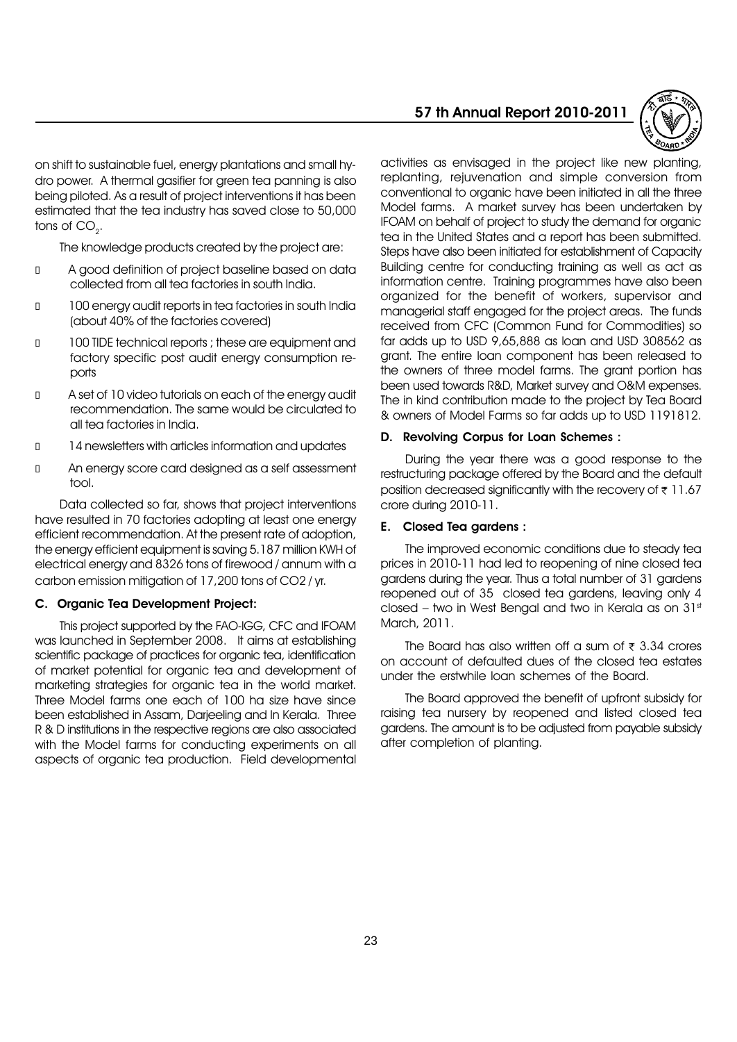on shift to sustainable fuel, energy plantations and small hydro power. A thermal gasifier for green tea panning is also being piloted. As a result of project interventions it has been estimated that the tea industry has saved close to 50,000 tons of $CO_2$.

The knowledge products created by the project are:

- A good definition of project baseline based on data collected from all tea factories in south India.
- 100 energy audit reports in tea factories in south India (about 40% of the factories covered)
- 100 TIDE technical reports ; these are equipment and factory specific post audit energy consumption reports
- A set of 10 video tutorials on each of the energy audit recommendation. The same would be circulated to all tea factories in India.
- 14 newsletters with articles information and updates
- An energy score card designed as a self assessment tool.

Data collected so far, shows that project interventions have resulted in 70 factories adopting at least one energy efficient recommendation. At the present rate of adoption, the energy efficient equipment is saving 5.187 million KWH of electrical energy and 8326 tons of firewood / annum with a carbon emission mitigation of 17,200 tons of CO2 / yr.

### C. Organic Tea Development Project:

This project supported by the FAO-IGG, CFC and IFOAM was launched in September 2008. It aims at establishing scientific package of practices for organic tea, identification of market potential for organic tea and development of marketing strategies for organic tea in the world market. Three Model farms one each of 100 ha size have since been established in Assam, Darjeeling and In Kerala. Three R & D institutions in the respective regions are also associated with the Model farms for conducting experiments on all aspects of organic tea production. Field developmental activities as envisaged in the project like new planting, replanting, rejuvenation and simple conversion from conventional to organic have been initiated in all the three Model farms. A market survey has been undertaken by IFOAM on behalf of project to study the demand for organic tea in the United States and a report has been submitted. Steps have also been initiated for establishment of Capacity Building centre for conducting training as well as act as information centre. Training programmes have also been organized for the benefit of workers, supervisor and managerial staff engaged for the project areas. The funds received from CFC (Common Fund for Commodities) so far adds up to USD 9,65,888 as loan and USD 308562 as grant. The entire loan component has been released to the owners of three model farms. The grant portion has been used towards R&D, Market survey and O&M expenses. The in kind contribution made to the project by Tea Board & owners of Model Farms so far adds up to USD 1191812.

### D. Revolving Corpus for Loan Schemes :

During the year there was a good response to the restructuring package offered by the Board and the default position decreased significantly with the recovery of ₹ 11.67 crore during 2010-11.

### E. Closed Tea gardens :

The improved economic conditions due to steady tea prices in 2010-11 had led to reopening of nine closed tea gardens during the year. Thus a total number of 31 gardens reopened out of 35 closed tea gardens, leaving only 4 closed – two in West Bengal and two in Kerala as on 31st March, 2011.

The Board has also written off a sum of ₹ 3.34 crores on account of defaulted dues of the closed tea estates under the erstwhile loan schemes of the Board.

The Board approved the benefit of upfront subsidy for raising tea nursery by reopened and listed closed tea gardens. The amount is to be adjusted from payable subsidy after completion of planting.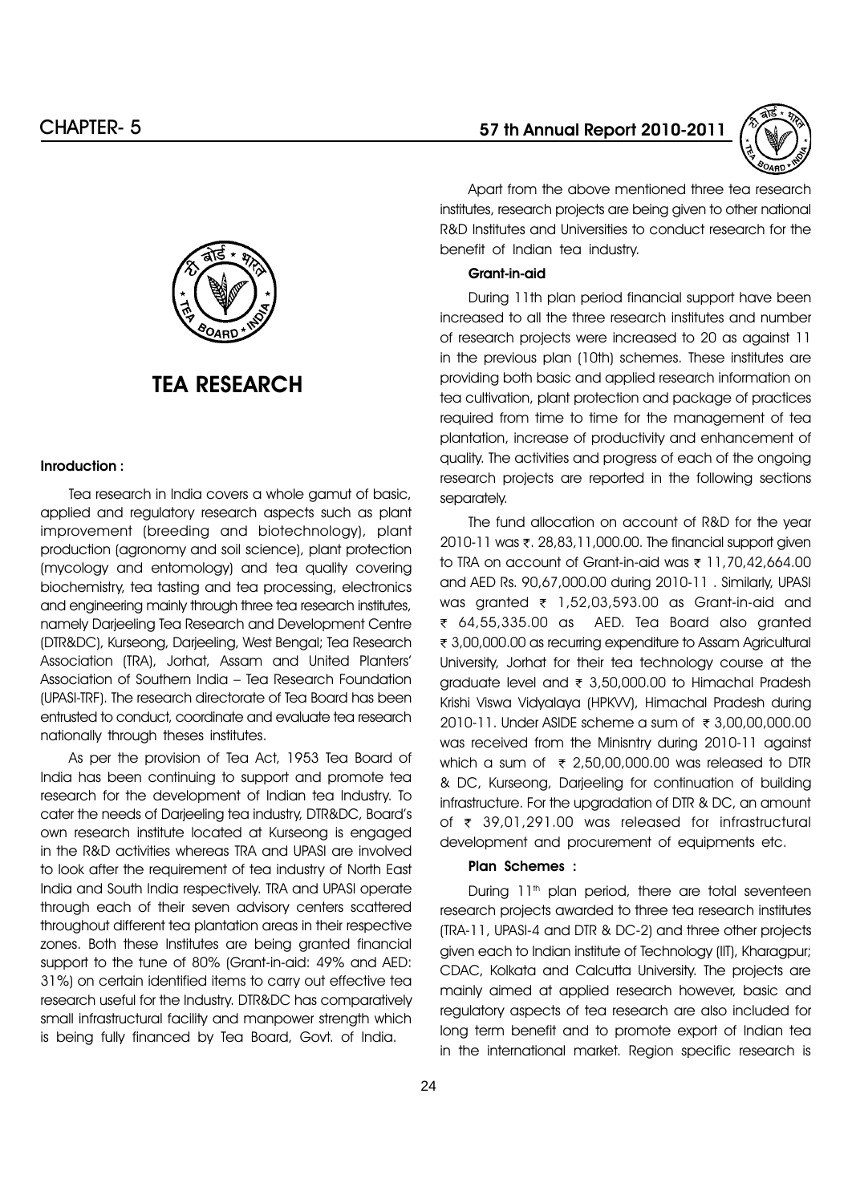# TEA RESEARCH

### Inroduction :

Tea research in India covers a whole gamut of basic, applied and regulatory research aspects such as plant improvement (breeding and biotechnology), plant production (agronomy and soil science), plant protection (mycology and entomology) and tea quality covering biochemistry, tea tasting and tea processing, electronics and engineering mainly through three tea research institutes, namely Darjeeling Tea Research and Development Centre (DTR&DC), Kurseong, Darjeeling, West Bengal; Tea Research Association (TRA), Jorhat, Assam and United Planters' Association of Southern India – Tea Research Foundation (UPASI-TRF). The research directorate of Tea Board has been entrusted to conduct, coordinate and evaluate tea research nationally through theses institutes.

As per the provision of Tea Act, 1953 Tea Board of India has been continuing to support and promote tea research for the development of Indian tea Industry. To cater the needs of Darjeeling tea industry, DTR&DC, Board's own research institute located at Kurseong is engaged in the R&D activities whereas TRA and UPASI are involved to look after the requirement of tea industry of North East India and South India respectively. TRA and UPASI operate through each of their seven advisory centers scattered throughout different tea plantation areas in their respective zones. Both these Institutes are being granted financial support to the tune of 80% (Grant-in-aid: 49% and AED: 31%) on certain identified items to carry out effective tea research useful for the Industry. DTR&DC has comparatively small infrastructural facility and manpower strength which is being fully financed by Tea Board, Govt. of India.

Apart from the above mentioned three tea research institutes, research projects are being given to other national R&D Institutes and Universities to conduct research for the benefit of Indian tea industry.

### Grant-in-aid

During 11th plan period financial support have been increased to all the three research institutes and number of research projects were increased to 20 as against 11 in the previous plan (10th) schemes. These institutes are providing both basic and applied research information on tea cultivation, plant protection and package of practices required from time to time for the management of tea plantation, increase of productivity and enhancement of quality. The activities and progress of each of the ongoing research projects are reported in the following sections separately.

The fund allocation on account of R&D for the year 2010-11 was ₹. 28,83,11,000.00. The financial support given to TRA on account of Grant-in-aid was ₹ 11,70,42,664.00 and AED Rs. 90,67,000.00 during 2010-11 . Similarly, UPASI was granted ₹ 1,52,03,593.00 as Grant-in-aid and ₹ 64,55,335.00 as AED. Tea Board also granted ₹ 3,00,000.00 as recurring expenditure to Assam Agricultural University, Jorhat for their tea technology course at the graduate level and ₹ 3,50,000.00 to Himachal Pradesh Krishi Viswa Vidyalaya (HPKVV), Himachal Pradesh during 2010-11. Under ASIDE scheme a sum of ₹ 3,00,00,000.00 was received from the Minisntry during 2010-11 against which a sum of ₹ 2,50,00,000.00 was released to DTR & DC, Kurseong, Darjeeling for continuation of building infrastructure. For the upgradation of DTR & DC, an amount of ₹ 39,01,291.00 was released for infrastructural development and procurement of equipments etc.

### Plan Schemes :

During 11th plan period, there are total seventeen research projects awarded to three tea research institutes (TRA-11, UPASI-4 and DTR & DC-2) and three other projects given each to Indian institute of Technology (IIT), Kharagpur; CDAC, Kolkata and Calcutta University. The projects are mainly aimed at applied research however, basic and regulatory aspects of tea research are also included for long term benefit and to promote export of Indian tea in the international market. Region specific research is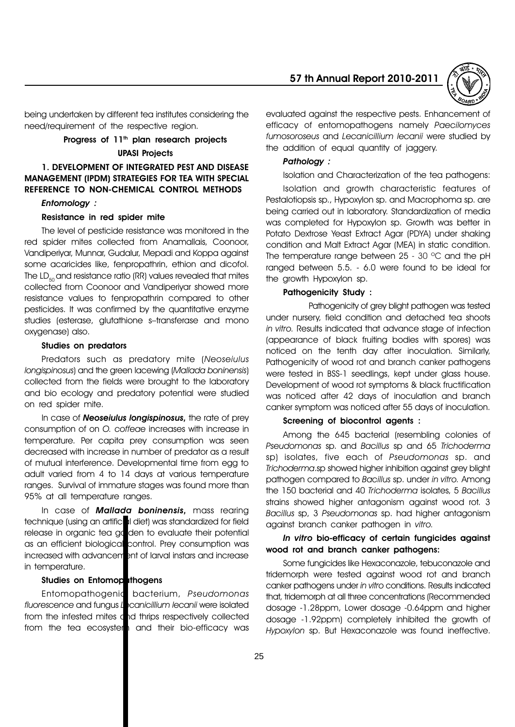being undertaken by different tea institutes considering the need/requirement of the respective region.

### Progress of 11th plan research projects

### UPASI Projects

#### 1. DEVELOPMENT OF INTEGRATED PEST AND DISEASE MANAGEMENT (IPDM) STRATEGIES FOR TEA WITH SPECIAL REFERENCE TO NON-CHEMICAL CONTROL METHODS

***Entomology :***

**Resistance in red spider mite**

The level of pesticide resistance was monitored in the red spider mites collected from Anamallais, Coonoor, Vandiperiyar, Munnar, Gudalur, Mepadi and Koppa against some acaricides like, fenpropathrin, ethion and dicofol. The $LD_{50}$ and resistance ratio (RR) values revealed that mites collected from Coonoor and Vandiperiyar showed more resistance values to fenpropathrin compared to other pesticides. It was confirmed by the quantitative enzyme studies (esterase, glutathione s–transferase and mono oxygenase) also.

**Studies on predators**

Predators such as predatory mite (*Neoseiulus longispinosus*) and the green lacewing (*Mallada boninensis*) collected from the fields were brought to the laboratory and bio ecology and predatory potential were studied on red spider mite.

In case of ***Neoseiulus longispinosus***, the rate of prey consumption of on *O. coffeae* increases with increase in temperature. Per capita prey consumption was seen decreased with increase in number of predator as a result of mutual interference. Developmental time from egg to adult varied from 4 to 14 days at various temperature ranges. Survival of immature stages was found more than 95% at all temperature ranges.

In case of ***Mallada boninensis***, mass rearing technique (using an artificial diet) was standardized for field release in organic tea garden to evaluate their potential as an efficient biological control. Prey consumption was increased with advancement of larval instars and increase in temperature.

**Studies on Entomopathogens**

Entomopathogenic bacterium, *Pseudomonas fluorescence* and fungus *Lecanicillium lecanii* were isolated from the infested mites and thrips respectively collected from the tea ecosystem and their bio-efficacy was evaluated against the respective pests. Enhancement of efficacy of entomopathogens namely *Paecilomyces fumosoroseus* and *Lecanicillium lecanii* were studied by the addition of equal quantity of jaggery.

***Pathology :***

Isolation and Characterization of the tea pathogens:

Isolation and growth characteristic features of Pestalotiopsis sp., Hypoxylon sp. and Macrophoma sp. are being carried out in laboratory. Standardization of media was completed for Hypoxylon sp. Growth was better in Potato Dextrose Yeast Extract Agar (PDYA) under shaking condition and Malt Extract Agar (MEA) in static condition. The temperature range between 25 - 30 °C and the pH ranged between 5.5. - 6.0 were found to be ideal for the growth Hypoxylon sp.

**Pathogenicity Study :**

Pathogenicity of grey blight pathogen was tested under nursery, field condition and detached tea shoots *in vitro*. Results indicated that advance stage of infection (appearance of black fruiting bodies with spores) was noticed on the tenth day after inoculation. Similarly, Pathogenicity of wood rot and branch canker pathogens were tested in BSS-1 seedlings, kept under glass house. Development of wood rot symptoms & black fructification was noticed after 42 days of inoculation and branch canker symptom was noticed after 55 days of inoculation.

**Screening of biocontrol agents :**

Among the 645 bacterial (resembling colonies of *Pseudomonas* sp. and *Bacillus* sp and 65 *Trichoderma* sp) isolates, five each of *Pseudomonas* sp. and *Trichoderma*.sp showed higher inhibition against grey blight pathogen compared to *Bacillus* sp. under *in vitro.* Among the 150 bacterial and 40 *Trichoderma* isolates, 5 *Bacillus* strains showed higher antagonism against wood rot. 3 *Bacillus* sp, 3 *Pseudomonas* sp. had higher antagonism against branch canker pathogen in *vitro.*

***In vitro* bio-efficacy of certain fungicides against wood rot and branch canker pathogens:**

Some fungicides like Hexaconazole, tebuconazole and tridemorph were tested against wood rot and branch canker pathogens under *in vitro* conditions. Results indicated that, tridemorph at all three concentrations (Recommended dosage -1.28ppm, Lower dosage -0.64ppm and higher dosage -1.92ppm) completely inhibited the growth of *Hypoxylon* sp. But Hexaconazole was found ineffective.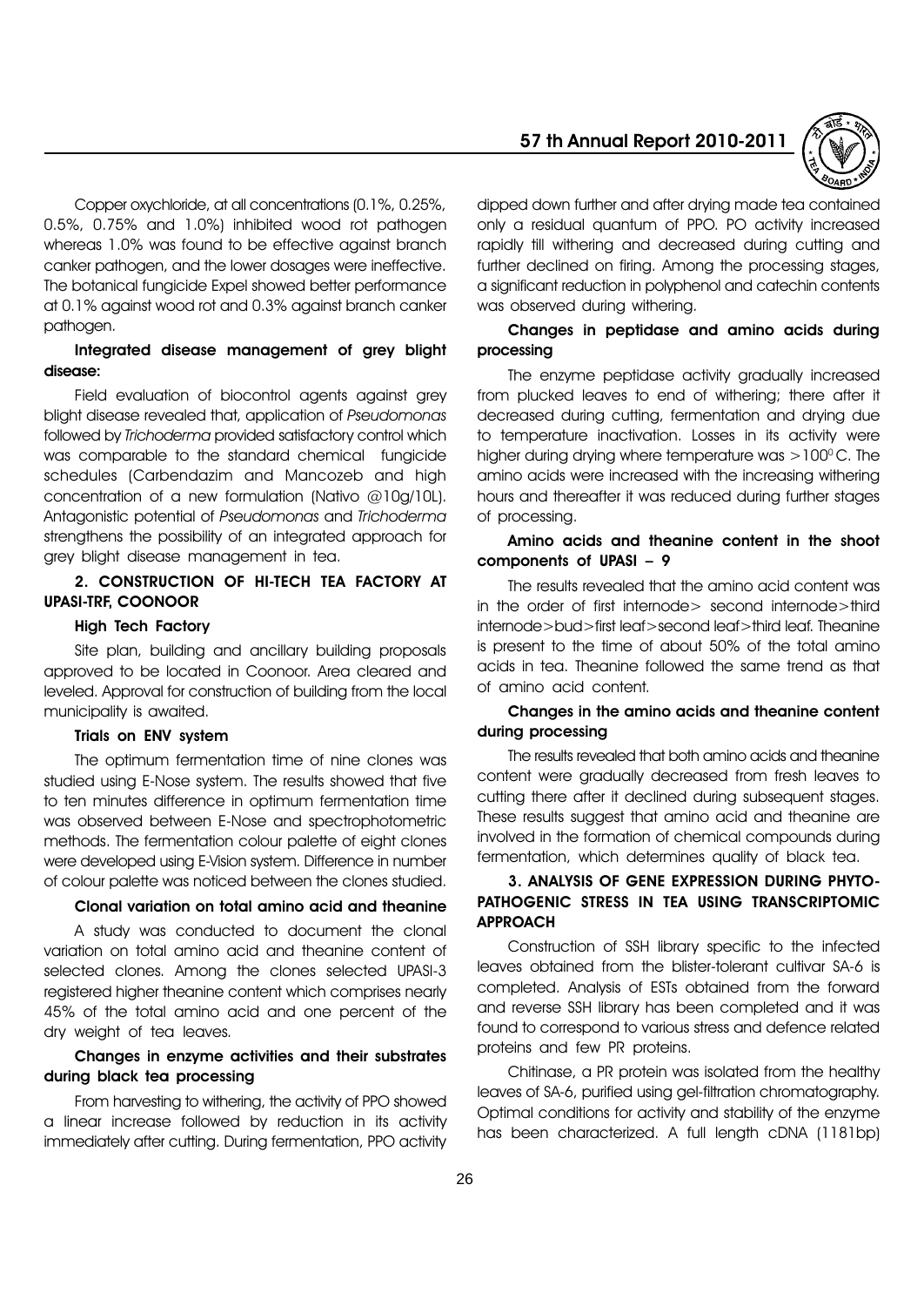Copper oxychloride, at all concentrations (0.1%, 0.25%, 0.5%, 0.75% and 1.0%) inhibited wood rot pathogen whereas 1.0% was found to be effective against branch canker pathogen, and the lower dosages were ineffective. The botanical fungicide Expel showed better performance at 0.1% against wood rot and 0.3% against branch canker pathogen.

### Integrated disease management of grey blight disease:

Field evaluation of biocontrol agents against grey blight disease revealed that, application of *Pseudomonas* followed by *Trichoderma* provided satisfactory control which was comparable to the standard chemical fungicide schedules (Carbendazim and Mancozeb and high concentration of a new formulation (Nativo @10g/10L). Antagonistic potential of *Pseudomonas* and *Trichoderma* strengthens the possibility of an integrated approach for grey blight disease management in tea.

## 2. CONSTRUCTION OF HI-TECH TEA FACTORY AT UPASI-TRF, COONOOR

### High Tech Factory

Site plan, building and ancillary building proposals approved to be located in Coonoor. Area cleared and leveled. Approval for construction of building from the local municipality is awaited.

### Trials on ENV system

The optimum fermentation time of nine clones was studied using E-Nose system. The results showed that five to ten minutes difference in optimum fermentation time was observed between E-Nose and spectrophotometric methods. The fermentation colour palette of eight clones were developed using E-Vision system. Difference in number of colour palette was noticed between the clones studied.

### Clonal variation on total amino acid and theanine

A study was conducted to document the clonal variation on total amino acid and theanine content of selected clones. Among the clones selected UPASI-3 registered higher theanine content which comprises nearly 45% of the total amino acid and one percent of the dry weight of tea leaves.

### Changes in enzyme activities and their substrates during black tea processing

From harvesting to withering, the activity of PPO showed a linear increase followed by reduction in its activity immediately after cutting. During fermentation, PPO activity dipped down further and after drying made tea contained only a residual quantum of PPO. PO activity increased rapidly till withering and decreased during cutting and further declined on firing. Among the processing stages, a significant reduction in polyphenol and catechin contents was observed during withering.

### Changes in peptidase and amino acids during processing

The enzyme peptidase activity gradually increased from plucked leaves to end of withering; there after it decreased during cutting, fermentation and drying due to temperature inactivation. Losses in its activity were higher during drying where temperature was $>100^0$C. The amino acids were increased with the increasing withering hours and thereafter it was reduced during further stages of processing.

### Amino acids and theanine content in the shoot components of UPASI – 9

The results revealed that the amino acid content was in the order of first internode> second internode>third internode>bud>first leaf>second leaf>third leaf. Theanine is present to the time of about 50% of the total amino acids in tea. Theanine followed the same trend as that of amino acid content.

### Changes in the amino acids and theanine content during processing

The results revealed that both amino acids and theanine content were gradually decreased from fresh leaves to cutting there after it declined during subsequent stages. These results suggest that amino acid and theanine are involved in the formation of chemical compounds during fermentation, which determines quality of black tea.

## 3. ANALYSIS OF GENE EXPRESSION DURING PHYTO-PATHOGENIC STRESS IN TEA USING TRANSCRIPTOMIC APPROACH

Construction of SSH library specific to the infected leaves obtained from the blister-tolerant cultivar SA-6 is completed. Analysis of ESTs obtained from the forward and reverse SSH library has been completed and it was found to correspond to various stress and defence related proteins and few PR proteins.

Chitinase, a PR protein was isolated from the healthy leaves of SA-6, purified using gel-filtration chromatography. Optimal conditions for activity and stability of the enzyme has been characterized. A full length cDNA (1181bp)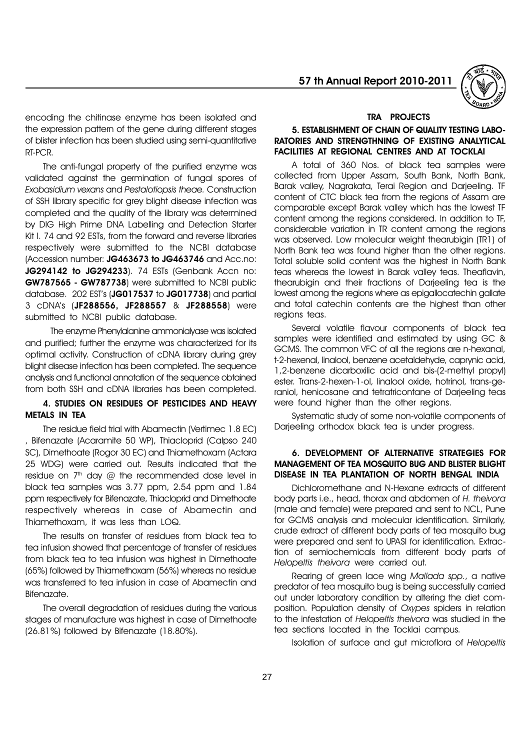encoding the chitinase enzyme has been isolated and the expression pattern of the gene during different stages of blister infection has been studied using semi-quantitative RT-PCR.

The anti-fungal property of the purified enzyme was validated against the germination of fungal spores of *Exobasidium vexans* and *Pestalotiopsis theae.* Construction of SSH library specific for grey blight disease infection was completed and the quality of the library was determined by DIG High Prime DNA Labelling and Detection Starter Kit I. 74 and 92 ESTs, from the forward and reverse libraries respectively were submitted to the NCBI database (Accession number: **JG463673 to JG463746** and Acc.no: **JG294142 to JG294233**). 74 ESTs (Genbank Accn no: **GW787565 - GW787738**) were submitted to NCBI public database. 202 EST's (**JG017537** to **JG017738**) and partial 3 cDNA's (**JF288556, JF288557** & **JF288558**) were submitted to NCBI public database.

The enzyme Phenylalanine ammonialyase was isolated and purified; further the enzyme was characterized for its optimal activity. Construction of cDNA library during grey blight disease infection has been completed. The sequence analysis and functional annotation of the sequence obtained from both SSH and cDNA libraries has been completed.

### 4. STUDIES ON RESIDUES OF PESTICIDES AND HEAVY METALS IN TEA

The residue field trial with Abamectin (Vertimec 1.8 EC) , Bifenazate (Acaramite 50 WP), Thiacloprid (Calpso 240 SC), Dimethoate (Rogor 30 EC) and Thiamethoxam (Actara 25 WDG) were carried out. Results indicated that the residue on 7$^{th}$ day @ the recommended dose level in black tea samples was 3.77 ppm, 2.54 ppm and 1.84 ppm respectively for Bifenazate, Thiacloprid and Dimethoate respectively whereas in case of Abamectin and Thiamethoxam, it was less than LOQ.

The results on transfer of residues from black tea to tea infusion showed that percentage of transfer of residues from black tea to tea infusion was highest in Dimethoate (65%) followed by Thiamethoxam (56%) whereas no residue was transferred to tea infusion in case of Abamectin and Bifenazate.

The overall degradation of residues during the various stages of manufacture was highest in case of Dimethoate (26.81%) followed by Bifenazate (18.80%).

## TRA PROJECTS

### 5. ESTABLISHMENT OF CHAIN OF QUALITY TESTING LABORATORIES AND STRENGTHNING OF EXISTING ANALYTICAL FACILITIES AT REGIONAL CENTRES AND AT TOCKLAI

A total of 360 Nos. of black tea samples were collected from Upper Assam, South Bank, North Bank, Barak valley, Nagrakata, Terai Region and Darjeeling. TF content of CTC black tea from the regions of Assam are comparable except Barak valley which has the lowest TF content among the regions considered. In addition to TF, considerable variation in TR content among the regions was observed. Low molecular weight thearubigin (TR1) of North Bank tea was found higher than the other regions. Total soluble solid content was the highest in North Bank teas whereas the lowest in Barak valley teas. Theaflavin, thearubigin and their fractions of Darjeeling tea is the lowest among the regions where as epigallocatechin gallate and total catechin contents are the highest than other regions teas.

Several volatile flavour components of black tea samples were identified and estimated by using GC & GCMS. The common VFC of all the regions are n-hexanal, t-2-hexenal, linalool, benzene acetaldehyde, caprynic acid, 1,2-benzene dicarboxilic acid and bis-(2-methyl propyl) ester. Trans-2-hexen-1-ol, linalool oxide, hotrinol, trans-geraniol, henicosane and tetratricontane of Darjeeling teas were found higher than the other regions.

Systematic study of some non-volatile components of Darjeeling orthodox black tea is under progress.

### 6. DEVELOPMENT OF ALTERNATIVE STRATEGIES FOR MANAGEMENT OF TEA MOSQUITO BUG AND BLISTER BLIGHT DISEASE IN TEA PLANTATION OF NORTH BENGAL INDIA

Dichloromethane and N-Hexane extracts of different body parts i.e., head, thorax and abdomen of *H. theivora* (male and female) were prepared and sent to NCL, Pune for GCMS analysis and molecular identification. Similarly, crude extract of different body parts of tea mosquito bug were prepared and sent to UPASI for identification. Extraction of semiochemicals from different body parts of *Helopeltis theivora* were carried out.

Rearing of green lace wing *Mallada spp.*, a native predator of tea mosquito bug is being successfully carried out under laboratory condition by altering the diet composition. Population density of *Oxypes* spiders in relation to the infestation of *Helopeltis theivora* was studied in the tea sections located in the Tocklai campus.

Isolation of surface and gut microflora of *Helopeltis*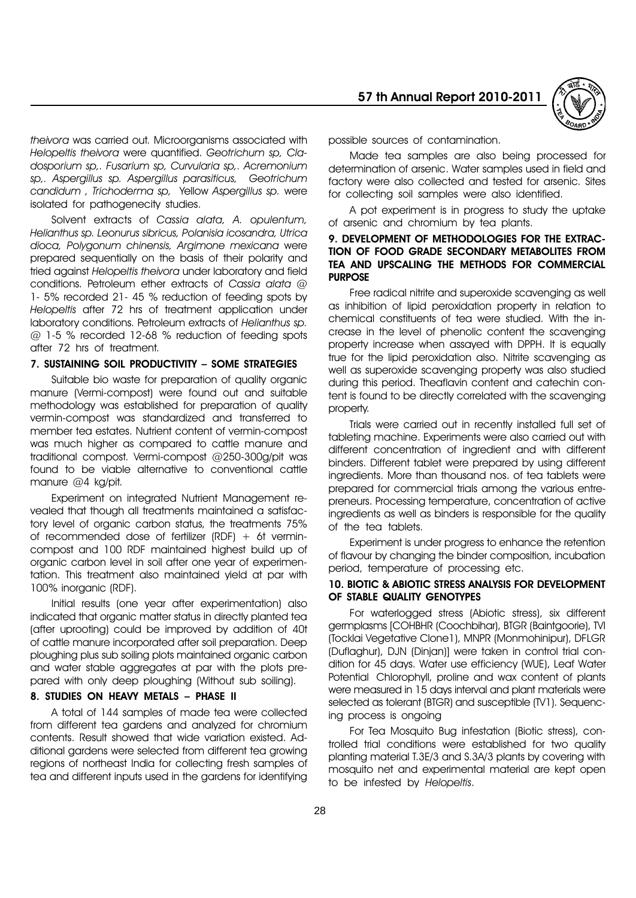*theivora* was carried out. Microorganisms associated with *Helopeltis theivora* were quantified. *Geotrichum sp, Cladosporium sp,. Fusarium sp, Curvularia sp,. Acremonium sp,. Aspergillus sp. Aspergillus parasiticus, Geotrichum candidum , Trichoderma sp,* Yellow *Aspergillus sp.* were isolated for pathogenecity studies.

Solvent extracts of *Cassia alata, A. opulentum, Helianthus sp. Leonurus sibricus, Polanisia icosandra, Utrica dioca, Polygonum chinensis, Argimone mexicana* were prepared sequentially on the basis of their polarity and tried against *Helopeltis theivora* under laboratory and field conditions. Petroleum ether extracts of *Cassia alata* @ 1- 5% recorded 21- 45 % reduction of feeding spots by *Helopeltis* after 72 hrs of treatment application under laboratory conditions. Petroleum extracts of *Helianthus sp.* @ 1-5 % recorded 12-68 % reduction of feeding spots after 72 hrs of treatment.

### 7. SUSTAINING SOIL PRODUCTIVITY – SOME STRATEGIES

Suitable bio waste for preparation of quality organic manure (Vermi-compost) were found out and suitable methodology was established for preparation of quality vermin-compost was standardized and transferred to member tea estates. Nutrient content of vermin-compost was much higher as compared to cattle manure and traditional compost. Vermi-compost @250-300g/pit was found to be viable alternative to conventional cattle manure @4 kg/pit.

Experiment on integrated Nutrient Management revealed that though all treatments maintained a satisfactory level of organic carbon status, the treatments 75% of recommended dose of fertilizer (RDF) + 6t vermin-compost and 100 RDF maintained highest build up of organic carbon level in soil after one year of experimentation. This treatment also maintained yield at par with 100% inorganic (RDF).

Initial results (one year after experimentation) also indicated that organic matter status in directly planted tea (after uprooting) could be improved by addition of 40t of cattle manure incorporated after soil preparation. Deep ploughing plus sub soiling plots maintained organic carbon and water stable aggregates at par with the plots prepared with only deep ploughing (Without sub soiling).

### 8. STUDIES ON HEAVY METALS – PHASE II

A total of 144 samples of made tea were collected from different tea gardens and analyzed for chromium contents. Result showed that wide variation existed. Additional gardens were selected from different tea growing regions of northeast India for collecting fresh samples of tea and different inputs used in the gardens for identifying possible sources of contamination.

Made tea samples are also being processed for determination of arsenic. Water samples used in field and factory were also collected and tested for arsenic. Sites for collecting soil samples were also identified.

A pot experiment is in progress to study the uptake of arsenic and chromium by tea plants.

### 9. DEVELOPMENT OF METHODOLOGIES FOR THE EXTRACTION OF FOOD GRADE SECONDARY METABOLITES FROM TEA AND UPSCALING THE METHODS FOR COMMERCIAL PURPOSE

Free radical nitrite and superoxide scavenging as well as inhibition of lipid peroxidation property in relation to chemical constituents of tea were studied. With the increase in the level of phenolic content the scavenging property increase when assayed with DPPH. It is equally true for the lipid peroxidation also. Nitrite scavenging as well as superoxide scavenging property was also studied during this period. Theaflavin content and catechin content is found to be directly correlated with the scavenging property.

Trials were carried out in recently installed full set of tableting machine. Experiments were also carried out with different concentration of ingredient and with different binders. Different tablet were prepared by using different ingredients. More than thousand nos. of tea tablets were prepared for commercial trials among the various entrepreneurs. Processing temperature, concentration of active ingredients as well as binders is responsible for the quality of the tea tablets.

Experiment is under progress to enhance the retention of flavour by changing the binder composition, incubation period, temperature of processing etc.

### 10. BIOTIC & ABIOTIC STRESS ANALYSIS FOR DEVELOPMENT OF STABLE QUALITY GENOTYPES

For waterlogged stress (Abiotic stress), six different germplasms [COHBHR (Coochbihar), BTGR (Baintgoorie), TVl (Tocklai Vegetative Clone1), MNPR (Monmohinipur), DFLGR (Duflaghur), DJN (Dinjan)] were taken in control trial condition for 45 days. Water use efficiency (WUE), Leaf Water Potential Chlorophyll, proline and wax content of plants were measured in 15 days interval and plant materials were selected as tolerant (BTGR) and susceptible (TV1). Sequencing process is ongoing

For Tea Mosquito Bug infestation (Biotic stress), controlled trial conditions were established for two quality planting material T.3E/3 and S.3A/3 plants by covering with mosquito net and experimental material are kept open to be infested by *Helopeltis*.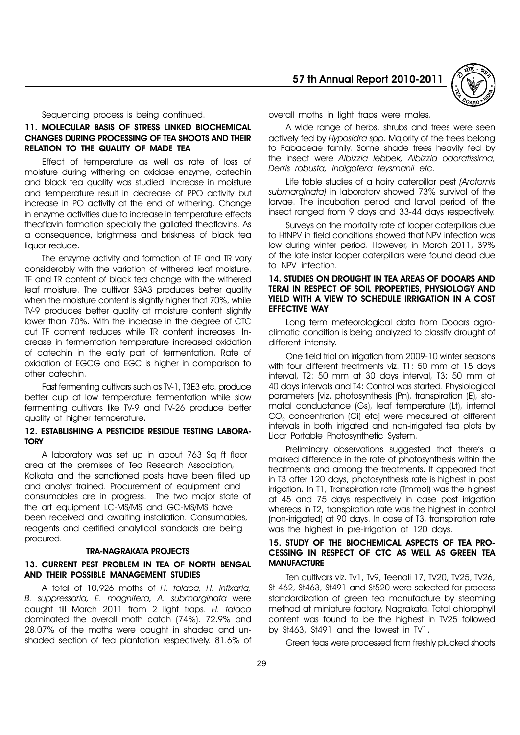Sequencing process is being continued.

### 11. MOLECULAR BASIS OF STRESS LINKED BIOCHEMICAL CHANGES DURING PROCESSING OF TEA SHOOTS AND THEIR RELATION TO THE QUALITY OF MADE TEA

Effect of temperature as well as rate of loss of moisture during withering on oxidase enzyme, catechin and black tea quality was studied. Increase in moisture and temperature result in decrease of PPO activity but increase in PO activity at the end of withering. Change in enzyme activities due to increase in temperature effects theaflavin formation specially the gallated theaflavins. As a consequence, brightness and briskness of black tea liquor reduce.

The enzyme activity and formation of TF and TR vary considerably with the variation of withered leaf moisture. TF and TR content of black tea change with the withered leaf moisture. The cultivar S3A3 produces better quality when the moisture content is slightly higher that 70%, while TV-9 produces better quality at moisture content slightly lower than 70%. With the increase in the degree of CTC cut TF content reduces while TR content increases. Increase in fermentation temperature increased oxidation of catechin in the early part of fermentation. Rate of oxidation of EGCG and EGC is higher in comparison to other catechin.

Fast fermenting cultivars such as TV-1, T3E3 etc. produce better cup at low temperature fermentation while slow fermenting cultivars like TV-9 and TV-26 produce better quality at higher temperature.

### 12. ESTABLISHING A PESTICIDE RESIDUE TESTING LABORATORY

A laboratory was set up in about 763 Sq ft floor area at the premises of Tea Research Association, Kolkata and the sanctioned posts have been filled up and analyst trained. Procurement of equipment and consumables are in progress. The two major state of the art equipment LC-MS/MS and GC-MS/MS have been received and awaiting installation. Consumables, reagents and certified analytical standards are being procured.

## TRA-NAGRAKATA PROJECTS

### 13. CURRENT PEST PROBLEM IN TEA OF NORTH BENGAL AND THEIR POSSIBLE MANAGEMENT STUDIES

A total of 10,926 moths of *H. talaca, H. infixaria, B. suppressaria, E. magnifera, A. submarginata* were caught till March 2011 from 2 light traps. *H. talaca* dominated the overall moth catch (74%). 72.9% and 28.07% of the moths were caught in shaded and unshaded section of tea plantation respectively. 81.6% of overall moths in light traps were males.

A wide range of herbs, shrubs and trees were seen actively fed by *Hyposidra spp*. Majority of the trees belong to Fabaceae family. Some shade trees heavily fed by the insect were *Albizzia lebbek, Albizzia odoratissima, Derris robusta, Indigofera teysmanii etc.*

Life table studies of a hairy caterpillar pest *(Arctornis submarginata)* in laboratory showed 73% survival of the larvae. The incubation period and larval period of the insect ranged from 9 days and 33-44 days respectively.

Surveys on the mortality rate of looper caterpillars due to HtNPV in field conditions showed that NPV infection was low during winter period. However, in March 2011, 39% of the late instar looper caterpillars were found dead due to NPV infection.

### 14. STUDIES ON DROUGHT IN TEA AREAS OF DOOARS AND TERAI IN RESPECT OF SOIL PROPERTIES, PHYSIOLOGY AND YIELD WITH A VIEW TO SCHEDULE IRRIGATION IN A COST EFFECTIVE WAY

Long term meteorological data from Dooars agro-climatic condition is being analyzed to classify drought of different intensity.

One field trial on irrigation from 2009-10 winter seasons with four different treatments viz. T1: 50 mm at 15 days interval, T2: 50 mm at 30 days interval, T3: 50 mm at 40 days intervals and T4: Control was started. Physiological parameters [viz. photosynthesis (Pn), transpiration (E), stomatal conductance (Gs), leaf temperature (Lt), internal $CO_2$ concentration (Ci) etc] were measured at different intervals in both irrigated and non-irrigated tea plots by Licor Portable Photosynthetic System.

Preliminary observations suggested that there's a marked difference in the rate of photosynthesis within the treatments and among the treatments. It appeared that in T3 after 120 days, photosynthesis rate is highest in post irrigation. In T1, Transpiration rate (Tmmol) was the highest at 45 and 75 days respectively in case post irrigation whereas in T2, transpiration rate was the highest in control (non-irrigated) at 90 days. In case of T3, transpiration rate was the highest in pre-irrigation at 120 days.

### 15. STUDY OF THE BIOCHEMICAL ASPECTS OF TEA PROCESSING IN RESPECT OF CTC AS WELL AS GREEN TEA MANUFACTURE

Ten cultivars viz. Tv1, Tv9, Teenali 17, TV20, TV25, TV26, St 462, St463, St491 and St520 were selected for process standardization of green tea manufacture by steaming method at miniature factory, Nagrakata. Total chlorophyll content was found to be the highest in TV25 followed by St463, St491 and the lowest in TV1.

Green teas were processed from freshly plucked shoots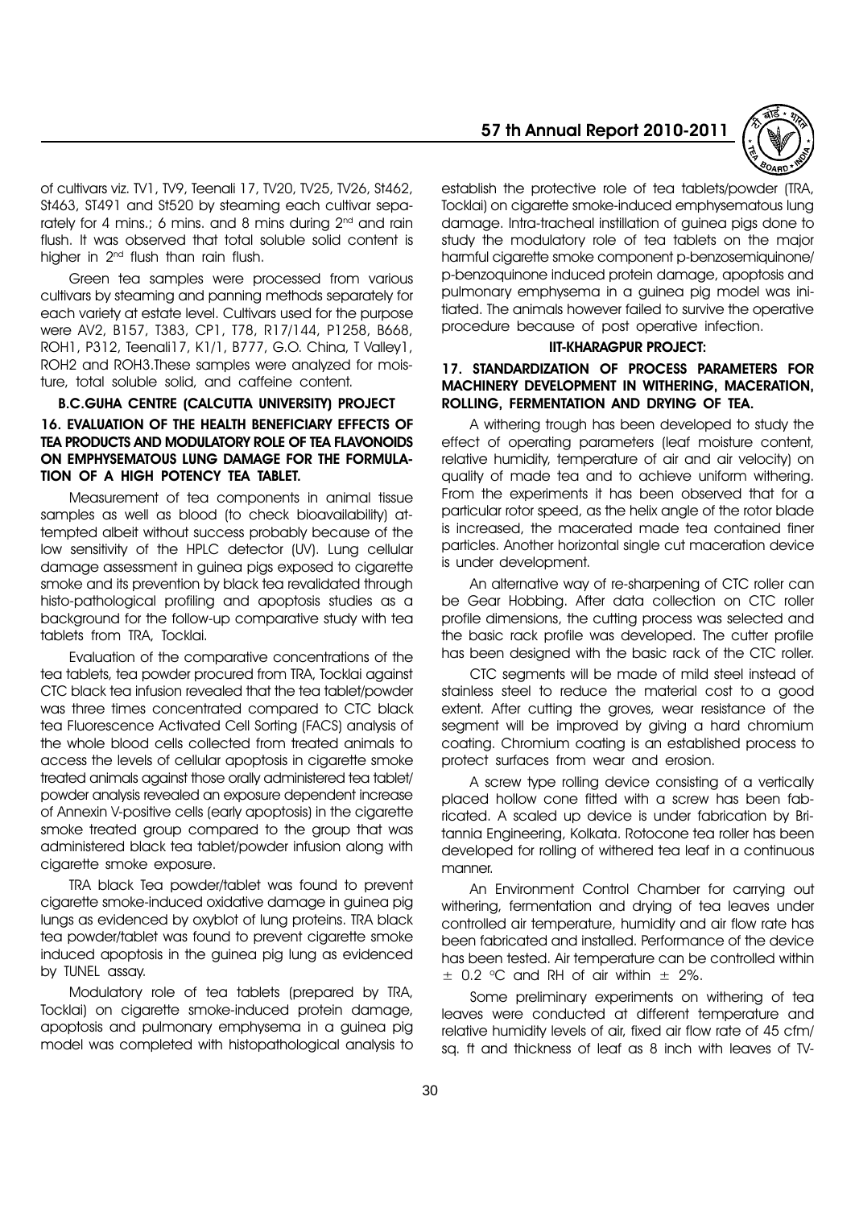of cultivars viz. TV1, TV9, Teenali 17, TV20, TV25, TV26, St462, St463, ST491 and St520 by steaming each cultivar separately for 4 mins.; 6 mins. and 8 mins during 2nd and rain flush. It was observed that total soluble solid content is higher in 2nd flush than rain flush.

Green tea samples were processed from various cultivars by steaming and panning methods separately for each variety at estate level. Cultivars used for the purpose were AV2, B157, T383, CP1, T78, R17/144, P1258, B668, ROH1, P312, Teenali17, K1/1, B777, G.O. China, T Valley1, ROH2 and ROH3.These samples were analyzed for moisture, total soluble solid, and caffeine content.

## B.C.GUHA CENTRE (CALCUTTA UNIVERSITY) PROJECT

### 16. EVALUATION OF THE HEALTH BENEFICIARY EFFECTS OF TEA PRODUCTS AND MODULATORY ROLE OF TEA FLAVONOIDS ON EMPHYSEMATOUS LUNG DAMAGE FOR THE FORMULATION OF A HIGH POTENCY TEA TABLET.

Measurement of tea components in animal tissue samples as well as blood (to check bioavailability) attempted albeit without success probably because of the low sensitivity of the HPLC detector (UV). Lung cellular damage assessment in guinea pigs exposed to cigarette smoke and its prevention by black tea revalidated through histo-pathological profiling and apoptosis studies as a background for the follow-up comparative study with tea tablets from TRA, Tocklai.

Evaluation of the comparative concentrations of the tea tablets, tea powder procured from TRA, Tocklai against CTC black tea infusion revealed that the tea tablet/powder was three times concentrated compared to CTC black tea Fluorescence Activated Cell Sorting (FACS) analysis of the whole blood cells collected from treated animals to access the levels of cellular apoptosis in cigarette smoke treated animals against those orally administered tea tablet/ powder analysis revealed an exposure dependent increase of Annexin V-positive cells (early apoptosis) in the cigarette smoke treated group compared to the group that was administered black tea tablet/powder infusion along with cigarette smoke exposure.

TRA black Tea powder/tablet was found to prevent cigarette smoke-induced oxidative damage in guinea pig lungs as evidenced by oxyblot of lung proteins. TRA black tea powder/tablet was found to prevent cigarette smoke induced apoptosis in the guinea pig lung as evidenced by TUNEL assay.

Modulatory role of tea tablets (prepared by TRA, Tocklai) on cigarette smoke-induced protein damage, apoptosis and pulmonary emphysema in a guinea pig model was completed with histopathological analysis to establish the protective role of tea tablets/powder (TRA, Tocklai) on cigarette smoke-induced emphysematous lung damage. Intra-tracheal instillation of guinea pigs done to study the modulatory role of tea tablets on the major harmful cigarette smoke component p-benzosemiquinone/ p-benzoquinone induced protein damage, apoptosis and pulmonary emphysema in a guinea pig model was initiated. The animals however failed to survive the operative procedure because of post operative infection.

## IIT-KHARAGPUR PROJECT:

### 17. STANDARDIZATION OF PROCESS PARAMETERS FOR MACHINERY DEVELOPMENT IN WITHERING, MACERATION, ROLLING, FERMENTATION AND DRYING OF TEA.

A withering trough has been developed to study the effect of operating parameters (leaf moisture content, relative humidity, temperature of air and air velocity) on quality of made tea and to achieve uniform withering. From the experiments it has been observed that for a particular rotor speed, as the helix angle of the rotor blade is increased, the macerated made tea contained finer particles. Another horizontal single cut maceration device is under development.

An alternative way of re-sharpening of CTC roller can be Gear Hobbing. After data collection on CTC roller profile dimensions, the cutting process was selected and the basic rack profile was developed. The cutter profile has been designed with the basic rack of the CTC roller.

CTC segments will be made of mild steel instead of stainless steel to reduce the material cost to a good extent. After cutting the groves, wear resistance of the segment will be improved by giving a hard chromium coating. Chromium coating is an established process to protect surfaces from wear and erosion.

A screw type rolling device consisting of a vertically placed hollow cone fitted with a screw has been fabricated. A scaled up device is under fabrication by Britannia Engineering, Kolkata. Rotocone tea roller has been developed for rolling of withered tea leaf in a continuous manner.

An Environment Control Chamber for carrying out withering, fermentation and drying of tea leaves under controlled air temperature, humidity and air flow rate has been fabricated and installed. Performance of the device has been tested. Air temperature can be controlled within $\pm$ 0.2 °C and RH of air within $\pm$ 2%.

Some preliminary experiments on withering of tea leaves were conducted at different temperature and relative humidity levels of air, fixed air flow rate of 45 cfm/ sq. ft and thickness of leaf as 8 inch with leaves of TV-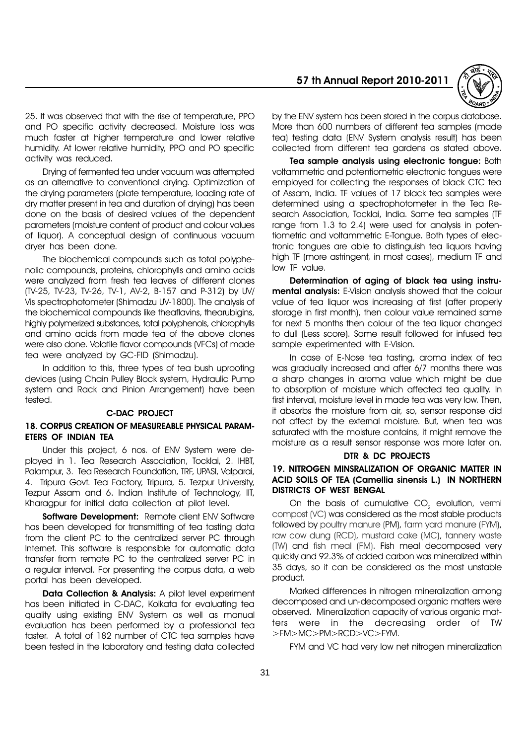25. It was observed that with the rise of temperature, PPO and PO specific activity decreased. Moisture loss was much faster at higher temperature and lower relative humidity. At lower relative humidity, PPO and PO specific activity was reduced.

Drying of fermented tea under vacuum was attempted as an alternative to conventional drying. Optimization of the drying parameters (plate temperature, loading rate of dry matter present in tea and duration of drying) has been done on the basis of desired values of the dependent parameters (moisture content of product and colour values of liquor). A conceptual design of continuous vacuum dryer has been done.

The biochemical compounds such as total polyphenolic compounds, proteins, chlorophylls and amino acids were analyzed from fresh tea leaves of different clones (TV-25, TV-23, TV-26, TV-1, AV-2, B-157 and P-312) by UV/Vis spectrophotometer (Shimadzu UV-1800). The analysis of the biochemical compounds like theaflavins, thearubigins, highly polymerized substances, total polyphenols, chlorophylls and amino acids from made tea of the above clones were also done. Volatile flavor compounds (VFCs) of made tea were analyzed by GC-FID (Shimadzu).

In addition to this, three types of tea bush uprooting devices (using Chain Pulley Block system, Hydraulic Pump system and Rack and Pinion Arrangement) have been tested.

### C-DAC PROJECT

### 18. CORPUS CREATION OF MEASUREABLE PHYSICAL PARAMETERS OF INDIAN TEA

Under this project, 6 nos. of ENV System were deployed in 1. Tea Research Association, Tocklai, 2. IHBT, Palampur, 3. Tea Research Foundation, TRF, UPASI, Valparai, 4. Tripura Govt. Tea Factory, Tripura, 5. Tezpur University, Tezpur Assam and 6. Indian Institute of Technology, IIT, Kharagpur for initial data collection at pilot level.

**Software Development:** Remote client ENV Software has been developed for transmitting of tea tasting data from the client PC to the centralized server PC through Internet. This software is responsible for automatic data transfer from remote PC to the centralized server PC in a regular interval. For presenting the corpus data, a web portal has been developed.

**Data Collection & Analysis:** A pilot level experiment has been initiated in C-DAC, Kolkata for evaluating tea quality using existing ENV System as well as manual evaluation has been performed by a professional tea taster. A total of 182 number of CTC tea samples have been tested in the laboratory and testing data collected by the ENV system has been stored in the corpus database. More than 600 numbers of different tea samples (made tea) testing data (ENV System analysis result) has been collected from different tea gardens as stated above.

**Tea sample analysis using electronic tongue:** Both voltammetric and potentiometric electronic tongues were employed for collecting the responses of black CTC tea of Assam, India. TF values of 17 black tea samples were determined using a spectrophotometer in the Tea Research Association, Tocklai, India. Same tea samples (TF range from 1.3 to 2.4) were used for analysis in potentiometric and voltammetric E-Tongue. Both types of electronic tongues are able to distinguish tea liquors having high TF (more astringent, in most cases), medium TF and low TF value.

**Determination of aging of black tea using instrumental analysis:** E-Vision analysis showed that the colour value of tea liquor was increasing at first (after properly storage in first month), then colour value remained same for next 5 months then colour of the tea liquor changed to dull (Less score). Same result followed for infused tea sample experimented with E-Vision.

In case of E-Nose tea tasting, aroma index of tea was gradually increased and after 6/7 months there was a sharp changes in aroma value which might be due to absorption of moisture which affected tea quality. In first interval, moisture level in made tea was very low. Then, it absorbs the moisture from air, so, sensor response did not affect by the external moisture. But, when tea was saturated with the moisture contains, it might remove the moisture as a result sensor response was more later on.

### DTR & DC PROJECTS

### 19. NITROGEN MINSRALIZATION OF ORGANIC MATTER IN ACID SOILS OF TEA (Camellia sinensis L.) IN NORTHERN DISTRICTS OF WEST BENGAL

On the basis of cumulative $CO_2$ evolution, vermi compost (VC) was considered as the most stable products followed by poultry manure (PM), farm yard manure (FYM), raw cow dung (RCD), mustard cake (MC), tannery waste (TW) and fish meal (FM). Fish meal decomposed very quickly and 92.3% of added carbon was mineralized within 35 days, so it can be considered as the most unstable product.

Marked differences in nitrogen mineralization among decomposed and un-decomposed organic matters were observed. Mineralization capacity of various organic matters were in the decreasing order of TW >FM>MC>PM>RCD>VC>FYM.

FYM and VC had very low net nitrogen mineralization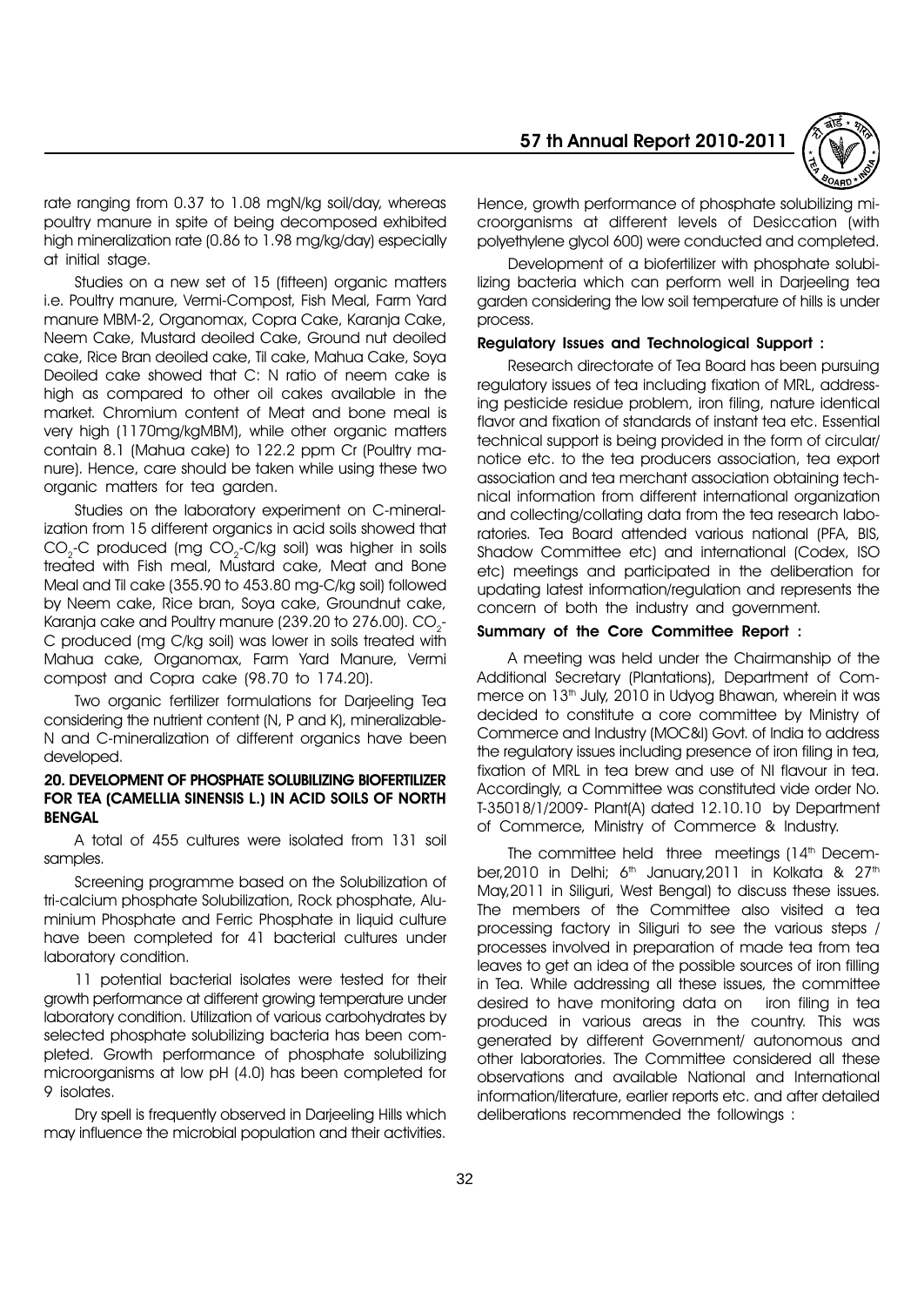rate ranging from 0.37 to 1.08 mgN/kg soil/day, whereas poultry manure in spite of being decomposed exhibited high mineralization rate (0.86 to 1.98 mg/kg/day) especially at initial stage.

Studies on a new set of 15 (fifteen) organic matters i.e. Poultry manure, Vermi-Compost, Fish Meal, Farm Yard manure MBM-2, Organomax, Copra Cake, Karanja Cake, Neem Cake, Mustard deoiled Cake, Ground nut deoiled cake, Rice Bran deoiled cake, Til cake, Mahua Cake, Soya Deoiled cake showed that C: N ratio of neem cake is high as compared to other oil cakes available in the market. Chromium content of Meat and bone meal is very high (1170mg/kgMBM), while other organic matters contain 8.1 (Mahua cake) to 122.2 ppm Cr (Poultry manure). Hence, care should be taken while using these two organic matters for tea garden.

Studies on the laboratory experiment on C-mineralization from 15 different organics in acid soils showed that $CO_2$-C produced (mg $CO_2$-C/kg soil) was higher in soils treated with Fish meal, Mustard cake, Meat and Bone Meal and Til cake (355.90 to 453.80 mg-C/kg soil) followed by Neem cake, Rice bran, Soya cake, Groundnut cake, Karanja cake and Poultry manure (239.20 to 276.00). $CO_2$-C produced (mg C/kg soil) was lower in soils treated with Mahua cake, Organomax, Farm Yard Manure, Vermi compost and Copra cake (98.70 to 174.20).

Two organic fertilizer formulations for Darjeeling Tea considering the nutrient content (N, P and K), mineralizable-N and C-mineralization of different organics have been developed.

**20. DEVELOPMENT OF PHOSPHATE SOLUBILIZING BIOFERTILIZER FOR TEA (CAMELLIA SINENSIS L.) IN ACID SOILS OF NORTH BENGAL**

A total of 455 cultures were isolated from 131 soil samples.

Screening programme based on the Solubilization of tri-calcium phosphate Solubilization, Rock phosphate, Aluminium Phosphate and Ferric Phosphate in liquid culture have been completed for 41 bacterial cultures under laboratory condition.

11 potential bacterial isolates were tested for their growth performance at different growing temperature under laboratory condition. Utilization of various carbohydrates by selected phosphate solubilizing bacteria has been completed. Growth performance of phosphate solubilizing microorganisms at low pH (4.0) has been completed for 9 isolates.

Dry spell is frequently observed in Darjeeling Hills which may influence the microbial population and their activities. Hence, growth performance of phosphate solubilizing microorganisms at different levels of Desiccation (with polyethylene glycol 600) were conducted and completed.

Development of a biofertilizer with phosphate solubilizing bacteria which can perform well in Darjeeling tea garden considering the low soil temperature of hills is under process.

**Regulatory Issues and Technological Support :**

Research directorate of Tea Board has been pursuing regulatory issues of tea including fixation of MRL, addressing pesticide residue problem, iron filing, nature identical flavor and fixation of standards of instant tea etc. Essential technical support is being provided in the form of circular/ notice etc. to the tea producers association, tea export association and tea merchant association obtaining technical information from different international organization and collecting/collating data from the tea research laboratories. Tea Board attended various national (PFA, BIS, Shadow Committee etc) and international (Codex, ISO etc) meetings and participated in the deliberation for updating latest information/regulation and represents the concern of both the industry and government.

**Summary of the Core Committee Report :**

A meeting was held under the Chairmanship of the Additional Secretary (Plantations), Department of Commerce on 13th July, 2010 in Udyog Bhawan, wherein it was decided to constitute a core committee by Ministry of Commerce and Industry (MOC&I) Govt. of India to address the regulatory issues including presence of iron filing in tea, fixation of MRL in tea brew and use of NI flavour in tea. Accordingly, a Committee was constituted vide order No. T-35018/1/2009- Plant(A) dated 12.10.10 by Department of Commerce, Ministry of Commerce & Industry.

The committee held three meetings (14th December,2010 in Delhi; 6th January,2011 in Kolkata & 27th May,2011 in Siliguri, West Bengal) to discuss these issues. The members of the Committee also visited a tea processing factory in Siliguri to see the various steps / processes involved in preparation of made tea from tea leaves to get an idea of the possible sources of iron filling in Tea. While addressing all these issues, the committee desired to have monitoring data on iron filing in tea produced in various areas in the country. This was generated by different Government/ autonomous and other laboratories. The Committee considered all these observations and available National and International information/literature, earlier reports etc. and after detailed deliberations recommended the followings :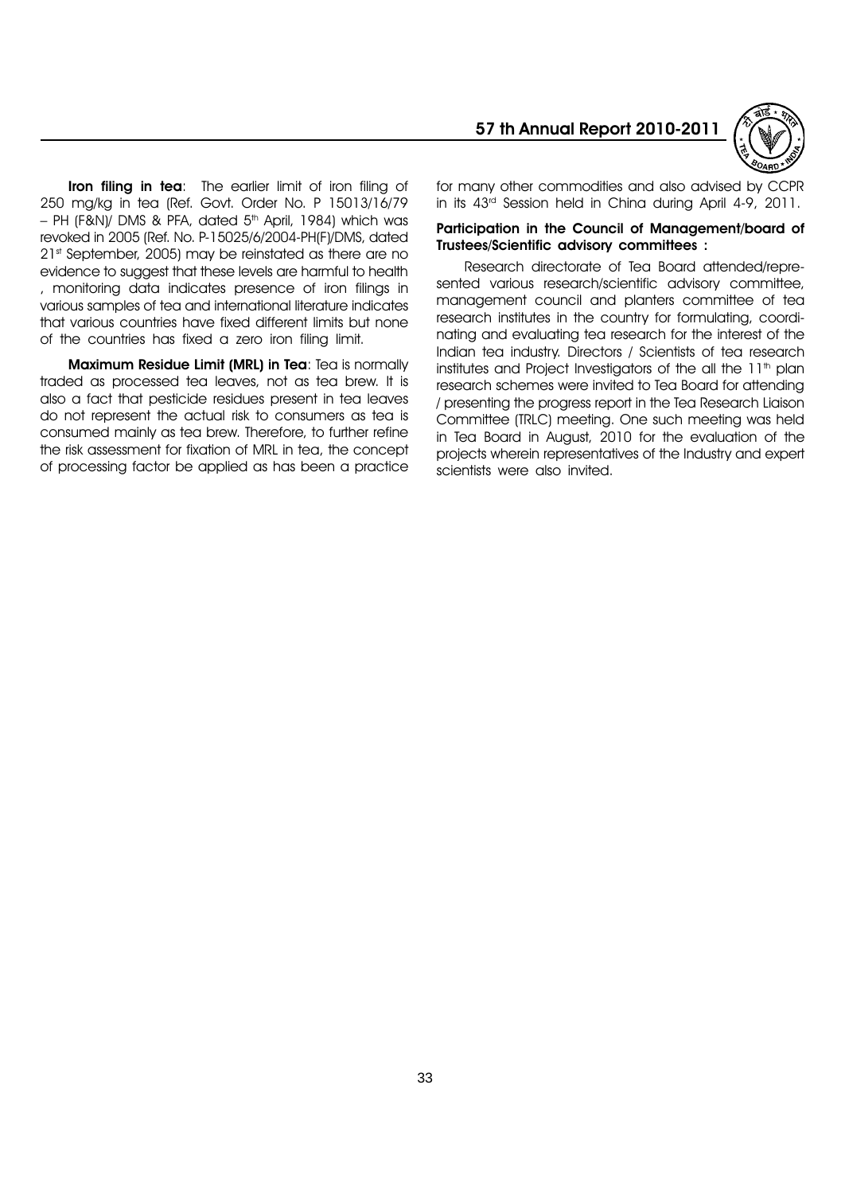**Iron filing in tea**: The earlier limit of iron filing of 250 mg/kg in tea (Ref. Govt. Order No. P 15013/16/79 – PH (F&N)/ DMS & PFA, dated 5th April, 1984) which was revoked in 2005 (Ref. No. P-15025/6/2004-PH(F)/DMS, dated 21st September, 2005) may be reinstated as there are no evidence to suggest that these levels are harmful to health , monitoring data indicates presence of iron filings in various samples of tea and international literature indicates that various countries have fixed different limits but none of the countries has fixed a zero iron filing limit.

**Maximum Residue Limit (MRL) in Tea**: Tea is normally traded as processed tea leaves, not as tea brew. It is also a fact that pesticide residues present in tea leaves do not represent the actual risk to consumers as tea is consumed mainly as tea brew. Therefore, to further refine the risk assessment for fixation of MRL in tea, the concept of processing factor be applied as has been a practice for many other commodities and also advised by CCPR in its 43rd Session held in China during April 4-9, 2011.

**Participation in the Council of Management/board of Trustees/Scientific advisory committees :**

Research directorate of Tea Board attended/represented various research/scientific advisory committee, management council and planters committee of tea research institutes in the country for formulating, coordinating and evaluating tea research for the interest of the Indian tea industry. Directors / Scientists of tea research institutes and Project Investigators of the all the 11th plan research schemes were invited to Tea Board for attending / presenting the progress report in the Tea Research Liaison Committee (TRLC) meeting. One such meeting was held in Tea Board in August, 2010 for the evaluation of the projects wherein representatives of the Industry and expert scientists were also invited.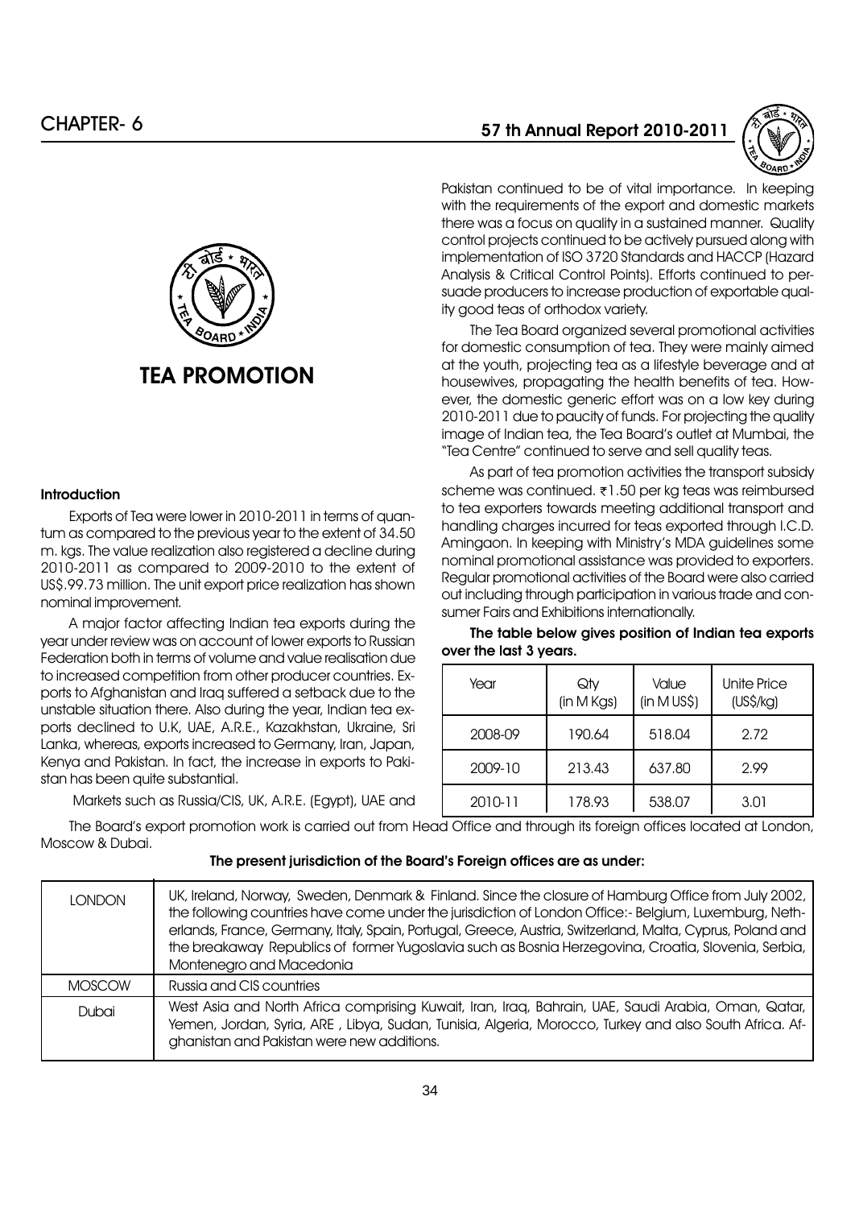# TEA PROMOTION

### Introduction

Exports of Tea were lower in 2010-2011 in terms of quantum as compared to the previous year to the extent of 34.50 m. kgs. The value realization also registered a decline during 2010-2011 as compared to 2009-2010 to the extent of US$.99.73 million. The unit export price realization has shown nominal improvement.

A major factor affecting Indian tea exports during the year under review was on account of lower exports to Russian Federation both in terms of volume and value realisation due to increased competition from other producer countries. Exports to Afghanistan and Iraq suffered a setback due to the unstable situation there. Also during the year, Indian tea exports declined to U.K, UAE, A.R.E., Kazakhstan, Ukraine, Sri Lanka, whereas, exports increased to Germany, Iran, Japan, Kenya and Pakistan. In fact, the increase in exports to Pakistan has been quite substantial.

Markets such as Russia/CIS, UK, A.R.E. (Egypt), UAE and Pakistan continued to be of vital importance. In keeping with the requirements of the export and domestic markets there was a focus on quality in a sustained manner. Quality control projects continued to be actively pursued along with implementation of ISO 3720 Standards and HACCP (Hazard Analysis & Critical Control Points). Efforts continued to persuade producers to increase production of exportable quality good teas of orthodox variety.

The Tea Board organized several promotional activities for domestic consumption of tea. They were mainly aimed at the youth, projecting tea as a lifestyle beverage and at housewives, propagating the health benefits of tea. However, the domestic generic effort was on a low key during 2010-2011 due to paucity of funds. For projecting the quality image of Indian tea, the Tea Board's outlet at Mumbai, the "Tea Centre" continued to serve and sell quality teas.

As part of tea promotion activities the transport subsidy scheme was continued. ₹1.50 per kg teas was reimbursed to tea exporters towards meeting additional transport and handling charges incurred for teas exported through I.C.D. Amingaon. In keeping with Ministry's MDA guidelines some nominal promotional assistance was provided to exporters. Regular promotional activities of the Board were also carried out including through participation in various trade and consumer Fairs and Exhibitions internationally.

**The table below gives position of Indian tea exports over the last 3 years.**

| Year | Qty (in M Kgs) | Value (in M US$) | Unite Price (US$/kg) |
|---|---|---|---|
| 2008-09 | 190.64 | 518.04 | 2.72 |
| 2009-10 | 213.43 | 637.80 | 2.99 |
| 2010-11 | 178.93 | 538.07 | 3.01 |

The Board's export promotion work is carried out from Head Office and through its foreign offices located at London, Moscow & Dubai.

**The present jurisdiction of the Board's Foreign offices are as under:**

| | |
|---|---|
| LONDON | UK, Ireland, Norway, Sweden, Denmark & Finland. Since the closure of Hamburg Office from July 2002, the following countries have come under the jurisdiction of London Office:- Belgium, Luxemburg, Netherlands, France, Germany, Italy, Spain, Portugal, Greece, Austria, Switzerland, Malta, Cyprus, Poland and the breakaway Republics of former Yugoslavia such as Bosnia Herzegovina, Croatia, Slovenia, Serbia, Montenegro and Macedonia |
| MOSCOW | Russia and CIS countries |
| Dubai | West Asia and North Africa comprising Kuwait, Iran, Iraq, Bahrain, UAE, Saudi Arabia, Oman, Qatar, Yemen, Jordan, Syria, ARE , Libya, Sudan, Tunisia, Algeria, Morocco, Turkey and also South Africa. Afghanistan and Pakistan were new additions. |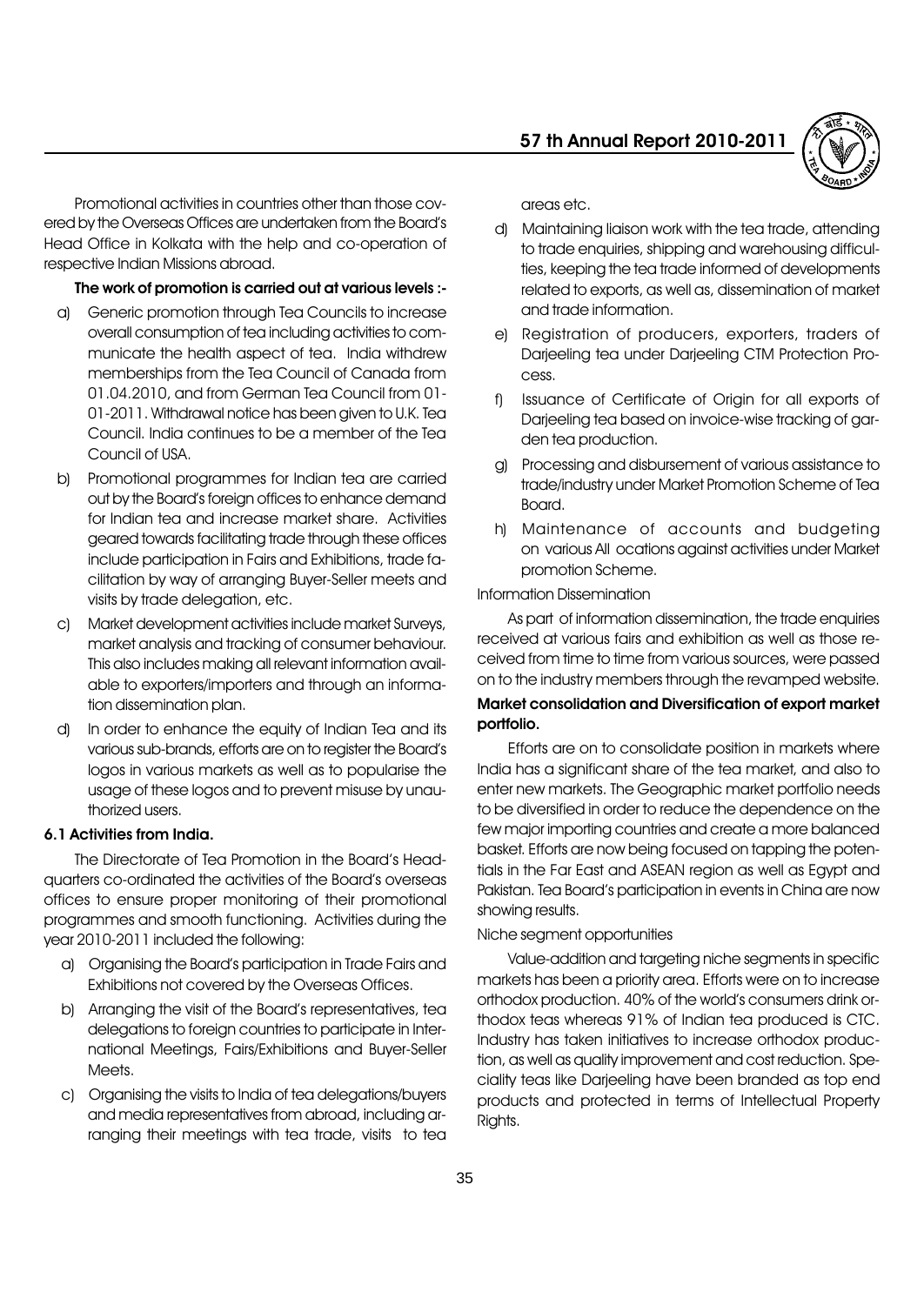Promotional activities in countries other than those covered by the Overseas Offices are undertaken from the Board's Head Office in Kolkata with the help and co-operation of respective Indian Missions abroad.

**The work of promotion is carried out at various levels :-**

a) Generic promotion through Tea Councils to increase overall consumption of tea including activities to communicate the health aspect of tea. India withdrew memberships from the Tea Council of Canada from 01.04.2010, and from German Tea Council from 01-01-2011. Withdrawal notice has been given to U.K. Tea Council. India continues to be a member of the Tea Council of USA.

b) Promotional programmes for Indian tea are carried out by the Board's foreign offices to enhance demand for Indian tea and increase market share. Activities geared towards facilitating trade through these offices include participation in Fairs and Exhibitions, trade facilitation by way of arranging Buyer-Seller meets and visits by trade delegation, etc.

c) Market development activities include market Surveys, market analysis and tracking of consumer behaviour. This also includes making all relevant information available to exporters/importers and through an information dissemination plan.

d) In order to enhance the equity of Indian Tea and its various sub-brands, efforts are on to register the Board's logos in various markets as well as to popularise the usage of these logos and to prevent misuse by unauthorized users.

### 6.1 Activities from India.

The Directorate of Tea Promotion in the Board's Headquarters co-ordinated the activities of the Board's overseas offices to ensure proper monitoring of their promotional programmes and smooth functioning. Activities during the year 2010-2011 included the following:

a) Organising the Board's participation in Trade Fairs and Exhibitions not covered by the Overseas Offices.

b) Arranging the visit of the Board's representatives, tea delegations to foreign countries to participate in International Meetings, Fairs/Exhibitions and Buyer-Seller Meets.

c) Organising the visits to India of tea delegations/buyers and media representatives from abroad, including arranging their meetings with tea trade, visits to tea areas etc.

d) Maintaining liaison work with the tea trade, attending to trade enquiries, shipping and warehousing difficulties, keeping the tea trade informed of developments related to exports, as well as, dissemination of market and trade information.

e) Registration of producers, exporters, traders of Darjeeling tea under Darjeeling CTM Protection Process.

f) Issuance of Certificate of Origin for all exports of Darjeeling tea based on invoice-wise tracking of garden tea production.

g) Processing and disbursement of various assistance to trade/industry under Market Promotion Scheme of Tea Board.

h) Maintenance of accounts and budgeting on various All ocations against activities under Market promotion Scheme.

Information Dissemination

As part of information dissemination, the trade enquiries received at various fairs and exhibition as well as those received from time to time from various sources, were passed on to the industry members through the revamped website.

**Market consolidation and Diversification of export market portfolio.**

Efforts are on to consolidate position in markets where India has a significant share of the tea market, and also to enter new markets. The Geographic market portfolio needs to be diversified in order to reduce the dependence on the few major importing countries and create a more balanced basket. Efforts are now being focused on tapping the potentials in the Far East and ASEAN region as well as Egypt and Pakistan. Tea Board's participation in events in China are now showing results.

Niche segment opportunities

Value-addition and targeting niche segments in specific markets has been a priority area. Efforts were on to increase orthodox production. 40% of the world's consumers drink orthodox teas whereas 91% of Indian tea produced is CTC. Industry has taken initiatives to increase orthodox production, as well as quality improvement and cost reduction. Speciality teas like Darjeeling have been branded as top end products and protected in terms of Intellectual Property Rights.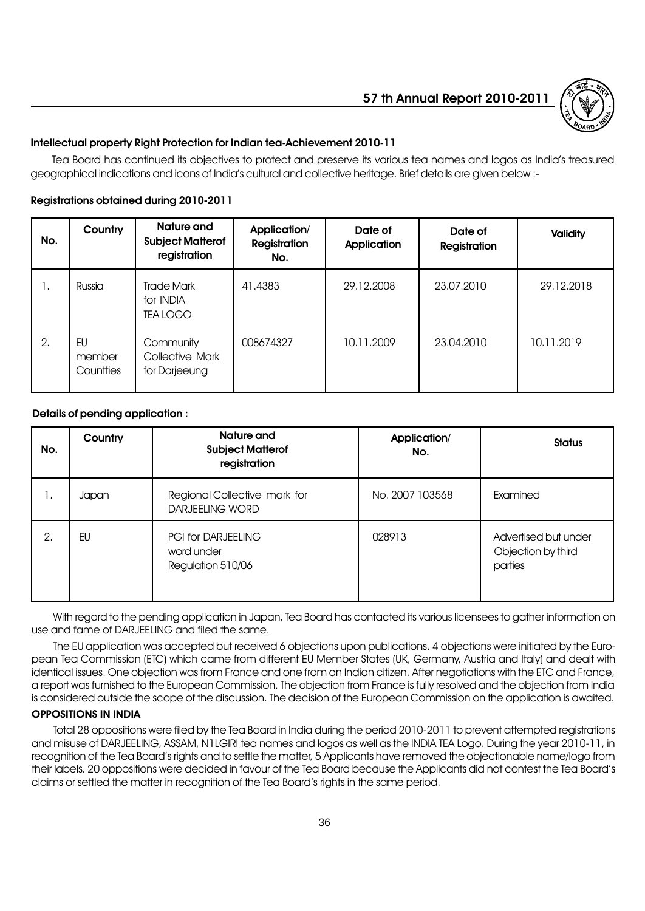### Intellectual property Right Protection for Indian tea-Achievement 2010-11

Tea Board has continued its objectives to protect and preserve its various tea names and logos as India's treasured geographical indications and icons of India's cultural and collective heritage. Brief details are given below :-

**Registrations obtained during 2010-2011**

| No. | Country | Nature and Subject Matterof registration | Application/ Registration No. | Date of Application | Date of Registration | Validity |
|---|---|---|---|---|---|---|
| 1. | Russia | Trade Mark for INDIA TEA LOGO | 41.4383 | 29.12.2008 | 23.07.2010 | 29.12.2018 |
| 2. | EU member Countties | Community Collective Mark for Darjeeung | 008674327 | 10.11.2009 | 23.04.2010 | 10.11.20`9 |

**Details of pending application :**

| No. | Country | Nature and Subject Matterof registration | Application/ No. | Status |
|---|---|---|---|---|
| 1. | Japan | Regional Collective mark for DARJEELING WORD | No. 2007 103568 | Examined |
| 2. | EU | PGI for DARJEELING word under Regulation 510/06 | 028913 | Advertised but under Objection by third parties |

With regard to the pending application in Japan, Tea Board has contacted its various licensees to gather information on use and fame of DARJEELING and filed the same.

The EU application was accepted but received 6 objections upon publications. 4 objections were initiated by the European Tea Commission (ETC) which came from different EU Member States (UK, Germany, Austria and Italy) and dealt with identical issues. One objection was from France and one from an Indian citizen. After negotiations with the ETC and France, a report was furnished to the European Commission. The objection from France is fully resolved and the objection from India is considered outside the scope of the discussion. The decision of the European Commission on the application is awaited.

**OPPOSITIONS IN INDIA**

Total 28 oppositions were filed by the Tea Board in India during the period 2010-2011 to prevent attempted registrations and misuse of DARJEELING, ASSAM, N1LGIRI tea names and logos as well as the INDIA TEA Logo. During the year 2010-11, in recognition of the Tea Board's rights and to settle the matter, 5 Applicants have removed the objectionable name/logo from their labels. 20 oppositions were decided in favour of the Tea Board because the Applicants did not contest the Tea Board's claims or settled the matter in recognition of the Tea Board's rights in the same period.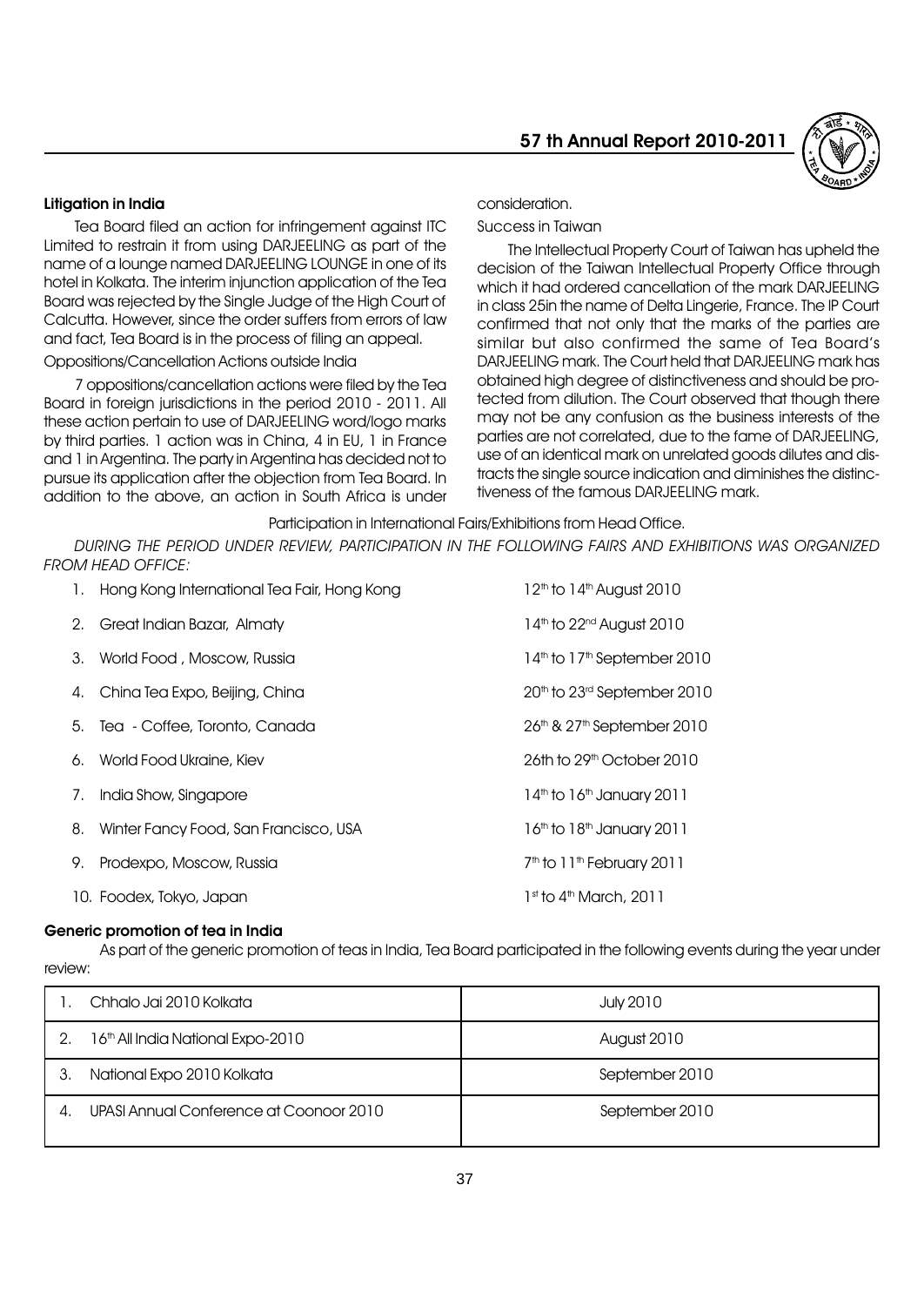### Litigation in India

Tea Board filed an action for infringement against ITC Limited to restrain it from using DARJEELING as part of the name of a lounge named DARJEELING LOUNGE in one of its hotel in Kolkata. The interim injunction application of the Tea Board was rejected by the Single Judge of the High Court of Calcutta. However, since the order suffers from errors of law and fact, Tea Board is in the process of filing an appeal.

Oppositions/Cancellation Actions outside India

7 oppositions/cancellation actions were filed by the Tea Board in foreign jurisdictions in the period 2010 - 2011. All these action pertain to use of DARJEELING word/logo marks by third parties. 1 action was in China, 4 in EU, 1 in France and 1 in Argentina. The party in Argentina has decided not to pursue its application after the objection from Tea Board. In addition to the above, an action in South Africa is under consideration.

Success in Taiwan

The Intellectual Property Court of Taiwan has upheld the decision of the Taiwan Intellectual Property Office through which it had ordered cancellation of the mark DARJEELING in class 25in the name of Delta Lingerie, France. The IP Court confirmed that not only that the marks of the parties are similar but also confirmed the same of Tea Board's DARJEELING mark. The Court held that DARJEELING mark has obtained high degree of distinctiveness and should be protected from dilution. The Court observed that though there may not be any confusion as the business interests of the parties are not correlated, due to the fame of DARJEELING, use of an identical mark on unrelated goods dilutes and distracts the single source indication and diminishes the distinctiveness of the famous DARJEELING mark.

Participation in International Fairs/Exhibitions from Head Office.

*DURING THE PERIOD UNDER REVIEW, PARTICIPATION IN THE FOLLOWING FAIRS AND EXHIBITIONS WAS ORGANIZED FROM HEAD OFFICE:*

| | | |
|---|---|---|
| 1. | Hong Kong International Tea Fair, Hong Kong | 12th to 14th August 2010 |
| 2. | Great Indian Bazar, Almaty | 14th to 22nd August 2010 |
| 3. | World Food , Moscow, Russia | 14th to 17th September 2010 |
| 4. | China Tea Expo, Beijing, China | 20th to 23rd September 2010 |
| 5. | Tea - Coffee, Toronto, Canada | 26th & 27th September 2010 |
| 6. | World Food Ukraine, Kiev | 26th to 29th October 2010 |
| 7. | India Show, Singapore | 14th to 16th January 2011 |
| 8. | Winter Fancy Food, San Francisco, USA | 16th to 18th January 2011 |
| 9. | Prodexpo, Moscow, Russia | 7th to 11th February 2011 |
| 10. | Foodex, Tokyo, Japan | 1st to 4th March, 2011 |

### Generic promotion of tea in India

As part of the generic promotion of teas in India, Tea Board participated in the following events during the year under review:

| | | |
|---|---|---|
| 1. | Chhalo Jai 2010 Kolkata | July 2010 |
| 2. | 16th All India National Expo-2010 | August 2010 |
| 3. | National Expo 2010 Kolkata | September 2010 |
| 4. | UPASI Annual Conference at Coonoor 2010 | September 2010 |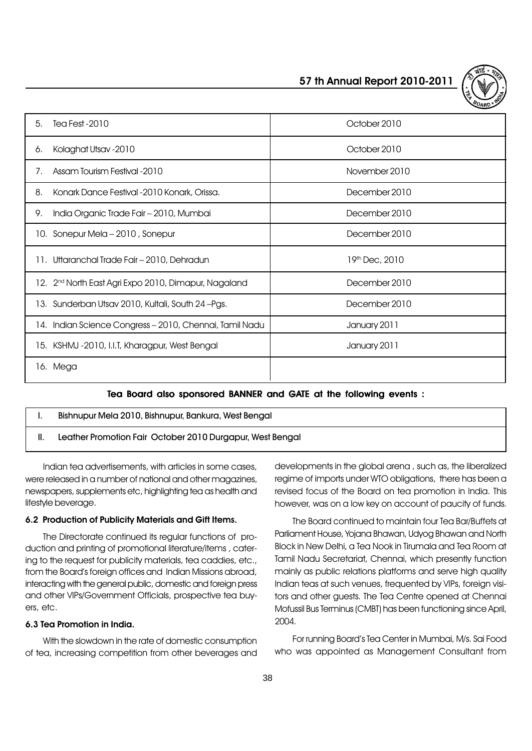| Event | Date |
|---|---|
| 5. Tea Fest -2010 | October 2010 |
| 6. Kolaghat Utsav -2010 | October 2010 |
| 7. Assam Tourism Festival -2010 | November 2010 |
| 8. Konark Dance Festival -2010 Konark, Orissa. | December 2010 |
| 9. India Organic Trade Fair – 2010, Mumbai | December 2010 |
| 10. Sonepur Mela – 2010 , Sonepur | December 2010 |
| 11. Uttaranchal Trade Fair – 2010, Dehradun | 19th Dec, 2010 |
| 12. 2nd North East Agri Expo 2010, Dimapur, Nagaland | December 2010 |
| 13. Sunderban Utsav 2010, Kultali, South 24 –Pgs. | December 2010 |
| 14. Indian Science Congress – 2010, Chennai, Tamil Nadu | January 2011 |
| 15. KSHMJ -2010, I.I.T, Kharagpur, West Bengal | January 2011 |
| 16. Mega | |

**Tea Board also sponsored BANNER and GATE at the following events :**

| | |
|---|---|
| I. | Bishnupur Mela 2010, Bishnupur, Bankura, West Bengal |
| II. | Leather Promotion Fair October 2010 Durgapur, West Bengal |

Indian tea advertisements, with articles in some cases, were released in a number of national and other magazines, newspapers, supplements etc, highlighting tea as health and lifestyle beverage.

### 6.2 Production of Publicity Materials and Gift Items.

The Directorate continued its regular functions of production and printing of promotional literature/items , catering to the request for publicity materials, tea caddies, etc., from the Board's foreign offices and Indian Missions abroad, interacting with the general public, domestic and foreign press and other VIPs/Government Officials, prospective tea buyers, etc.

### 6.3 Tea Promotion in India.

With the slowdown in the rate of domestic consumption of tea, increasing competition from other beverages and developments in the global arena , such as, the liberalized regime of imports under WTO obligations, there has been a revised focus of the Board on tea promotion in India. This however, was on a low key on account of paucity of funds.

The Board continued to maintain four Tea Bar/Buffets at Parliament House, Yojana Bhawan, Udyog Bhawan and North Block in New Delhi, a Tea Nook in Tirumala and Tea Room at Tamil Nadu Secretariat, Chennai, which presently function mainly as public relations platforms and serve high quality Indian teas at such venues, frequented by VIPs, foreign visitors and other guests. The Tea Centre opened at Chennai Mofussil Bus Terminus (CMBT) has been functioning since April, 2004.

For running Board's Tea Center in Mumbai, M/s. Sai Food who was appointed as Management Consultant from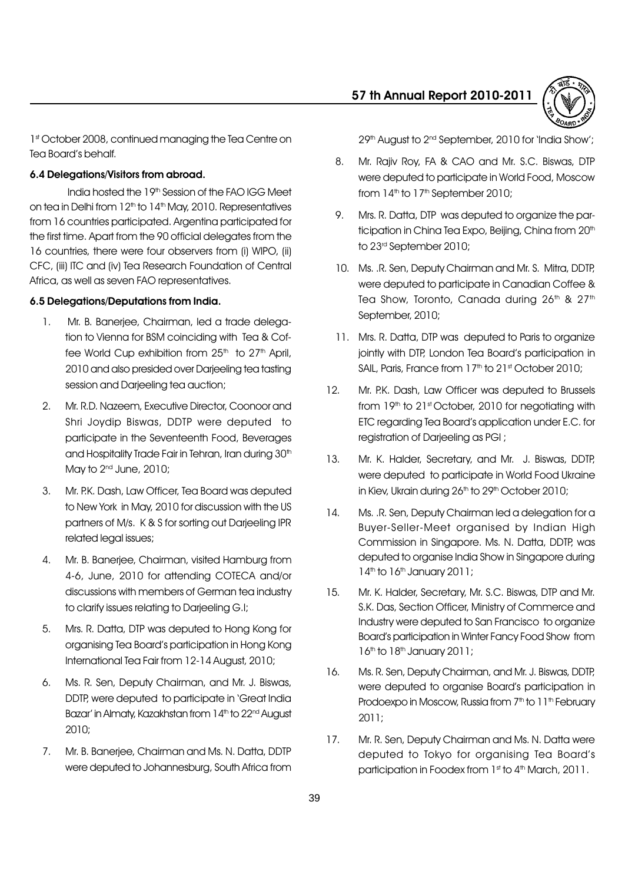1st October 2008, continued managing the Tea Centre on Tea Board's behalf.

### 6.4 Delegations/Visitors from abroad.

India hosted the 19th Session of the FAO IGG Meet on tea in Delhi from 12th to 14th May, 2010. Representatives from 16 countries participated. Argentina participated for the first time. Apart from the 90 official delegates from the 16 countries, there were four observers from (i) WIPO, (ii) CFC, (iii) ITC and (iv) Tea Research Foundation of Central Africa, as well as seven FAO representatives.

### 6.5 Delegations/Deputations from India.

1. Mr. B. Banerjee, Chairman, led a trade delegation to Vienna for BSM coinciding with Tea & Coffee World Cup exhibition from 25th to 27th April, 2010 and also presided over Darjeeling tea tasting session and Darjeeling tea auction;
2. Mr. R.D. Nazeem, Executive Director, Coonoor and Shri Joydip Biswas, DDTP were deputed to participate in the Seventeenth Food, Beverages and Hospitality Trade Fair in Tehran, Iran during 30th May to 2nd June, 2010;
3. Mr. P.K. Dash, Law Officer, Tea Board was deputed to New York in May, 2010 for discussion with the US partners of M/s. K & S for sorting out Darjeeling IPR related legal issues;
4. Mr. B. Banerjee, Chairman, visited Hamburg from 4-6, June, 2010 for attending COTECA and/or discussions with members of German tea industry to clarify issues relating to Darjeeling G.I;
5. Mrs. R. Datta, DTP was deputed to Hong Kong for organising Tea Board's participation in Hong Kong International Tea Fair from 12-14 August, 2010;
6. Ms. R. Sen, Deputy Chairman, and Mr. J. Biswas, DDTP, were deputed to participate in 'Great India Bazar' in Almaty, Kazakhstan from 14th to 22nd August 2010;
7. Mr. B. Banerjee, Chairman and Ms. N. Datta, DDTP were deputed to Johannesburg, South Africa from 29th August to 2nd September, 2010 for 'India Show';
8. Mr. Rajiv Roy, FA & CAO and Mr. S.C. Biswas, DTP were deputed to participate in World Food, Moscow from 14th to 17th September 2010;
9. Mrs. R. Datta, DTP was deputed to organize the participation in China Tea Expo, Beijing, China from 20th to 23rd September 2010;
10. Ms. .R. Sen, Deputy Chairman and Mr. S. Mitra, DDTP, were deputed to participate in Canadian Coffee & Tea Show, Toronto, Canada during 26th & 27th September, 2010;
11. Mrs. R. Datta, DTP was deputed to Paris to organize jointly with DTP, London Tea Board's participation in SAIL, Paris, France from 17th to 21st October 2010;
12. Mr. P.K. Dash, Law Officer was deputed to Brussels from 19th to 21st October, 2010 for negotiating with ETC regarding Tea Board's application under E.C. for registration of Darjeeling as PGI ;
13. Mr. K. Halder, Secretary, and Mr. J. Biswas, DDTP, were deputed to participate in World Food Ukraine in Kiev, Ukrain during 26th to 29th October 2010;
14. Ms. .R. Sen, Deputy Chairman led a delegation for a Buyer-Seller-Meet organised by Indian High Commission in Singapore. Ms. N. Datta, DDTP, was deputed to organise India Show in Singapore during 14th to 16th January 2011;
15. Mr. K. Halder, Secretary, Mr. S.C. Biswas, DTP and Mr. S.K. Das, Section Officer, Ministry of Commerce and Industry were deputed to San Francisco to organize Board's participation in Winter Fancy Food Show from 16th to 18th January 2011;
16. Ms. R. Sen, Deputy Chairman, and Mr. J. Biswas, DDTP, were deputed to organise Board's participation in Prodoexpo in Moscow, Russia from 7th to 11th February 2011;
17. Mr. R. Sen, Deputy Chairman and Ms. N. Datta were deputed to Tokyo for organising Tea Board's participation in Foodex from 1st to 4th March, 2011.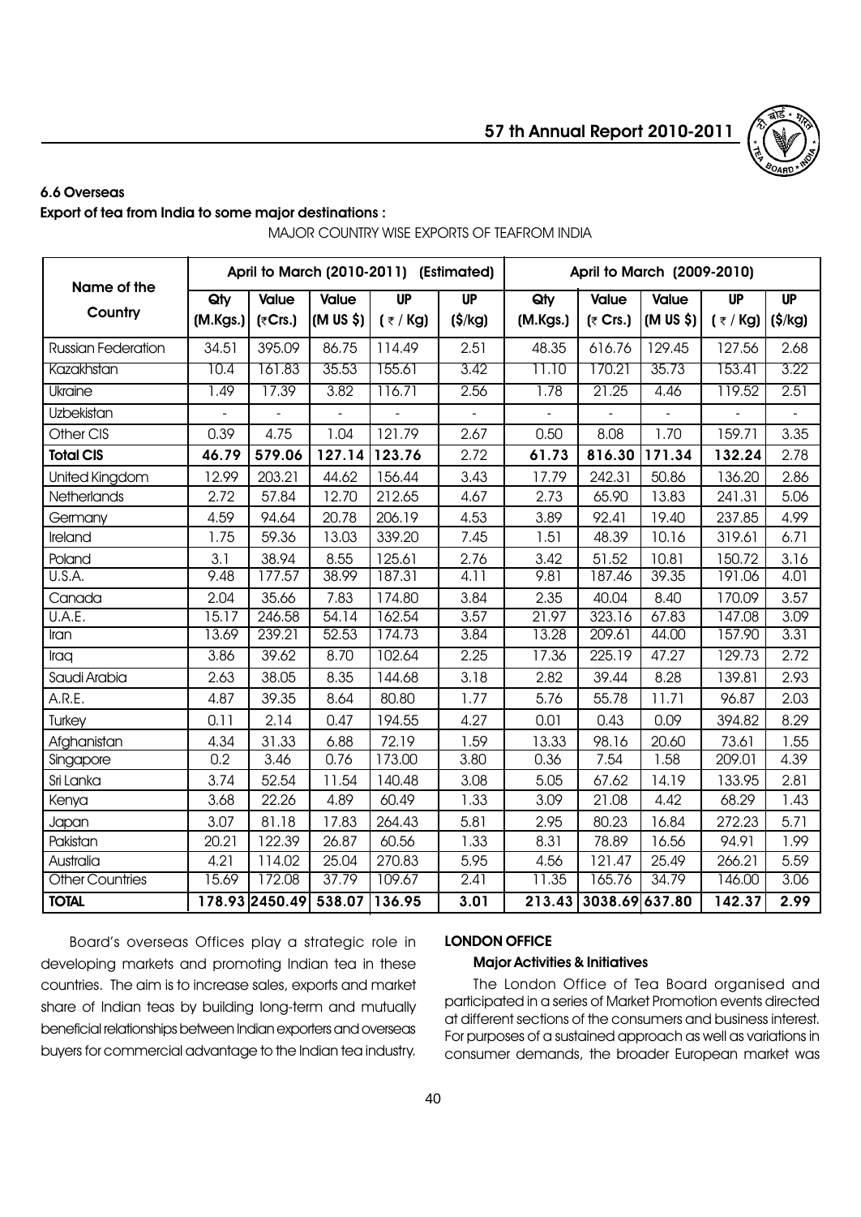### 6.6 Overseas

**Export of tea from India to some major destinations :**

MAJOR COUNTRY WISE EXPORTS OF TEAFROM INDIA

| Name of the Country | April to March (2010-2011) (Estimated) | | | | | April to March (2009-2010) | | | | |
|---|---|---|---|---|---|---|---|---|---|---|
| | Qty (M.Kgs.) | Value (₹Crs.) | Value (M US $) | UP (₹ / Kg) | UP ($/kg) | Qty (M.Kgs.) | Value (₹ Crs.) | Value (M US $) | UP (₹ / Kg) | UP ($/kg) |
| Russian Federation | 34.51 | 395.09 | 86.75 | 114.49 | 2.51 | 48.35 | 616.76 | 129.45 | 127.56 | 2.68 |
| Kazakhstan | 10.4 | 161.83 | 35.53 | 155.61 | 3.42 | 11.10 | 170.21 | 35.73 | 153.41 | 3.22 |
| Ukraine | 1.49 | 17.39 | 3.82 | 116.71 | 2.56 | 1.78 | 21.25 | 4.46 | 119.52 | 2.51 |
| Uzbekistan | - | - | - | - | - | - | - | - | - | - |
| Other CIS | 0.39 | 4.75 | 1.04 | 121.79 | 2.67 | 0.50 | 8.08 | 1.70 | 159.71 | 3.35 |
| **Total CIS** | **46.79** | **579.06** | **127.14** | **123.76** | 2.72 | **61.73** | **816.30** | **171.34** | **132.24** | 2.78 |
| United Kingdom | 12.99 | 203.21 | 44.62 | 156.44 | 3.43 | 17.79 | 242.31 | 50.86 | 136.20 | 2.86 |
| Netherlands | 2.72 | 57.84 | 12.70 | 212.65 | 4.67 | 2.73 | 65.90 | 13.83 | 241.31 | 5.06 |
| Germany | 4.59 | 94.64 | 20.78 | 206.19 | 4.53 | 3.89 | 92.41 | 19.40 | 237.85 | 4.99 |
| Ireland | 1.75 | 59.36 | 13.03 | 339.20 | 7.45 | 1.51 | 48.39 | 10.16 | 319.61 | 6.71 |
| Poland | 3.1 | 38.94 | 8.55 | 125.61 | 2.76 | 3.42 | 51.52 | 10.81 | 150.72 | 3.16 |
| U.S.A. | 9.48 | 177.57 | 38.99 | 187.31 | 4.11 | 9.81 | 187.46 | 39.35 | 191.06 | 4.01 |
| Canada | 2.04 | 35.66 | 7.83 | 174.80 | 3.84 | 2.35 | 40.04 | 8.40 | 170.09 | 3.57 |
| U.A.E. | 15.17 | 246.58 | 54.14 | 162.54 | 3.57 | 21.97 | 323.16 | 67.83 | 147.08 | 3.09 |
| Iran | 13.69 | 239.21 | 52.53 | 174.73 | 3.84 | 13.28 | 209.61 | 44.00 | 157.90 | 3.31 |
| Iraq | 3.86 | 39.62 | 8.70 | 102.64 | 2.25 | 17.36 | 225.19 | 47.27 | 129.73 | 2.72 |
| Saudi Arabia | 2.63 | 38.05 | 8.35 | 144.68 | 3.18 | 2.82 | 39.44 | 8.28 | 139.81 | 2.93 |
| A.R.E. | 4.87 | 39.35 | 8.64 | 80.80 | 1.77 | 5.76 | 55.78 | 11.71 | 96.87 | 2.03 |
| Turkey | 0.11 | 2.14 | 0.47 | 194.55 | 4.27 | 0.01 | 0.43 | 0.09 | 394.82 | 8.29 |
| Afghanistan | 4.34 | 31.33 | 6.88 | 72.19 | 1.59 | 13.33 | 98.16 | 20.60 | 73.61 | 1.55 |
| Singapore | 0.2 | 3.46 | 0.76 | 173.00 | 3.80 | 0.36 | 7.54 | 1.58 | 209.01 | 4.39 |
| Sri Lanka | 3.74 | 52.54 | 11.54 | 140.48 | 3.08 | 5.05 | 67.62 | 14.19 | 133.95 | 2.81 |
| Kenya | 3.68 | 22.26 | 4.89 | 60.49 | 1.33 | 3.09 | 21.08 | 4.42 | 68.29 | 1.43 |
| Japan | 3.07 | 81.18 | 17.83 | 264.43 | 5.81 | 2.95 | 80.23 | 16.84 | 272.23 | 5.71 |
| Pakistan | 20.21 | 122.39 | 26.87 | 60.56 | 1.33 | 8.31 | 78.89 | 16.56 | 94.91 | 1.99 |
| Australia | 4.21 | 114.02 | 25.04 | 270.83 | 5.95 | 4.56 | 121.47 | 25.49 | 266.21 | 5.59 |
| Other Countries | 15.69 | 172.08 | 37.79 | 109.67 | 2.41 | 11.35 | 165.76 | 34.79 | 146.00 | 3.06 |
| **TOTAL** | **178.93** | **2450.49** | **538.07** | **136.95** | **3.01** | **213.43** | **3038.69** | **637.80** | **142.37** | **2.99** |

Board's overseas Offices play a strategic role in developing markets and promoting Indian tea in these countries. The aim is to increase sales, exports and market share of Indian teas by building long-term and mutually beneficial relationships between Indian exporters and overseas buyers for commercial advantage to the Indian tea industry.

**LONDON OFFICE**

**Major Activities & Initiatives**

The London Office of Tea Board organised and participated in a series of Market Promotion events directed at different sections of the consumers and business interest. For purposes of a sustained approach as well as variations in consumer demands, the broader European market was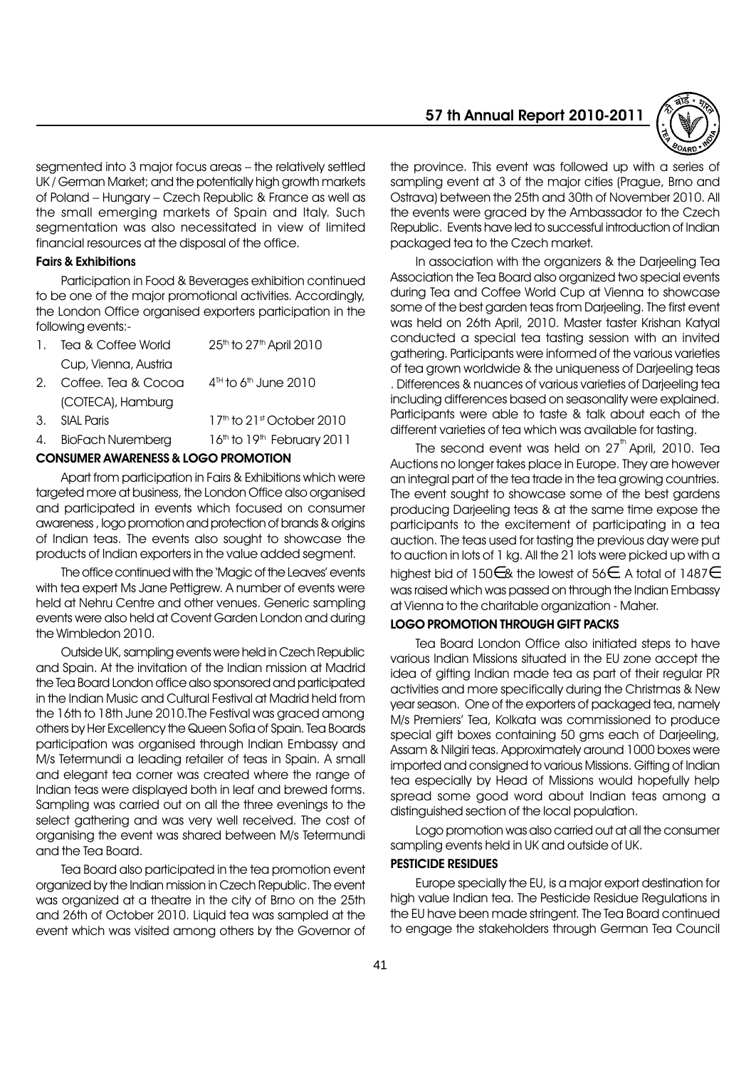segmented into 3 major focus areas – the relatively settled UK / German Market; and the potentially high growth markets of Poland – Hungary – Czech Republic & France as well as the small emerging markets of Spain and Italy. Such segmentation was also necessitated in view of limited financial resources at the disposal of the office.

**Fairs & Exhibitions**

Participation in Food & Beverages exhibition continued to be one of the major promotional activities. Accordingly, the London Office organised exporters participation in the following events:-

1. Tea & Coffee World Cup, Vienna, Austria — 25th to 27th April 2010
2. Coffee. Tea & Cocoa (COTECA), Hamburg — 4TH to 6th June 2010
3. SIAL Paris — 17th to 21st October 2010
4. BioFach Nuremberg — 16th to 19th February 2011

**CONSUMER AWARENESS & LOGO PROMOTION**

Apart from participation in Fairs & Exhibitions which were targeted more at business, the London Office also organised and participated in events which focused on consumer awareness , logo promotion and protection of brands & origins of Indian teas. The events also sought to showcase the products of Indian exporters in the value added segment.

The office continued with the 'Magic of the Leaves' events with tea expert Ms Jane Pettigrew. A number of events were held at Nehru Centre and other venues. Generic sampling events were also held at Covent Garden London and during the Wimbledon 2010.

Outside UK, sampling events were held in Czech Republic and Spain. At the invitation of the Indian mission at Madrid the Tea Board London office also sponsored and participated in the Indian Music and Cultural Festival at Madrid held from the 16th to 18th June 2010.The Festival was graced among others by Her Excellency the Queen Sofia of Spain. Tea Boards participation was organised through Indian Embassy and M/s Tetermundi a leading retailer of teas in Spain. A small and elegant tea corner was created where the range of Indian teas were displayed both in leaf and brewed forms. Sampling was carried out on all the three evenings to the select gathering and was very well received. The cost of organising the event was shared between M/s Tetermundi and the Tea Board.

Tea Board also participated in the tea promotion event organized by the Indian mission in Czech Republic. The event was organized at a theatre in the city of Brno on the 25th and 26th of October 2010. Liquid tea was sampled at the event which was visited among others by the Governor of the province. This event was followed up with a series of sampling event at 3 of the major cities (Prague, Brno and Ostrava) between the 25th and 30th of November 2010. All the events were graced by the Ambassador to the Czech Republic. Events have led to successful introduction of Indian packaged tea to the Czech market.

In association with the organizers & the Darjeeling Tea Association the Tea Board also organized two special events during Tea and Coffee World Cup at Vienna to showcase some of the best garden teas from Darjeeling. The first event was held on 26th April, 2010. Master taster Krishan Katyal conducted a special tea tasting session with an invited gathering. Participants were informed of the various varieties of tea grown worldwide & the uniqueness of Darjeeling teas . Differences & nuances of various varieties of Darjeeling tea including differences based on seasonality were explained. Participants were able to taste & talk about each of the different varieties of tea which was available for tasting.

The second event was held on 27th April, 2010. Tea Auctions no longer takes place in Europe. They are however an integral part of the tea trade in the tea growing countries. The event sought to showcase some of the best gardens producing Darjeeling teas & at the same time expose the participants to the excitement of participating in a tea auction. The teas used for tasting the previous day were put to auction in lots of 1 kg. All the 21 lots were picked up with a highest bid of 150€ & the lowest of 56€. A total of 1487€ was raised which was passed on through the Indian Embassy at Vienna to the charitable organization - Maher.

**LOGO PROMOTION THROUGH GIFT PACKS**

Tea Board London Office also initiated steps to have various Indian Missions situated in the EU zone accept the idea of gifting Indian made tea as part of their regular PR activities and more specifically during the Christmas & New year season. One of the exporters of packaged tea, namely M/s Premiers' Tea, Kolkata was commissioned to produce special gift boxes containing 50 gms each of Darjeeling, Assam & Nilgiri teas. Approximately around 1000 boxes were imported and consigned to various Missions. Gifting of Indian tea especially by Head of Missions would hopefully help spread some good word about Indian teas among a distinguished section of the local population.

Logo promotion was also carried out at all the consumer sampling events held in UK and outside of UK.

**PESTICIDE RESIDUES**

Europe specially the EU, is a major export destination for high value Indian tea. The Pesticide Residue Regulations in the EU have been made stringent. The Tea Board continued to engage the stakeholders through German Tea Council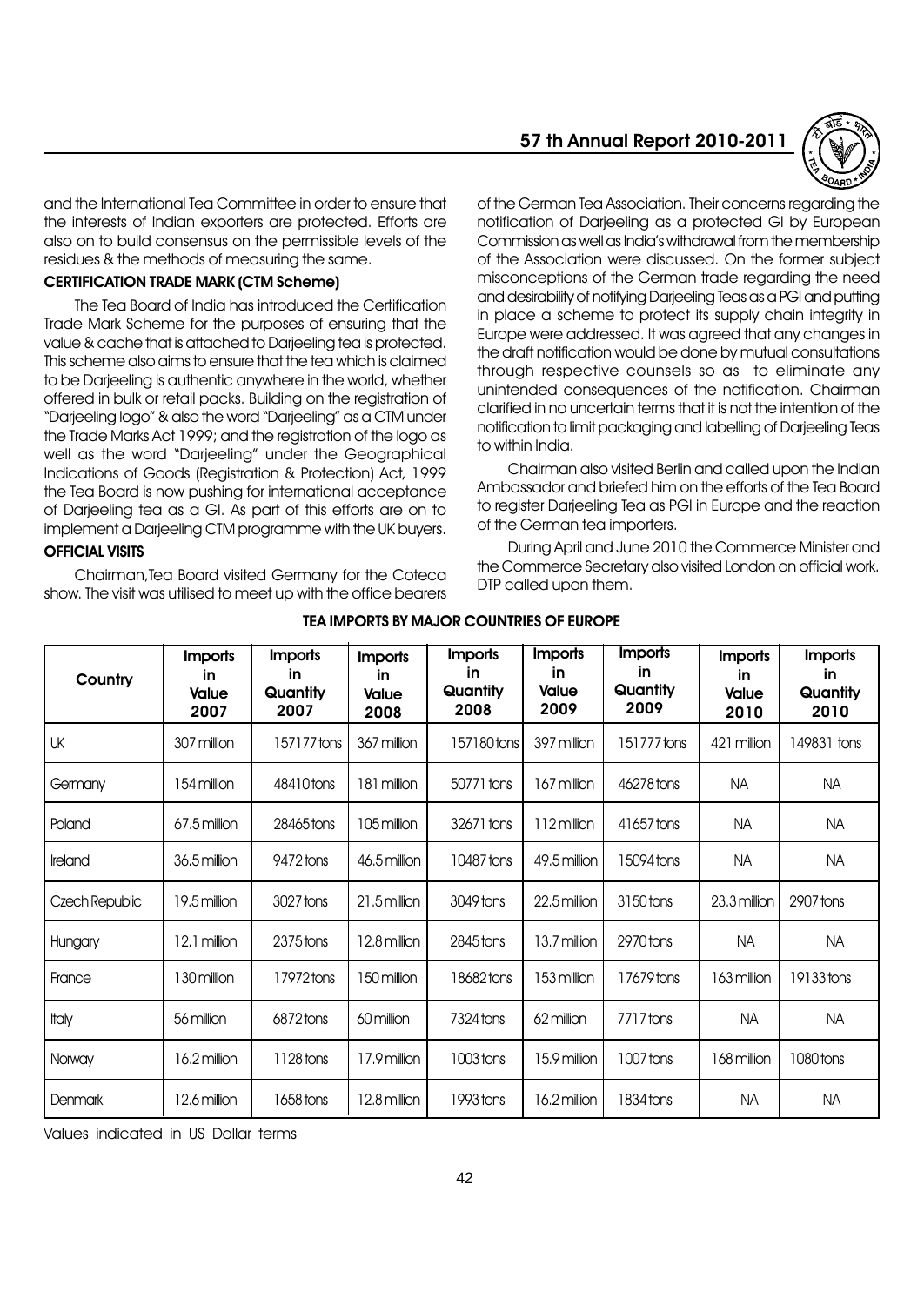and the International Tea Committee in order to ensure that the interests of Indian exporters are protected. Efforts are also on to build consensus on the permissible levels of the residues & the methods of measuring the same.

**CERTIFICATION TRADE MARK (CTM Scheme)**

The Tea Board of India has introduced the Certification Trade Mark Scheme for the purposes of ensuring that the value & cache that is attached to Darjeeling tea is protected. This scheme also aims to ensure that the tea which is claimed to be Darjeeling is authentic anywhere in the world, whether offered in bulk or retail packs. Building on the registration of "Darjeeling logo" & also the word "Darjeeling" as a CTM under the Trade Marks Act 1999; and the registration of the logo as well as the word "Darjeeling" under the Geographical Indications of Goods (Registration & Protection) Act, 1999 the Tea Board is now pushing for international acceptance of Darjeeling tea as a GI. As part of this efforts are on to implement a Darjeeling CTM programme with the UK buyers.

**OFFICIAL VISITS**

Chairman,Tea Board visited Germany for the Coteca show. The visit was utilised to meet up with the office bearers of the German Tea Association. Their concerns regarding the notification of Darjeeling as a protected GI by European Commission as well as India's withdrawal from the membership of the Association were discussed. On the former subject misconceptions of the German trade regarding the need and desirability of notifying Darjeeling Teas as a PGI and putting in place a scheme to protect its supply chain integrity in Europe were addressed. It was agreed that any changes in the draft notification would be done by mutual consultations through respective counsels so as to eliminate any unintended consequences of the notification. Chairman clarified in no uncertain terms that it is not the intention of the notification to limit packaging and labelling of Darjeeling Teas to within India.

Chairman also visited Berlin and called upon the Indian Ambassador and briefed him on the efforts of the Tea Board to register Darjeeling Tea as PGI in Europe and the reaction of the German tea importers.

During April and June 2010 the Commerce Minister and the Commerce Secretary also visited London on official work. DTP called upon them.

**TEA IMPORTS BY MAJOR COUNTRIES OF EUROPE**

| Country | Imports in Value 2007 | Imports in Quantity 2007 | Imports in Value 2008 | Imports in Quantity 2008 | Imports in Value 2009 | Imports in Quantity 2009 | Imports in Value 2010 | Imports in Quantity 2010 |
|---|---|---|---|---|---|---|---|---|
| UK | 307 million | 157177 tons | 367 million | 157180 tons | 397 million | 151777 tons | 421 million | 149831 tons |
| Germany | 154 million | 48410 tons | 181 million | 50771 tons | 167 million | 46278 tons | NA | NA |
| Poland | 67.5 million | 28465 tons | 105 million | 32671 tons | 112 million | 41657 tons | NA | NA |
| Ireland | 36.5 million | 9472 tons | 46.5 million | 10487 tons | 49.5 million | 15094 tons | NA | NA |
| Czech Republic | 19.5 million | 3027 tons | 21.5 million | 3049 tons | 22.5 million | 3150 tons | 23.3 million | 2907 tons |
| Hungary | 12.1 million | 2375 tons | 12.8 million | 2845 tons | 13.7 million | 2970 tons | NA | NA |
| France | 130 million | 17972 tons | 150 million | 18682 tons | 153 million | 17679 tons | 163 million | 19133 tons |
| Italy | 56 million | 6872 tons | 60 million | 7324 tons | 62 million | 7717 tons | NA | NA |
| Norway | 16.2 million | 1128 tons | 17.9 million | 1003 tons | 15.9 million | 1007 tons | 168 million | 1080 tons |
| Denmark | 12.6 million | 1658 tons | 12.8 million | 1993 tons | 16.2 million | 1834 tons | NA | NA |

Values indicated in US Dollar terms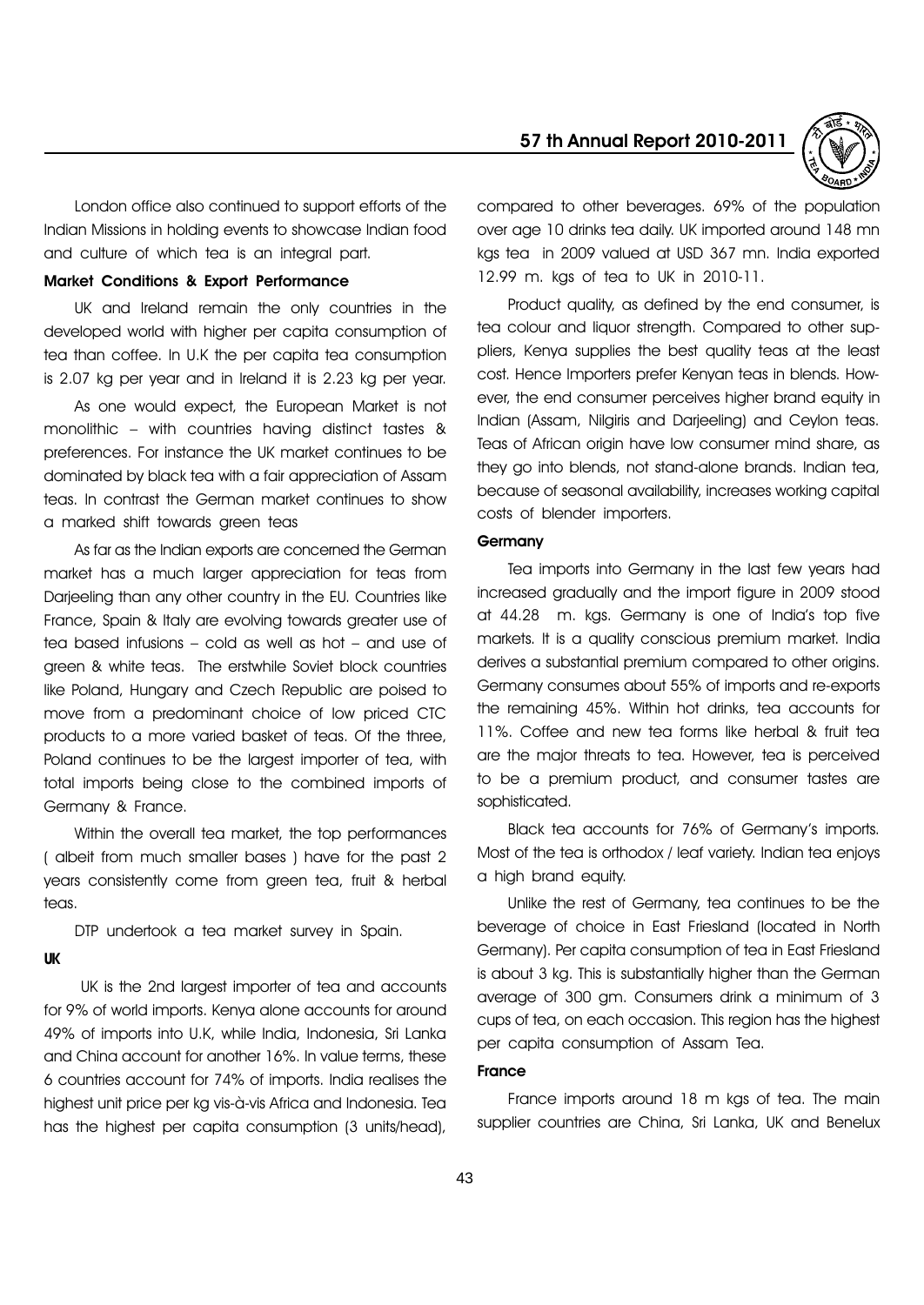London office also continued to support efforts of the Indian Missions in holding events to showcase Indian food and culture of which tea is an integral part.

**Market Conditions & Export Performance**

UK and Ireland remain the only countries in the developed world with higher per capita consumption of tea than coffee. In U.K the per capita tea consumption is 2.07 kg per year and in Ireland it is 2.23 kg per year.

As one would expect, the European Market is not monolithic – with countries having distinct tastes & preferences. For instance the UK market continues to be dominated by black tea with a fair appreciation of Assam teas. In contrast the German market continues to show a marked shift towards green teas

As far as the Indian exports are concerned the German market has a much larger appreciation for teas from Darjeeling than any other country in the EU. Countries like France, Spain & Italy are evolving towards greater use of tea based infusions – cold as well as hot – and use of green & white teas. The erstwhile Soviet block countries like Poland, Hungary and Czech Republic are poised to move from a predominant choice of low priced CTC products to a more varied basket of teas. Of the three, Poland continues to be the largest importer of tea, with total imports being close to the combined imports of Germany & France.

Within the overall tea market, the top performances ( albeit from much smaller bases ) have for the past 2 years consistently come from green tea, fruit & herbal teas.

DTP undertook a tea market survey in Spain.

**UK**

UK is the 2nd largest importer of tea and accounts for 9% of world imports. Kenya alone accounts for around 49% of imports into U.K, while India, Indonesia, Sri Lanka and China account for another 16%. In value terms, these 6 countries account for 74% of imports. India realises the highest unit price per kg vis-à-vis Africa and Indonesia. Tea has the highest per capita consumption (3 units/head), compared to other beverages. 69% of the population over age 10 drinks tea daily. UK imported around 148 mn kgs tea in 2009 valued at USD 367 mn. India exported 12.99 m. kgs of tea to UK in 2010-11.

Product quality, as defined by the end consumer, is tea colour and liquor strength. Compared to other suppliers, Kenya supplies the best quality teas at the least cost. Hence Importers prefer Kenyan teas in blends. However, the end consumer perceives higher brand equity in Indian (Assam, Nilgiris and Darjeeling) and Ceylon teas. Teas of African origin have low consumer mind share, as they go into blends, not stand-alone brands. Indian tea, because of seasonal availability, increases working capital costs of blender importers.

**Germany**

Tea imports into Germany in the last few years had increased gradually and the import figure in 2009 stood at 44.28 m. kgs. Germany is one of India's top five markets. It is a quality conscious premium market. India derives a substantial premium compared to other origins. Germany consumes about 55% of imports and re-exports the remaining 45%. Within hot drinks, tea accounts for 11%. Coffee and new tea forms like herbal & fruit tea are the major threats to tea. However, tea is perceived to be a premium product, and consumer tastes are sophisticated.

Black tea accounts for 76% of Germany's imports. Most of the tea is orthodox / leaf variety. Indian tea enjoys a high brand equity.

Unlike the rest of Germany, tea continues to be the beverage of choice in East Friesland (located in North Germany). Per capita consumption of tea in East Friesland is about 3 kg. This is substantially higher than the German average of 300 gm. Consumers drink a minimum of 3 cups of tea, on each occasion. This region has the highest per capita consumption of Assam Tea.

**France**

France imports around 18 m kgs of tea. The main supplier countries are China, Sri Lanka, UK and Benelux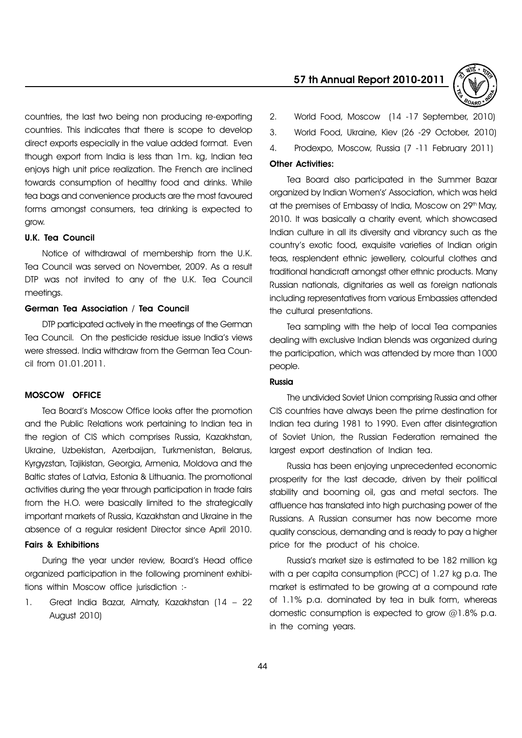countries, the last two being non producing re-exporting countries. This indicates that there is scope to develop direct exports especially in the value added format. Even though export from India is less than 1m. kg, Indian tea enjoys high unit price realization. The French are inclined towards consumption of healthy food and drinks. While tea bags and convenience products are the most favoured forms amongst consumers, tea drinking is expected to grow.

#### U.K. Tea Council

Notice of withdrawal of membership from the U.K. Tea Council was served on November, 2009. As a result DTP was not invited to any of the U.K. Tea Council meetings.

#### German Tea Association / Tea Council

DTP participated actively in the meetings of the German Tea Council. On the pesticide residue issue India's views were stressed. India withdraw from the German Tea Council from 01.01.2011.

### MOSCOW OFFICE

Tea Board's Moscow Office looks after the promotion and the Public Relations work pertaining to Indian tea in the region of CIS which comprises Russia, Kazakhstan, Ukraine, Uzbekistan, Azerbaijan, Turkmenistan, Belarus, Kyrgyzstan, Tajikistan, Georgia, Armenia, Moldova and the Baltic states of Latvia, Estonia & Lithuania. The promotional activities during the year through participation in trade fairs from the H.O. were basically limited to the strategically important markets of Russia, Kazakhstan and Ukraine in the absence of a regular resident Director since April 2010.

#### Fairs & Exhibitions

During the year under review, Board's Head office organized participation in the following prominent exhibitions within Moscow office jurisdiction :-

1. Great India Bazar, Almaty, Kazakhstan (14 – 22 August 2010)
2. World Food, Moscow (14 -17 September, 2010)
3. World Food, Ukraine, Kiev (26 -29 October, 2010)
4. Prodexpo, Moscow, Russia (7 -11 February 2011)

#### Other Activities:

Tea Board also participated in the Summer Bazar organized by Indian Women's' Association, which was held at the premises of Embassy of India, Moscow on 29th May, 2010. It was basically a charity event, which showcased Indian culture in all its diversity and vibrancy such as the country's exotic food, exquisite varieties of Indian origin teas, resplendent ethnic jewellery, colourful clothes and traditional handicraft amongst other ethnic products. Many Russian nationals, dignitaries as well as foreign nationals including representatives from various Embassies attended the cultural presentations.

Tea sampling with the help of local Tea companies dealing with exclusive Indian blends was organized during the participation, which was attended by more than 1000 people.

#### Russia

The undivided Soviet Union comprising Russia and other CIS countries have always been the prime destination for Indian tea during 1981 to 1990. Even after disintegration of Soviet Union, the Russian Federation remained the largest export destination of Indian tea.

Russia has been enjoying unprecedented economic prosperity for the last decade, driven by their political stability and booming oil, gas and metal sectors. The affluence has translated into high purchasing power of the Russians. A Russian consumer has now become more quality conscious, demanding and is ready to pay a higher price for the product of his choice.

Russia's market size is estimated to be 182 million kg with a per capita consumption (PCC) of 1.27 kg p.a. The market is estimated to be growing at a compound rate of 1.1% p.a. dominated by tea in bulk form, whereas domestic consumption is expected to grow @1.8% p.a. in the coming years.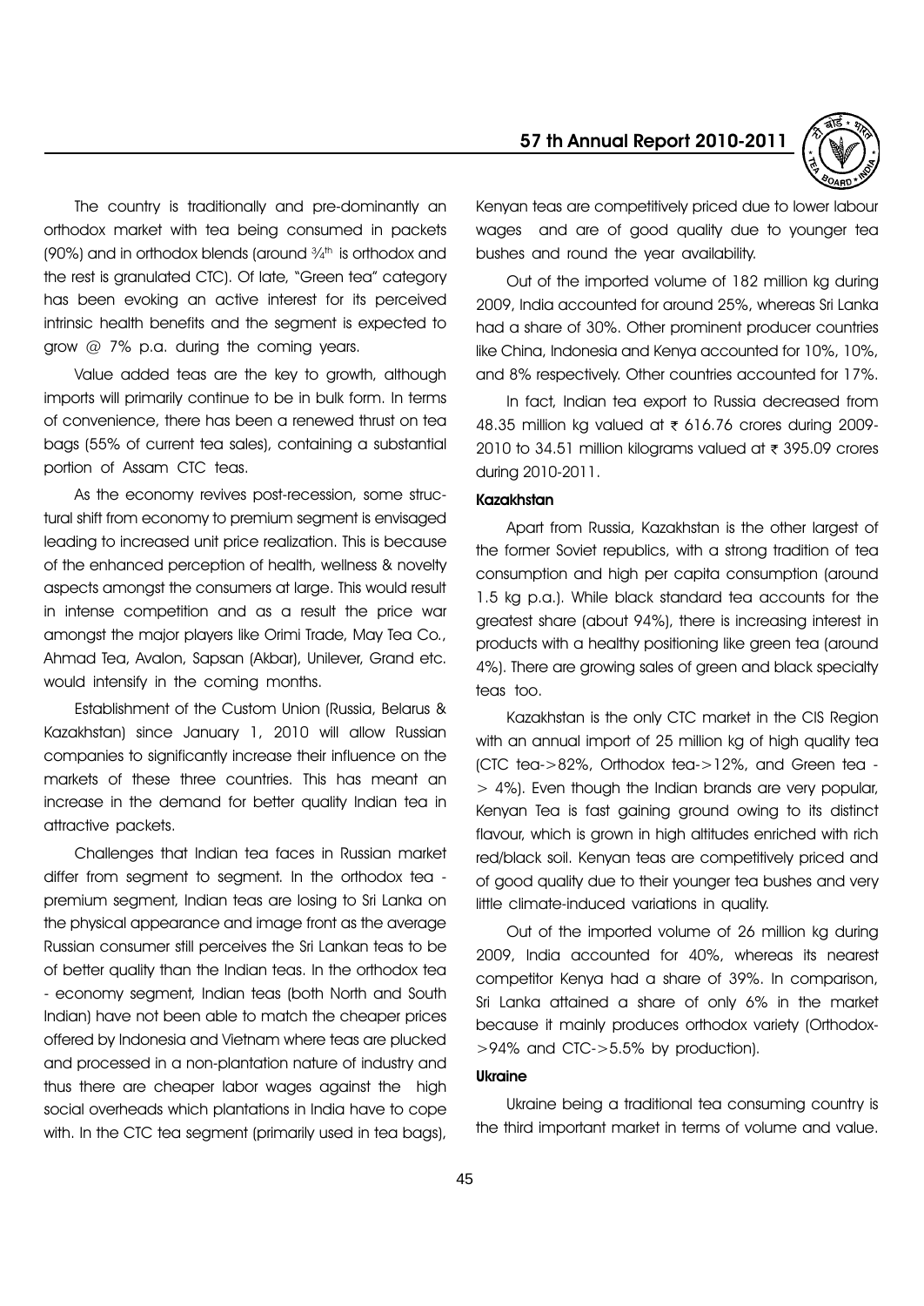The country is traditionally and pre-dominantly an orthodox market with tea being consumed in packets (90%) and in orthodox blends (around ¾th is orthodox and the rest is granulated CTC). Of late, "Green tea" category has been evoking an active interest for its perceived intrinsic health benefits and the segment is expected to grow @ 7% p.a. during the coming years.

Value added teas are the key to growth, although imports will primarily continue to be in bulk form. In terms of convenience, there has been a renewed thrust on tea bags (55% of current tea sales), containing a substantial portion of Assam CTC teas.

As the economy revives post-recession, some structural shift from economy to premium segment is envisaged leading to increased unit price realization. This is because of the enhanced perception of health, wellness & novelty aspects amongst the consumers at large. This would result in intense competition and as a result the price war amongst the major players like Orimi Trade, May Tea Co., Ahmad Tea, Avalon, Sapsan (Akbar), Unilever, Grand etc. would intensify in the coming months.

Establishment of the Custom Union (Russia, Belarus & Kazakhstan) since January 1, 2010 will allow Russian companies to significantly increase their influence on the markets of these three countries. This has meant an increase in the demand for better quality Indian tea in attractive packets.

Challenges that Indian tea faces in Russian market differ from segment to segment. In the orthodox tea - premium segment, Indian teas are losing to Sri Lanka on the physical appearance and image front as the average Russian consumer still perceives the Sri Lankan teas to be of better quality than the Indian teas. In the orthodox tea - economy segment, Indian teas (both North and South Indian) have not been able to match the cheaper prices offered by Indonesia and Vietnam where teas are plucked and processed in a non-plantation nature of industry and thus there are cheaper labor wages against the high social overheads which plantations in India have to cope with. In the CTC tea segment (primarily used in tea bags), Kenyan teas are competitively priced due to lower labour wages and are of good quality due to younger tea bushes and round the year availability.

Out of the imported volume of 182 million kg during 2009, India accounted for around 25%, whereas Sri Lanka had a share of 30%. Other prominent producer countries like China, Indonesia and Kenya accounted for 10%, 10%, and 8% respectively. Other countries accounted for 17%.

In fact, Indian tea export to Russia decreased from 48.35 million kg valued at ₹ 616.76 crores during 2009-2010 to 34.51 million kilograms valued at ₹ 395.09 crores during 2010-2011.

**Kazakhstan**

Apart from Russia, Kazakhstan is the other largest of the former Soviet republics, with a strong tradition of tea consumption and high per capita consumption (around 1.5 kg p.a.). While black standard tea accounts for the greatest share (about 94%), there is increasing interest in products with a healthy positioning like green tea (around 4%). There are growing sales of green and black specialty teas too.

Kazakhstan is the only CTC market in the CIS Region with an annual import of 25 million kg of high quality tea (CTC tea->82%, Orthodox tea->12%, and Green tea -> 4%). Even though the Indian brands are very popular, Kenyan Tea is fast gaining ground owing to its distinct flavour, which is grown in high altitudes enriched with rich red/black soil. Kenyan teas are competitively priced and of good quality due to their younger tea bushes and very little climate-induced variations in quality.

Out of the imported volume of 26 million kg during 2009, India accounted for 40%, whereas its nearest competitor Kenya had a share of 39%. In comparison, Sri Lanka attained a share of only 6% in the market because it mainly produces orthodox variety (Orthodox->94% and CTC->5.5% by production).

**Ukraine**

Ukraine being a traditional tea consuming country is the third important market in terms of volume and value.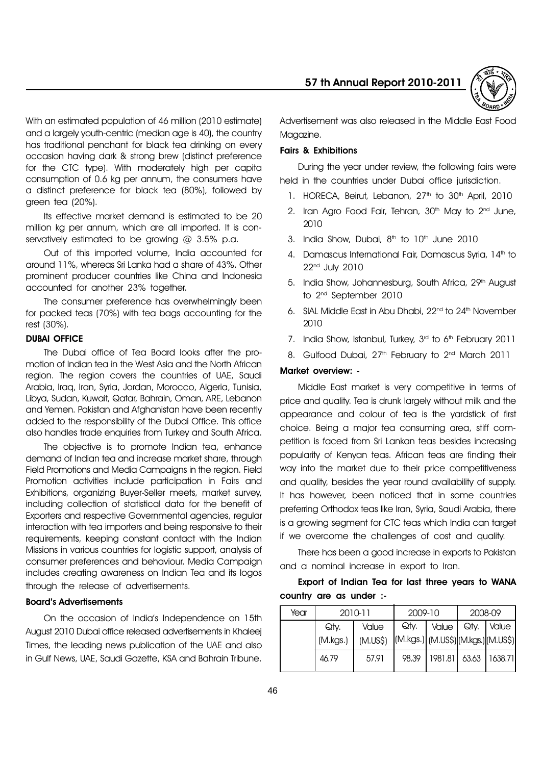With an estimated population of 46 million (2010 estimate) and a largely youth-centric (median age is 40), the country has traditional penchant for black tea drinking on every occasion having dark & strong brew (distinct preference for the CTC type). With moderately high per capita consumption of 0.6 kg per annum, the consumers have a distinct preference for black tea (80%), followed by green tea (20%).

Its effective market demand is estimated to be 20 million kg per annum, which are all imported. It is conservatively estimated to be growing @ 3.5% p.a.

Out of this imported volume, India accounted for around 11%, whereas Sri Lanka had a share of 43%. Other prominent producer countries like China and Indonesia accounted for another 23% together.

The consumer preference has overwhelmingly been for packed teas (70%) with tea bags accounting for the rest (30%).

### DUBAI OFFICE

The Dubai office of Tea Board looks after the promotion of Indian tea in the West Asia and the North African region. The region covers the countries of UAE, Saudi Arabia, Iraq, Iran, Syria, Jordan, Morocco, Algeria, Tunisia, Libya, Sudan, Kuwait, Qatar, Bahrain, Oman, ARE, Lebanon and Yemen. Pakistan and Afghanistan have been recently added to the responsibility of the Dubai Office. This office also handles trade enquiries from Turkey and South Africa.

The objective is to promote Indian tea, enhance demand of Indian tea and increase market share, through Field Promotions and Media Campaigns in the region. Field Promotion activities include participation in Fairs and Exhibitions, organizing Buyer-Seller meets, market survey, including collection of statistical data for the benefit of Exporters and respective Governmental agencies, regular interaction with tea importers and being responsive to their requirements, keeping constant contact with the Indian Missions in various countries for logistic support, analysis of consumer preferences and behaviour. Media Campaign includes creating awareness on Indian Tea and its logos through the release of advertisements.

### Board's Advertisements

On the occasion of India's Independence on 15th August 2010 Dubai office released advertisements in Khaleej Times, the leading news publication of the UAE and also in Gulf News, UAE, Saudi Gazette, KSA and Bahrain Tribune. Advertisement was also released in the Middle East Food Magazine.

### Fairs & Exhibitions

During the year under review, the following fairs were held in the countries under Dubai office jurisdiction.

1. HORECA, Beirut, Lebanon, 27th to 30th April, 2010
2. Iran Agro Food Fair, Tehran, 30th May to 2nd June, 2010
3. India Show, Dubai, 8th to 10th June 2010
4. Damascus International Fair, Damascus Syria, 14th to 22nd July 2010
5. India Show, Johannesburg, South Africa, 29th August to 2nd September 2010
6. SIAL Middle East in Abu Dhabi, 22nd to 24th November 2010
7. India Show, Istanbul, Turkey, 3rd to 6th February 2011
8. Gulfood Dubai, 27th February to 2nd March 2011

### Market overview: -

Middle East market is very competitive in terms of price and quality. Tea is drunk largely without milk and the appearance and colour of tea is the yardstick of first choice. Being a major tea consuming area, stiff competition is faced from Sri Lankan teas besides increasing popularity of Kenyan teas. African teas are finding their way into the market due to their price competitiveness and quality, besides the year round availability of supply. It has however, been noticed that in some countries preferring Orthodox teas like Iran, Syria, Saudi Arabia, there is a growing segment for CTC teas which India can target if we overcome the challenges of cost and quality.

There has been a good increase in exports to Pakistan and a nominal increase in export to Iran.

**Export of Indian Tea for last three years to WANA country are as under :-**

| Year | 2010-11 | | 2009-10 | | 2008-09 | |
|---|---|---|---|---|---|---|
| | Qty. (M.kgs.) | Value (M.US$) | Qty. (M.kgs.) | Value (M.US$) | Qty. (M.kgs.) | Value (M.US$) |
| | 46.79 | 57.91 | 98.39 | 1981.81 | 63.63 | 1638.71 |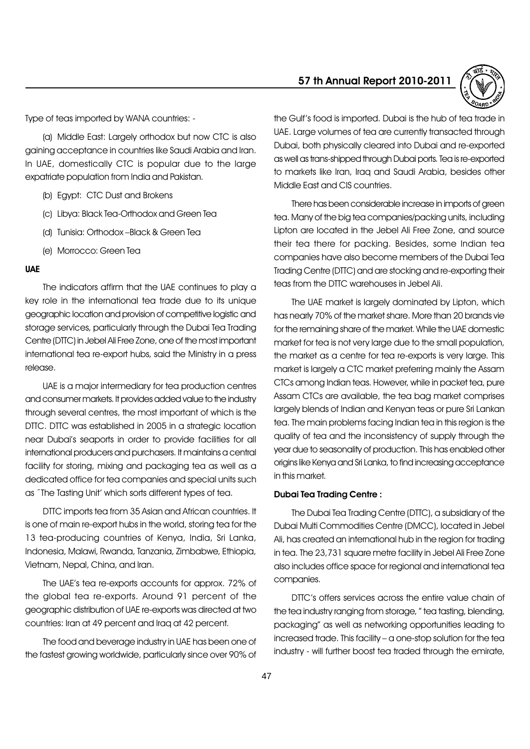Type of teas imported by WANA countries: -

(a) Middle East: Largely orthodox but now CTC is also gaining acceptance in countries like Saudi Arabia and Iran. In UAE, domestically CTC is popular due to the large expatriate population from India and Pakistan.

(b) Egypt: CTC Dust and Brokens

(c) Libya: Black Tea-Orthodox and Green Tea

(d) Tunisia: Orthodox –Black & Green Tea

(e) Morrocco: Green Tea

**UAE**

The indicators affirm that the UAE continues to play a key role in the international tea trade due to its unique geographic location and provision of competitive logistic and storage services, particularly through the Dubai Tea Trading Centre (DTTC) in Jebel Ali Free Zone, one of the most important international tea re-export hubs, said the Ministry in a press release.

UAE is a major intermediary for tea production centres and consumer markets. It provides added value to the industry through several centres, the most important of which is the DTTC. DTTC was established in 2005 in a strategic location near Dubai's seaports in order to provide facilities for all international producers and purchasers. It maintains a central facility for storing, mixing and packaging tea as well as a dedicated office for tea companies and special units such as ˜The Tasting Unit' which sorts different types of tea.

DTTC imports tea from 35 Asian and African countries. It is one of main re-export hubs in the world, storing tea for the 13 tea-producing countries of Kenya, India, Sri Lanka, Indonesia, Malawi, Rwanda, Tanzania, Zimbabwe, Ethiopia, Vietnam, Nepal, China, and Iran.

The UAE's tea re-exports accounts for approx. 72% of the global tea re-exports. Around 91 percent of the geographic distribution of UAE re-exports was directed at two countries: Iran at 49 percent and Iraq at 42 percent.

The food and beverage industry in UAE has been one of the fastest growing worldwide, particularly since over 90% of the Gulf's food is imported. Dubai is the hub of tea trade in UAE. Large volumes of tea are currently transacted through Dubai, both physically cleared into Dubai and re-exported as well as trans-shipped through Dubai ports. Tea is re-exported to markets like Iran, Iraq and Saudi Arabia, besides other Middle East and CIS countries.

There has been considerable increase in imports of green tea. Many of the big tea companies/packing units, including Lipton are located in the Jebel Ali Free Zone, and source their tea there for packing. Besides, some Indian tea companies have also become members of the Dubai Tea Trading Centre (DTTC) and are stocking and re-exporting their teas from the DTTC warehouses in Jebel Ali.

The UAE market is largely dominated by Lipton, which has nearly 70% of the market share. More than 20 brands vie for the remaining share of the market. While the UAE domestic market for tea is not very large due to the small population, the market as a centre for tea re-exports is very large. This market is largely a CTC market preferring mainly the Assam CTCs among Indian teas. However, while in packet tea, pure Assam CTCs are available, the tea bag market comprises largely blends of Indian and Kenyan teas or pure Sri Lankan tea. The main problems facing Indian tea in this region is the quality of tea and the inconsistency of supply through the year due to seasonality of production. This has enabled other origins like Kenya and Sri Lanka, to find increasing acceptance in this market.

**Dubai Tea Trading Centre :**

The Dubai Tea Trading Centre (DTTC), a subsidiary of the Dubai Multi Commodities Centre (DMCC), located in Jebel Ali, has created an international hub in the region for trading in tea. The 23,731 square metre facility in Jebel Ali Free Zone also includes office space for regional and international tea companies.

DTTC's offers services across the entire value chain of the tea industry ranging from storage, " tea tasting, blending, packaging" as well as networking opportunities leading to increased trade. This facility – a one-stop solution for the tea industry - will further boost tea traded through the emirate,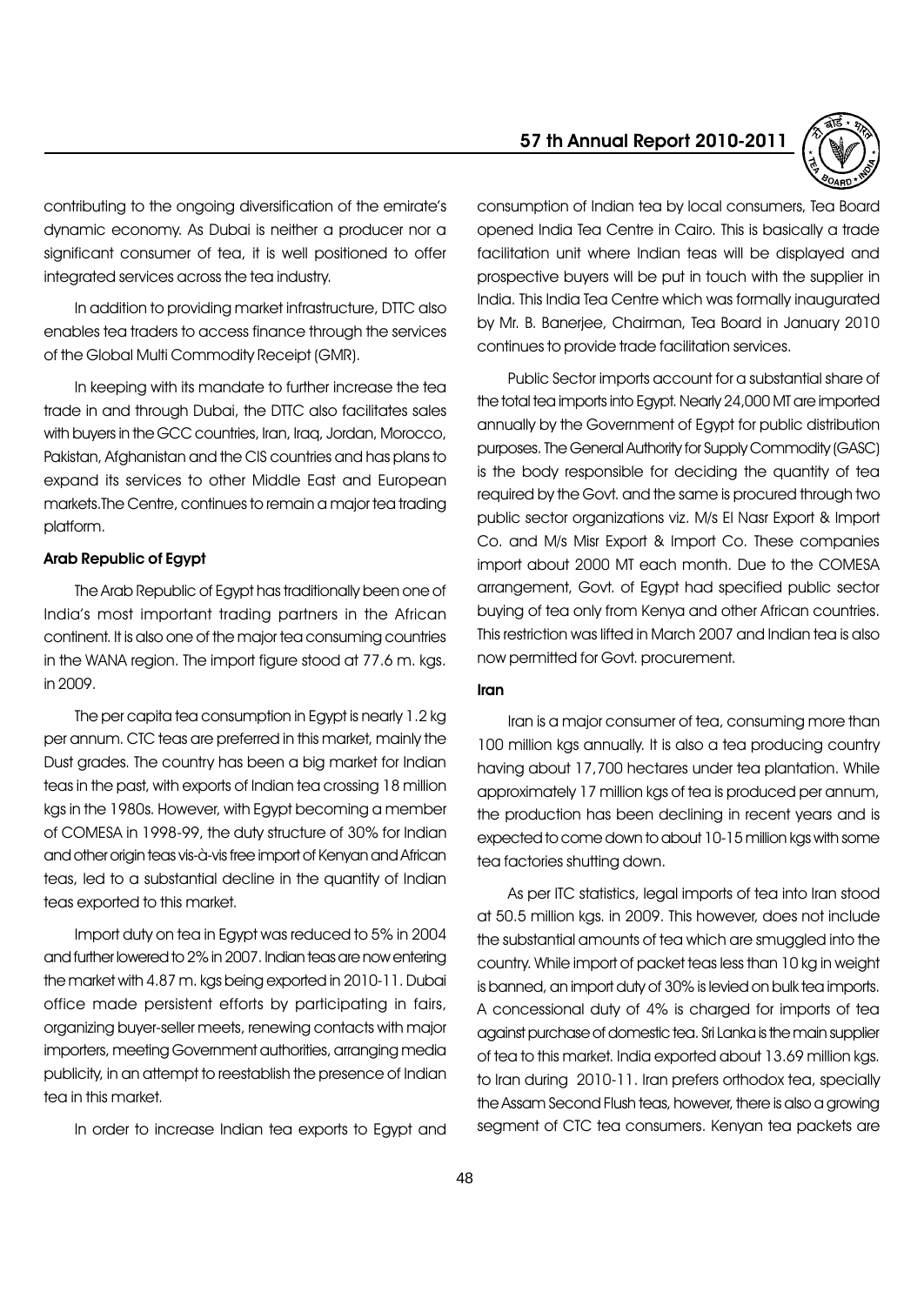contributing to the ongoing diversification of the emirate's dynamic economy. As Dubai is neither a producer nor a significant consumer of tea, it is well positioned to offer integrated services across the tea industry.

In addition to providing market infrastructure, DTTC also enables tea traders to access finance through the services of the Global Multi Commodity Receipt (GMR).

In keeping with its mandate to further increase the tea trade in and through Dubai, the DTTC also facilitates sales with buyers in the GCC countries, Iran, Iraq, Jordan, Morocco, Pakistan, Afghanistan and the CIS countries and has plans to expand its services to other Middle East and European markets.The Centre, continues to remain a major tea trading platform.

**Arab Republic of Egypt**

The Arab Republic of Egypt has traditionally been one of India's most important trading partners in the African continent. It is also one of the major tea consuming countries in the WANA region. The import figure stood at 77.6 m. kgs. in 2009.

The per capita tea consumption in Egypt is nearly 1.2 kg per annum. CTC teas are preferred in this market, mainly the Dust grades. The country has been a big market for Indian teas in the past, with exports of Indian tea crossing 18 million kgs in the 1980s. However, with Egypt becoming a member of COMESA in 1998-99, the duty structure of 30% for Indian and other origin teas vis-à-vis free import of Kenyan and African teas, led to a substantial decline in the quantity of Indian teas exported to this market.

Import duty on tea in Egypt was reduced to 5% in 2004 and further lowered to 2% in 2007. Indian teas are now entering the market with 4.87 m. kgs being exported in 2010-11. Dubai office made persistent efforts by participating in fairs, organizing buyer-seller meets, renewing contacts with major importers, meeting Government authorities, arranging media publicity, in an attempt to reestablish the presence of Indian tea in this market.

In order to increase Indian tea exports to Egypt and consumption of Indian tea by local consumers, Tea Board opened India Tea Centre in Cairo. This is basically a trade facilitation unit where Indian teas will be displayed and prospective buyers will be put in touch with the supplier in India. This India Tea Centre which was formally inaugurated by Mr. B. Banerjee, Chairman, Tea Board in January 2010 continues to provide trade facilitation services.

Public Sector imports account for a substantial share of the total tea imports into Egypt. Nearly 24,000 MT are imported annually by the Government of Egypt for public distribution purposes. The General Authority for Supply Commodity (GASC) is the body responsible for deciding the quantity of tea required by the Govt. and the same is procured through two public sector organizations viz. M/s El Nasr Export & Import Co. and M/s Misr Export & Import Co. These companies import about 2000 MT each month. Due to the COMESA arrangement, Govt. of Egypt had specified public sector buying of tea only from Kenya and other African countries. This restriction was lifted in March 2007 and Indian tea is also now permitted for Govt. procurement.

**Iran**

Iran is a major consumer of tea, consuming more than 100 million kgs annually. It is also a tea producing country having about 17,700 hectares under tea plantation. While approximately 17 million kgs of tea is produced per annum, the production has been declining in recent years and is expected to come down to about 10-15 million kgs with some tea factories shutting down.

As per ITC statistics, legal imports of tea into Iran stood at 50.5 million kgs. in 2009. This however, does not include the substantial amounts of tea which are smuggled into the country. While import of packet teas less than 10 kg in weight is banned, an import duty of 30% is levied on bulk tea imports. A concessional duty of 4% is charged for imports of tea against purchase of domestic tea. Sri Lanka is the main supplier of tea to this market. India exported about 13.69 million kgs. to Iran during 2010-11. Iran prefers orthodox tea, specially the Assam Second Flush teas, however, there is also a growing segment of CTC tea consumers. Kenyan tea packets are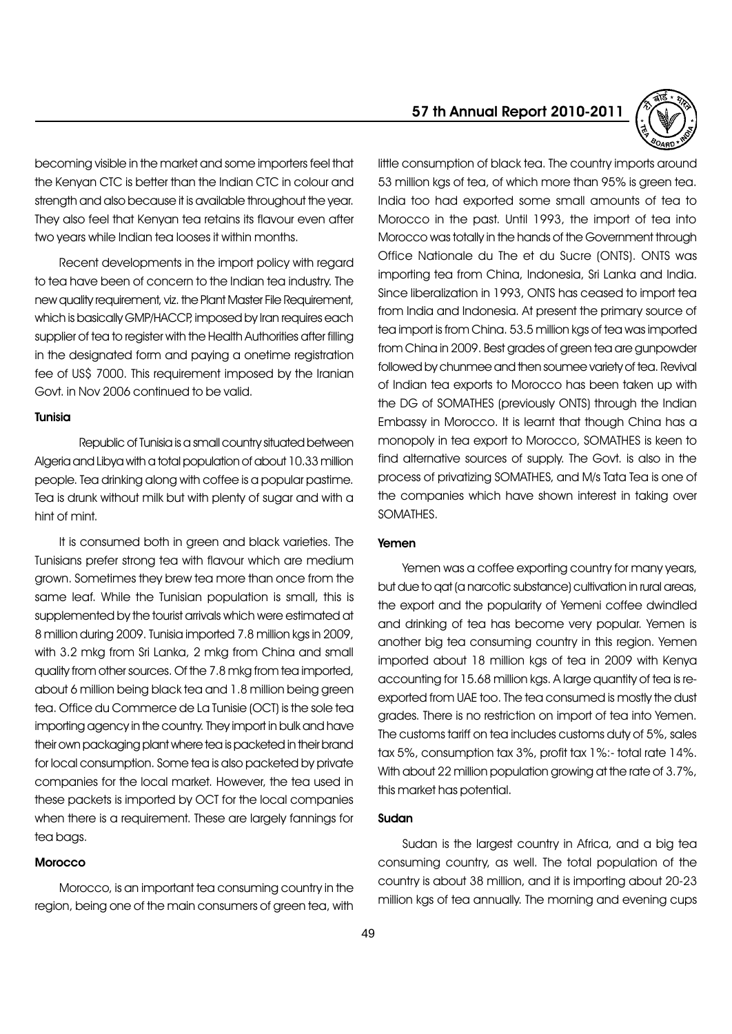becoming visible in the market and some importers feel that the Kenyan CTC is better than the Indian CTC in colour and strength and also because it is available throughout the year. They also feel that Kenyan tea retains its flavour even after two years while Indian tea looses it within months.

Recent developments in the import policy with regard to tea have been of concern to the Indian tea industry. The new quality requirement, viz. the Plant Master File Requirement, which is basically GMP/HACCP, imposed by Iran requires each supplier of tea to register with the Health Authorities after filling in the designated form and paying a onetime registration fee of US$ 7000. This requirement imposed by the Iranian Govt. in Nov 2006 continued to be valid.

**Tunisia**

Republic of Tunisia is a small country situated between Algeria and Libya with a total population of about 10.33 million people. Tea drinking along with coffee is a popular pastime. Tea is drunk without milk but with plenty of sugar and with a hint of mint.

It is consumed both in green and black varieties. The Tunisians prefer strong tea with flavour which are medium grown. Sometimes they brew tea more than once from the same leaf. While the Tunisian population is small, this is supplemented by the tourist arrivals which were estimated at 8 million during 2009. Tunisia imported 7.8 million kgs in 2009, with 3.2 mkg from Sri Lanka, 2 mkg from China and small quality from other sources. Of the 7.8 mkg from tea imported, about 6 million being black tea and 1.8 million being green tea. Office du Commerce de La Tunisie (OCT) is the sole tea importing agency in the country. They import in bulk and have their own packaging plant where tea is packeted in their brand for local consumption. Some tea is also packeted by private companies for the local market. However, the tea used in these packets is imported by OCT for the local companies when there is a requirement. These are largely fannings for tea bags.

**Morocco**

Morocco, is an important tea consuming country in the region, being one of the main consumers of green tea, with little consumption of black tea. The country imports around 53 million kgs of tea, of which more than 95% is green tea. India too had exported some small amounts of tea to Morocco in the past. Until 1993, the import of tea into Morocco was totally in the hands of the Government through Office Nationale du The et du Sucre (ONTS). ONTS was importing tea from China, Indonesia, Sri Lanka and India. Since liberalization in 1993, ONTS has ceased to import tea from India and Indonesia. At present the primary source of tea import is from China. 53.5 million kgs of tea was imported from China in 2009. Best grades of green tea are gunpowder followed by chunmee and then soumee variety of tea. Revival of Indian tea exports to Morocco has been taken up with the DG of SOMATHES (previously ONTS) through the Indian Embassy in Morocco. It is learnt that though China has a monopoly in tea export to Morocco, SOMATHES is keen to find alternative sources of supply. The Govt. is also in the process of privatizing SOMATHES, and M/s Tata Tea is one of the companies which have shown interest in taking over SOMATHES.

**Yemen**

Yemen was a coffee exporting country for many years, but due to qat (a narcotic substance) cultivation in rural areas, the export and the popularity of Yemeni coffee dwindled and drinking of tea has become very popular. Yemen is another big tea consuming country in this region. Yemen imported about 18 million kgs of tea in 2009 with Kenya accounting for 15.68 million kgs. A large quantity of tea is re-exported from UAE too. The tea consumed is mostly the dust grades. There is no restriction on import of tea into Yemen. The customs tariff on tea includes customs duty of 5%, sales tax 5%, consumption tax 3%, profit tax 1%:- total rate 14%. With about 22 million population growing at the rate of 3.7%, this market has potential.

**Sudan**

Sudan is the largest country in Africa, and a big tea consuming country, as well. The total population of the country is about 38 million, and it is importing about 20-23 million kgs of tea annually. The morning and evening cups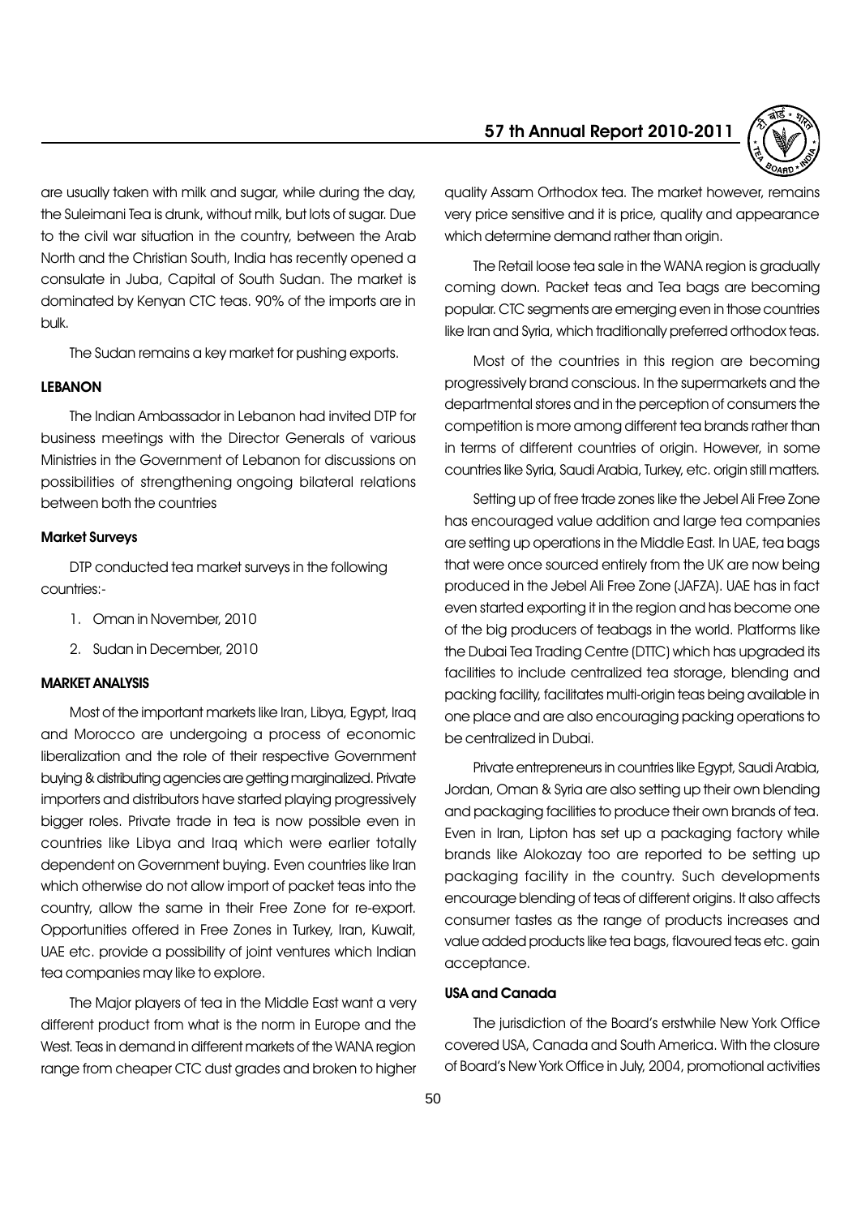are usually taken with milk and sugar, while during the day, the Suleimani Tea is drunk, without milk, but lots of sugar. Due to the civil war situation in the country, between the Arab North and the Christian South, India has recently opened a consulate in Juba, Capital of South Sudan. The market is dominated by Kenyan CTC teas. 90% of the imports are in bulk.

The Sudan remains a key market for pushing exports.

### LEBANON

The Indian Ambassador in Lebanon had invited DTP for business meetings with the Director Generals of various Ministries in the Government of Lebanon for discussions on possibilities of strengthening ongoing bilateral relations between both the countries

### Market Surveys

DTP conducted tea market surveys in the following countries:-

1. Oman in November, 2010
2. Sudan in December, 2010

### MARKET ANALYSIS

Most of the important markets like Iran, Libya, Egypt, Iraq and Morocco are undergoing a process of economic liberalization and the role of their respective Government buying & distributing agencies are getting marginalized. Private importers and distributors have started playing progressively bigger roles. Private trade in tea is now possible even in countries like Libya and Iraq which were earlier totally dependent on Government buying. Even countries like Iran which otherwise do not allow import of packet teas into the country, allow the same in their Free Zone for re-export. Opportunities offered in Free Zones in Turkey, Iran, Kuwait, UAE etc. provide a possibility of joint ventures which Indian tea companies may like to explore.

The Major players of tea in the Middle East want a very different product from what is the norm in Europe and the West. Teas in demand in different markets of the WANA region range from cheaper CTC dust grades and broken to higher quality Assam Orthodox tea. The market however, remains very price sensitive and it is price, quality and appearance which determine demand rather than origin.

The Retail loose tea sale in the WANA region is gradually coming down. Packet teas and Tea bags are becoming popular. CTC segments are emerging even in those countries like Iran and Syria, which traditionally preferred orthodox teas.

Most of the countries in this region are becoming progressively brand conscious. In the supermarkets and the departmental stores and in the perception of consumers the competition is more among different tea brands rather than in terms of different countries of origin. However, in some countries like Syria, Saudi Arabia, Turkey, etc. origin still matters.

Setting up of free trade zones like the Jebel Ali Free Zone has encouraged value addition and large tea companies are setting up operations in the Middle East. In UAE, tea bags that were once sourced entirely from the UK are now being produced in the Jebel Ali Free Zone (JAFZA). UAE has in fact even started exporting it in the region and has become one of the big producers of teabags in the world. Platforms like the Dubai Tea Trading Centre (DTTC) which has upgraded its facilities to include centralized tea storage, blending and packing facility, facilitates multi-origin teas being available in one place and are also encouraging packing operations to be centralized in Dubai.

Private entrepreneurs in countries like Egypt, Saudi Arabia, Jordan, Oman & Syria are also setting up their own blending and packaging facilities to produce their own brands of tea. Even in Iran, Lipton has set up a packaging factory while brands like Alokozay too are reported to be setting up packaging facility in the country. Such developments encourage blending of teas of different origins. It also affects consumer tastes as the range of products increases and value added products like tea bags, flavoured teas etc. gain acceptance.

### USA and Canada

The jurisdiction of the Board's erstwhile New York Office covered USA, Canada and South America. With the closure of Board's New York Office in July, 2004, promotional activities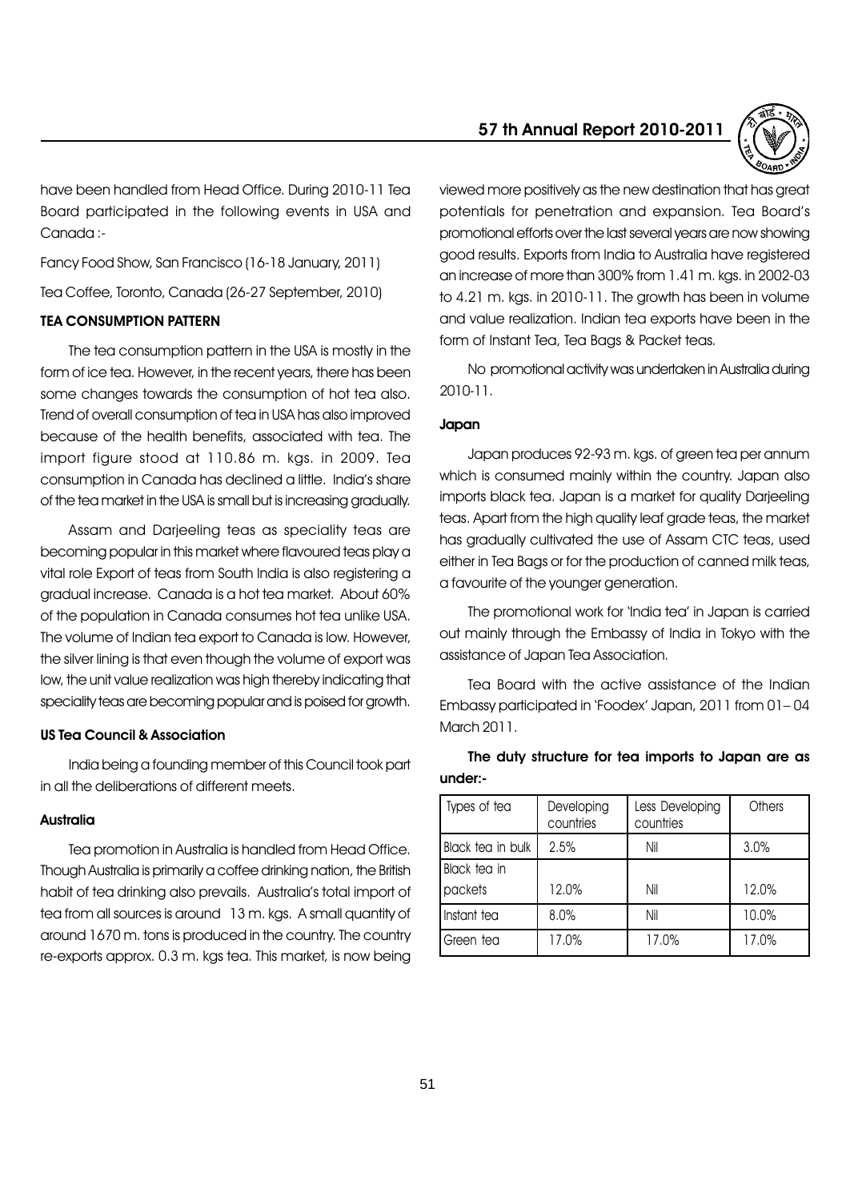have been handled from Head Office. During 2010-11 Tea Board participated in the following events in USA and Canada :-

Fancy Food Show, San Francisco (16-18 January, 2011)

Tea Coffee, Toronto, Canada (26-27 September, 2010)

**TEA CONSUMPTION PATTERN**

The tea consumption pattern in the USA is mostly in the form of ice tea. However, in the recent years, there has been some changes towards the consumption of hot tea also. Trend of overall consumption of tea in USA has also improved because of the health benefits, associated with tea. The import figure stood at 110.86 m. kgs. in 2009. Tea consumption in Canada has declined a little. India's share of the tea market in the USA is small but is increasing gradually.

Assam and Darjeeling teas as speciality teas are becoming popular in this market where flavoured teas play a vital role Export of teas from South India is also registering a gradual increase. Canada is a hot tea market. About 60% of the population in Canada consumes hot tea unlike USA. The volume of Indian tea export to Canada is low. However, the silver lining is that even though the volume of export was low, the unit value realization was high thereby indicating that speciality teas are becoming popular and is poised for growth.

**US Tea Council & Association**

India being a founding member of this Council took part in all the deliberations of different meets.

**Australia**

Tea promotion in Australia is handled from Head Office. Though Australia is primarily a coffee drinking nation, the British habit of tea drinking also prevails. Australia's total import of tea from all sources is around 13 m. kgs. A small quantity of around 1670 m. tons is produced in the country. The country re-exports approx. 0.3 m. kgs tea. This market, is now being viewed more positively as the new destination that has great potentials for penetration and expansion. Tea Board's promotional efforts over the last several years are now showing good results. Exports from India to Australia have registered an increase of more than 300% from 1.41 m. kgs. in 2002-03 to 4.21 m. kgs. in 2010-11. The growth has been in volume and value realization. Indian tea exports have been in the form of Instant Tea, Tea Bags & Packet teas.

No promotional activity was undertaken in Australia during 2010-11.

**Japan**

Japan produces 92-93 m. kgs. of green tea per annum which is consumed mainly within the country. Japan also imports black tea. Japan is a market for quality Darjeeling teas. Apart from the high quality leaf grade teas, the market has gradually cultivated the use of Assam CTC teas, used either in Tea Bags or for the production of canned milk teas, a favourite of the younger generation.

The promotional work for 'India tea' in Japan is carried out mainly through the Embassy of India in Tokyo with the assistance of Japan Tea Association.

Tea Board with the active assistance of the Indian Embassy participated in 'Foodex' Japan, 2011 from 01– 04 March 2011.

**The duty structure for tea imports to Japan are as under:-**

| Types of tea | Developing countries | Less Developing countries | Others |
|---|---|---|---|
| Black tea in bulk | 2.5% | Nil | 3.0% |
| Black tea in packets | 12.0% | Nil | 12.0% |
| Instant tea | 8.0% | Nil | 10.0% |
| Green tea | 17.0% | 17.0% | 17.0% |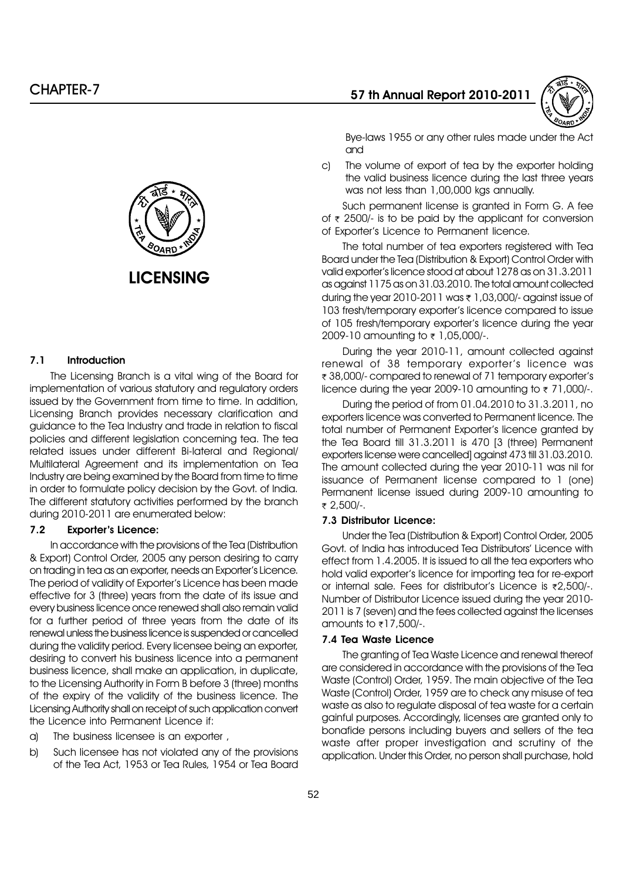# CHAPTER-7

# LICENSING

### 7.1 Introduction

The Licensing Branch is a vital wing of the Board for implementation of various statutory and regulatory orders issued by the Government from time to time. In addition, Licensing Branch provides necessary clarification and guidance to the Tea Industry and trade in relation to fiscal policies and different legislation concerning tea. The tea related issues under different Bi-lateral and Regional/ Multilateral Agreement and its implementation on Tea Industry are being examined by the Board from time to time in order to formulate policy decision by the Govt. of India. The different statutory activities performed by the branch during 2010-2011 are enumerated below:

### 7.2 Exporter's Licence:

In accordance with the provisions of the Tea (Distribution & Export) Control Order, 2005 any person desiring to carry on trading in tea as an exporter, needs an Exporter's Licence. The period of validity of Exporter's Licence has been made effective for 3 (three) years from the date of its issue and every business licence once renewed shall also remain valid for a further period of three years from the date of its renewal unless the business licence is suspended or cancelled during the validity period. Every licensee being an exporter, desiring to convert his business licence into a permanent business licence, shall make an application, in duplicate, to the Licensing Authority in Form B before 3 (three) months of the expiry of the validity of the business licence. The Licensing Authority shall on receipt of such application convert the Licence into Permanent Licence if:

a) The business licensee is an exporter ,

b) Such licensee has not violated any of the provisions of the Tea Act, 1953 or Tea Rules, 1954 or Tea Board Bye-laws 1955 or any other rules made under the Act and

c) The volume of export of tea by the exporter holding the valid business licence during the last three years was not less than 1,00,000 kgs annually.

Such permanent license is granted in Form G. A fee of ₹ 2500/- is to be paid by the applicant for conversion of Exporter's Licence to Permanent licence.

The total number of tea exporters registered with Tea Board under the Tea (Distribution & Export) Control Order with valid exporter's licence stood at about 1278 as on 31.3.2011 as against 1175 as on 31.03.2010. The total amount collected during the year 2010-2011 was ₹ 1,03,000/- against issue of 103 fresh/temporary exporter's licence compared to issue of 105 fresh/temporary exporter's licence during the year 2009-10 amounting to ₹ 1,05,000/-.

During the year 2010-11, amount collected against renewal of 38 temporary exporter's licence was ₹ 38,000/- compared to renewal of 71 temporary exporter's licence during the year 2009-10 amounting to ₹ 71,000/-.

During the period of from 01.04.2010 to 31.3.2011, no exporters licence was converted to Permanent licence. The total number of Permanent Exporter's licence granted by the Tea Board till 31.3.2011 is 470 [3 (three) Permanent exporters license were cancelled] against 473 till 31.03.2010. The amount collected during the year 2010-11 was nil for issuance of Permanent license compared to 1 (one) Permanent license issued during 2009-10 amounting to ₹ 2,500/-.

### 7.3 Distributor Licence:

Under the Tea (Distribution & Export) Control Order, 2005 Govt. of India has introduced Tea Distributors' Licence with effect from 1.4.2005. It is issued to all the tea exporters who hold valid exporter's licence for importing tea for re-export or internal sale. Fees for distributor's Licence is ₹2,500/-. Number of Distributor Licence issued during the year 2010-2011 is 7 (seven) and the fees collected against the licenses amounts to ₹17,500/-.

### 7.4 Tea Waste Licence

The granting of Tea Waste Licence and renewal thereof are considered in accordance with the provisions of the Tea Waste (Control) Order, 1959. The main objective of the Tea Waste (Control) Order, 1959 are to check any misuse of tea waste as also to regulate disposal of tea waste for a certain gainful purposes. Accordingly, licenses are granted only to bonafide persons including buyers and sellers of the tea waste after proper investigation and scrutiny of the application. Under this Order, no person shall purchase, hold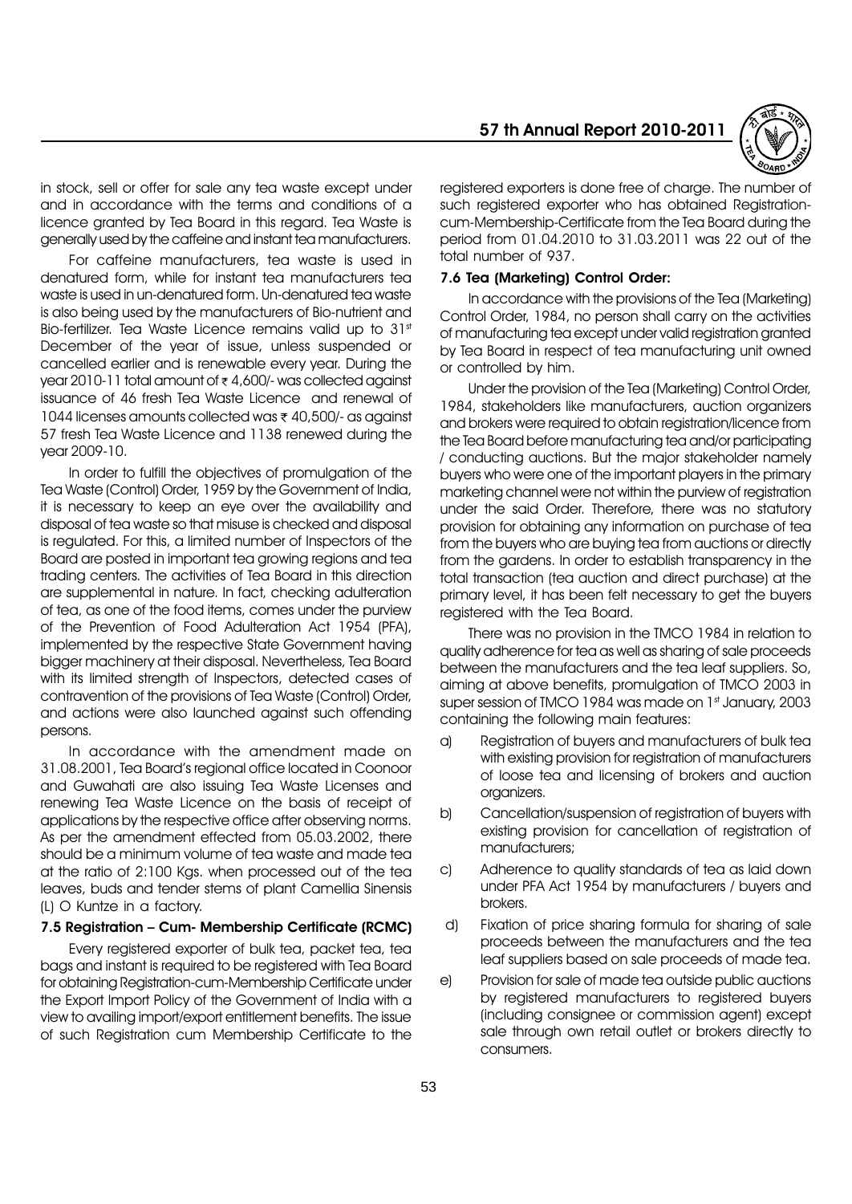in stock, sell or offer for sale any tea waste except under and in accordance with the terms and conditions of a licence granted by Tea Board in this regard. Tea Waste is generally used by the caffeine and instant tea manufacturers.

For caffeine manufacturers, tea waste is used in denatured form, while for instant tea manufacturers tea waste is used in un-denatured form. Un-denatured tea waste is also being used by the manufacturers of Bio-nutrient and Bio-fertilizer. Tea Waste Licence remains valid up to 31st December of the year of issue, unless suspended or cancelled earlier and is renewable every year. During the year 2010-11 total amount of ₹ 4,600/- was collected against issuance of 46 fresh Tea Waste Licence and renewal of 1044 licenses amounts collected was ₹ 40,500/- as against 57 fresh Tea Waste Licence and 1138 renewed during the year 2009-10.

In order to fulfill the objectives of promulgation of the Tea Waste (Control) Order, 1959 by the Government of India, it is necessary to keep an eye over the availability and disposal of tea waste so that misuse is checked and disposal is regulated. For this, a limited number of Inspectors of the Board are posted in important tea growing regions and tea trading centers. The activities of Tea Board in this direction are supplemental in nature. In fact, checking adulteration of tea, as one of the food items, comes under the purview of the Prevention of Food Adulteration Act 1954 (PFA), implemented by the respective State Government having bigger machinery at their disposal. Nevertheless, Tea Board with its limited strength of Inspectors, detected cases of contravention of the provisions of Tea Waste (Control) Order, and actions were also launched against such offending persons.

In accordance with the amendment made on 31.08.2001, Tea Board's regional office located in Coonoor and Guwahati are also issuing Tea Waste Licenses and renewing Tea Waste Licence on the basis of receipt of applications by the respective office after observing norms. As per the amendment effected from 05.03.2002, there should be a minimum volume of tea waste and made tea at the ratio of 2:100 Kgs. when processed out of the tea leaves, buds and tender stems of plant Camellia Sinensis (L) O Kuntze in a factory.

### 7.5 Registration – Cum- Membership Certificate (RCMC)

Every registered exporter of bulk tea, packet tea, tea bags and instant is required to be registered with Tea Board for obtaining Registration-cum-Membership Certificate under the Export Import Policy of the Government of India with a view to availing import/export entitlement benefits. The issue of such Registration cum Membership Certificate to the registered exporters is done free of charge. The number of such registered exporter who has obtained Registration-cum-Membership-Certificate from the Tea Board during the period from 01.04.2010 to 31.03.2011 was 22 out of the total number of 937.

### 7.6 Tea (Marketing) Control Order:

In accordance with the provisions of the Tea (Marketing) Control Order, 1984, no person shall carry on the activities of manufacturing tea except under valid registration granted by Tea Board in respect of tea manufacturing unit owned or controlled by him.

Under the provision of the Tea (Marketing) Control Order, 1984, stakeholders like manufacturers, auction organizers and brokers were required to obtain registration/licence from the Tea Board before manufacturing tea and/or participating / conducting auctions. But the major stakeholder namely buyers who were one of the important players in the primary marketing channel were not within the purview of registration under the said Order. Therefore, there was no statutory provision for obtaining any information on purchase of tea from the buyers who are buying tea from auctions or directly from the gardens. In order to establish transparency in the total transaction (tea auction and direct purchase) at the primary level, it has been felt necessary to get the buyers registered with the Tea Board.

There was no provision in the TMCO 1984 in relation to quality adherence for tea as well as sharing of sale proceeds between the manufacturers and the tea leaf suppliers. So, aiming at above benefits, promulgation of TMCO 2003 in super session of TMCO 1984 was made on 1st January, 2003 containing the following main features:

a) Registration of buyers and manufacturers of bulk tea with existing provision for registration of manufacturers of loose tea and licensing of brokers and auction organizers.

b) Cancellation/suspension of registration of buyers with existing provision for cancellation of registration of manufacturers;

c) Adherence to quality standards of tea as laid down under PFA Act 1954 by manufacturers / buyers and brokers.

d) Fixation of price sharing formula for sharing of sale proceeds between the manufacturers and the tea leaf suppliers based on sale proceeds of made tea.

e) Provision for sale of made tea outside public auctions by registered manufacturers to registered buyers (including consignee or commission agent) except sale through own retail outlet or brokers directly to consumers.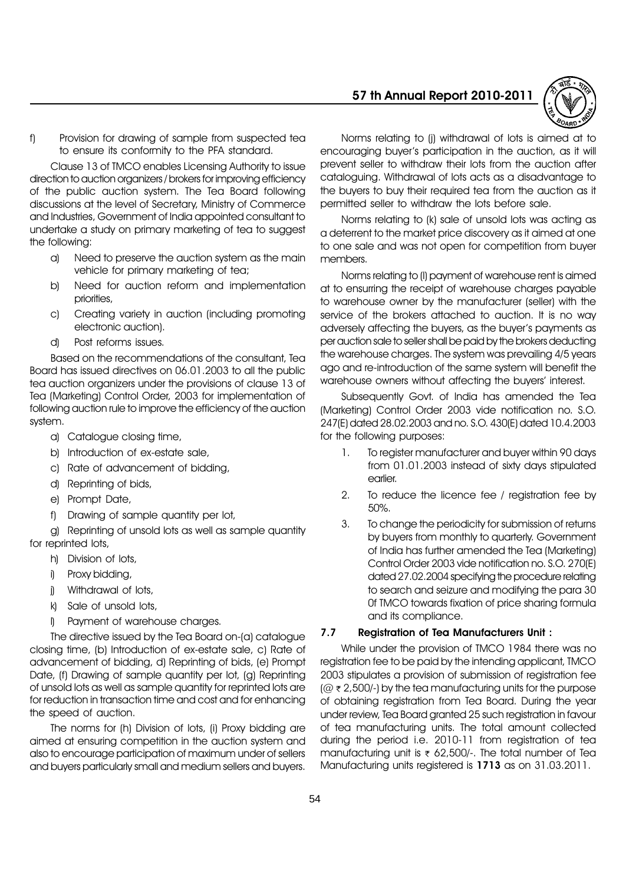f) Provision for drawing of sample from suspected tea to ensure its conformity to the PFA standard.

Clause 13 of TMCO enables Licensing Authority to issue direction to auction organizers / brokers for improving efficiency of the public auction system. The Tea Board following discussions at the level of Secretary, Ministry of Commerce and Industries, Government of India appointed consultant to undertake a study on primary marketing of tea to suggest the following:

a) Need to preserve the auction system as the main vehicle for primary marketing of tea;
b) Need for auction reform and implementation priorities,
c) Creating variety in auction (including promoting electronic auction).
d) Post reforms issues.

Based on the recommendations of the consultant, Tea Board has issued directives on 06.01.2003 to all the public tea auction organizers under the provisions of clause 13 of Tea (Marketing) Control Order, 2003 for implementation of following auction rule to improve the efficiency of the auction system.

a) Catalogue closing time,
b) Introduction of ex-estate sale,
c) Rate of advancement of bidding,
d) Reprinting of bids,
e) Prompt Date,
f) Drawing of sample quantity per lot,
g) Reprinting of unsold lots as well as sample quantity for reprinted lots,
h) Division of lots,
i) Proxy bidding,
j) Withdrawal of lots,
k) Sale of unsold lots,
l) Payment of warehouse charges.

The directive issued by the Tea Board on-(a) catalogue closing time, (b) Introduction of ex-estate sale, c) Rate of advancement of bidding, d) Reprinting of bids, (e) Prompt Date, (f) Drawing of sample quantity per lot, (g) Reprinting of unsold lots as well as sample quantity for reprinted lots are for reduction in transaction time and cost and for enhancing the speed of auction.

The norms for (h) Division of lots, (i) Proxy bidding are aimed at ensuring competition in the auction system and also to encourage participation of maximum under of sellers and buyers particularly small and medium sellers and buyers.

Norms relating to (j) withdrawal of lots is aimed at to encouraging buyer's participation in the auction, as it will prevent seller to withdraw their lots from the auction after cataloguing. Withdrawal of lots acts as a disadvantage to the buyers to buy their required tea from the auction as it permitted seller to withdraw the lots before sale.

Norms relating to (k) sale of unsold lots was acting as a deterrent to the market price discovery as it aimed at one to one sale and was not open for competition from buyer members.

Norms relating to (l) payment of warehouse rent is aimed at to ensuring the receipt of warehouse charges payable to warehouse owner by the manufacturer (seller) with the service of the brokers attached to auction. It is no way adversely affecting the buyers, as the buyer's payments as per auction sale to seller shall be paid by the brokers deducting the warehouse charges. The system was prevailing 4/5 years ago and re-introduction of the same system will benefit the warehouse owners without affecting the buyers' interest.

Subsequently Govt. of India has amended the Tea (Marketing) Control Order 2003 vide notification no. S.O. 247(E) dated 28.02.2003 and no. S.O. 430(E) dated 10.4.2003 for the following purposes:

1. To register manufacturer and buyer within 90 days from 01.01.2003 instead of sixty days stipulated earlier.
2. To reduce the licence fee / registration fee by 50%.
3. To change the periodicity for submission of returns by buyers from monthly to quarterly. Government of India has further amended the Tea (Marketing) Control Order 2003 vide notification no. S.O. 270(E) dated 27.02.2004 specifying the procedure relating to search and seizure and modifying the para 30 0f TMCO towards fixation of price sharing formula and its compliance.

### 7.7 Registration of Tea Manufacturers Unit :

While under the provision of TMCO 1984 there was no registration fee to be paid by the intending applicant, TMCO 2003 stipulates a provision of submission of registration fee (@ ₹ 2,500/-) by the tea manufacturing units for the purpose of obtaining registration from Tea Board. During the year under review, Tea Board granted 25 such registration in favour of tea manufacturing units. The total amount collected during the period i.e. 2010-11 from registration of tea manufacturing unit is ₹ 62,500/-. The total number of Tea Manufacturing units registered is **1713** as on 31.03.2011.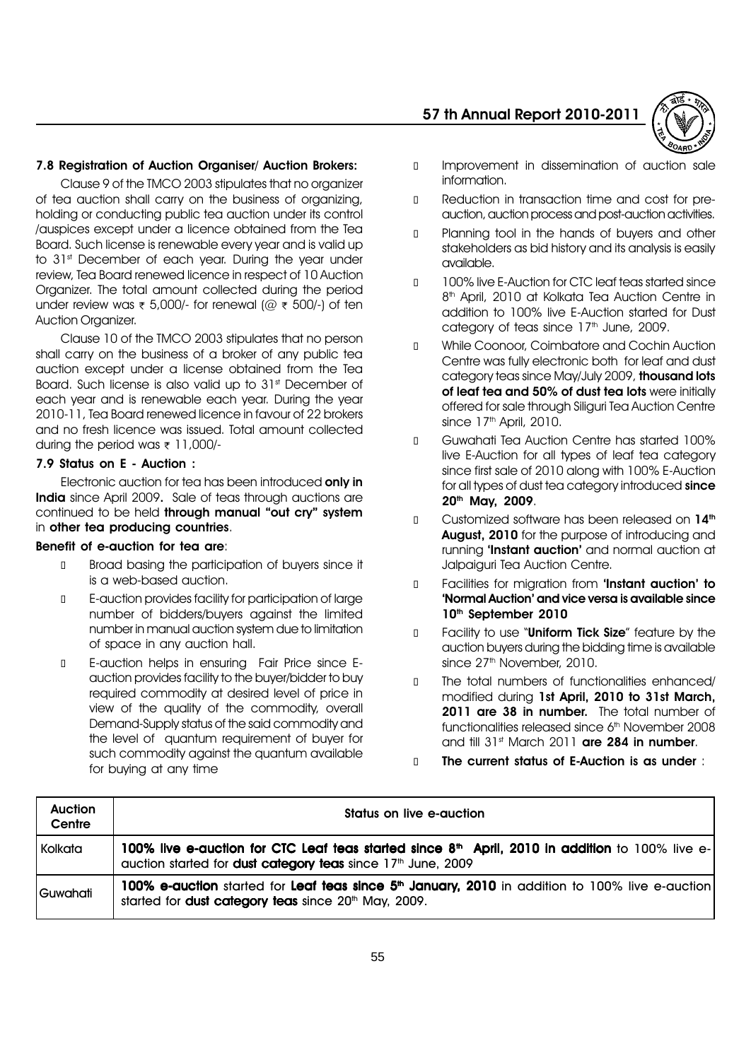### 7.8 Registration of Auction Organiser/ Auction Brokers:

Clause 9 of the TMCO 2003 stipulates that no organizer of tea auction shall carry on the business of organizing, holding or conducting public tea auction under its control /auspices except under a licence obtained from the Tea Board. Such license is renewable every year and is valid up to 31st December of each year. During the year under review, Tea Board renewed licence in respect of 10 Auction Organizer. The total amount collected during the period under review was ₹ 5,000/- for renewal (@ ₹ 500/-) of ten Auction Organizer.

Clause 10 of the TMCO 2003 stipulates that no person shall carry on the business of a broker of any public tea auction except under a license obtained from the Tea Board. Such license is also valid up to 31st December of each year and is renewable each year. During the year 2010-11, Tea Board renewed licence in favour of 22 brokers and no fresh licence was issued. Total amount collected during the period was ₹ 11,000/-

### 7.9 Status on E - Auction :

Electronic auction for tea has been introduced **only in India** since April 2009**.** Sale of teas through auctions are continued to be held **through manual "out cry" system** in **other tea producing countries**.

**Benefit of e-auction for tea are**:

- Broad basing the participation of buyers since it is a web-based auction.
- E-auction provides facility for participation of large number of bidders/buyers against the limited number in manual auction system due to limitation of space in any auction hall.
- E-auction helps in ensuring Fair Price since E-auction provides facility to the buyer/bidder to buy required commodity at desired level of price in view of the quality of the commodity, overall Demand-Supply status of the said commodity and the level of quantum requirement of buyer for such commodity against the quantum available for buying at any time
- Improvement in dissemination of auction sale information.
- Reduction in transaction time and cost for pre-auction, auction process and post-auction activities.
- Planning tool in the hands of buyers and other stakeholders as bid history and its analysis is easily available.
- 100% live E-Auction for CTC leaf teas started since 8th April, 2010 at Kolkata Tea Auction Centre in addition to 100% live E-Auction started for Dust category of teas since 17th June, 2009.
- While Coonoor, Coimbatore and Cochin Auction Centre was fully electronic both for leaf and dust category teas since May/July 2009, **thousand lots of leaf tea and 50% of dust tea lots** were initially offered for sale through Siliguri Tea Auction Centre since 17th April, 2010.
- Guwahati Tea Auction Centre has started 100% live E-Auction for all types of leaf tea category since first sale of 2010 along with 100% E-Auction for all types of dust tea category introduced **since 20th May, 2009**.
- Customized software has been released on **14th August, 2010** for the purpose of introducing and running **'Instant auction'** and normal auction at Jalpaiguri Tea Auction Centre.
- Facilities for migration from **'Instant auction' to 'Normal Auction' and vice versa is available since 10th September 2010**
- Facility to use "**Uniform Tick Size**" feature by the auction buyers during the bidding time is available since 27th November, 2010.
- The total numbers of functionalities enhanced/ modified during **1st April, 2010 to 31st March, 2011 are 38 in number.** The total number of functionalities released since 6th November 2008 and till 31st March 2011 **are 284 in number**.
- **The current status of E-Auction is as under** :

| Auction Centre | Status on live e-auction |
|---|---|
| Kolkata | **100% live e-auction for CTC Leaf teas started since 8th April, 2010 in addition** to 100% live e-auction started for **dust category teas** since 17th June, 2009 |
| Guwahati | **100% e-auction** started for **Leaf teas since 5th January, 2010** in addition to 100% live e-auction started for **dust category teas** since 20th May, 2009. |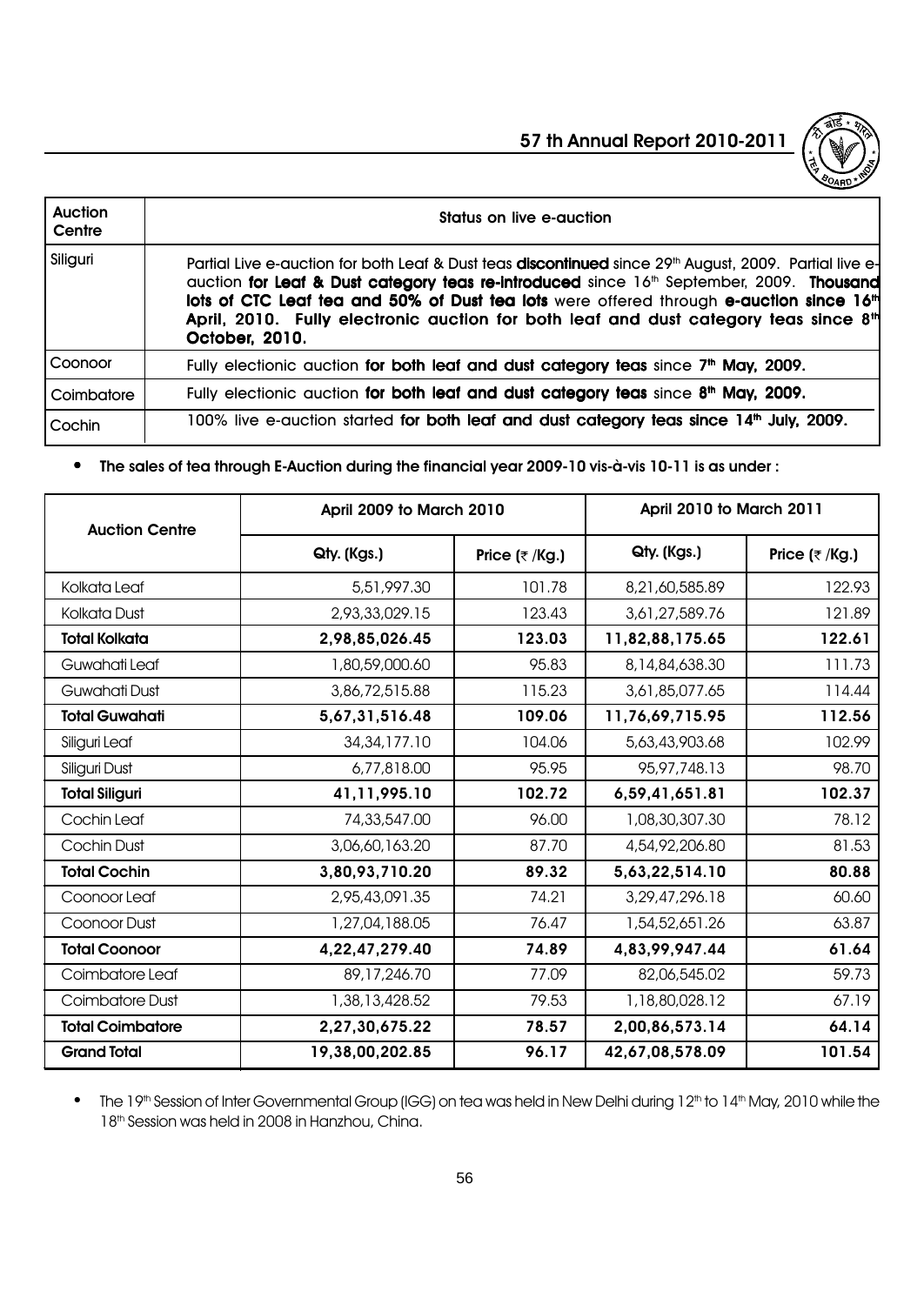| Auction Centre | Status on live e-auction |
|---|---|
| Siliguri | Partial Live e-auction for both Leaf & Dust teas **discontinued** since 29th August, 2009. Partial live e-auction **for Leaf & Dust category teas re-introduced** since 16th September, 2009. **Thousand lots of CTC Leaf tea and 50% of Dust tea lots** were offered through **e-auction since 16th April, 2010. Fully electronic auction for both leaf and dust category teas since 8th October, 2010.** |
| Coonoor | Fully electionic auction **for both leaf and dust category teas** since **7th May, 2009.** |
| Coimbatore | Fully electionic auction **for both leaf and dust category teas** since **8th May, 2009.** |
| Cochin | 100% live e-auction started **for both leaf and dust category teas since 14th July, 2009.** |

- **The sales of tea through E-Auction during the financial year 2009-10 vis-à-vis 10-11 is as under :**

| Auction Centre | April 2009 to March 2010 | | April 2010 to March 2011 | |
|---|---|---|---|---|
| | Qty. (Kgs.) | Price (₹ /Kg.) | Qty. (Kgs.) | Price (₹ /Kg.) |
| Kolkata Leaf | 5,51,997.30 | 101.78 | 8,21,60,585.89 | 122.93 |
| Kolkata Dust | 2,93,33,029.15 | 123.43 | 3,61,27,589.76 | 121.89 |
| **Total Kolkata** | **2,98,85,026.45** | **123.03** | **11,82,88,175.65** | **122.61** |
| Guwahati Leaf | 1,80,59,000.60 | 95.83 | 8,14,84,638.30 | 111.73 |
| Guwahati Dust | 3,86,72,515.88 | 115.23 | 3,61,85,077.65 | 114.44 |
| **Total Guwahati** | **5,67,31,516.48** | **109.06** | **11,76,69,715.95** | **112.56** |
| Siliguri Leaf | 34,34,177.10 | 104.06 | 5,63,43,903.68 | 102.99 |
| Siliguri Dust | 6,77,818.00 | 95.95 | 95,97,748.13 | 98.70 |
| **Total Siliguri** | **41,11,995.10** | **102.72** | **6,59,41,651.81** | **102.37** |
| Cochin Leaf | 74,33,547.00 | 96.00 | 1,08,30,307.30 | 78.12 |
| Cochin Dust | 3,06,60,163.20 | 87.70 | 4,54,92,206.80 | 81.53 |
| **Total Cochin** | **3,80,93,710.20** | **89.32** | **5,63,22,514.10** | **80.88** |
| Coonoor Leaf | 2,95,43,091.35 | 74.21 | 3,29,47,296.18 | 60.60 |
| Coonoor Dust | 1,27,04,188.05 | 76.47 | 1,54,52,651.26 | 63.87 |
| **Total Coonoor** | **4,22,47,279.40** | **74.89** | **4,83,99,947.44** | **61.64** |
| Coimbatore Leaf | 89,17,246.70 | 77.09 | 82,06,545.02 | 59.73 |
| Coimbatore Dust | 1,38,13,428.52 | 79.53 | 1,18,80,028.12 | 67.19 |
| **Total Coimbatore** | **2,27,30,675.22** | **78.57** | **2,00,86,573.14** | **64.14** |
| **Grand Total** | **19,38,00,202.85** | **96.17** | **42,67,08,578.09** | **101.54** |

- The 19th Session of Inter Governmental Group (IGG) on tea was held in New Delhi during 12th to 14th May, 2010 while the 18th Session was held in 2008 in Hanzhou, China.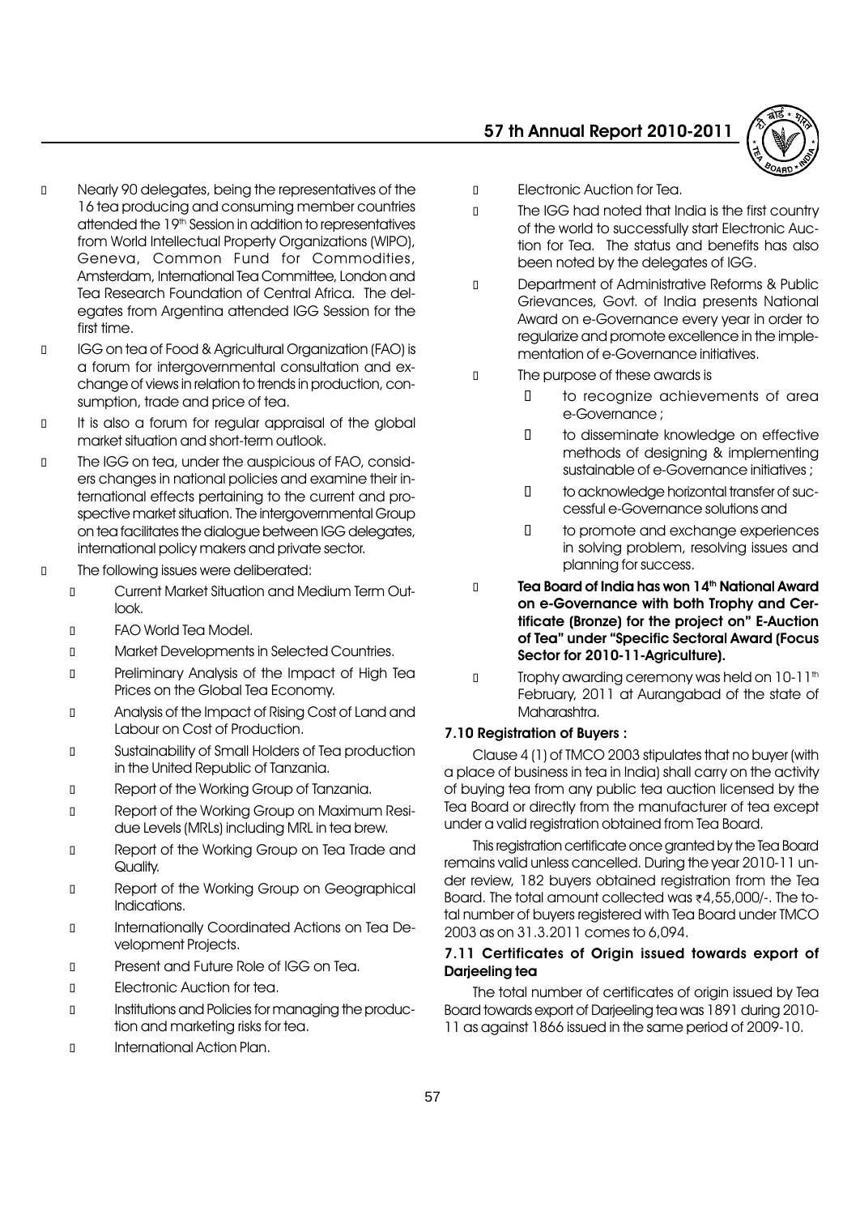- Nearly 90 delegates, being the representatives of the 16 tea producing and consuming member countries attended the 19th Session in addition to representatives from World Intellectual Property Organizations (WIPO), Geneva, Common Fund for Commodities, Amsterdam, International Tea Committee, London and Tea Research Foundation of Central Africa. The delegates from Argentina attended IGG Session for the first time.
- IGG on tea of Food & Agricultural Organization (FAO) is a forum for intergovernmental consultation and exchange of views in relation to trends in production, consumption, trade and price of tea.
- It is also a forum for regular appraisal of the global market situation and short-term outlook.
- The IGG on tea, under the auspicious of FAO, considers changes in national policies and examine their international effects pertaining to the current and prospective market situation. The intergovernmental Group on tea facilitates the dialogue between IGG delegates, international policy makers and private sector.
- The following issues were deliberated:
  - Current Market Situation and Medium Term Outlook.
  - FAO World Tea Model.
  - Market Developments in Selected Countries.
  - Preliminary Analysis of the Impact of High Tea Prices on the Global Tea Economy.
  - Analysis of the Impact of Rising Cost of Land and Labour on Cost of Production.
  - Sustainability of Small Holders of Tea production in the United Republic of Tanzania.
  - Report of the Working Group of Tanzania.
  - Report of the Working Group on Maximum Residue Levels (MRLs) including MRL in tea brew.
  - Report of the Working Group on Tea Trade and Quality.
  - Report of the Working Group on Geographical Indications.
  - Internationally Coordinated Actions on Tea Development Projects.
  - Present and Future Role of IGG on Tea.
  - Electronic Auction for tea.
  - Institutions and Policies for managing the production and marketing risks for tea.
  - International Action Plan.
- Electronic Auction for Tea.
- The IGG had noted that India is the first country of the world to successfully start Electronic Auction for Tea. The status and benefits has also been noted by the delegates of IGG.
- Department of Administrative Reforms & Public Grievances, Govt. of India presents National Award on e-Governance every year in order to regularize and promote excellence in the implementation of e-Governance initiatives.
- The purpose of these awards is
  - to recognize achievements of area e-Governance ;
  - to disseminate knowledge on effective methods of designing & implementing sustainable of e-Governance initiatives ;
  - to acknowledge horizontal transfer of successful e-Governance solutions and
  - to promote and exchange experiences in solving problem, resolving issues and planning for success.
- **Tea Board of India has won 14th National Award on e-Governance with both Trophy and Certificate (Bronze) for the project on" E-Auction of Tea" under "Specific Sectoral Award (Focus Sector for 2010-11-Agriculture).**
- Trophy awarding ceremony was held on 10-11th February, 2011 at Aurangabad of the state of Maharashtra.

### 7.10 Registration of Buyers :

Clause 4 (1) of TMCO 2003 stipulates that no buyer (with a place of business in tea in India) shall carry on the activity of buying tea from any public tea auction licensed by the Tea Board or directly from the manufacturer of tea except under a valid registration obtained from Tea Board.

This registration certificate once granted by the Tea Board remains valid unless cancelled. During the year 2010-11 under review, 182 buyers obtained registration from the Tea Board. The total amount collected was ₹4,55,000/-. The total number of buyers registered with Tea Board under TMCO 2003 as on 31.3.2011 comes to 6,094.

### 7.11 Certificates of Origin issued towards export of Darjeeling tea

The total number of certificates of origin issued by Tea Board towards export of Darjeeling tea was 1891 during 2010-11 as against 1866 issued in the same period of 2009-10.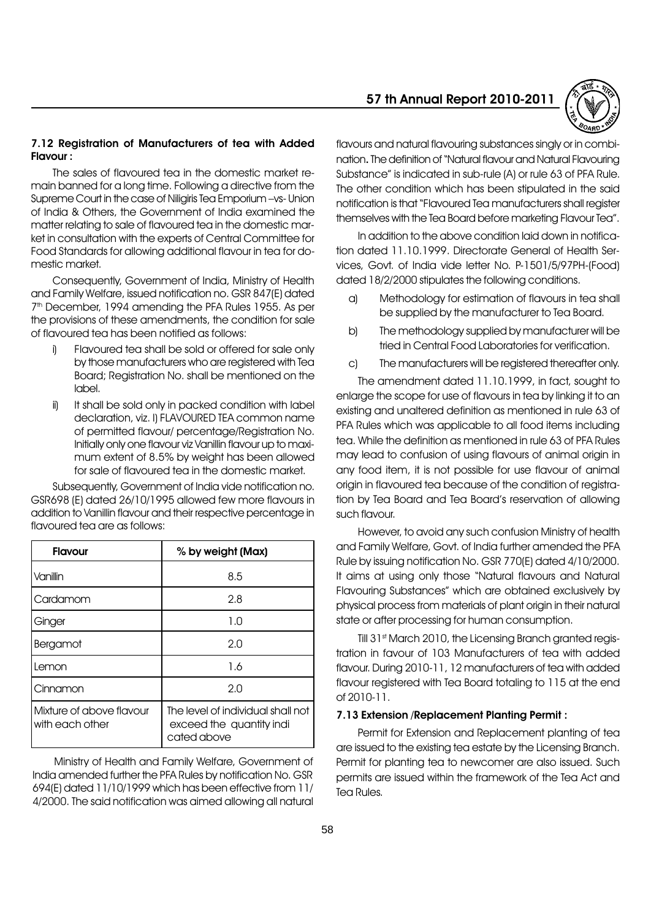### 7.12 Registration of Manufacturers of tea with Added Flavour :

The sales of flavoured tea in the domestic market remain banned for a long time. Following a directive from the Supreme Court in the case of Niligiris Tea Emporium –vs- Union of India & Others, the Government of India examined the matter relating to sale of flavoured tea in the domestic market in consultation with the experts of Central Committee for Food Standards for allowing additional flavour in tea for domestic market.

Consequently, Government of India, Ministry of Health and Family Welfare, issued notification no. GSR 847(E) dated 7th December, 1994 amending the PFA Rules 1955. As per the provisions of these amendments, the condition for sale of flavoured tea has been notified as follows:

i) Flavoured tea shall be sold or offered for sale only by those manufacturers who are registered with Tea Board; Registration No. shall be mentioned on the label.

ii) It shall be sold only in packed condition with label declaration, viz. I) FLAVOURED TEA common name of permitted flavour/ percentage/Registration No. Initially only one flavour viz Vanillin flavour up to maximum extent of 8.5% by weight has been allowed for sale of flavoured tea in the domestic market.

Subsequently, Government of India vide notification no. GSR698 (E) dated 26/10/1995 allowed few more flavours in addition to Vanillin flavour and their respective percentage in flavoured tea are as follows:

| Flavour | % by weight (Max) |
|---|---|
| Vanillin | 8.5 |
| Cardamom | 2.8 |
| Ginger | 1.0 |
| Bergamot | 2.0 |
| Lemon | 1.6 |
| Cinnamon | 2.0 |
| Mixture of above flavour with each other | The level of individual shall not exceed the quantity indicated above |

Ministry of Health and Family Welfare, Government of India amended further the PFA Rules by notification No. GSR 694(E) dated 11/10/1999 which has been effective from 11/4/2000. The said notification was aimed allowing all natural flavours and natural flavouring substances singly or in combination**.** The definition of "Natural flavour and Natural Flavouring Substance" is indicated in sub-rule (A) or rule 63 of PFA Rule. The other condition which has been stipulated in the said notification is that "Flavoured Tea manufacturers shall register themselves with the Tea Board before marketing Flavour Tea".

In addition to the above condition laid down in notification dated 11.10.1999. Directorate General of Health Services, Govt. of India vide letter No. P-1501/5/97PH-(Food) dated 18/2/2000 stipulates the following conditions.

a) Methodology for estimation of flavours in tea shall be supplied by the manufacturer to Tea Board.

b) The methodology supplied by manufacturer will be tried in Central Food Laboratories for verification.

c) The manufacturers will be registered thereafter only.

The amendment dated 11.10.1999, in fact, sought to enlarge the scope for use of flavours in tea by linking it to an existing and unaltered definition as mentioned in rule 63 of PFA Rules which was applicable to all food items including tea. While the definition as mentioned in rule 63 of PFA Rules may lead to confusion of using flavours of animal origin in any food item, it is not possible for use flavour of animal origin in flavoured tea because of the condition of registration by Tea Board and Tea Board's reservation of allowing such flavour.

However, to avoid any such confusion Ministry of health and Family Welfare, Govt. of India further amended the PFA Rule by issuing notification No. GSR 770(E) dated 4/10/2000. It aims at using only those "Natural flavours and Natural Flavouring Substances" which are obtained exclusively by physical process from materials of plant origin in their natural state or after processing for human consumption.

Till 31st March 2010, the Licensing Branch granted registration in favour of 103 Manufacturers of tea with added flavour. During 2010-11, 12 manufacturers of tea with added flavour registered with Tea Board totaling to 115 at the end of 2010-11.

### 7.13 Extension /Replacement Planting Permit :

Permit for Extension and Replacement planting of tea are issued to the existing tea estate by the Licensing Branch. Permit for planting tea to newcomer are also issued. Such permits are issued within the framework of the Tea Act and Tea Rules.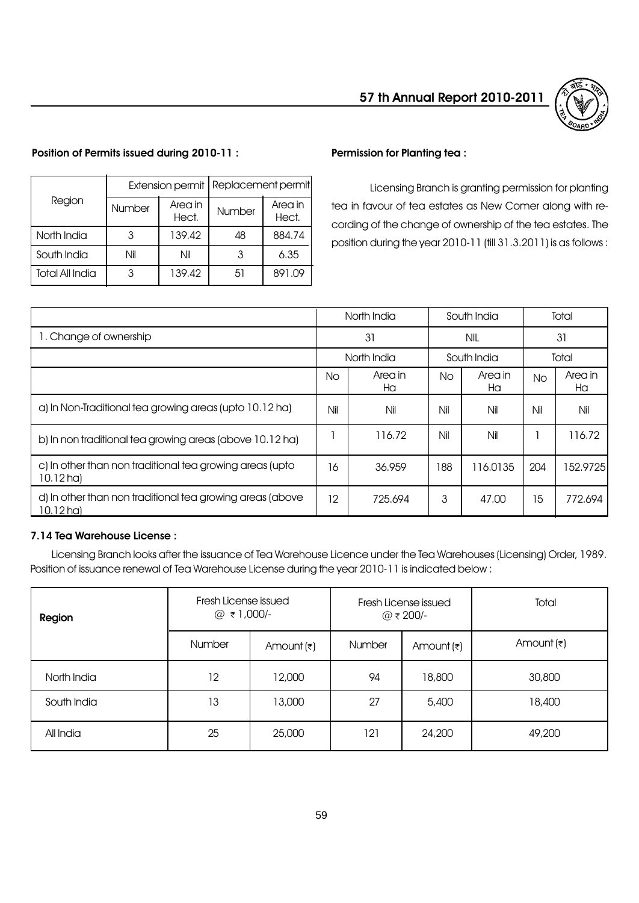**Position of Permits issued during 2010-11 :**

| Region | Extension permit | | Replacement permit | |
|---|---|---|---|---|
| | Number | Area in Hect. | Number | Area in Hect. |
| North India | 3 | 139.42 | 48 | 884.74 |
| South India | Nil | Nil | 3 | 6.35 |
| Total All India | 3 | 139.42 | 51 | 891.09 |

**Permission for Planting tea :**

Licensing Branch is granting permission for planting tea in favour of tea estates as New Comer along with recording of the change of ownership of the tea estates. The position during the year 2010-11 (till 31.3.2011) is as follows :

| | North India | | South India | | Total | |
|---|---|---|---|---|---|---|
| 1. Change of ownership | 31 | | NIL | | 31 | |
| | North India | | South India | | Total | |
| | No | Area in Ha | No | Area in Ha | No | Area in Ha |
| a) In Non-Traditional tea growing areas (upto 10.12 ha) | Nil | Nil | Nil | Nil | Nil | Nil |
| b) In non traditional tea growing areas (above 10.12 ha) | 1 | 116.72 | Nil | Nil | 1 | 116.72 |
| c) In other than non traditional tea growing areas (upto 10.12 ha) | 16 | 36.959 | 188 | 116.0135 | 204 | 152.9725 |
| d) In other than non traditional tea growing areas (above 10.12 ha) | 12 | 725.694 | 3 | 47.00 | 15 | 772.694 |

**7.14 Tea Warehouse License :**

Licensing Branch looks after the issuance of Tea Warehouse Licence under the Tea Warehouses (Licensing) Order, 1989. Position of issuance renewal of Tea Warehouse License during the year 2010-11 is indicated below :

| Region | Fresh License issued @ ₹ 1,000/- | | Fresh License issued @ ₹ 200/- | | Total |
|---|---|---|---|---|---|
| | Number | Amount (₹) | Number | Amount (₹) | Amount (₹) |
| North India | 12 | 12,000 | 94 | 18,800 | 30,800 |
| South India | 13 | 13,000 | 27 | 5,400 | 18,400 |
| All India | 25 | 25,000 | 121 | 24,200 | 49,200 |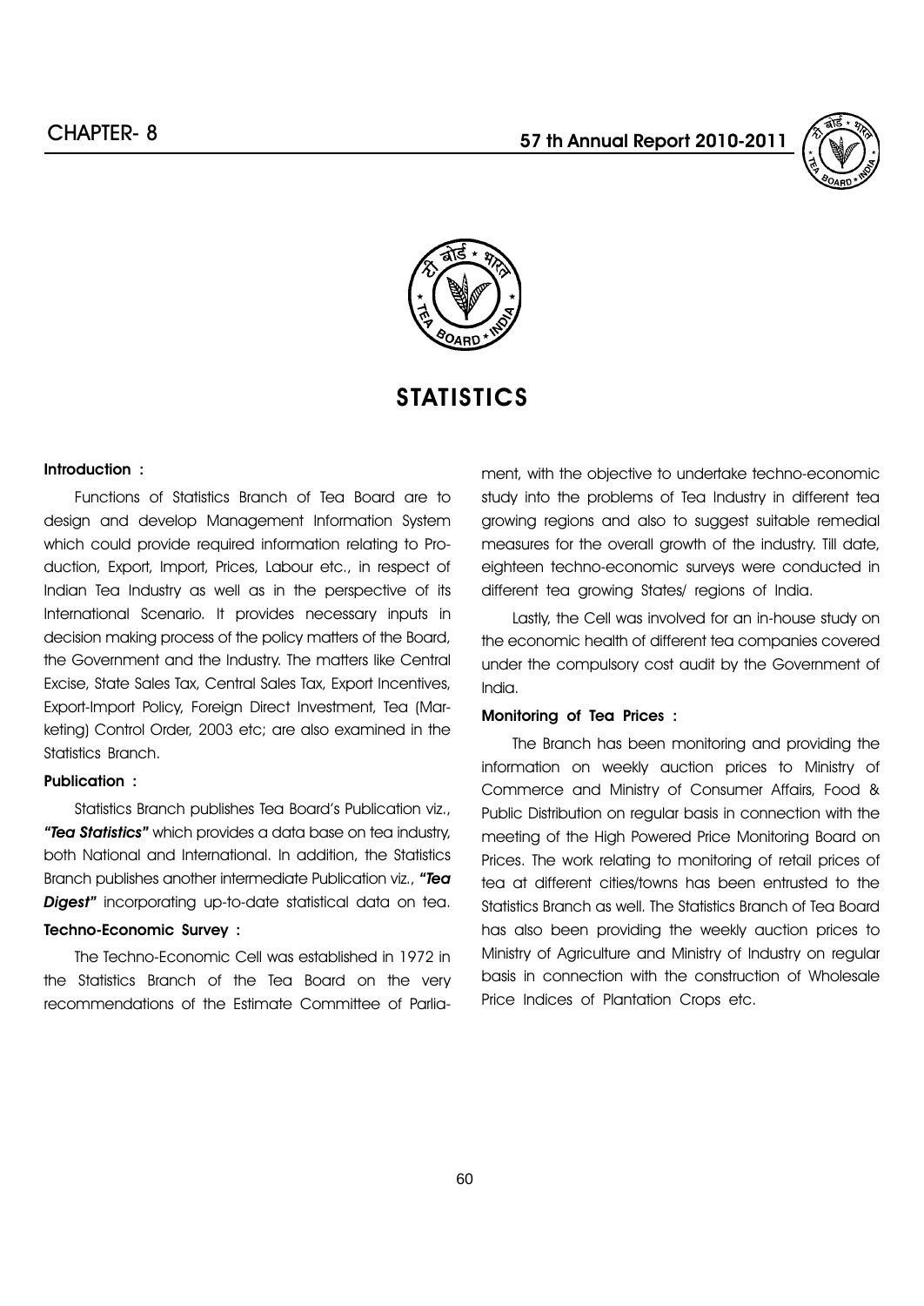# CHAPTER- 8

## STATISTICS

**Introduction :**

Functions of Statistics Branch of Tea Board are to design and develop Management Information System which could provide required information relating to Production, Export, Import, Prices, Labour etc., in respect of Indian Tea Industry as well as in the perspective of its International Scenario. It provides necessary inputs in decision making process of the policy matters of the Board, the Government and the Industry. The matters like Central Excise, State Sales Tax, Central Sales Tax, Export Incentives, Export-Import Policy, Foreign Direct Investment, Tea (Marketing) Control Order, 2003 etc; are also examined in the Statistics Branch.

**Publication :**

Statistics Branch publishes Tea Board's Publication viz., ***"Tea Statistics"*** which provides a data base on tea industry, both National and International. In addition, the Statistics Branch publishes another intermediate Publication viz., ***"Tea Digest"*** incorporating up-to-date statistical data on tea.

**Techno-Economic Survey :**

The Techno-Economic Cell was established in 1972 in the Statistics Branch of the Tea Board on the very recommendations of the Estimate Committee of Parliament, with the objective to undertake techno-economic study into the problems of Tea Industry in different tea growing regions and also to suggest suitable remedial measures for the overall growth of the industry. Till date, eighteen techno-economic surveys were conducted in different tea growing States/ regions of India.

Lastly, the Cell was involved for an in-house study on the economic health of different tea companies covered under the compulsory cost audit by the Government of India.

**Monitoring of Tea Prices :**

The Branch has been monitoring and providing the information on weekly auction prices to Ministry of Commerce and Ministry of Consumer Affairs, Food & Public Distribution on regular basis in connection with the meeting of the High Powered Price Monitoring Board on Prices. The work relating to monitoring of retail prices of tea at different cities/towns has been entrusted to the Statistics Branch as well. The Statistics Branch of Tea Board has also been providing the weekly auction prices to Ministry of Agriculture and Ministry of Industry on regular basis in connection with the construction of Wholesale Price Indices of Plantation Crops etc.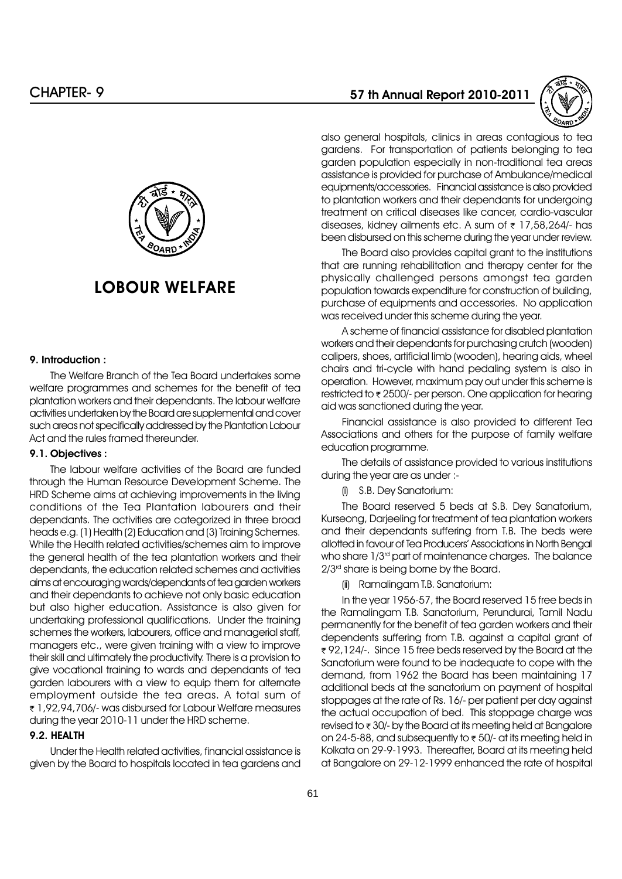CHAPTER- 9

# LOBOUR WELFARE

### 9. Introduction :

The Welfare Branch of the Tea Board undertakes some welfare programmes and schemes for the benefit of tea plantation workers and their dependants. The labour welfare activities undertaken by the Board are supplemental and cover such areas not specifically addressed by the Plantation Labour Act and the rules framed thereunder.

### 9.1. Objectives :

The labour welfare activities of the Board are funded through the Human Resource Development Scheme. The HRD Scheme aims at achieving improvements in the living conditions of the Tea Plantation labourers and their dependants. The activities are categorized in three broad heads e.g. (1) Health (2) Education and (3) Training Schemes. While the Health related activities/schemes aim to improve the general health of the tea plantation workers and their dependants, the education related schemes and activities aims at encouraging wards/dependants of tea garden workers and their dependants to achieve not only basic education but also higher education. Assistance is also given for undertaking professional qualifications. Under the training schemes the workers, labourers, office and managerial staff, managers etc., were given training with a view to improve their skill and ultimately the productivity. There is a provision to give vocational training to wards and dependants of tea garden labourers with a view to equip them for alternate employment outside the tea areas. A total sum of ₹ 1,92,94,706/- was disbursed for Labour Welfare measures during the year 2010-11 under the HRD scheme.

### 9.2. HEALTH

Under the Health related activities, financial assistance is given by the Board to hospitals located in tea gardens and also general hospitals, clinics in areas contagious to tea gardens. For transportation of patients belonging to tea garden population especially in non-traditional tea areas assistance is provided for purchase of Ambulance/medical equipments/accessories. Financial assistance is also provided to plantation workers and their dependants for undergoing treatment on critical diseases like cancer, cardio-vascular diseases, kidney ailments etc. A sum of ₹ 17,58,264/- has been disbursed on this scheme during the year under review.

The Board also provides capital grant to the institutions that are running rehabilitation and therapy center for the physically challenged persons amongst tea garden population towards expenditure for construction of building, purchase of equipments and accessories. No application was received under this scheme during the year.

A scheme of financial assistance for disabled plantation workers and their dependants for purchasing crutch (wooden) calipers, shoes, artificial limb (wooden), hearing aids, wheel chairs and tri-cycle with hand pedaling system is also in operation. However, maximum pay out under this scheme is restricted to ₹ 2500/- per person. One application for hearing aid was sanctioned during the year.

Financial assistance is also provided to different Tea Associations and others for the purpose of family welfare education programme.

The details of assistance provided to various institutions during the year are as under :-

(i) S.B. Dey Sanatorium:

The Board reserved 5 beds at S.B. Dey Sanatorium, Kurseong, Darjeeling for treatment of tea plantation workers and their dependants suffering from T.B. The beds were allotted in favour of Tea Producers' Associations in North Bengal who share 1/3rd part of maintenance charges. The balance 2/3rd share is being borne by the Board.

(ii) Ramalingam T.B. Sanatorium:

In the year 1956-57, the Board reserved 15 free beds in the Ramalingam T.B. Sanatorium, Perundurai, Tamil Nadu permanently for the benefit of tea garden workers and their dependents suffering from T.B. against a capital grant of ₹ 92,124/-. Since 15 free beds reserved by the Board at the Sanatorium were found to be inadequate to cope with the demand, from 1962 the Board has been maintaining 17 additional beds at the sanatorium on payment of hospital stoppages at the rate of Rs. 16/- per patient per day against the actual occupation of bed. This stoppage charge was revised to ₹ 30/- by the Board at its meeting held at Bangalore on 24-5-88, and subsequently to ₹ 50/- at its meeting held in Kolkata on 29-9-1993. Thereafter, Board at its meeting held at Bangalore on 29-12-1999 enhanced the rate of hospital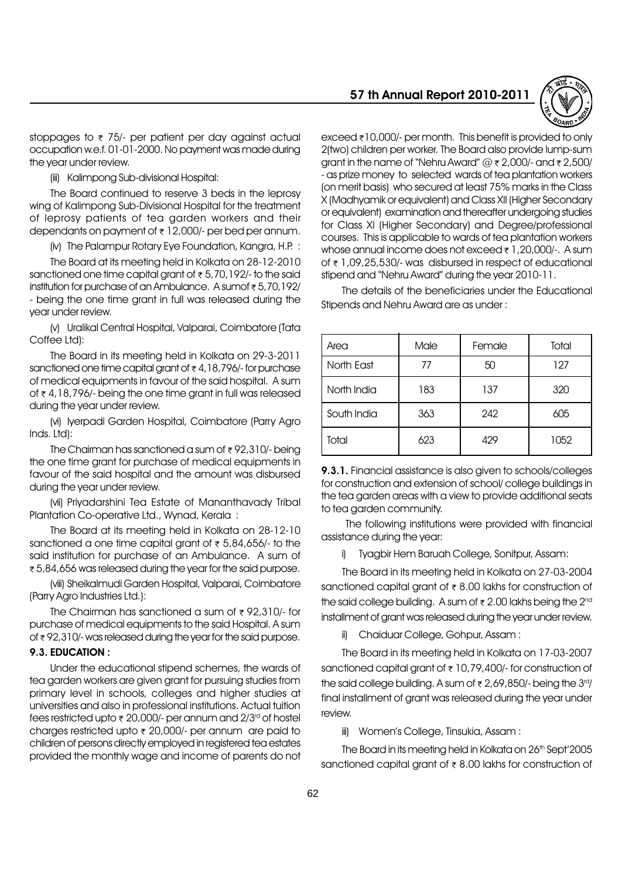stoppages to ₹ 75/- per patient per day against actual occupation w.e.f. 01-01-2000. No payment was made during the year under review.

(iii) Kalimpong Sub-divisional Hospital:

The Board continued to reserve 3 beds in the leprosy wing of Kalimpong Sub-Divisional Hospital for the treatment of leprosy patients of tea garden workers and their dependants on payment of ₹ 12,000/- per bed per annum.

(iv) The Palampur Rotary Eye Foundation, Kangra, H.P. :

The Board at its meeting held in Kolkata on 28-12-2010 sanctioned one time capital grant of ₹ 5,70,192/- to the said institution for purchase of an Ambulance. A sumof ₹ 5,70,192/ - being the one time grant in full was released during the year under review.

(v) Uralikal Central Hospital, Valparai, Coimbatore (Tata Coffee Ltd):

The Board in its meeting held in Kolkata on 29-3-2011 sanctioned one time capital grant of ₹ 4,18,796/- for purchase of medical equipments in favour of the said hospital. A sum of ₹ 4,18,796/- being the one time grant in full was released during the year under review.

(vi) Iyerpadi Garden Hospital, Coimbatore (Parry Agro Inds. Ltd):

The Chairman has sanctioned a sum of ₹ 92,310/- being the one time grant for purchase of medical equipments in favour of the said hospital and the amount was disbursed during the year under review.

(vii) Priyadarshini Tea Estate of Mananthavady Tribal Plantation Co-operative Ltd., Wynad, Kerala :

The Board at its meeting held in Kolkata on 28-12-10 sanctioned a one time capital grant of ₹ 5,84,656/- to the said institution for purchase of an Ambulance. A sum of ₹ 5,84,656 was released during the year for the said purpose.

(viii) Sheikalmudi Garden Hospital, Valparai, Coimbatore (Parry Agro Industries Ltd.):

The Chairman has sanctioned a sum of ₹ 92,310/- for purchase of medical equipments to the said Hospital. A sum of ₹ 92,310/- was released during the year for the said purpose.

### 9.3. EDUCATION :

Under the educational stipend schemes, the wards of tea garden workers are given grant for pursuing studies from primary level in schools, colleges and higher studies at universities and also in professional institutions. Actual tuition fees restricted upto ₹ 20,000/- per annum and 2/3rd of hostel charges restricted upto ₹ 20,000/- per annum are paid to children of persons directly employed in registered tea estates provided the monthly wage and income of parents do not exceed ₹10,000/- per month. This benefit is provided to only 2(two) children per worker. The Board also provide lump-sum grant in the name of "Nehru Award" @ ₹ 2,000/- and ₹ 2,500/ - as prize money to selected wards of tea plantation workers (on merit basis) who secured at least 75% marks in the Class X (Madhyamik or equivalent) and Class XII (Higher Secondary or equivalent) examination and thereafter undergoing studies for Class XI (Higher Secondary) and Degree/professional courses. This is applicable to wards of tea plantation workers whose annual income does not exceed ₹ 1,20,000/-. A sum of ₹ 1,09,25,530/- was disbursed in respect of educational stipend and "Nehru Award" during the year 2010-11.

The details of the beneficiaries under the Educational Stipends and Nehru Award are as under :

| Area | Male | Female | Total |
|---|---|---|---|
| North East | 77 | 50 | 127 |
| North India | 183 | 137 | 320 |
| South India | 363 | 242 | 605 |
| Total | 623 | 429 | 1052 |

**9.3.1.** Financial assistance is also given to schools/colleges for construction and extension of school/ college buildings in the tea garden areas with a view to provide additional seats to tea garden community.

The following institutions were provided with financial assistance during the year:

i) Tyagbir Hem Baruah College, Sonitpur, Assam:

The Board in its meeting held in Kolkata on 27-03-2004 sanctioned capital grant of ₹ 8.00 lakhs for construction of the said college building. A sum of ₹ 2.00 lakhs being the 2nd installment of grant was released during the year under review.

ii) Chaiduar College, Gohpur, Assam :

The Board in its meeting held in Kolkata on 17-03-2007 sanctioned capital grant of ₹ 10,79,400/- for construction of the said college building. A sum of ₹ 2,69,850/- being the 3rd/ final installment of grant was released during the year under review.

iii) Women's College, Tinsukia, Assam :

The Board in its meeting held in Kolkata on 26th Sept'2005 sanctioned capital grant of ₹ 8.00 lakhs for construction of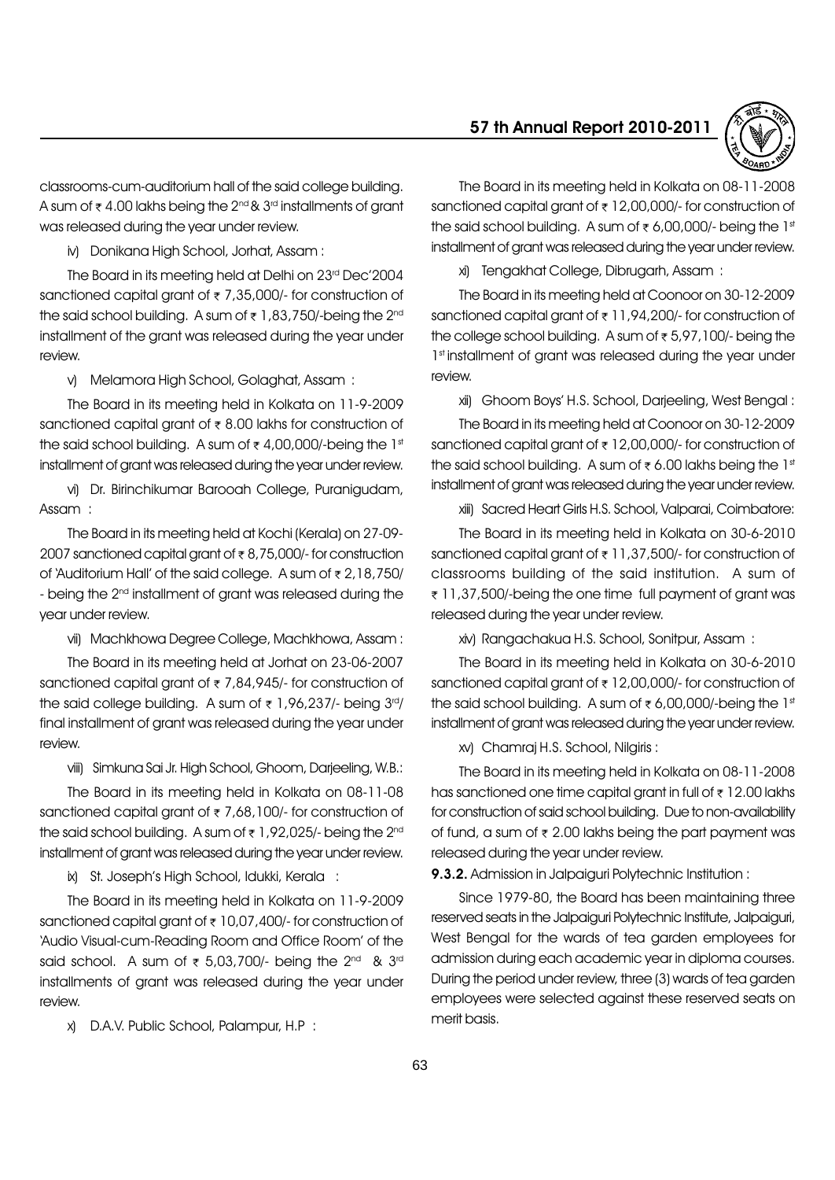classrooms-cum-auditorium hall of the said college building. A sum of ₹ 4.00 lakhs being the 2nd & 3rd installments of grant was released during the year under review.

iv) Donikana High School, Jorhat, Assam :

The Board in its meeting held at Delhi on 23rd Dec'2004 sanctioned capital grant of ₹ 7,35,000/- for construction of the said school building. A sum of ₹ 1,83,750/-being the 2nd installment of the grant was released during the year under review.

v) Melamora High School, Golaghat, Assam :

The Board in its meeting held in Kolkata on 11-9-2009 sanctioned capital grant of ₹ 8.00 lakhs for construction of the said school building. A sum of ₹ 4,00,000/-being the 1st installment of grant was released during the year under review.

vi) Dr. Birinchikumar Barooah College, Puranigudam, Assam :

The Board in its meeting held at Kochi (Kerala) on 27-09-2007 sanctioned capital grant of ₹ 8,75,000/- for construction of 'Auditorium Hall' of the said college. A sum of ₹ 2,18,750/- being the 2nd installment of grant was released during the year under review.

vii) Machkhowa Degree College, Machkhowa, Assam :

The Board in its meeting held at Jorhat on 23-06-2007 sanctioned capital grant of ₹ 7,84,945/- for construction of the said college building. A sum of ₹ 1,96,237/- being 3rd/ final installment of grant was released during the year under review.

viii) Simkuna Sai Jr. High School, Ghoom, Darjeeling, W.B.:

The Board in its meeting held in Kolkata on 08-11-08 sanctioned capital grant of ₹ 7,68,100/- for construction of the said school building. A sum of ₹ 1,92,025/- being the 2nd installment of grant was released during the year under review.

ix) St. Joseph's High School, Idukki, Kerala :

The Board in its meeting held in Kolkata on 11-9-2009 sanctioned capital grant of ₹ 10,07,400/- for construction of 'Audio Visual-cum-Reading Room and Office Room' of the said school. A sum of ₹ 5,03,700/- being the 2nd & 3rd installments of grant was released during the year under review.

x) D.A.V. Public School, Palampur, H.P :

The Board in its meeting held in Kolkata on 08-11-2008 sanctioned capital grant of ₹ 12,00,000/- for construction of the said school building. A sum of ₹ 6,00,000/- being the 1st installment of grant was released during the year under review.

xi) Tengakhat College, Dibrugarh, Assam :

The Board in its meeting held at Coonoor on 30-12-2009 sanctioned capital grant of ₹ 11,94,200/- for construction of the college school building. A sum of ₹ 5,97,100/- being the 1st installment of grant was released during the year under review.

xii) Ghoom Boys' H.S. School, Darjeeling, West Bengal :

The Board in its meeting held at Coonoor on 30-12-2009 sanctioned capital grant of ₹ 12,00,000/- for construction of the said school building. A sum of ₹ 6.00 lakhs being the 1st installment of grant was released during the year under review.

xiii) Sacred Heart Girls H.S. School, Valparai, Coimbatore:

The Board in its meeting held in Kolkata on 30-6-2010 sanctioned capital grant of ₹ 11,37,500/- for construction of classrooms building of the said institution. A sum of ₹ 11,37,500/-being the one time full payment of grant was released during the year under review.

xiv) Rangachakua H.S. School, Sonitpur, Assam :

The Board in its meeting held in Kolkata on 30-6-2010 sanctioned capital grant of ₹ 12,00,000/- for construction of the said school building. A sum of ₹ 6,00,000/-being the 1st installment of grant was released during the year under review.

xv) Chamraj H.S. School, Nilgiris :

The Board in its meeting held in Kolkata on 08-11-2008 has sanctioned one time capital grant in full of ₹ 12.00 lakhs for construction of said school building. Due to non-availability of fund, a sum of ₹ 2.00 lakhs being the part payment was released during the year under review.

**9.3.2.** Admission in Jalpaiguri Polytechnic Institution :

Since 1979-80, the Board has been maintaining three reserved seats in the Jalpaiguri Polytechnic Institute, Jalpaiguri, West Bengal for the wards of tea garden employees for admission during each academic year in diploma courses. During the period under review, three (3) wards of tea garden employees were selected against these reserved seats on merit basis.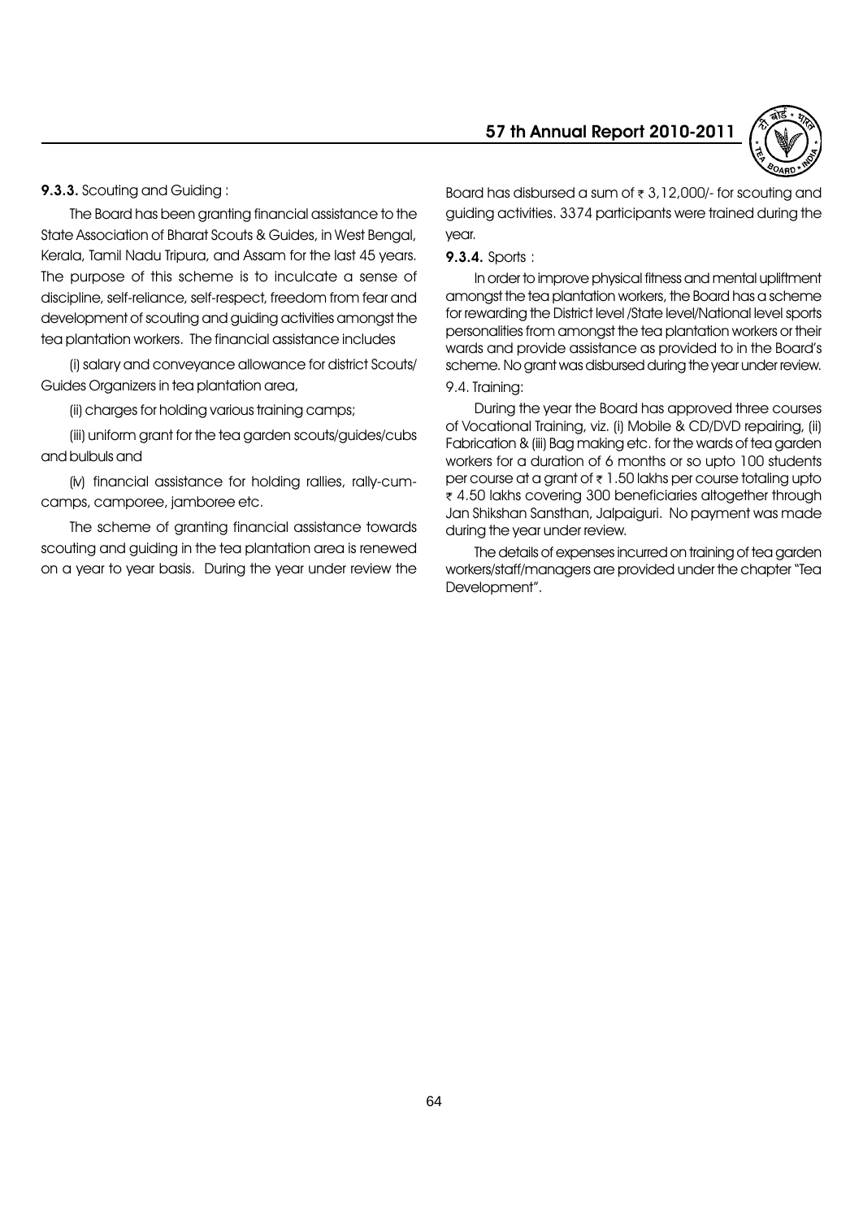**9.3.3.** Scouting and Guiding :

The Board has been granting financial assistance to the State Association of Bharat Scouts & Guides, in West Bengal, Kerala, Tamil Nadu Tripura, and Assam for the last 45 years. The purpose of this scheme is to inculcate a sense of discipline, self-reliance, self-respect, freedom from fear and development of scouting and guiding activities amongst the tea plantation workers. The financial assistance includes

(i) salary and conveyance allowance for district Scouts/ Guides Organizers in tea plantation area,

(ii) charges for holding various training camps;

(iii) uniform grant for the tea garden scouts/guides/cubs and bulbuls and

(iv) financial assistance for holding rallies, rally-cum-camps, camporee, jamboree etc.

The scheme of granting financial assistance towards scouting and guiding in the tea plantation area is renewed on a year to year basis. During the year under review the Board has disbursed a sum of ₹ 3,12,000/- for scouting and guiding activities. 3374 participants were trained during the year.

**9.3.4.** Sports :

In order to improve physical fitness and mental upliftment amongst the tea plantation workers, the Board has a scheme for rewarding the District level /State level/National level sports personalities from amongst the tea plantation workers or their wards and provide assistance as provided to in the Board's scheme. No grant was disbursed during the year under review.

9.4. Training:

During the year the Board has approved three courses of Vocational Training, viz. (i) Mobile & CD/DVD repairing, (ii) Fabrication & (iii) Bag making etc. for the wards of tea garden workers for a duration of 6 months or so upto 100 students per course at a grant of ₹ 1.50 lakhs per course totaling upto ₹ 4.50 lakhs covering 300 beneficiaries altogether through Jan Shikshan Sansthan, Jalpaiguri. No payment was made during the year under review.

The details of expenses incurred on training of tea garden workers/staff/managers are provided under the chapter "Tea Development".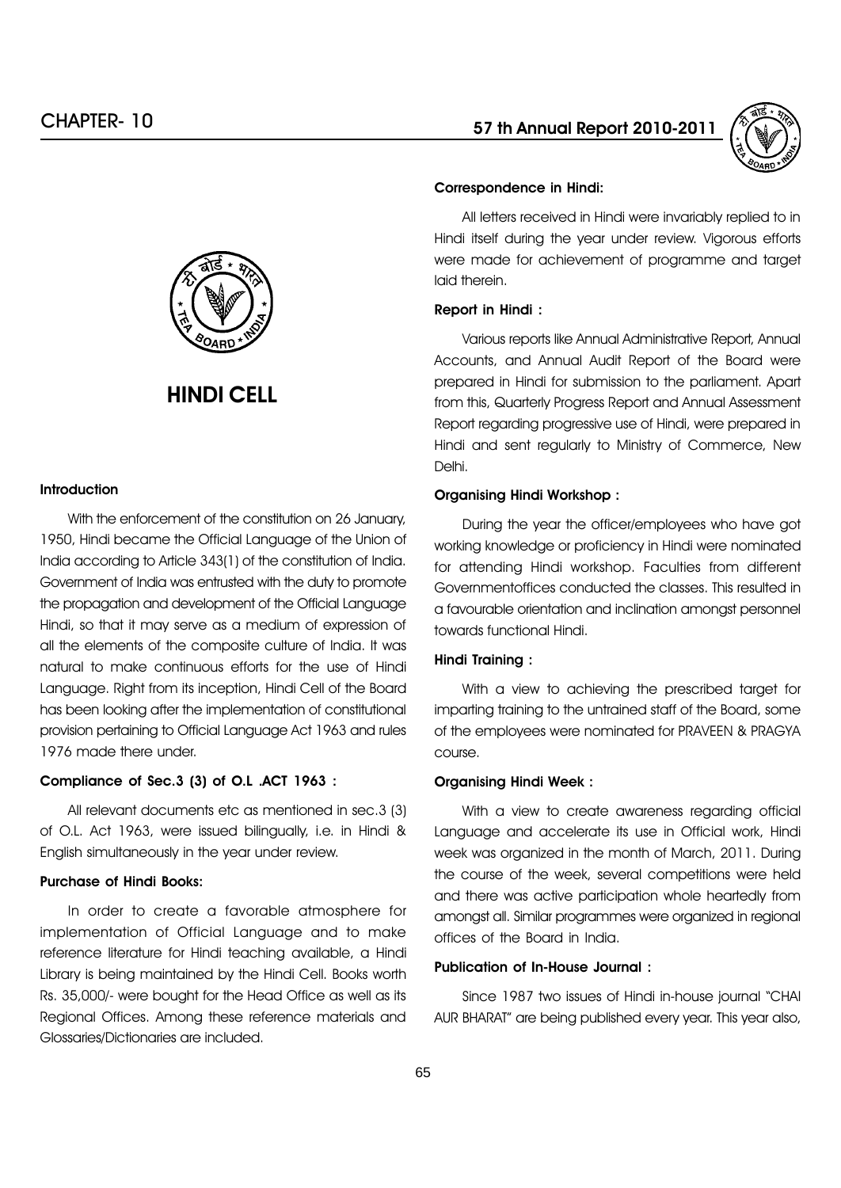# CHAPTER- 10

# HINDI CELL

## Introduction

With the enforcement of the constitution on 26 January, 1950, Hindi became the Official Language of the Union of India according to Article 343(1) of the constitution of India. Government of India was entrusted with the duty to promote the propagation and development of the Official Language Hindi, so that it may serve as a medium of expression of all the elements of the composite culture of India. It was natural to make continuous efforts for the use of Hindi Language. Right from its inception, Hindi Cell of the Board has been looking after the implementation of constitutional provision pertaining to Official Language Act 1963 and rules 1976 made there under.

### Compliance of Sec.3 (3) of O.L .ACT 1963 :

All relevant documents etc as mentioned in sec.3 (3) of O.L. Act 1963, were issued bilingually, i.e. in Hindi & English simultaneously in the year under review.

### Purchase of Hindi Books:

In order to create a favorable atmosphere for implementation of Official Language and to make reference literature for Hindi teaching available, a Hindi Library is being maintained by the Hindi Cell. Books worth Rs. 35,000/- were bought for the Head Office as well as its Regional Offices. Among these reference materials and Glossaries/Dictionaries are included.

### Correspondence in Hindi:

All letters received in Hindi were invariably replied to in Hindi itself during the year under review. Vigorous efforts were made for achievement of programme and target laid therein.

### Report in Hindi :

Various reports like Annual Administrative Report, Annual Accounts, and Annual Audit Report of the Board were prepared in Hindi for submission to the parliament. Apart from this, Quarterly Progress Report and Annual Assessment Report regarding progressive use of Hindi, were prepared in Hindi and sent regularly to Ministry of Commerce, New Delhi.

### Organising Hindi Workshop :

During the year the officer/employees who have got working knowledge or proficiency in Hindi were nominated for attending Hindi workshop. Faculties from different Governmentoffices conducted the classes. This resulted in a favourable orientation and inclination amongst personnel towards functional Hindi.

### Hindi Training :

With a view to achieving the prescribed target for imparting training to the untrained staff of the Board, some of the employees were nominated for PRAVEEN & PRAGYA course.

### Organising Hindi Week :

With a view to create awareness regarding official Language and accelerate its use in Official work, Hindi week was organized in the month of March, 2011. During the course of the week, several competitions were held and there was active participation whole heartedly from amongst all. Similar programmes were organized in regional offices of the Board in India.

### Publication of In-House Journal :

Since 1987 two issues of Hindi in-house journal "CHAI AUR BHARAT" are being published every year. This year also,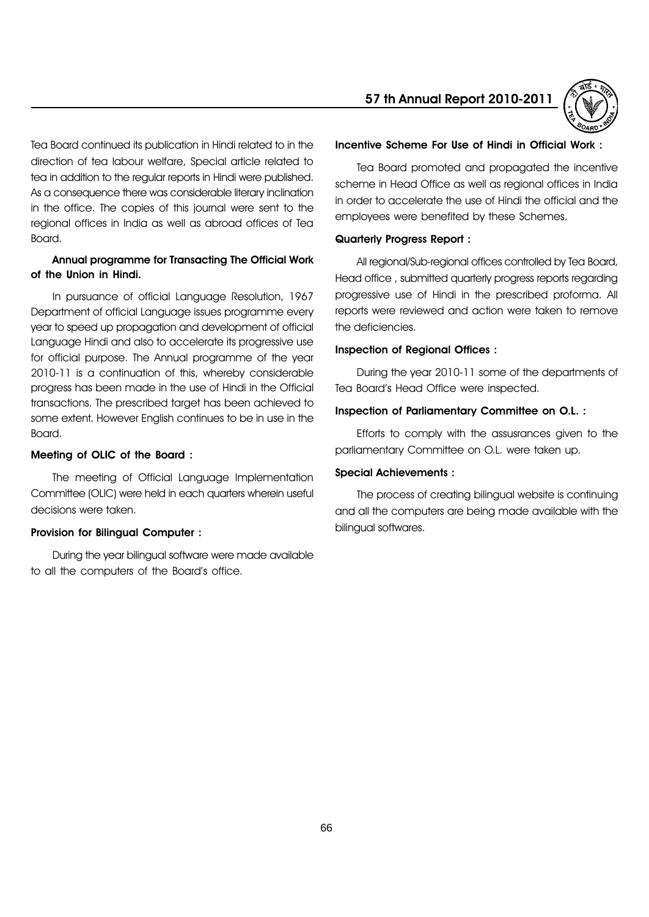Tea Board continued its publication in Hindi related to in the direction of tea labour welfare, Special article related to tea in addition to the regular reports in Hindi were published. As a consequence there was considerable literary inclination in the office. The copies of this journal were sent to the regional offices in India as well as abroad offices of Tea Board.

**Annual programme for Transacting The Official Work of the Union in Hindi.**

In pursuance of official Language Resolution, 1967 Department of official Language issues programme every year to speed up propagation and development of official Language Hindi and also to accelerate its progressive use for official purpose. The Annual programme of the year 2010-11 is a continuation of this, whereby considerable progress has been made in the use of Hindi in the Official transactions. The prescribed target has been achieved to some extent. However English continues to be in use in the Board.

**Meeting of OLIC of the Board :**

The meeting of Official Language Implementation Committee (OLIC) were held in each quarters wherein useful decisions were taken.

**Provision for Bilingual Computer :**

During the year bilingual software were made available to all the computers of the Board's office.

**Incentive Scheme For Use of Hindi in Official Work :**

Tea Board promoted and propagated the incentive scheme in Head Office as well as regional offices in India in order to accelerate the use of Hindi the official and the employees were benefited by these Schemes.

**Quarterly Progress Report :**

All regional/Sub-regional offices controlled by Tea Board, Head office , submitted quarterly progress reports regarding progressive use of Hindi in the prescribed proforma. All reports were reviewed and action were taken to remove the deficiencies.

**Inspection of Regional Offices :**

During the year 2010-11 some of the departments of Tea Board's Head Office were inspected.

**Inspection of Parliamentary Committee on O.L. :**

Efforts to comply with the assusrances given to the parliamentary Committee on O.L. were taken up.

**Special Achievements :**

The process of creating bilingual website is continuing and all the computers are being made available with the bilingual softwares.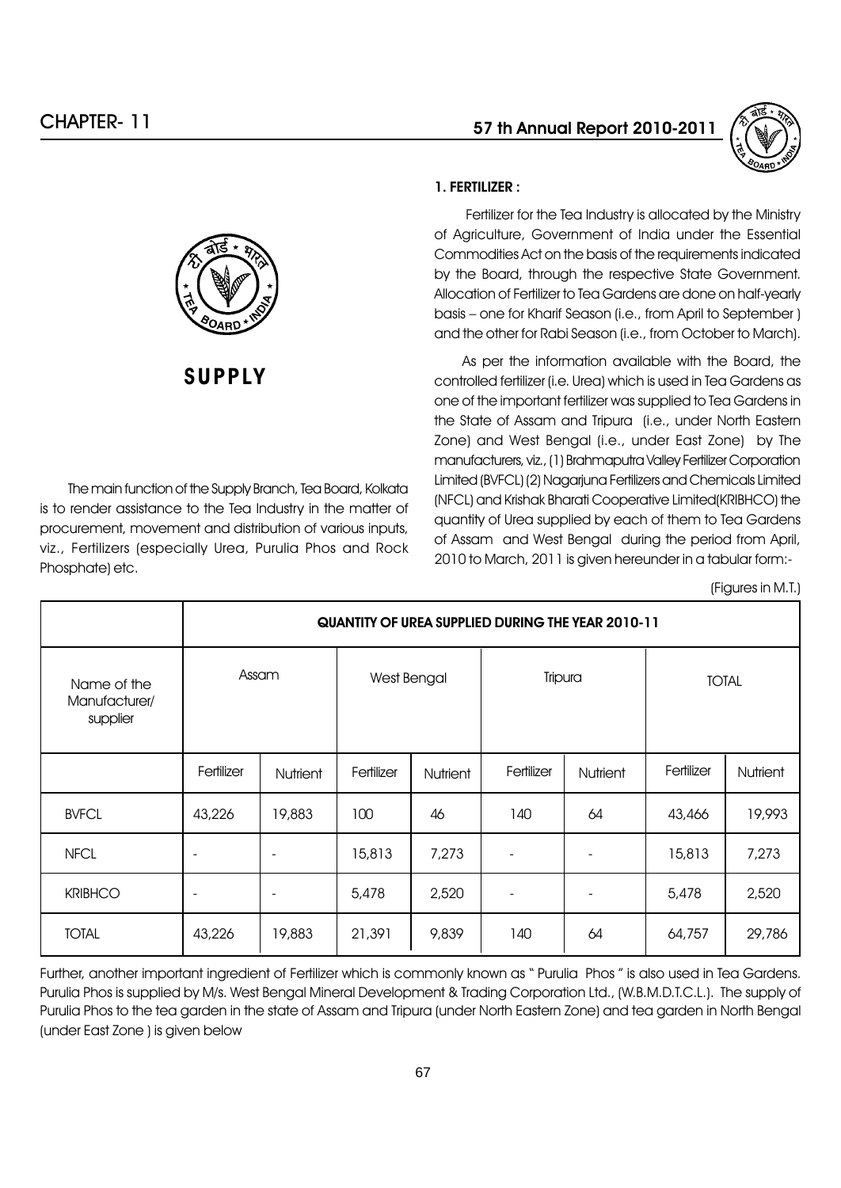# SUPPLY

The main function of the Supply Branch, Tea Board, Kolkata is to render assistance to the Tea Industry in the matter of procurement, movement and distribution of various inputs, viz., Fertilizers (especially Urea, Purulia Phos and Rock Phosphate) etc.

### 1. FERTILIZER :

Fertilizer for the Tea Industry is allocated by the Ministry of Agriculture, Government of India under the Essential Commodities Act on the basis of the requirements indicated by the Board, through the respective State Government. Allocation of Fertilizer to Tea Gardens are done on half-yearly basis – one for Kharif Season (i.e., from April to September ) and the other for Rabi Season (i.e., from October to March).

As per the information available with the Board, the controlled fertilizer (i.e. Urea) which is used in Tea Gardens as one of the important fertilizer was supplied to Tea Gardens in the State of Assam and Tripura (i.e., under North Eastern Zone) and West Bengal (i.e., under East Zone) by The manufacturers, viz., (1) Brahmaputra Valley Fertilizer Corporation Limited (BVFCL) (2) Nagarjuna Fertilizers and Chemicals Limited (NFCL) and Krishak Bharati Cooperative Limited(KRIBHCO) the quantity of Urea supplied by each of them to Tea Gardens of Assam and West Bengal during the period from April, 2010 to March, 2011 is given hereunder in a tabular form:-

(Figures in M.T.)

| | QUANTITY OF UREA SUPPLIED DURING THE YEAR 2010-11 | | | | | | | |
|---|---|---|---|---|---|---|---|---|
| Name of the Manufacturer/ supplier | Assam | | West Bengal | | Tripura | | TOTAL | |
| | Fertilizer | Nutrient | Fertilizer | Nutrient | Fertilizer | Nutrient | Fertilizer | Nutrient |
| BVFCL | 43,226 | 19,883 | 100 | 46 | 140 | 64 | 43,466 | 19,993 |
| NFCL | - | - | 15,813 | 7,273 | - | - | 15,813 | 7,273 |
| KRIBHCO | - | - | 5,478 | 2,520 | - | - | 5,478 | 2,520 |
| TOTAL | 43,226 | 19,883 | 21,391 | 9,839 | 140 | 64 | 64,757 | 29,786 |

Further, another important ingredient of Fertilizer which is commonly known as " Purulia Phos " is also used in Tea Gardens. Purulia Phos is supplied by M/s. West Bengal Mineral Development & Trading Corporation Ltd., (W.B.M.D.T.C.L.). The supply of Purulia Phos to the tea garden in the state of Assam and Tripura (under North Eastern Zone) and tea garden in North Bengal (under East Zone ) is given below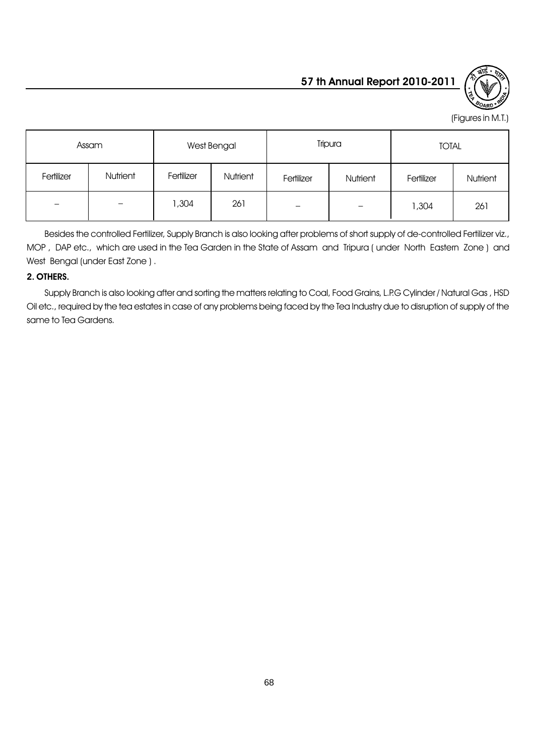(Figures in M.T.)

| Assam | | West Bengal | | Tripura | | TOTAL | |
|---|---|---|---|---|---|---|---|
| Fertilizer | Nutrient | Fertilizer | Nutrient | Fertilizer | Nutrient | Fertilizer | Nutrient |
| – | – | 1,304 | 261 | – | – | 1,304 | 261 |

Besides the controlled Fertilizer, Supply Branch is also looking after problems of short supply of de-controlled Fertilizer viz., MOP , DAP etc., which are used in the Tea Garden in the State of Assam and Tripura ( under North Eastern Zone ) and West Bengal (under East Zone ) .

**2. OTHERS.**

Supply Branch is also looking after and sorting the matters relating to Coal, Food Grains, L.P.G Cylinder / Natural Gas , HSD Oil etc., required by the tea estates in case of any problems being faced by the Tea Industry due to disruption of supply of the same to Tea Gardens.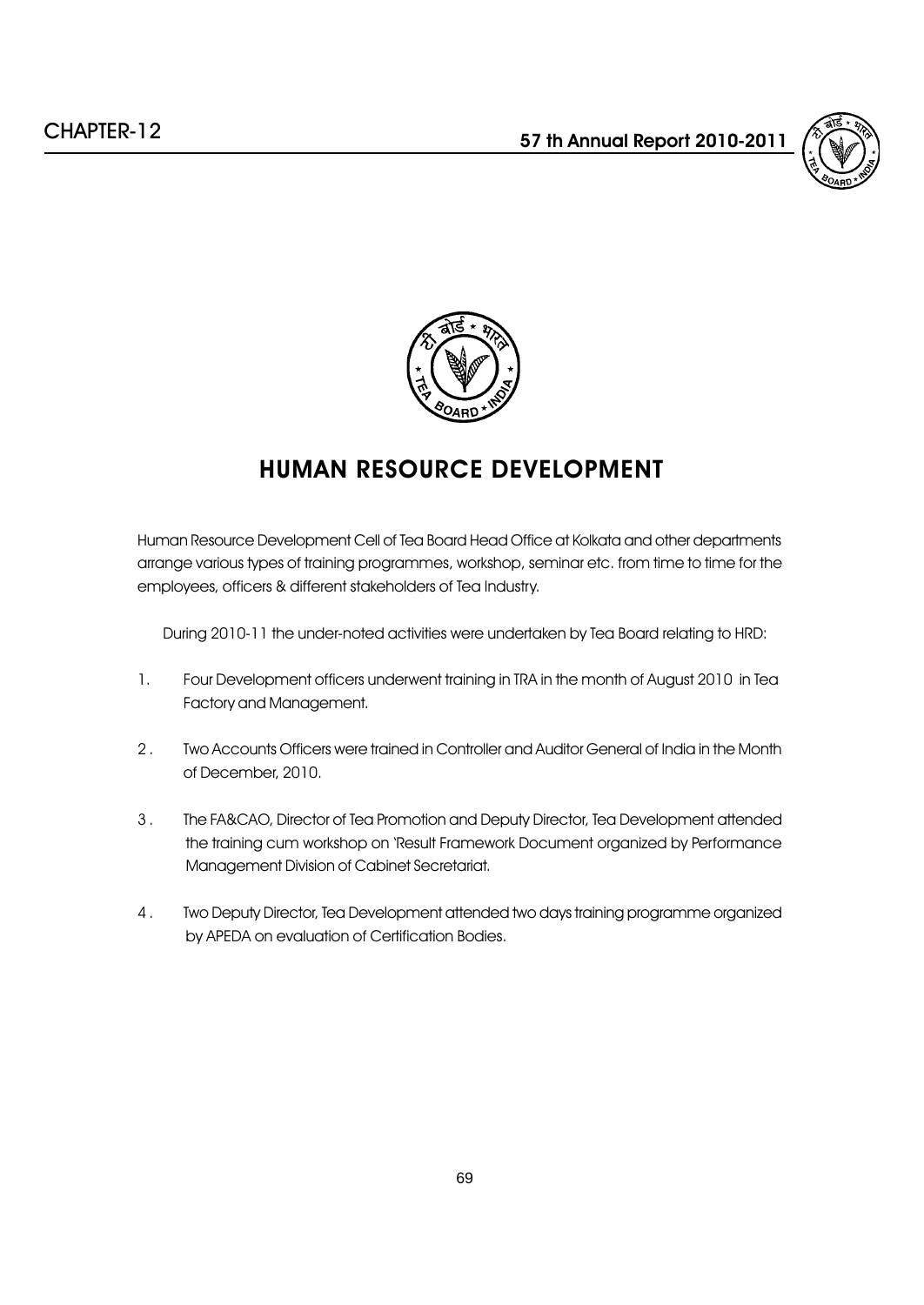# CHAPTER-12

## HUMAN RESOURCE DEVELOPMENT

Human Resource Development Cell of Tea Board Head Office at Kolkata and other departments arrange various types of training programmes, workshop, seminar etc. from time to time for the employees, officers & different stakeholders of Tea Industry.

During 2010-11 the under-noted activities were undertaken by Tea Board relating to HRD:

1. Four Development officers underwent training in TRA in the month of August 2010 in Tea Factory and Management.

2. Two Accounts Officers were trained in Controller and Auditor General of India in the Month of December, 2010.

3. The FA&CAO, Director of Tea Promotion and Deputy Director, Tea Development attended the training cum workshop on 'Result Framework Document organized by Performance Management Division of Cabinet Secretariat.

4. Two Deputy Director, Tea Development attended two days training programme organized by APEDA on evaluation of Certification Bodies.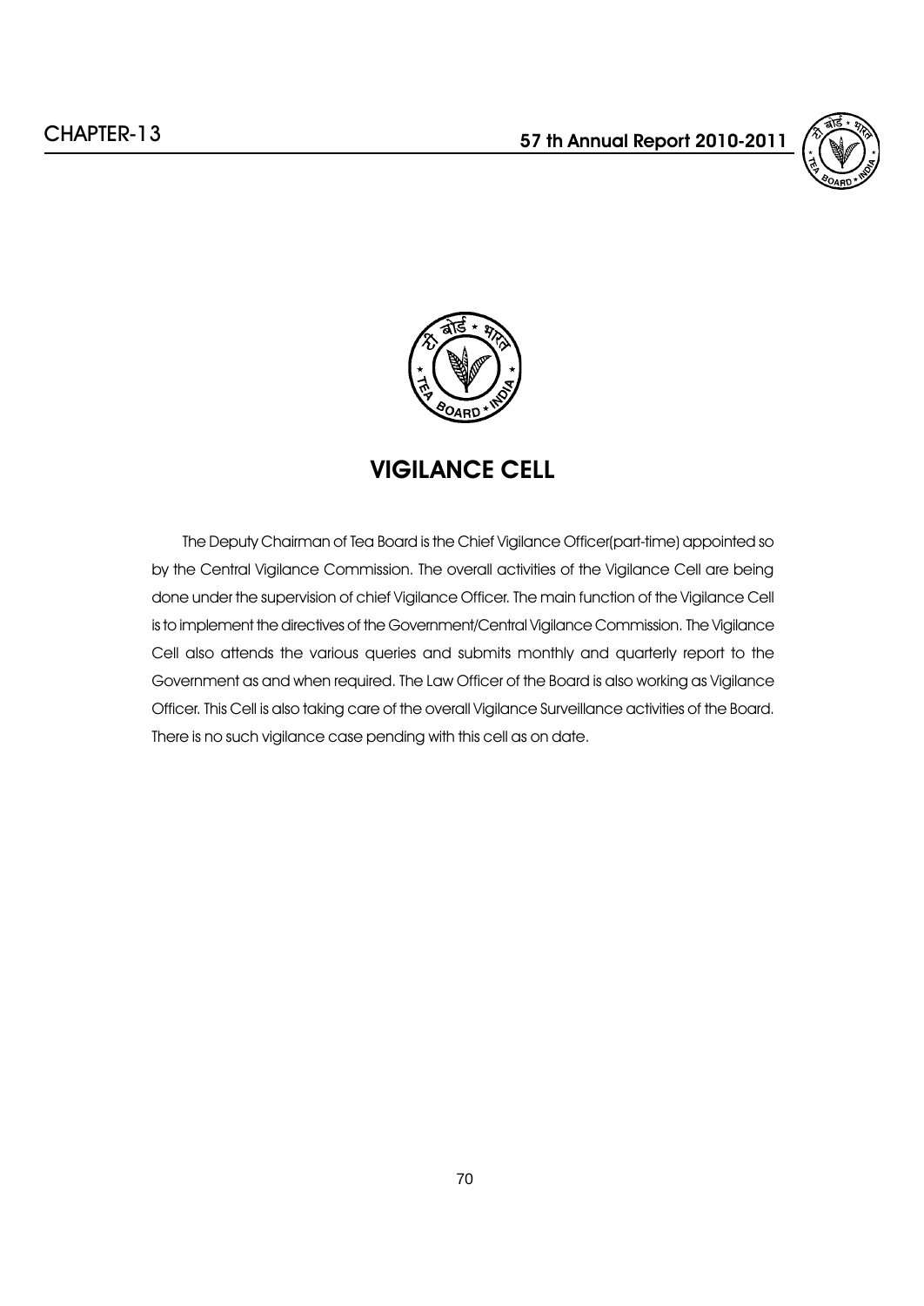# VIGILANCE CELL

The Deputy Chairman of Tea Board is the Chief Vigilance Officer(part-time) appointed so by the Central Vigilance Commission. The overall activities of the Vigilance Cell are being done under the supervision of chief Vigilance Officer. The main function of the Vigilance Cell is to implement the directives of the Government/Central Vigilance Commission. The Vigilance Cell also attends the various queries and submits monthly and quarterly report to the Government as and when required. The Law Officer of the Board is also working as Vigilance Officer. This Cell is also taking care of the overall Vigilance Surveillance activities of the Board. There is no such vigilance case pending with this cell as on date.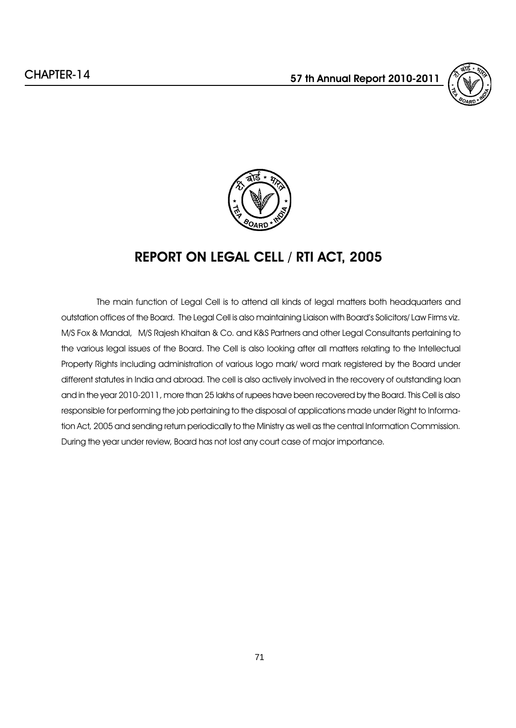# REPORT ON LEGAL CELL / RTI ACT, 2005

The main function of Legal Cell is to attend all kinds of legal matters both headquarters and outstation offices of the Board. The Legal Cell is also maintaining Liaison with Board's Solicitors/ Law Firms viz. M/S Fox & Mandal, M/S Rajesh Khaitan & Co. and K&S Partners and other Legal Consultants pertaining to the various legal issues of the Board. The Cell is also looking after all matters relating to the Intellectual Property Rights including administration of various logo mark/ word mark registered by the Board under different statutes in India and abroad. The cell is also actively involved in the recovery of outstanding loan and in the year 2010-2011, more than 25 lakhs of rupees have been recovered by the Board. This Cell is also responsible for performing the job pertaining to the disposal of applications made under Right to Information Act, 2005 and sending return periodically to the Ministry as well as the central Information Commission. During the year under review, Board has not lost any court case of major importance.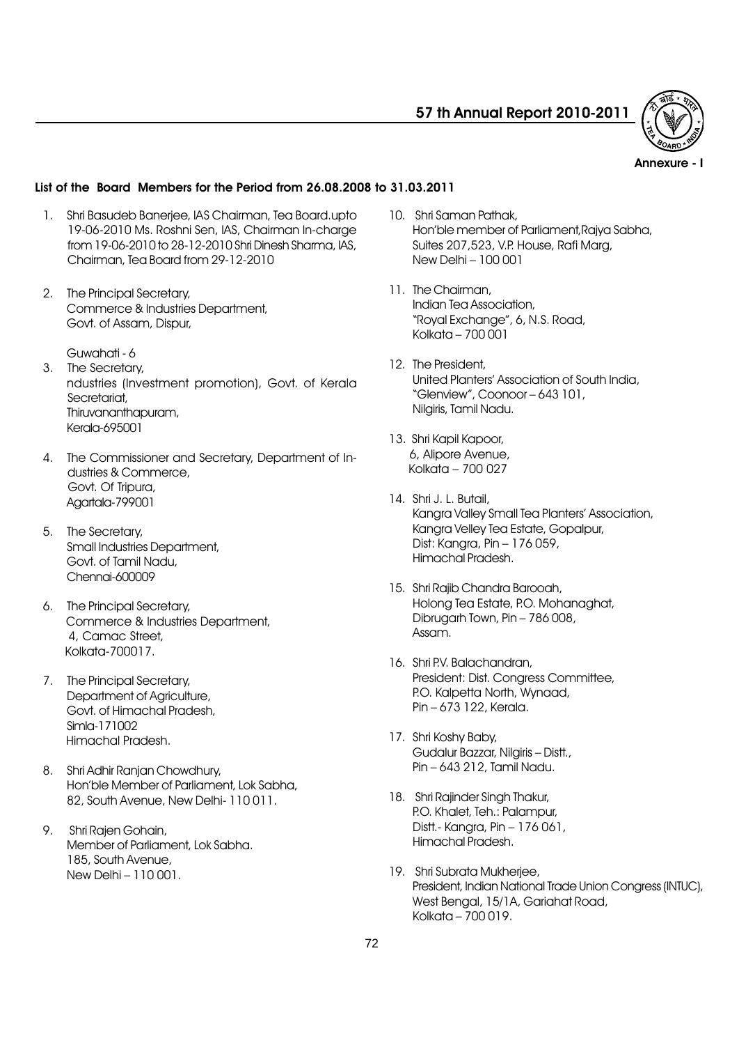Annexure - I

## List of the Board Members for the Period from 26.08.2008 to 31.03.2011

1. Shri Basudeb Banerjee, IAS Chairman, Tea Board.upto 19-06-2010 Ms. Roshni Sen, IAS, Chairman In-charge from 19-06-2010 to 28-12-2010 Shri Dinesh Sharma, IAS, Chairman, Tea Board from 29-12-2010

2. The Principal Secretary,
   Commerce & Industries Department,
   Govt. of Assam, Dispur,

   Guwahati - 6

3. The Secretary,
   ndustries (Investment promotion), Govt. of Kerala Secretariat,
   Thiruvananthapuram,
   Kerala-695001

4. The Commissioner and Secretary, Department of Industries & Commerce,
   Govt. Of Tripura,
   Agartala-799001

5. The Secretary,
   Small Industries Department,
   Govt. of Tamil Nadu,
   Chennai-600009

6. The Principal Secretary,
   Commerce & Industries Department,
   4, Camac Street,
   Kolkata-700017.

7. The Principal Secretary,
   Department of Agriculture,
   Govt. of Himachal Pradesh,
   Simla-171002
   Himachal Pradesh.

8. Shri Adhir Ranjan Chowdhury,
   Hon'ble Member of Parliament, Lok Sabha,
   82, South Avenue, New Delhi- 110 011.

9. Shri Rajen Gohain,
   Member of Parliament, Lok Sabha.
   185, South Avenue,
   New Delhi – 110 001.

10. Shri Saman Pathak,
    Hon'ble member of Parliament,Rajya Sabha,
    Suites 207,523, V.P. House, Rafi Marg,
    New Delhi – 100 001

11. The Chairman,
    Indian Tea Association,
    "Royal Exchange", 6, N.S. Road,
    Kolkata – 700 001

12. The President,
    United Planters' Association of South India,
    "Glenview", Coonoor – 643 101,
    Nilgiris, Tamil Nadu.

13. Shri Kapil Kapoor,
    6, Alipore Avenue,
    Kolkata – 700 027

14. Shri J. L. Butail,
    Kangra Valley Small Tea Planters' Association,
    Kangra Velley Tea Estate, Gopalpur,
    Dist: Kangra, Pin – 176 059,
    Himachal Pradesh.

15. Shri Rajib Chandra Barooah,
    Holong Tea Estate, P.O. Mohanaghat,
    Dibrugarh Town, Pin – 786 008,
    Assam.

16. Shri P.V. Balachandran,
    President: Dist. Congress Committee,
    P.O. Kalpetta North, Wynaad,
    Pin – 673 122, Kerala.

17. Shri Koshy Baby,
    Gudalur Bazzar, Nilgiris – Distt.,
    Pin – 643 212, Tamil Nadu.

18. Shri Rajinder Singh Thakur,
    P.O. Khalet, Teh.: Palampur,
    Distt.- Kangra, Pin – 176 061,
    Himachal Pradesh.

19. Shri Subrata Mukherjee,
    President, Indian National Trade Union Congress (INTUC),
    West Bengal, 15/1A, Gariahat Road,
    Kolkata – 700 019.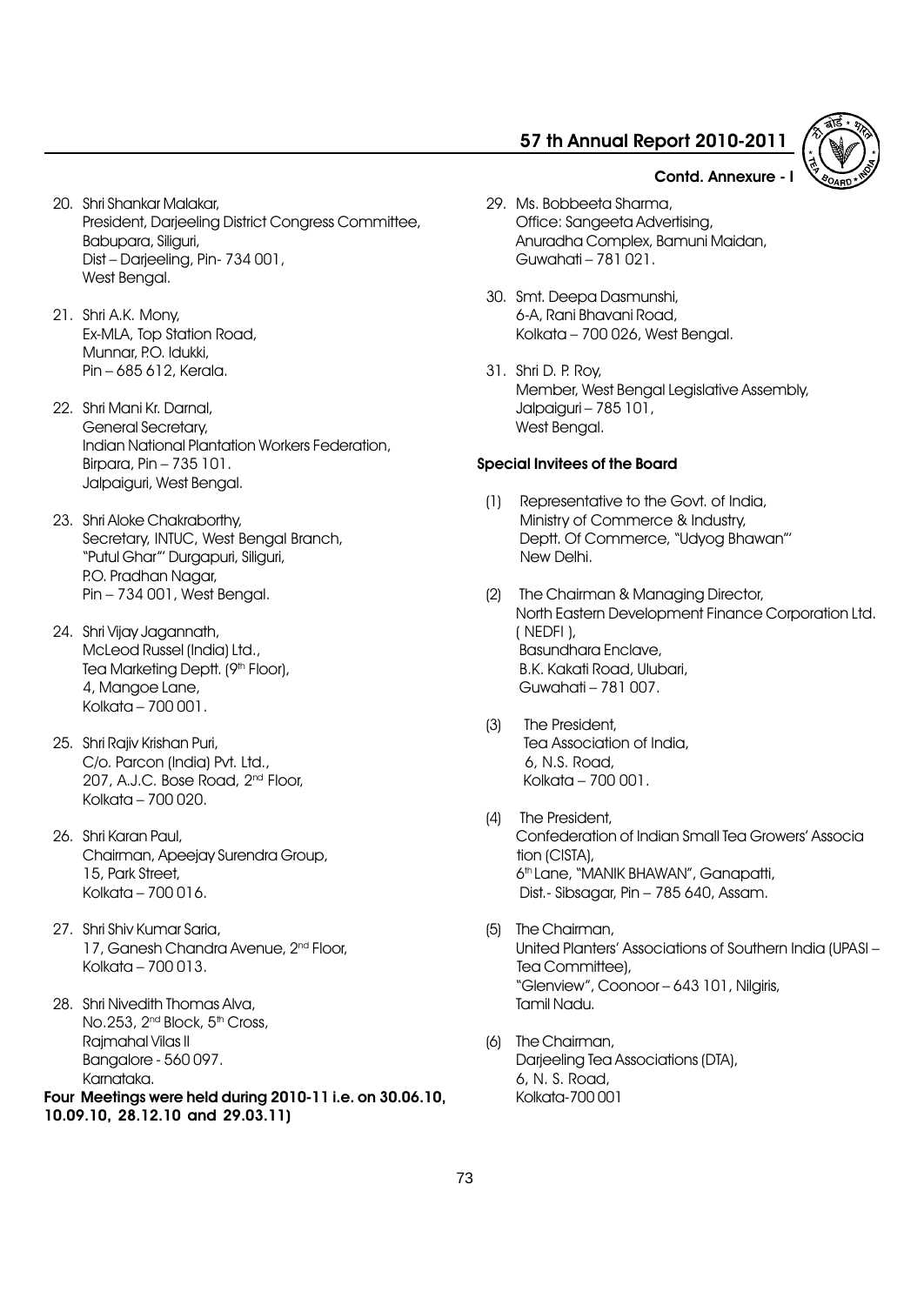Contd. Annexure - I

20. Shri Shankar Malakar,
    President, Darjeeling District Congress Committee,
    Babupara, Siliguri,
    Dist – Darjeeling, Pin- 734 001,
    West Bengal.

21. Shri A.K. Mony,
    Ex-MLA, Top Station Road,
    Munnar, P.O. Idukki,
    Pin – 685 612, Kerala.

22. Shri Mani Kr. Darnal,
    General Secretary,
    Indian National Plantation Workers Federation,
    Birpara, Pin – 735 101.
    Jalpaiguri, West Bengal.

23. Shri Aloke Chakraborthy,
    Secretary, INTUC, West Bengal Branch,
    "Putul Ghar"' Durgapuri, Siliguri,
    P.O. Pradhan Nagar,
    Pin – 734 001, West Bengal.

24. Shri Vijay Jagannath,
    McLeod Russel (India) Ltd.,
    Tea Marketing Deptt. (9th Floor),
    4, Mangoe Lane,
    Kolkata – 700 001.

25. Shri Rajiv Krishan Puri,
    C/o. Parcon (India) Pvt. Ltd.,
    207, A.J.C. Bose Road, 2nd Floor,
    Kolkata – 700 020.

26. Shri Karan Paul,
    Chairman, Apeejay Surendra Group,
    15, Park Street,
    Kolkata – 700 016.

27. Shri Shiv Kumar Saria,
    17, Ganesh Chandra Avenue, 2nd Floor,
    Kolkata – 700 013.

28. Shri Nivedith Thomas Alva,
    No.253, 2nd Block, 5th Cross,
    Rajmahal Vilas II
    Bangalore - 560 097.
    Karnataka.

**Four Meetings were held during 2010-11 i.e. on 30.06.10, 10.09.10, 28.12.10 and 29.03.11)**

29. Ms. Bobbeeta Sharma,
    Office: Sangeeta Advertising,
    Anuradha Complex, Bamuni Maidan,
    Guwahati – 781 021.

30. Smt. Deepa Dasmunshi,
    6-A, Rani Bhavani Road,
    Kolkata – 700 026, West Bengal.

31. Shri D. P. Roy,
    Member, West Bengal Legislative Assembly,
    Jalpaiguri – 785 101,
    West Bengal.

**Special Invitees of the Board**

(1) Representative to the Govt. of India,
    Ministry of Commerce & Industry,
    Deptt. Of Commerce, "Udyog Bhawan"'
    New Delhi.

(2) The Chairman & Managing Director,
    North Eastern Development Finance Corporation Ltd. ( NEDFI ),
    Basundhara Enclave,
    B.K. Kakati Road, Ulubari,
    Guwahati – 781 007.

(3) The President,
    Tea Association of India,
    6, N.S. Road,
    Kolkata – 700 001.

(4) The President,
    Confederation of Indian Small Tea Growers' Association (CISTA),
    6th Lane, "MANIK BHAWAN", Ganapatti,
    Dist.- Sibsagar, Pin – 785 640, Assam.

(5) The Chairman,
    United Planters' Associations of Southern India (UPASI – Tea Committee),
    "Glenview", Coonoor – 643 101, Nilgiris,
    Tamil Nadu.

(6) The Chairman,
    Darjeeling Tea Associations (DTA),
    6, N. S. Road,
    Kolkata-700 001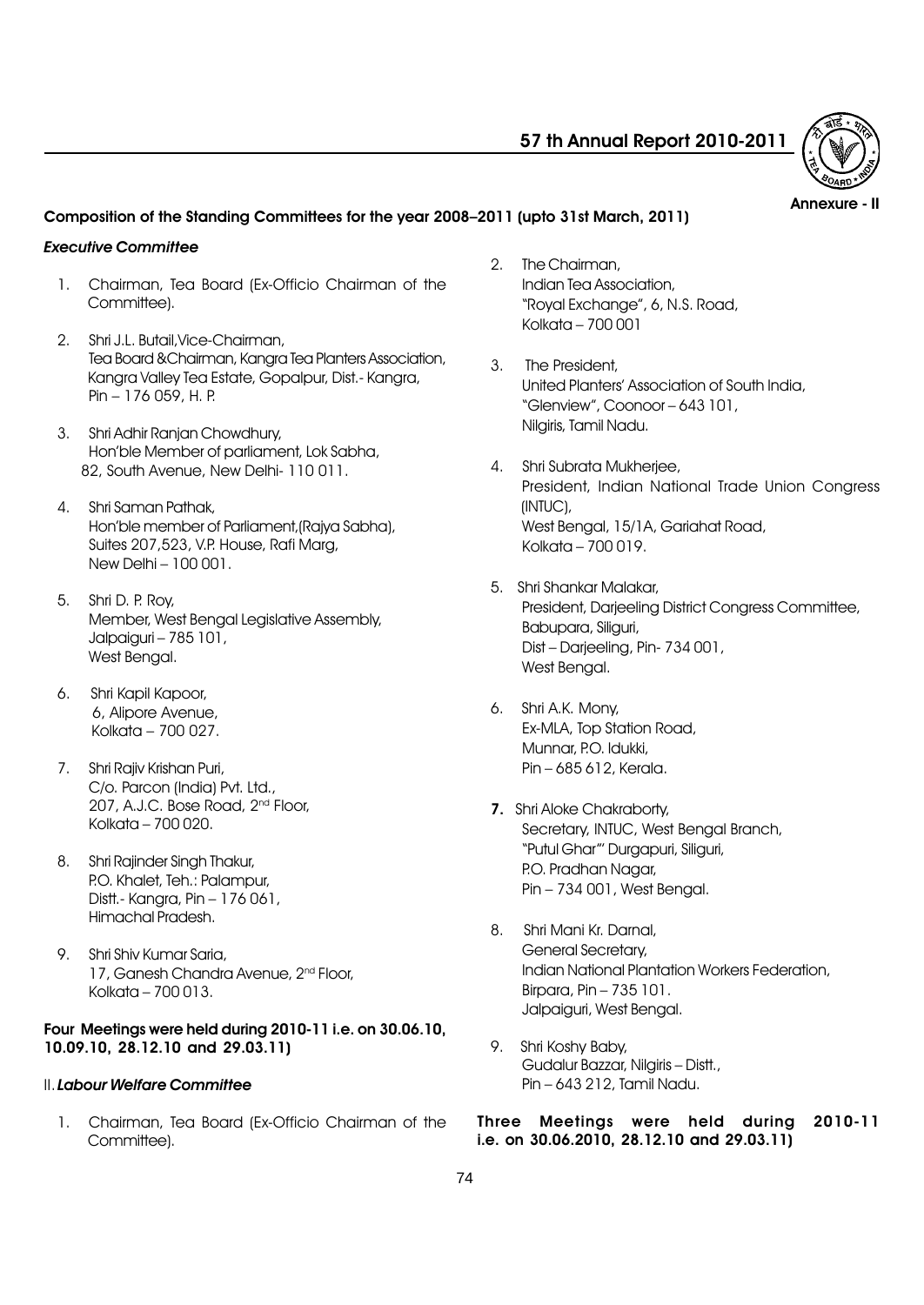Annexure - II

## Composition of the Standing Committees for the year 2008–2011 (upto 31st March, 2011)

### *Executive Committee*

1. Chairman, Tea Board (Ex-Officio Chairman of the Committee).
2. Shri J.L. Butail,Vice-Chairman, Tea Board &Chairman, Kangra Tea Planters Association, Kangra Valley Tea Estate, Gopalpur, Dist.- Kangra, Pin – 176 059, H. P.
3. Shri Adhir Ranjan Chowdhury, Hon'ble Member of parliament, Lok Sabha, 82, South Avenue, New Delhi- 110 011.
4. Shri Saman Pathak, Hon'ble member of Parliament,(Rajya Sabha), Suites 207,523, V.P. House, Rafi Marg, New Delhi – 100 001.
5. Shri D. P. Roy, Member, West Bengal Legislative Assembly, Jalpaiguri – 785 101, West Bengal.
6. Shri Kapil Kapoor, 6, Alipore Avenue, Kolkata – 700 027.
7. Shri Rajiv Krishan Puri, C/o. Parcon (India) Pvt. Ltd., 207, A.J.C. Bose Road, 2nd Floor, Kolkata – 700 020.
8. Shri Rajinder Singh Thakur, P.O. Khalet, Teh.: Palampur, Distt.- Kangra, Pin – 176 061, Himachal Pradesh.
9. Shri Shiv Kumar Saria, 17, Ganesh Chandra Avenue, 2nd Floor, Kolkata – 700 013.

**Four Meetings were held during 2010-11 i.e. on 30.06.10, 10.09.10, 28.12.10 and 29.03.11)**

### II. *Labour Welfare Committee*

1. Chairman, Tea Board (Ex-Officio Chairman of the Committee).
2. The Chairman, Indian Tea Association, "Royal Exchange", 6, N.S. Road, Kolkata – 700 001
3. The President, United Planters' Association of South India, "Glenview", Coonoor – 643 101, Nilgiris, Tamil Nadu.
4. Shri Subrata Mukherjee, President, Indian National Trade Union Congress (INTUC), West Bengal, 15/1A, Gariahat Road, Kolkata – 700 019.
5. Shri Shankar Malakar, President, Darjeeling District Congress Committee, Babupara, Siliguri, Dist – Darjeeling, Pin- 734 001, West Bengal.
6. Shri A.K. Mony, Ex-MLA, Top Station Road, Munnar, P.O. Idukki, Pin – 685 612, Kerala.
7. Shri Aloke Chakraborty, Secretary, INTUC, West Bengal Branch, "Putul Ghar"' Durgapuri, Siliguri, P.O. Pradhan Nagar, Pin – 734 001, West Bengal.
8. Shri Mani Kr. Darnal, General Secretary, Indian National Plantation Workers Federation, Birpara, Pin – 735 101. Jalpaiguri, West Bengal.
9. Shri Koshy Baby, Gudalur Bazzar, Nilgiris – Distt., Pin – 643 212, Tamil Nadu.

**Three Meetings were held during 2010-11 i.e. on 30.06.2010, 28.12.10 and 29.03.11)**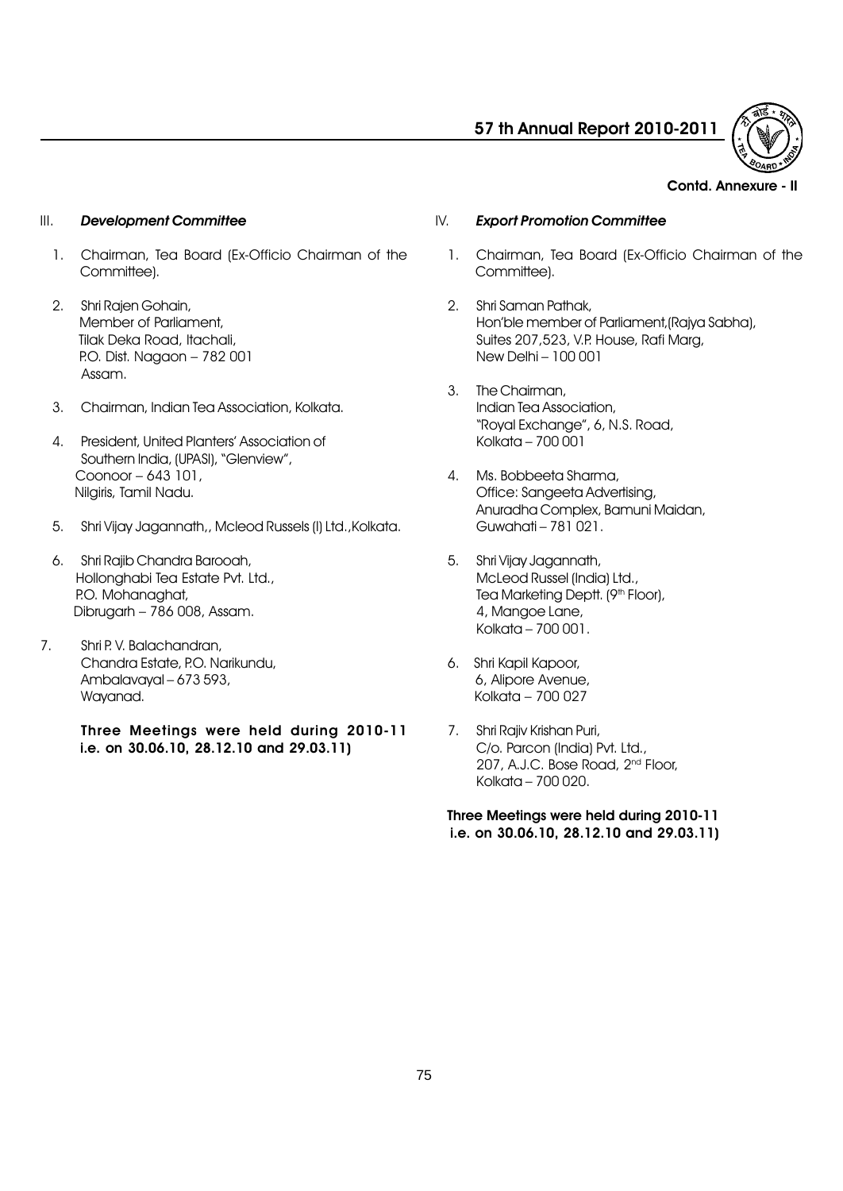Contd. Annexure - II

### III. *Development Committee*

1. Chairman, Tea Board (Ex-Officio Chairman of the Committee).
2. Shri Rajen Gohain,
   Member of Parliament,
   Tilak Deka Road, Itachali,
   P.O. Dist. Nagaon – 782 001
   Assam.
3. Chairman, Indian Tea Association, Kolkata.
4. President, United Planters' Association of Southern India, (UPASI), "Glenview",
   Coonoor – 643 101,
   Nilgiris, Tamil Nadu.
5. Shri Vijay Jagannath,, Mcleod Russels (I) Ltd.,Kolkata.
6. Shri Rajib Chandra Barooah,
   Hollonghabi Tea Estate Pvt. Ltd.,
   P.O. Mohanaghat,
   Dibrugarh – 786 008, Assam.
7. Shri P. V. Balachandran,
   Chandra Estate, P.O. Narikundu,
   Ambalavayal – 673 593,
   Wayanad.

**Three Meetings were held during 2010-11 i.e. on 30.06.10, 28.12.10 and 29.03.11)**

### IV. *Export Promotion Committee*

1. Chairman, Tea Board (Ex-Officio Chairman of the Committee).
2. Shri Saman Pathak,
   Hon'ble member of Parliament,(Rajya Sabha),
   Suites 207,523, V.P. House, Rafi Marg,
   New Delhi – 100 001
3. The Chairman,
   Indian Tea Association,
   "Royal Exchange", 6, N.S. Road,
   Kolkata – 700 001
4. Ms. Bobbeeta Sharma,
   Office: Sangeeta Advertising,
   Anuradha Complex, Bamuni Maidan,
   Guwahati – 781 021.
5. Shri Vijay Jagannath,
   McLeod Russel (India) Ltd.,
   Tea Marketing Deptt. (9th Floor),
   4, Mangoe Lane,
   Kolkata – 700 001.
6. Shri Kapil Kapoor,
   6, Alipore Avenue,
   Kolkata – 700 027
7. Shri Rajiv Krishan Puri,
   C/o. Parcon (India) Pvt. Ltd.,
   207, A.J.C. Bose Road, 2nd Floor,
   Kolkata – 700 020.

**Three Meetings were held during 2010-11 i.e. on 30.06.10, 28.12.10 and 29.03.11)**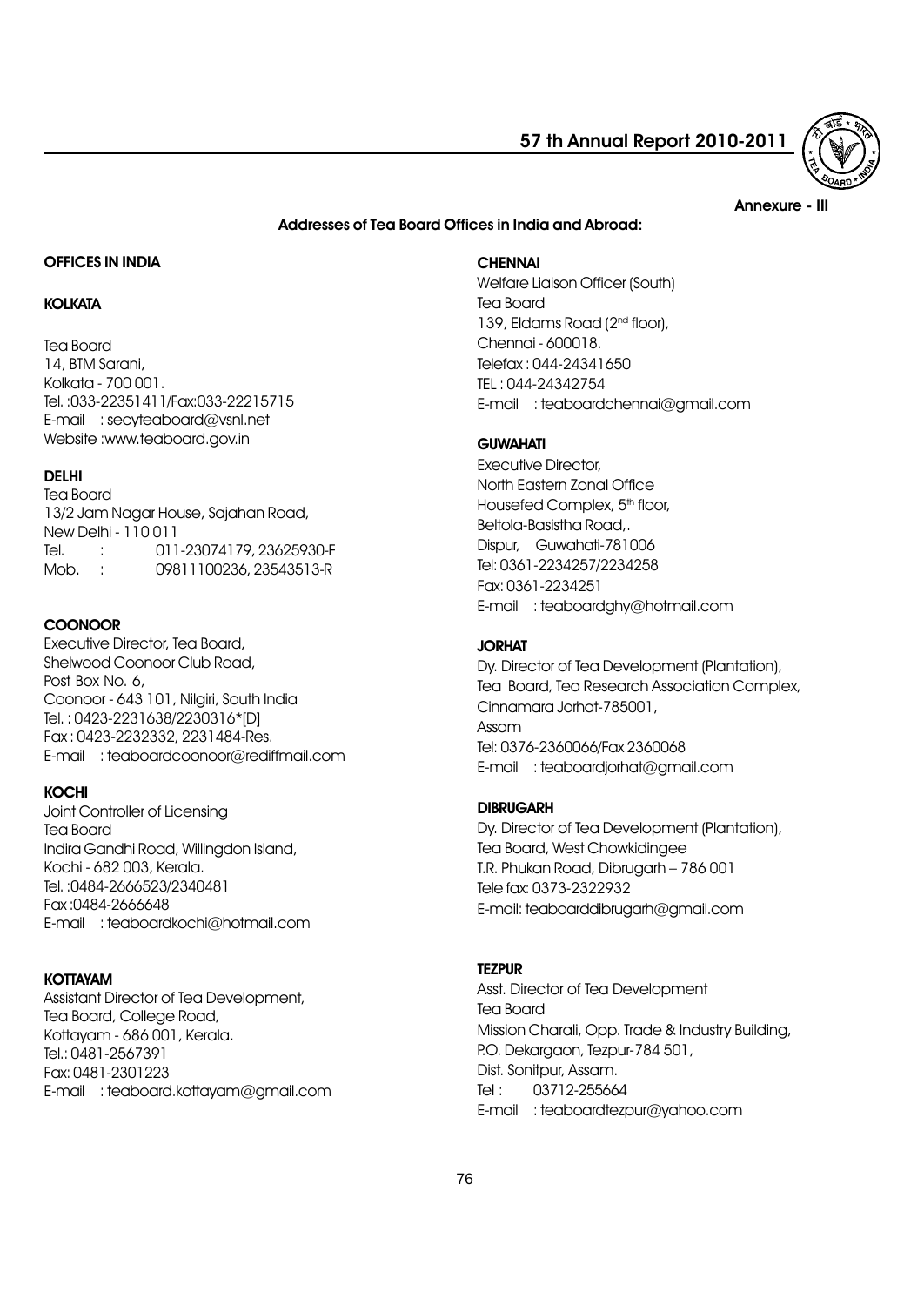Annexure - III

## Addresses of Tea Board Offices in India and Abroad:

### OFFICES IN INDIA

#### KOLKATA

Tea Board
14, BTM Sarani,
Kolkata - 700 001.
Tel. :033-22351411/Fax:033-22215715
E-mail : secyteaboard@vsnl.net
Website :www.teaboard.gov.in

#### DELHI

Tea Board
13/2 Jam Nagar House, Sajahan Road,
New Delhi - 110 011
Tel. : 011-23074179, 23625930-F
Mob. : 09811100236, 23543513-R

#### COONOOR

Executive Director, Tea Board,
Shelwood Coonoor Club Road,
Post Box No. 6,
Coonoor - 643 101, Nilgiri, South India
Tel. : 0423-2231638/2230316*[D]
Fax : 0423-2232332, 2231484-Res.
E-mail : teaboardcoonoor@rediffmail.com

#### KOCHI

Joint Controller of Licensing
Tea Board
Indira Gandhi Road, Willingdon Island,
Kochi - 682 003, Kerala.
Tel. :0484-2666523/2340481
Fax :0484-2666648
E-mail : teaboardkochi@hotmail.com

#### KOTTAYAM

Assistant Director of Tea Development,
Tea Board, College Road,
Kottayam - 686 001, Kerala.
Tel.: 0481-2567391
Fax: 0481-2301223
E-mail : teaboard.kottayam@gmail.com

#### CHENNAI

Welfare Liaison Officer (South)
Tea Board
139, Eldams Road (2nd floor),
Chennai - 600018.
Telefax : 044-24341650
TEL : 044-24342754
E-mail : teaboardchennai@gmail.com

#### GUWAHATI

Executive Director,
North Eastern Zonal Office
Housefed Complex, 5th floor,
Beltola-Basistha Road,.
Dispur, Guwahati-781006
Tel: 0361-2234257/2234258
Fax: 0361-2234251
E-mail : teaboardghy@hotmail.com

#### JORHAT

Dy. Director of Tea Development (Plantation),
Tea Board, Tea Research Association Complex,
Cinnamara Jorhat-785001,
Assam
Tel: 0376-2360066/Fax 2360068
E-mail : teaboardjorhat@gmail.com

#### DIBRUGARH

Dy. Director of Tea Development (Plantation),
Tea Board, West Chowkidingee
T.R. Phukan Road, Dibrugarh – 786 001
Tele fax: 0373-2322932
E-mail: teaboarddibrugarh@gmail.com

#### TEZPUR

Asst. Director of Tea Development
Tea Board
Mission Charali, Opp. Trade & Industry Building,
P.O. Dekargaon, Tezpur-784 501,
Dist. Sonitpur, Assam.
Tel : 03712-255664
E-mail : teaboardtezpur@yahoo.com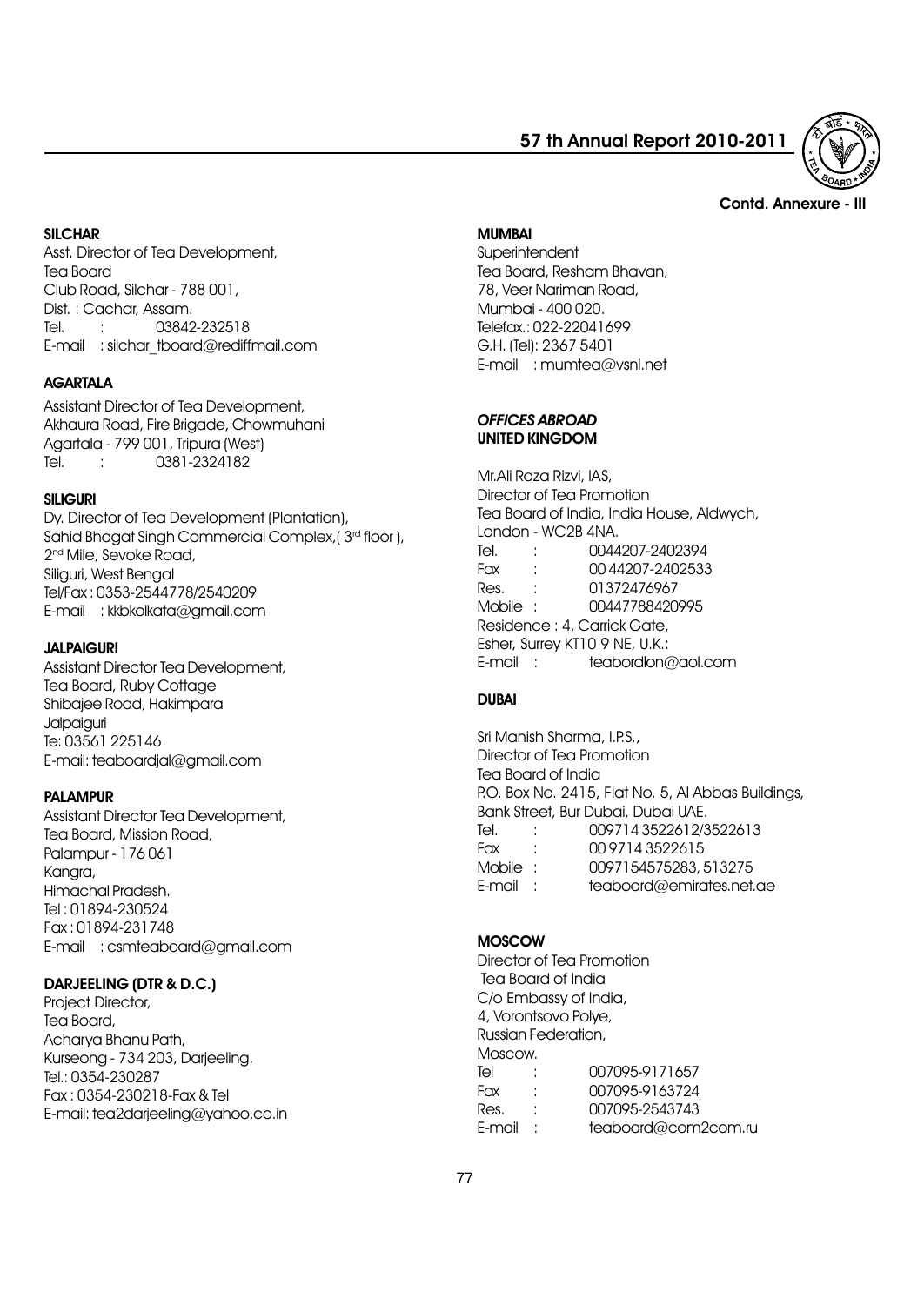Contd. Annexure - III

**SILCHAR**

Asst. Director of Tea Development,
Tea Board
Club Road, Silchar - 788 001,
Dist. : Cachar, Assam.
Tel. : 03842-232518
E-mail : silchar_tboard@rediffmail.com

**AGARTALA**

Assistant Director of Tea Development,
Akhaura Road, Fire Brigade, Chowmuhani
Agartala - 799 001, Tripura (West)
Tel. : 0381-2324182

**SILIGURI**

Dy. Director of Tea Development (Plantation),
Sahid Bhagat Singh Commercial Complex,( 3rd floor ),
2nd Mile, Sevoke Road,
Siliguri, West Bengal
Tel/Fax : 0353-2544778/2540209
E-mail : kkbkolkata@gmail.com

**JALPAIGURI**

Assistant Director Tea Development,
Tea Board, Ruby Cottage
Shibajee Road, Hakimpara
Jalpaiguri
Te: 03561 225146
E-mail: teaboardjal@gmail.com

**PALAMPUR**

Assistant Director Tea Development,
Tea Board, Mission Road,
Palampur - 176 061
Kangra,
Himachal Pradesh.
Tel : 01894-230524
Fax : 01894-231748
E-mail : csmteaboard@gmail.com

**DARJEELING (DTR & D.C.)**

Project Director,
Tea Board,
Acharya Bhanu Path,
Kurseong - 734 203, Darjeeling.
Tel.: 0354-230287
Fax : 0354-230218-Fax & Tel
E-mail: tea2darjeeling@yahoo.co.in

**MUMBAI**

Superintendent
Tea Board, Resham Bhavan,
78, Veer Nariman Road,
Mumbai - 400 020.
Telefax.: 022-22041699
G.H. (Tel): 2367 5401
E-mail : mumtea@vsnl.net

***OFFICES ABROAD***

**UNITED KINGDOM**

Mr.Ali Raza Rizvi, IAS,
Director of Tea Promotion
Tea Board of India, India House, Aldwych,
London - WC2B 4NA.
Tel. : 0044207-2402394
Fax : 00 44207-2402533
Res. : 01372476967
Mobile : 00447788420995
Residence : 4, Carrick Gate,
Esher, Surrey KT10 9 NE, U.K.:
E-mail : teabordlon@aol.com

**DUBAI**

Sri Manish Sharma, I.P.S.,
Director of Tea Promotion
Tea Board of India
P.O. Box No. 2415, Flat No. 5, Al Abbas Buildings,
Bank Street, Bur Dubai, Dubai UAE.
Tel. : 009714 3522612/3522613
Fax : 00 9714 3522615
Mobile : 0097154575283, 513275
E-mail : teaboard@emirates.net.ae

**MOSCOW**

Director of Tea Promotion
Tea Board of India
C/o Embassy of India,
4, Vorontsovo Polye,
Russian Federation,
Moscow.
Tel : 007095-9171657
Fax : 007095-9163724
Res. : 007095-2543743
E-mail : teaboard@com2com.ru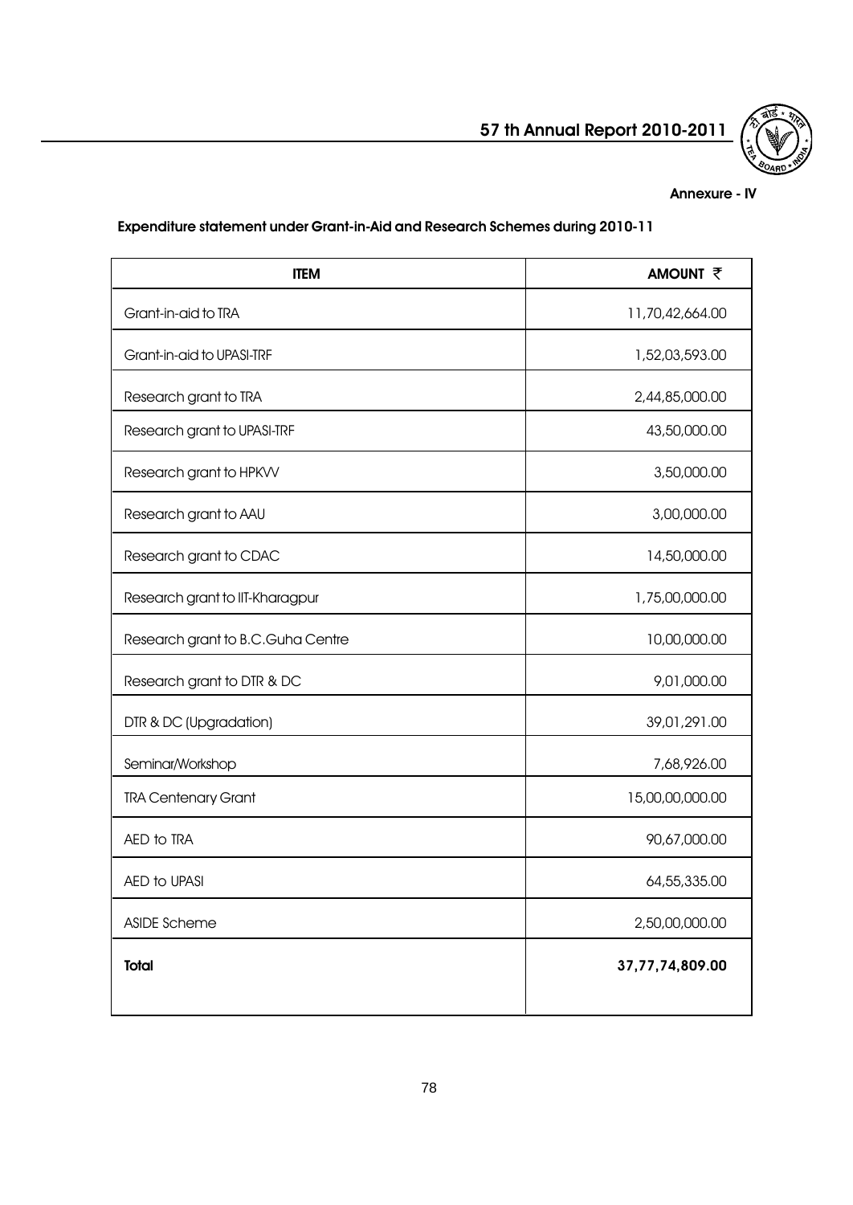Annexure - IV

### Expenditure statement under Grant-in-Aid and Research Schemes during 2010-11

| ITEM | AMOUNT ₹ |
|---|---|
| Grant-in-aid to TRA | 11,70,42,664.00 |
| Grant-in-aid to UPASI-TRF | 1,52,03,593.00 |
| Research grant to TRA | 2,44,85,000.00 |
| Research grant to UPASI-TRF | 43,50,000.00 |
| Research grant to HPKVV | 3,50,000.00 |
| Research grant to AAU | 3,00,000.00 |
| Research grant to CDAC | 14,50,000.00 |
| Research grant to IIT-Kharagpur | 1,75,00,000.00 |
| Research grant to B.C.Guha Centre | 10,00,000.00 |
| Research grant to DTR & DC | 9,01,000.00 |
| DTR & DC (Upgradation) | 39,01,291.00 |
| Seminar/Workshop | 7,68,926.00 |
| TRA Centenary Grant | 15,00,00,000.00 |
| AED to TRA | 90,67,000.00 |
| AED to UPASI | 64,55,335.00 |
| ASIDE Scheme | 2,50,00,000.00 |
| **Total** | **37,77,74,809.00** |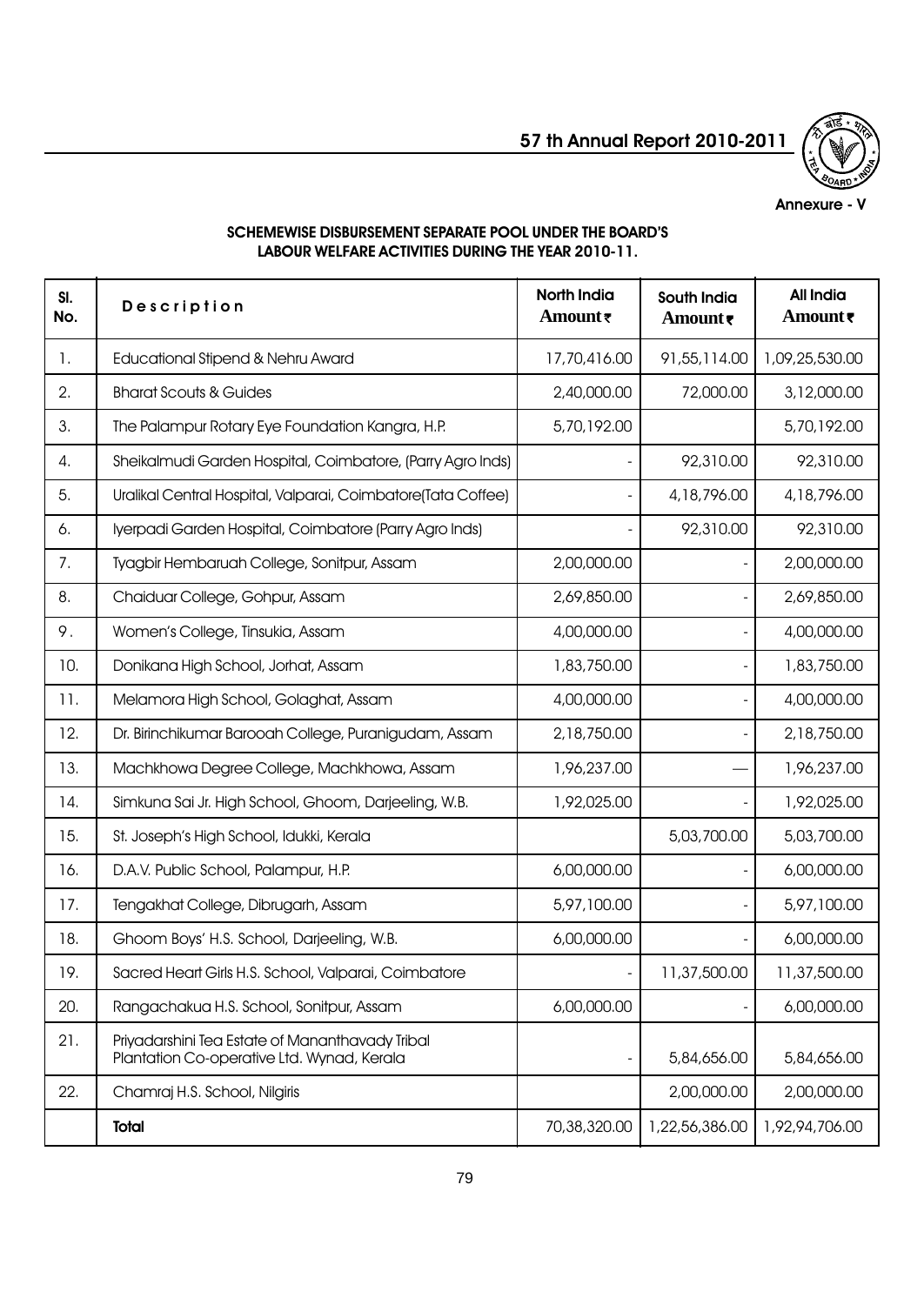Annexure - V

### SCHEMEWISE DISBURSEMENT SEPARATE POOL UNDER THE BOARD'S LABOUR WELFARE ACTIVITIES DURING THE YEAR 2010-11.

| Sl. No. | Description | North India Amount ₹ | South India Amount ₹ | All India Amount ₹ |
|---|---|---|---|---|
| 1. | Educational Stipend & Nehru Award | 17,70,416.00 | 91,55,114.00 | 1,09,25,530.00 |
| 2. | Bharat Scouts & Guides | 2,40,000.00 | 72,000.00 | 3,12,000.00 |
| 3. | The Palampur Rotary Eye Foundation Kangra, H.P. | 5,70,192.00 | | 5,70,192.00 |
| 4. | Sheikalmudi Garden Hospital, Coimbatore, (Parry Agro Inds) | - | 92,310.00 | 92,310.00 |
| 5. | Uralikal Central Hospital, Valparai, Coimbatore(Tata Coffee) | - | 4,18,796.00 | 4,18,796.00 |
| 6. | Iyerpadi Garden Hospital, Coimbatore (Parry Agro Inds) | - | 92,310.00 | 92,310.00 |
| 7. | Tyagbir Hembaruah College, Sonitpur, Assam | 2,00,000.00 | - | 2,00,000.00 |
| 8. | Chaiduar College, Gohpur, Assam | 2,69,850.00 | - | 2,69,850.00 |
| 9. | Women's College, Tinsukia, Assam | 4,00,000.00 | - | 4,00,000.00 |
| 10. | Donikana High School, Jorhat, Assam | 1,83,750.00 | - | 1,83,750.00 |
| 11. | Melamora High School, Golaghat, Assam | 4,00,000.00 | - | 4,00,000.00 |
| 12. | Dr. Birinchikumar Barooah College, Puranigudam, Assam | 2,18,750.00 | - | 2,18,750.00 |
| 13. | Machkhowa Degree College, Machkhowa, Assam | 1,96,237.00 | — | 1,96,237.00 |
| 14. | Simkuna Sai Jr. High School, Ghoom, Darjeeling, W.B. | 1,92,025.00 | - | 1,92,025.00 |
| 15. | St. Joseph's High School, Idukki, Kerala | | 5,03,700.00 | 5,03,700.00 |
| 16. | D.A.V. Public School, Palampur, H.P. | 6,00,000.00 | - | 6,00,000.00 |
| 17. | Tengakhat College, Dibrugarh, Assam | 5,97,100.00 | - | 5,97,100.00 |
| 18. | Ghoom Boys' H.S. School, Darjeeling, W.B. | 6,00,000.00 | - | 6,00,000.00 |
| 19. | Sacred Heart Girls H.S. School, Valparai, Coimbatore | - | 11,37,500.00 | 11,37,500.00 |
| 20. | Rangachakua H.S. School, Sonitpur, Assam | 6,00,000.00 | - | 6,00,000.00 |
| 21. | Priyadarshini Tea Estate of Mananthavady Tribal Plantation Co-operative Ltd. Wynad, Kerala | - | 5,84,656.00 | 5,84,656.00 |
| 22. | Chamraj H.S. School, Nilgiris | | 2,00,000.00 | 2,00,000.00 |
| | **Total** | 70,38,320.00 | 1,22,56,386.00 | 1,92,94,706.00 |